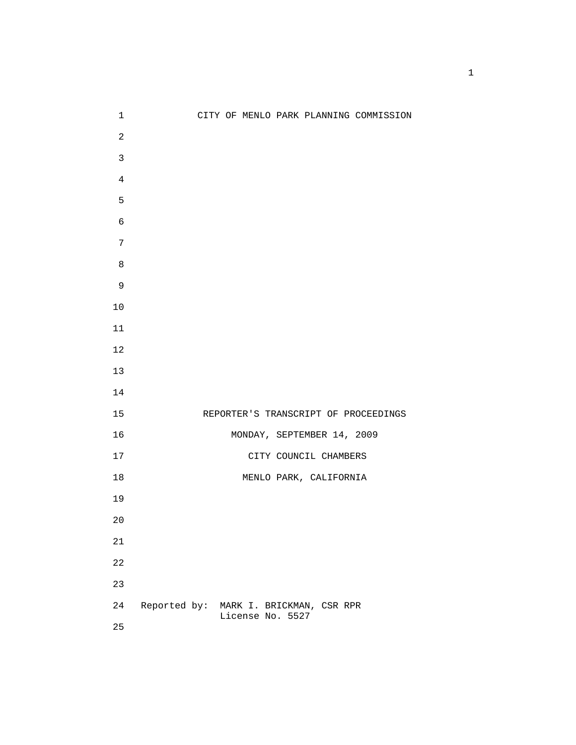CITY OF MENLO PARK PLANNING COMMISSION

REPORTER'S TRANSCRIPT OF PROCEEDINGS

MONDAY, SEPTEMBER 14, 2009

CITY COUNCIL CHAMBERS

MENLO PARK, CALIFORNIA

Reported by: MARK I. BRICKMAN, CSR RPR
License No. 5527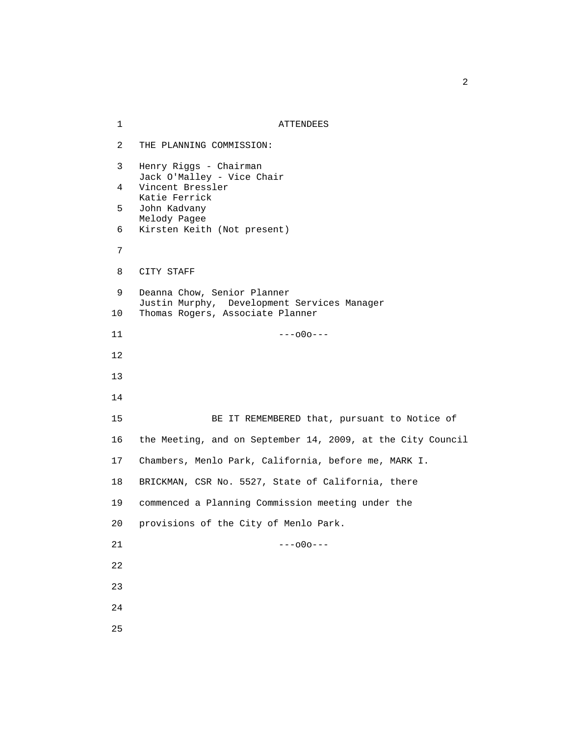# ATTENDEES

THE PLANNING COMMISSION:

Henry Riggs - Chairman
Jack O'Malley - Vice Chair
Vincent Bressler
Katie Ferrick
John Kadvany
Melody Pagee
Kirsten Keith (Not present)

CITY STAFF

Deanna Chow, Senior Planner
Justin Murphy, Development Services Manager
Thomas Rogers, Associate Planner

---o0o---

BE IT REMEMBERED that, pursuant to Notice of the Meeting, and on September 14, 2009, at the City Council Chambers, Menlo Park, California, before me, MARK I. BRICKMAN, CSR No. 5527, State of California, there commenced a Planning Commission meeting under the provisions of the City of Menlo Park.

---o0o---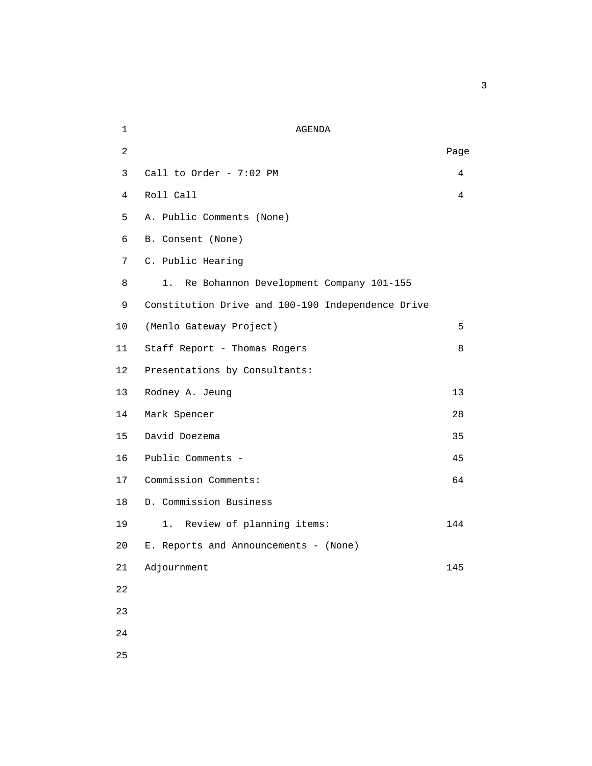# AGENDA

| | Page |
|---|---|
| Call to Order - 7:02 PM | 4 |
| Roll Call | 4 |
| A. Public Comments (None) | |
| B. Consent (None) | |
| C. Public Hearing | |
| 1. Re Bohannon Development Company 101-155 Constitution Drive and 100-190 Independence Drive (Menlo Gateway Project) | 5 |
| Staff Report - Thomas Rogers | 8 |
| Presentations by Consultants: | |
| Rodney A. Jeung | 13 |
| Mark Spencer | 28 |
| David Doezema | 35 |
| Public Comments - | 45 |
| Commission Comments: | 64 |
| D. Commission Business | |
| 1. Review of planning items: | 144 |
| E. Reports and Announcements - (None) | |
| Adjournment | 145 |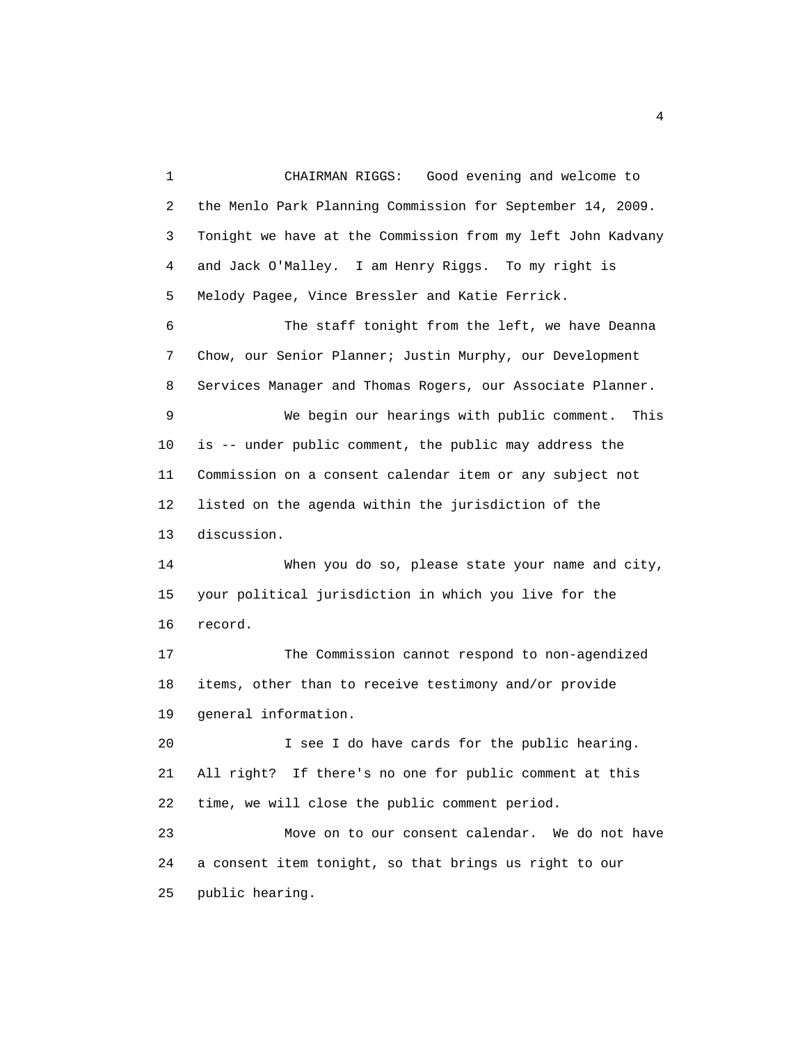CHAIRMAN RIGGS: Good evening and welcome to the Menlo Park Planning Commission for September 14, 2009. Tonight we have at the Commission from my left John Kadvany and Jack O'Malley. I am Henry Riggs. To my right is Melody Pagee, Vince Bressler and Katie Ferrick.

The staff tonight from the left, we have Deanna Chow, our Senior Planner; Justin Murphy, our Development Services Manager and Thomas Rogers, our Associate Planner.

We begin our hearings with public comment. This is -- under public comment, the public may address the Commission on a consent calendar item or any subject not listed on the agenda within the jurisdiction of the discussion.

When you do so, please state your name and city, your political jurisdiction in which you live for the record.

The Commission cannot respond to non-agendized items, other than to receive testimony and/or provide general information.

I see I do have cards for the public hearing. All right? If there's no one for public comment at this time, we will close the public comment period.

Move on to our consent calendar. We do not have a consent item tonight, so that brings us right to our public hearing.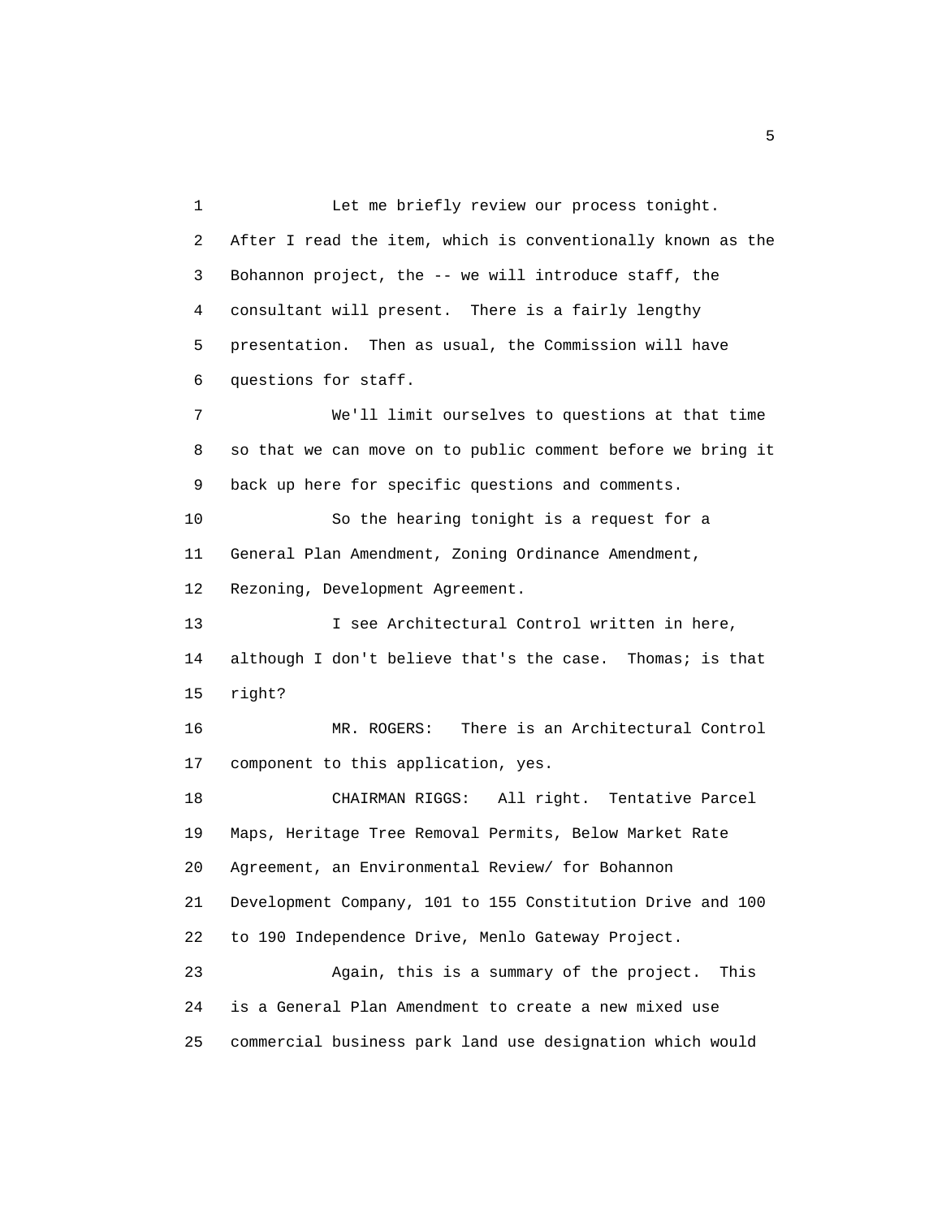1 Let me briefly review our process tonight.
2 After I read the item, which is conventionally known as the
3 Bohannon project, the -- we will introduce staff, the
4 consultant will present. There is a fairly lengthy
5 presentation. Then as usual, the Commission will have
6 questions for staff.
7 We'll limit ourselves to questions at that time
8 so that we can move on to public comment before we bring it
9 back up here for specific questions and comments.
10 So the hearing tonight is a request for a
11 General Plan Amendment, Zoning Ordinance Amendment,
12 Rezoning, Development Agreement.
13 I see Architectural Control written in here,
14 although I don't believe that's the case. Thomas; is that
15 right?
16 MR. ROGERS: There is an Architectural Control
17 component to this application, yes.
18 CHAIRMAN RIGGS: All right. Tentative Parcel
19 Maps, Heritage Tree Removal Permits, Below Market Rate
20 Agreement, an Environmental Review/ for Bohannon
21 Development Company, 101 to 155 Constitution Drive and 100
22 to 190 Independence Drive, Menlo Gateway Project.
23 Again, this is a summary of the project. This
24 is a General Plan Amendment to create a new mixed use
25 commercial business park land use designation which would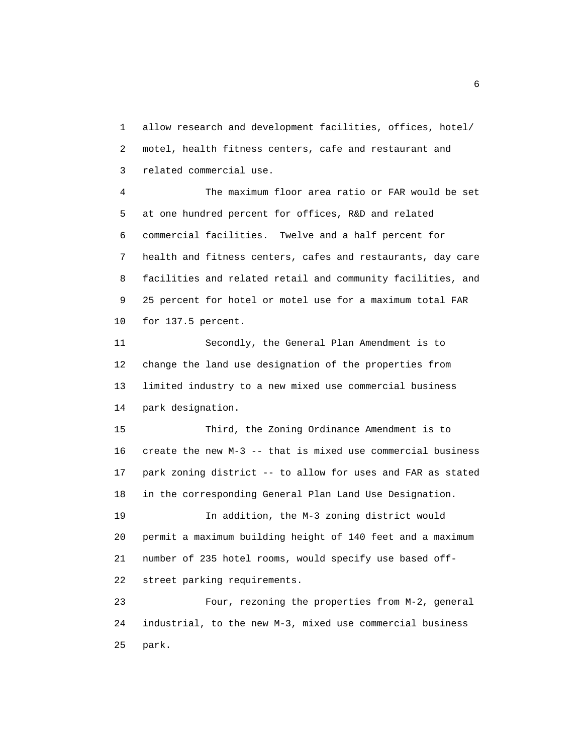allow research and development facilities, offices, hotel/ motel, health fitness centers, cafe and restaurant and related commercial use.

The maximum floor area ratio or FAR would be set at one hundred percent for offices, R&D and related commercial facilities. Twelve and a half percent for health and fitness centers, cafes and restaurants, day care facilities and related retail and community facilities, and 25 percent for hotel or motel use for a maximum total FAR for 137.5 percent.

Secondly, the General Plan Amendment is to change the land use designation of the properties from limited industry to a new mixed use commercial business park designation.

Third, the Zoning Ordinance Amendment is to create the new M-3 -- that is mixed use commercial business park zoning district -- to allow for uses and FAR as stated in the corresponding General Plan Land Use Designation.

In addition, the M-3 zoning district would permit a maximum building height of 140 feet and a maximum number of 235 hotel rooms, would specify use based off-street parking requirements.

Four, rezoning the properties from M-2, general industrial, to the new M-3, mixed use commercial business park.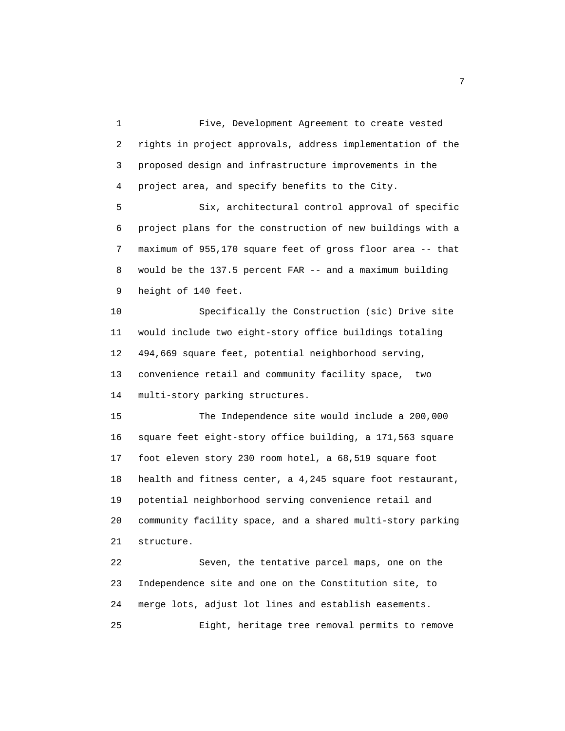Five, Development Agreement to create vested rights in project approvals, address implementation of the proposed design and infrastructure improvements in the project area, and specify benefits to the City.

Six, architectural control approval of specific project plans for the construction of new buildings with a maximum of 955,170 square feet of gross floor area -- that would be the 137.5 percent FAR -- and a maximum building height of 140 feet.

Specifically the Construction (sic) Drive site would include two eight-story office buildings totaling 494,669 square feet, potential neighborhood serving, convenience retail and community facility space, two multi-story parking structures.

The Independence site would include a 200,000 square feet eight-story office building, a 171,563 square foot eleven story 230 room hotel, a 68,519 square foot health and fitness center, a 4,245 square foot restaurant, potential neighborhood serving convenience retail and community facility space, and a shared multi-story parking structure.

Seven, the tentative parcel maps, one on the Independence site and one on the Constitution site, to merge lots, adjust lot lines and establish easements.

Eight, heritage tree removal permits to remove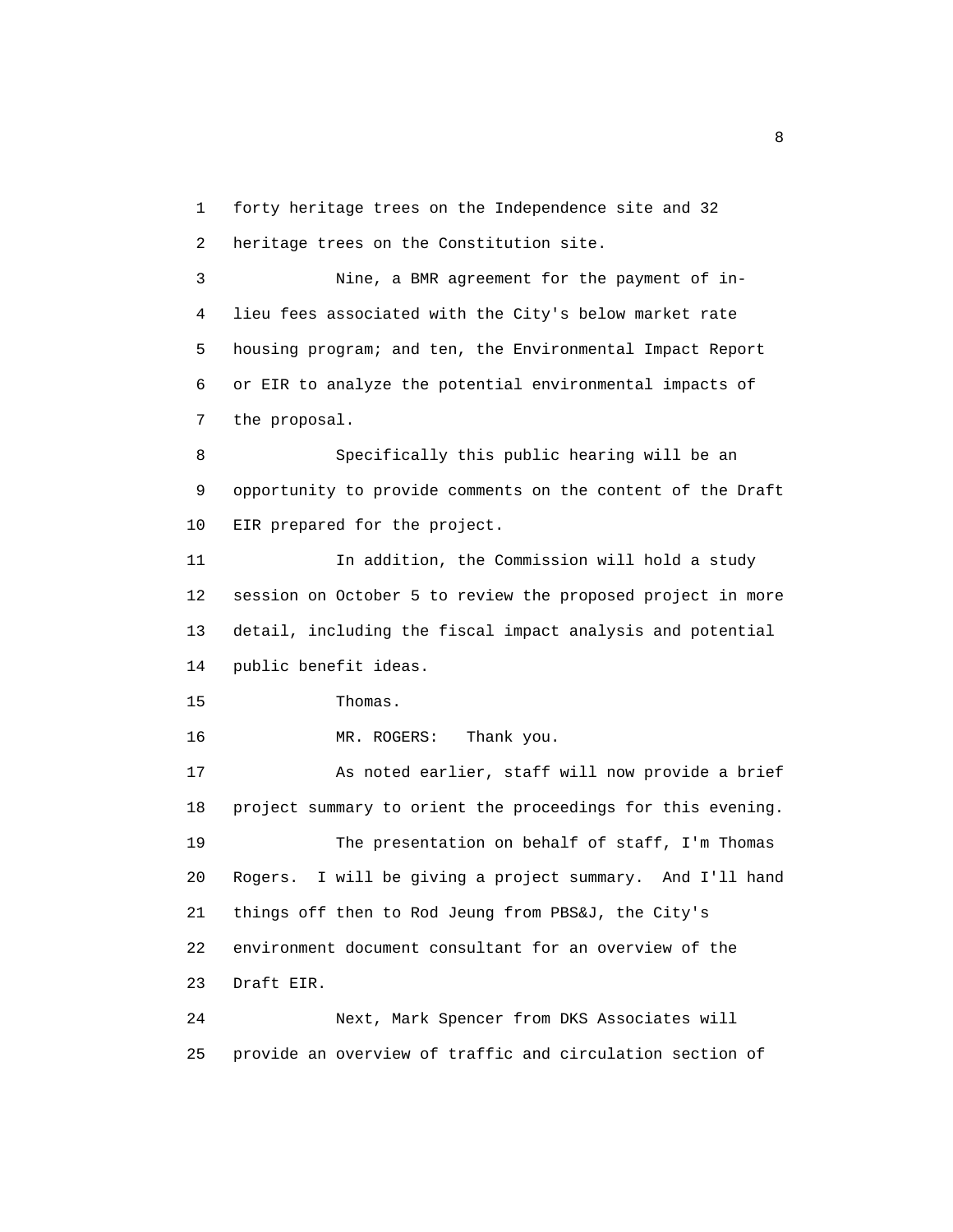forty heritage trees on the Independence site and 32 heritage trees on the Constitution site.

Nine, a BMR agreement for the payment of in-lieu fees associated with the City's below market rate housing program; and ten, the Environmental Impact Report or EIR to analyze the potential environmental impacts of the proposal.

Specifically this public hearing will be an opportunity to provide comments on the content of the Draft EIR prepared for the project.

In addition, the Commission will hold a study session on October 5 to review the proposed project in more detail, including the fiscal impact analysis and potential public benefit ideas.

Thomas.

MR. ROGERS: Thank you.

As noted earlier, staff will now provide a brief project summary to orient the proceedings for this evening.

The presentation on behalf of staff, I'm Thomas Rogers. I will be giving a project summary. And I'll hand things off then to Rod Jeung from PBS&J, the City's environment document consultant for an overview of the Draft EIR.

Next, Mark Spencer from DKS Associates will provide an overview of traffic and circulation section of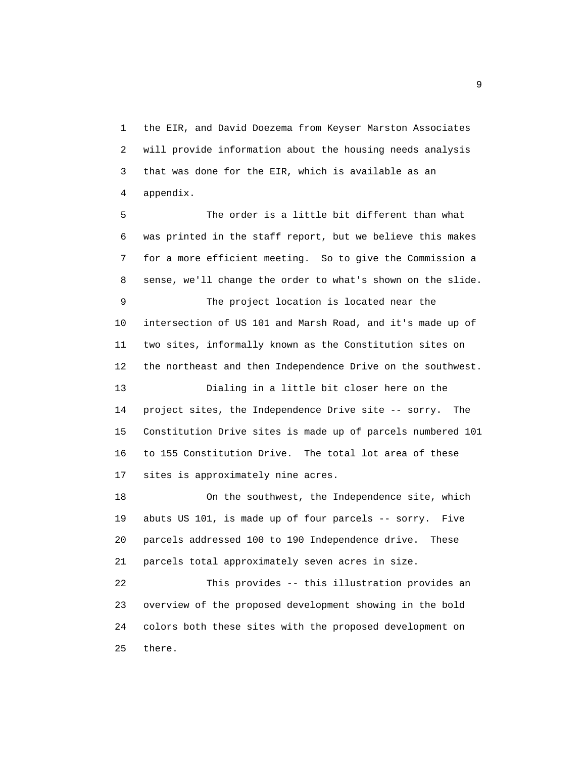the EIR, and David Doezema from Keyser Marston Associates will provide information about the housing needs analysis that was done for the EIR, which is available as an appendix.

The order is a little bit different than what was printed in the staff report, but we believe this makes for a more efficient meeting.  So to give the Commission a sense, we'll change the order to what's shown on the slide.

The project location is located near the intersection of US 101 and Marsh Road, and it's made up of two sites, informally known as the Constitution sites on the northeast and then Independence Drive on the southwest.

Dialing in a little bit closer here on the project sites, the Independence Drive site -- sorry.  The Constitution Drive sites is made up of parcels numbered 101 to 155 Constitution Drive.  The total lot area of these sites is approximately nine acres.

On the southwest, the Independence site, which abuts US 101, is made up of four parcels -- sorry.  Five parcels addressed 100 to 190 Independence drive.  These parcels total approximately seven acres in size.

This provides -- this illustration provides an overview of the proposed development showing in the bold colors both these sites with the proposed development on there.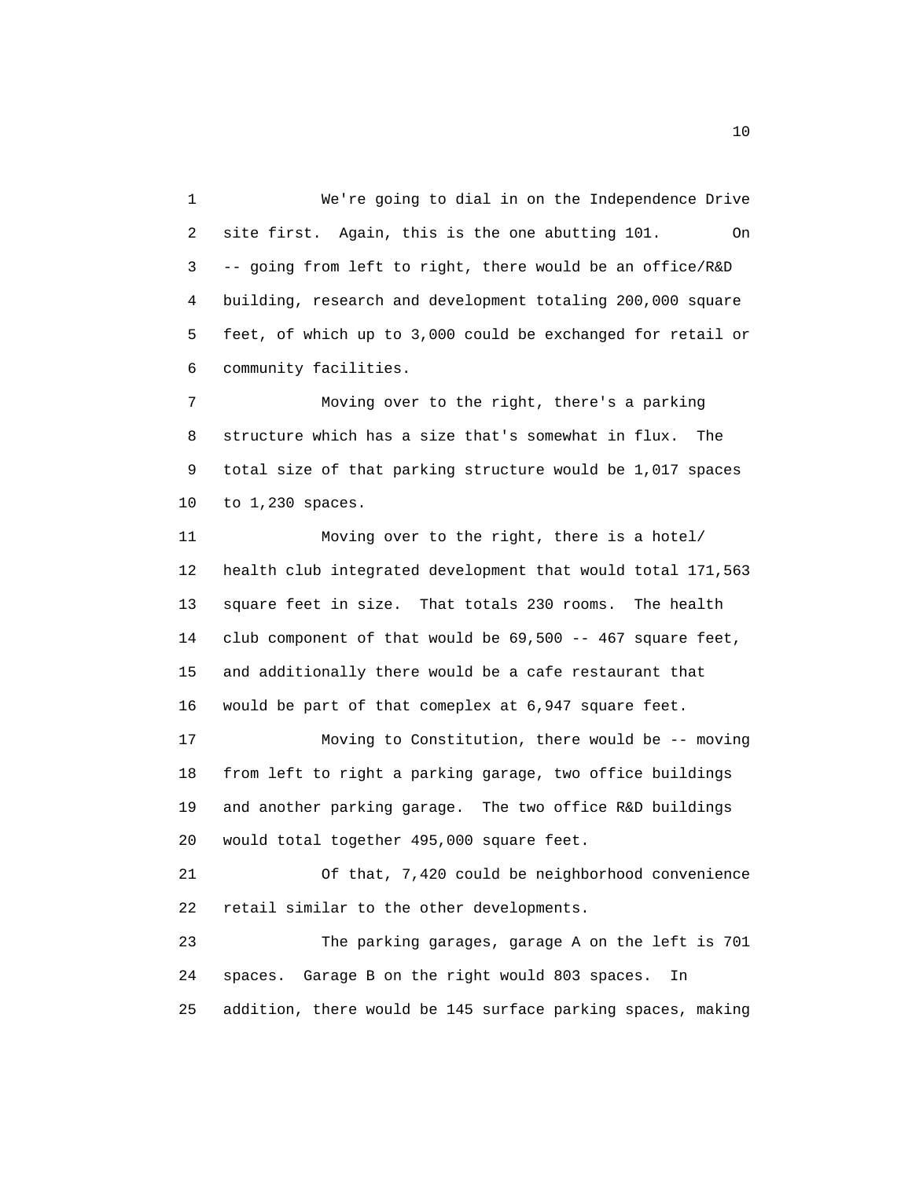We're going to dial in on the Independence Drive site first. Again, this is the one abutting 101. On -- going from left to right, there would be an office/R&D building, research and development totaling 200,000 square feet, of which up to 3,000 could be exchanged for retail or community facilities.

Moving over to the right, there's a parking structure which has a size that's somewhat in flux. The total size of that parking structure would be 1,017 spaces to 1,230 spaces.

Moving over to the right, there is a hotel/ health club integrated development that would total 171,563 square feet in size. That totals 230 rooms. The health club component of that would be 69,500 -- 467 square feet, and additionally there would be a cafe restaurant that would be part of that comeplex at 6,947 square feet.

Moving to Constitution, there would be -- moving from left to right a parking garage, two office buildings and another parking garage. The two office R&D buildings would total together 495,000 square feet.

Of that, 7,420 could be neighborhood convenience retail similar to the other developments.

The parking garages, garage A on the left is 701 spaces. Garage B on the right would 803 spaces. In addition, there would be 145 surface parking spaces, making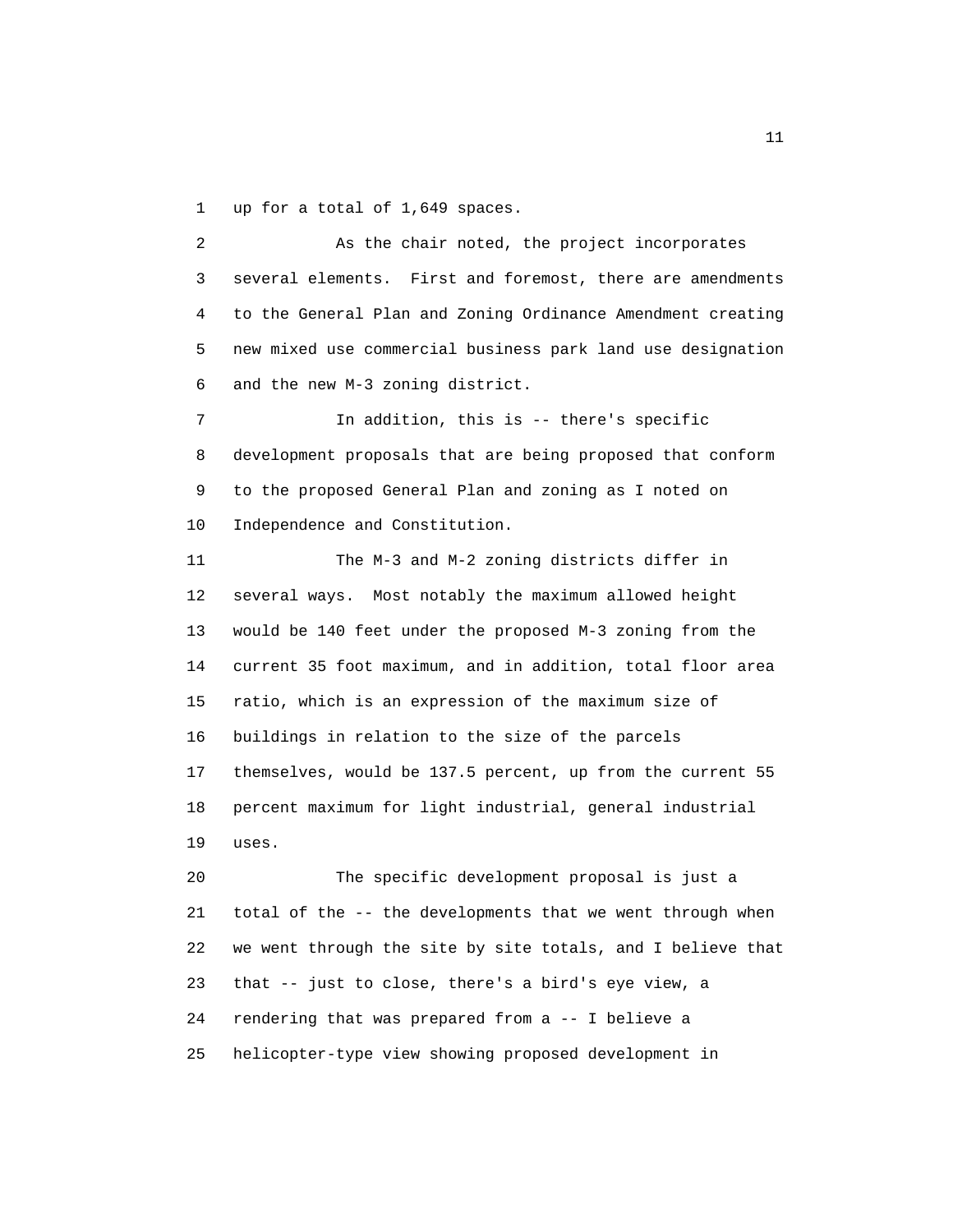up for a total of 1,649 spaces.

As the chair noted, the project incorporates several elements. First and foremost, there are amendments to the General Plan and Zoning Ordinance Amendment creating new mixed use commercial business park land use designation and the new M-3 zoning district.

In addition, this is -- there's specific development proposals that are being proposed that conform to the proposed General Plan and zoning as I noted on Independence and Constitution.

The M-3 and M-2 zoning districts differ in several ways. Most notably the maximum allowed height would be 140 feet under the proposed M-3 zoning from the current 35 foot maximum, and in addition, total floor area ratio, which is an expression of the maximum size of buildings in relation to the size of the parcels themselves, would be 137.5 percent, up from the current 55 percent maximum for light industrial, general industrial uses.

The specific development proposal is just a total of the -- the developments that we went through when we went through the site by site totals, and I believe that that -- just to close, there's a bird's eye view, a rendering that was prepared from a -- I believe a helicopter-type view showing proposed development in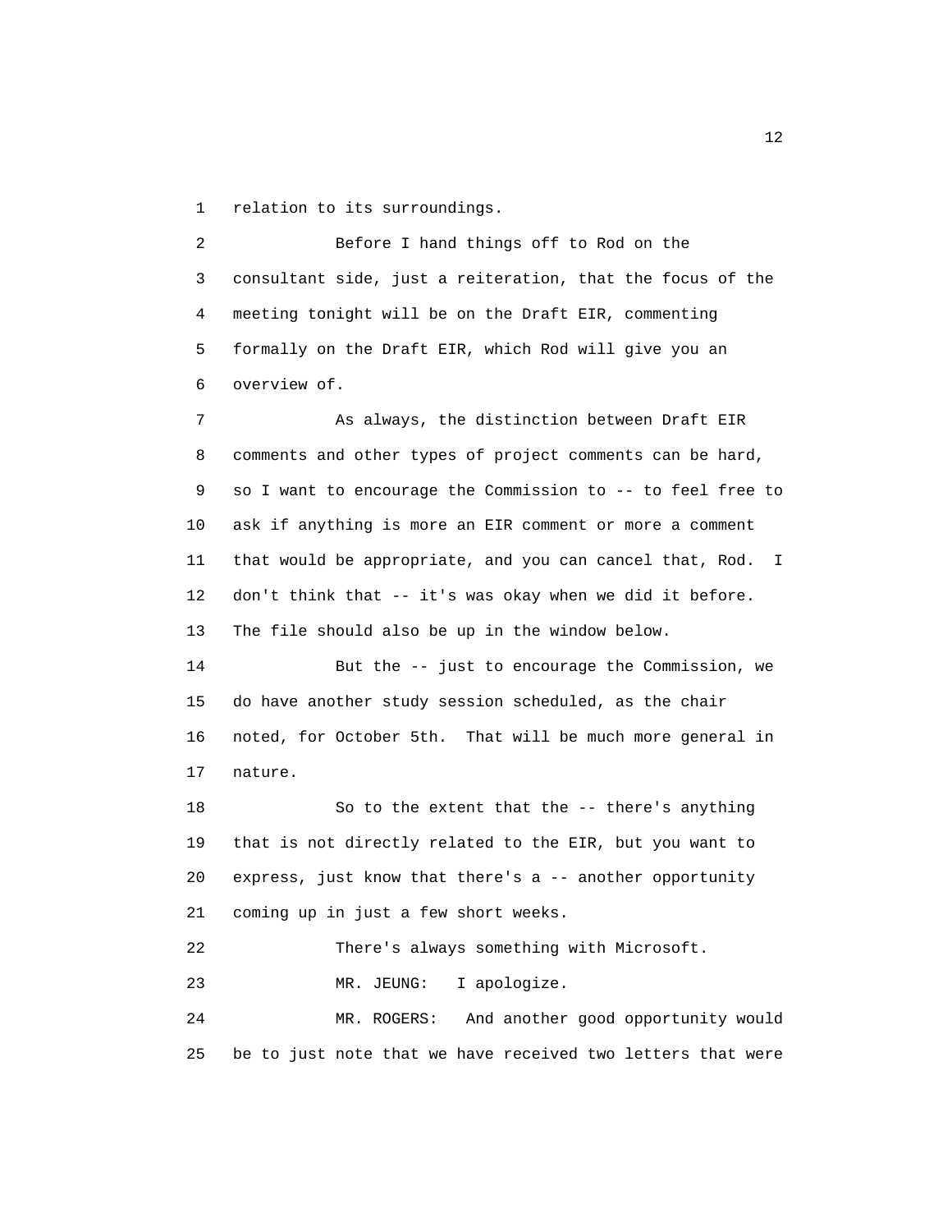1 relation to its surroundings.

2 Before I hand things off to Rod on the

3 consultant side, just a reiteration, that the focus of the

4 meeting tonight will be on the Draft EIR, commenting

5 formally on the Draft EIR, which Rod will give you an

6 overview of.

7 As always, the distinction between Draft EIR

8 comments and other types of project comments can be hard,

9 so I want to encourage the Commission to -- to feel free to

10 ask if anything is more an EIR comment or more a comment

11 that would be appropriate, and you can cancel that, Rod. I

12 don't think that -- it's was okay when we did it before.

13 The file should also be up in the window below.

14 But the -- just to encourage the Commission, we

15 do have another study session scheduled, as the chair

16 noted, for October 5th. That will be much more general in

17 nature.

18 So to the extent that the -- there's anything

19 that is not directly related to the EIR, but you want to

20 express, just know that there's a -- another opportunity

21 coming up in just a few short weeks.

22 There's always something with Microsoft.

23 MR. JEUNG: I apologize.

24 MR. ROGERS: And another good opportunity would

25 be to just note that we have received two letters that were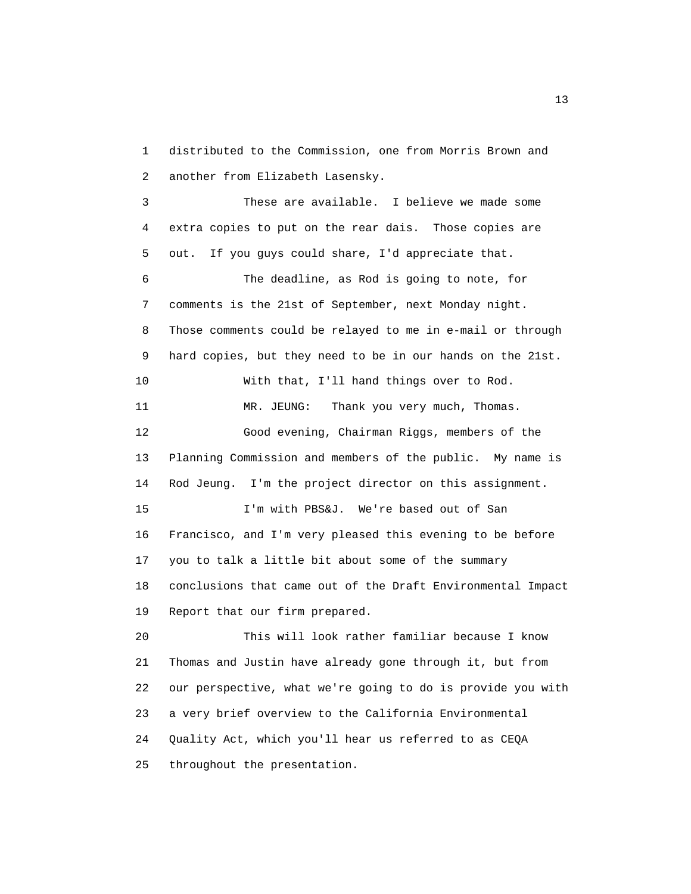distributed to the Commission, one from Morris Brown and another from Elizabeth Lasensky.

These are available. I believe we made some extra copies to put on the rear dais. Those copies are out. If you guys could share, I'd appreciate that.

The deadline, as Rod is going to note, for comments is the 21st of September, next Monday night. Those comments could be relayed to me in e-mail or through hard copies, but they need to be in our hands on the 21st.

With that, I'll hand things over to Rod.

MR. JEUNG: Thank you very much, Thomas.

Good evening, Chairman Riggs, members of the Planning Commission and members of the public. My name is Rod Jeung. I'm the project director on this assignment.

I'm with PBS&J. We're based out of San Francisco, and I'm very pleased this evening to be before you to talk a little bit about some of the summary conclusions that came out of the Draft Environmental Impact Report that our firm prepared.

This will look rather familiar because I know Thomas and Justin have already gone through it, but from our perspective, what we're going to do is provide you with a very brief overview to the California Environmental Quality Act, which you'll hear us referred to as CEQA throughout the presentation.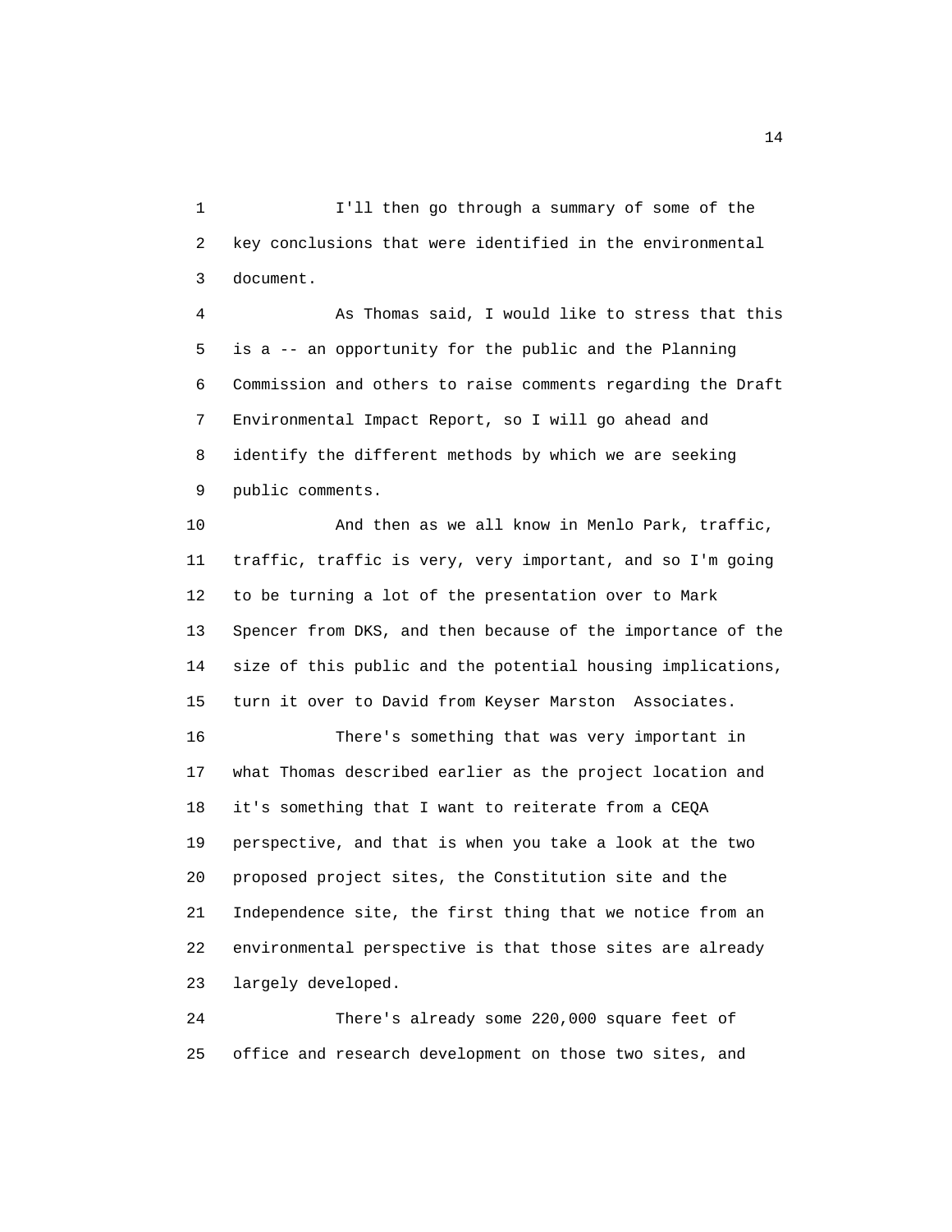I'll then go through a summary of some of the key conclusions that were identified in the environmental document.

As Thomas said, I would like to stress that this is a -- an opportunity for the public and the Planning Commission and others to raise comments regarding the Draft Environmental Impact Report, so I will go ahead and identify the different methods by which we are seeking public comments.

And then as we all know in Menlo Park, traffic, traffic, traffic is very, very important, and so I'm going to be turning a lot of the presentation over to Mark Spencer from DKS, and then because of the importance of the size of this public and the potential housing implications, turn it over to David from Keyser Marston Associates.

There's something that was very important in what Thomas described earlier as the project location and it's something that I want to reiterate from a CEQA perspective, and that is when you take a look at the two proposed project sites, the Constitution site and the Independence site, the first thing that we notice from an environmental perspective is that those sites are already largely developed.

There's already some 220,000 square feet of office and research development on those two sites, and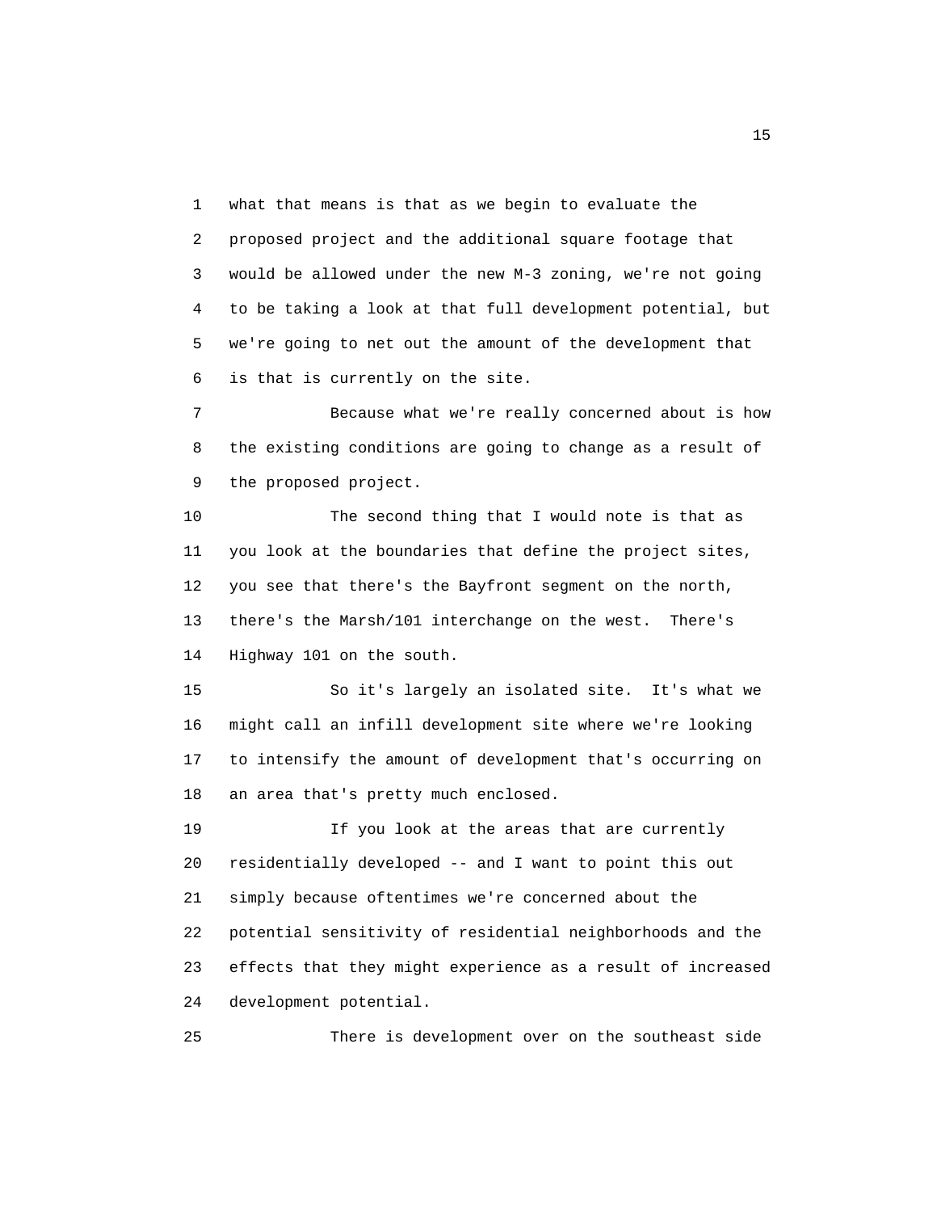what that means is that as we begin to evaluate the proposed project and the additional square footage that would be allowed under the new M-3 zoning, we're not going to be taking a look at that full development potential, but we're going to net out the amount of the development that is that is currently on the site.

Because what we're really concerned about is how the existing conditions are going to change as a result of the proposed project.

The second thing that I would note is that as you look at the boundaries that define the project sites, you see that there's the Bayfront segment on the north, there's the Marsh/101 interchange on the west. There's Highway 101 on the south.

So it's largely an isolated site. It's what we might call an infill development site where we're looking to intensify the amount of development that's occurring on an area that's pretty much enclosed.

If you look at the areas that are currently residentially developed -- and I want to point this out simply because oftentimes we're concerned about the potential sensitivity of residential neighborhoods and the effects that they might experience as a result of increased development potential.

There is development over on the southeast side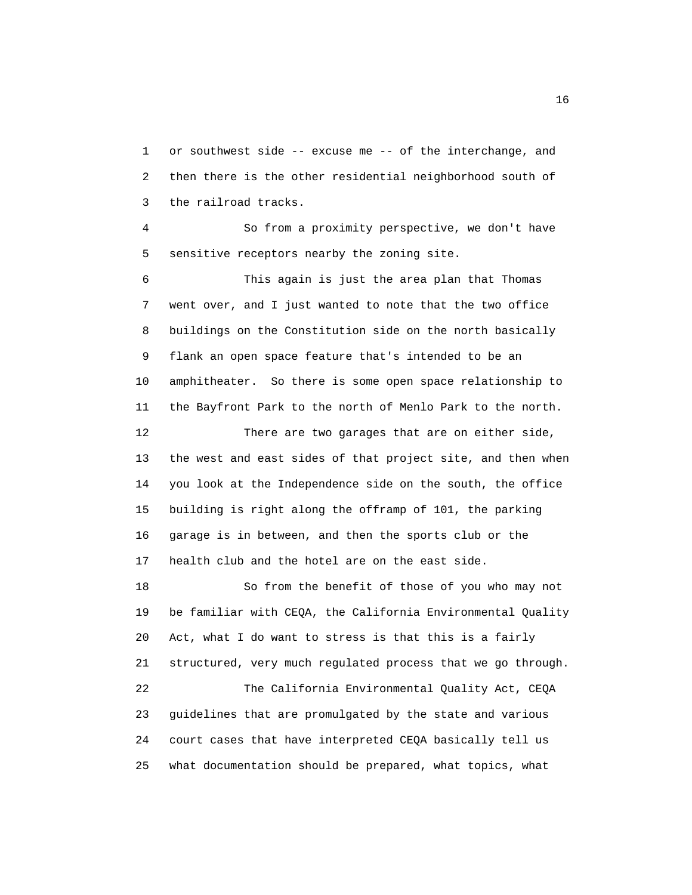or southwest side -- excuse me -- of the interchange, and then there is the other residential neighborhood south of the railroad tracks.

So from a proximity perspective, we don't have sensitive receptors nearby the zoning site.

This again is just the area plan that Thomas went over, and I just wanted to note that the two office buildings on the Constitution side on the north basically flank an open space feature that's intended to be an amphitheater. So there is some open space relationship to the Bayfront Park to the north of Menlo Park to the north.

There are two garages that are on either side, the west and east sides of that project site, and then when you look at the Independence side on the south, the office building is right along the offramp of 101, the parking garage is in between, and then the sports club or the health club and the hotel are on the east side.

So from the benefit of those of you who may not be familiar with CEQA, the California Environmental Quality Act, what I do want to stress is that this is a fairly structured, very much regulated process that we go through.

The California Environmental Quality Act, CEQA guidelines that are promulgated by the state and various court cases that have interpreted CEQA basically tell us what documentation should be prepared, what topics, what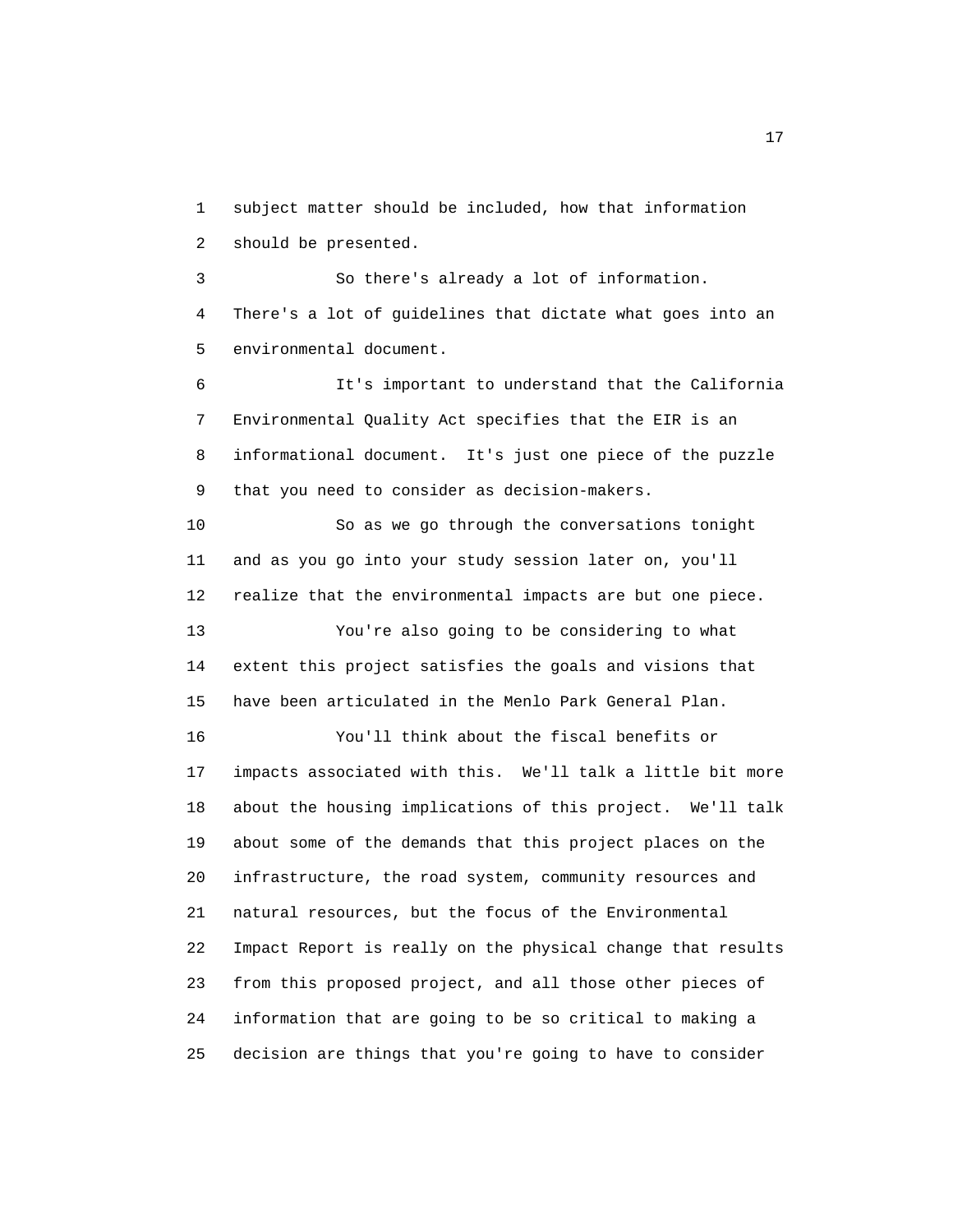subject matter should be included, how that information should be presented.

So there's already a lot of information. There's a lot of guidelines that dictate what goes into an environmental document.

It's important to understand that the California Environmental Quality Act specifies that the EIR is an informational document. It's just one piece of the puzzle that you need to consider as decision-makers.

So as we go through the conversations tonight and as you go into your study session later on, you'll realize that the environmental impacts are but one piece.

You're also going to be considering to what extent this project satisfies the goals and visions that have been articulated in the Menlo Park General Plan.

You'll think about the fiscal benefits or impacts associated with this. We'll talk a little bit more about the housing implications of this project. We'll talk about some of the demands that this project places on the infrastructure, the road system, community resources and natural resources, but the focus of the Environmental Impact Report is really on the physical change that results from this proposed project, and all those other pieces of information that are going to be so critical to making a decision are things that you're going to have to consider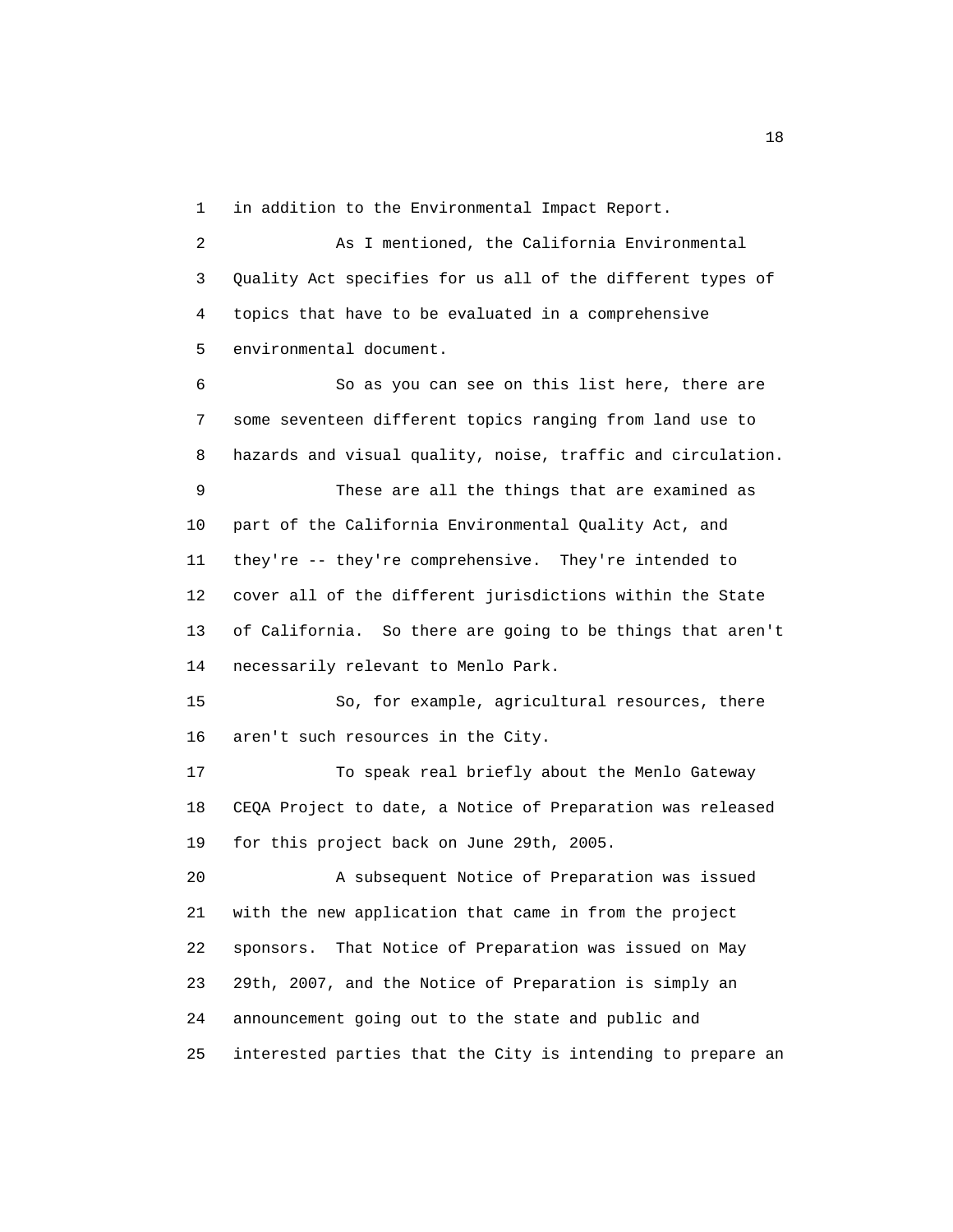in addition to the Environmental Impact Report.

As I mentioned, the California Environmental Quality Act specifies for us all of the different types of topics that have to be evaluated in a comprehensive environmental document.

So as you can see on this list here, there are some seventeen different topics ranging from land use to hazards and visual quality, noise, traffic and circulation.

These are all the things that are examined as part of the California Environmental Quality Act, and they're -- they're comprehensive. They're intended to cover all of the different jurisdictions within the State of California. So there are going to be things that aren't necessarily relevant to Menlo Park.

So, for example, agricultural resources, there aren't such resources in the City.

To speak real briefly about the Menlo Gateway CEQA Project to date, a Notice of Preparation was released for this project back on June 29th, 2005.

A subsequent Notice of Preparation was issued with the new application that came in from the project sponsors. That Notice of Preparation was issued on May 29th, 2007, and the Notice of Preparation is simply an announcement going out to the state and public and interested parties that the City is intending to prepare an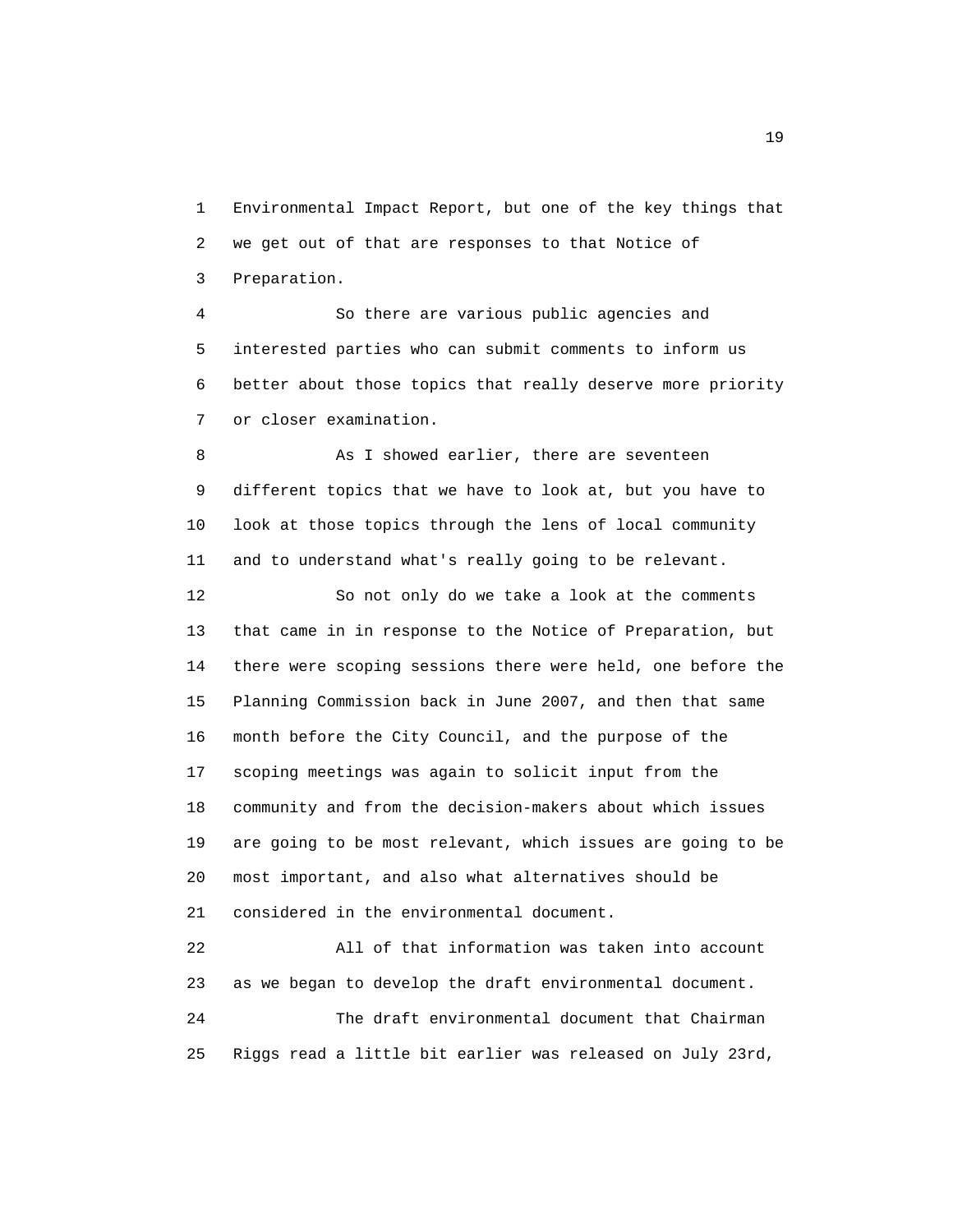Environmental Impact Report, but one of the key things that we get out of that are responses to that Notice of Preparation.

So there are various public agencies and interested parties who can submit comments to inform us better about those topics that really deserve more priority or closer examination.

As I showed earlier, there are seventeen different topics that we have to look at, but you have to look at those topics through the lens of local community and to understand what's really going to be relevant.

So not only do we take a look at the comments that came in in response to the Notice of Preparation, but there were scoping sessions there were held, one before the Planning Commission back in June 2007, and then that same month before the City Council, and the purpose of the scoping meetings was again to solicit input from the community and from the decision-makers about which issues are going to be most relevant, which issues are going to be most important, and also what alternatives should be considered in the environmental document.

All of that information was taken into account as we began to develop the draft environmental document.

The draft environmental document that Chairman Riggs read a little bit earlier was released on July 23rd,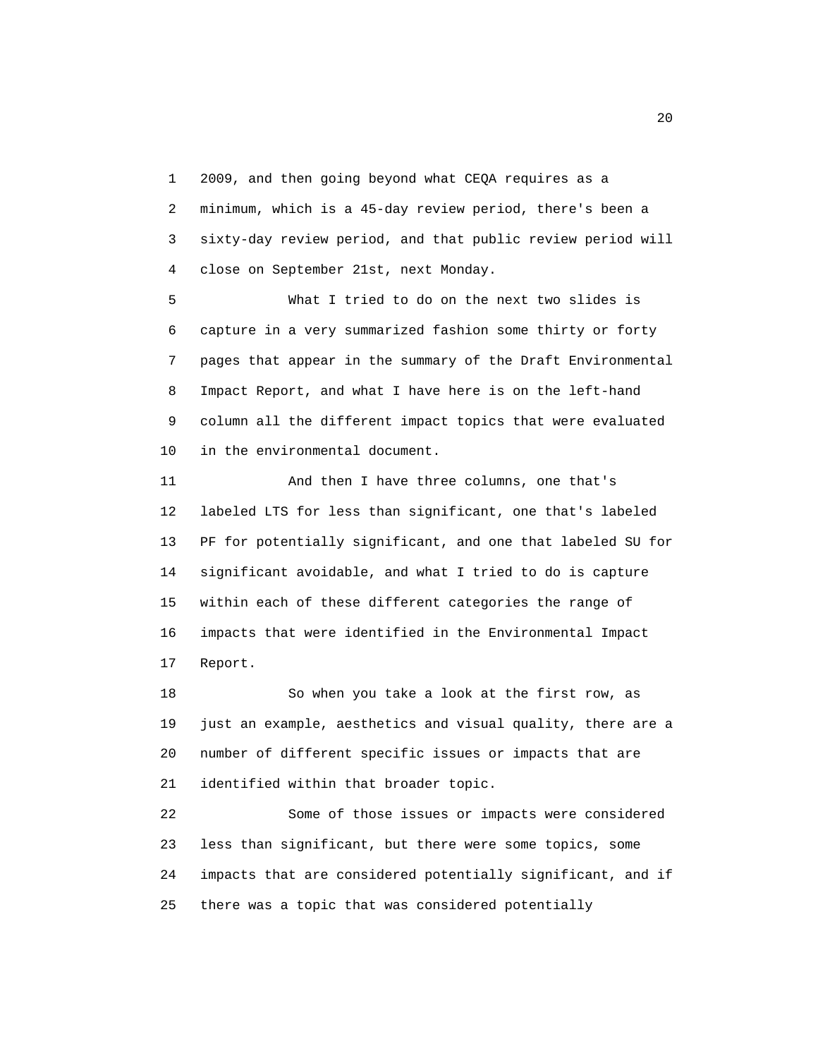2009, and then going beyond what CEQA requires as a minimum, which is a 45-day review period, there's been a sixty-day review period, and that public review period will close on September 21st, next Monday.

What I tried to do on the next two slides is capture in a very summarized fashion some thirty or forty pages that appear in the summary of the Draft Environmental Impact Report, and what I have here is on the left-hand column all the different impact topics that were evaluated in the environmental document.

And then I have three columns, one that's labeled LTS for less than significant, one that's labeled PF for potentially significant, and one that labeled SU for significant avoidable, and what I tried to do is capture within each of these different categories the range of impacts that were identified in the Environmental Impact Report.

So when you take a look at the first row, as just an example, aesthetics and visual quality, there are a number of different specific issues or impacts that are identified within that broader topic.

Some of those issues or impacts were considered less than significant, but there were some topics, some impacts that are considered potentially significant, and if there was a topic that was considered potentially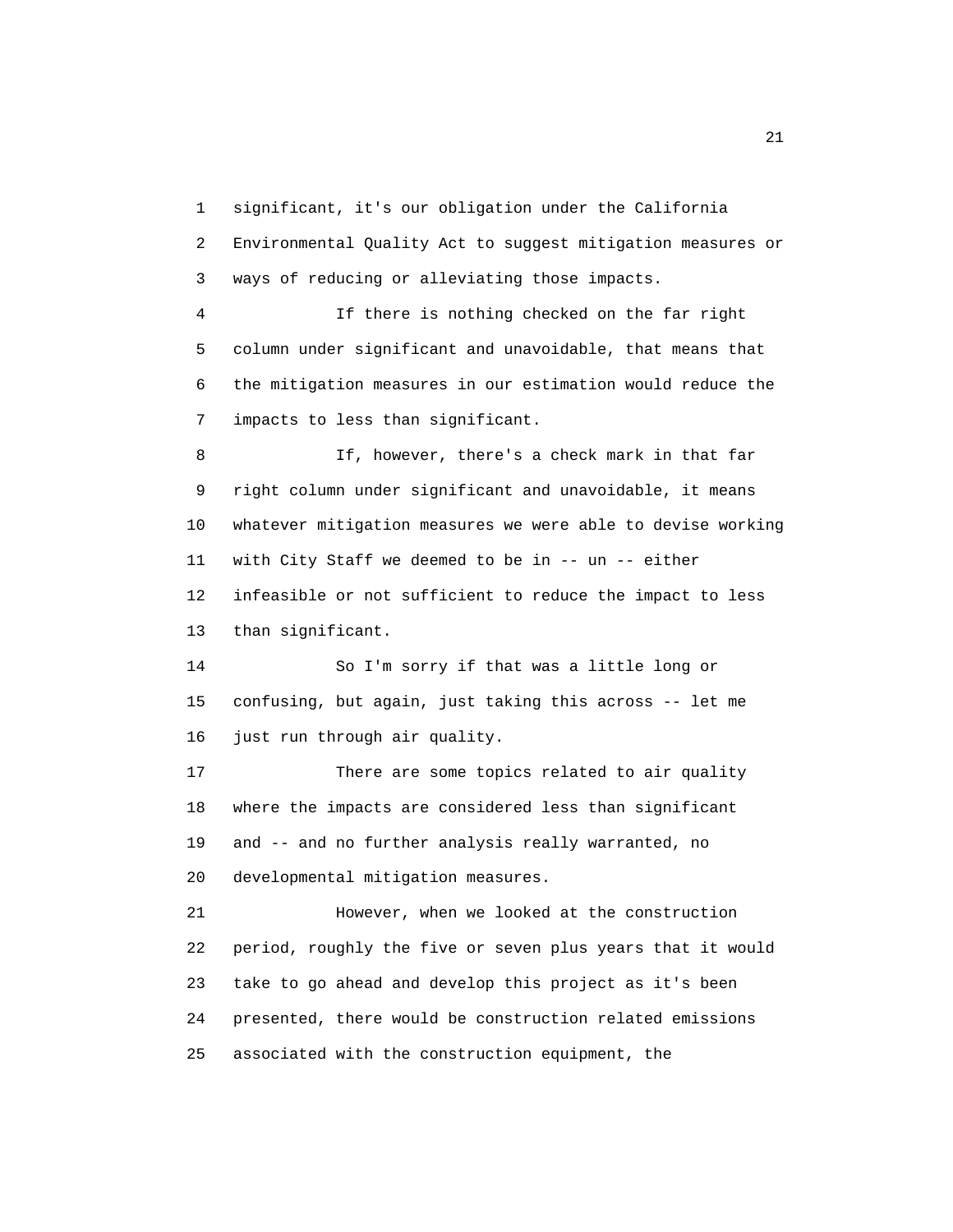significant, it's our obligation under the California Environmental Quality Act to suggest mitigation measures or ways of reducing or alleviating those impacts.

If there is nothing checked on the far right column under significant and unavoidable, that means that the mitigation measures in our estimation would reduce the impacts to less than significant.

If, however, there's a check mark in that far right column under significant and unavoidable, it means whatever mitigation measures we were able to devise working with City Staff we deemed to be in -- un -- either infeasible or not sufficient to reduce the impact to less than significant.

So I'm sorry if that was a little long or confusing, but again, just taking this across -- let me just run through air quality.

There are some topics related to air quality where the impacts are considered less than significant and -- and no further analysis really warranted, no developmental mitigation measures.

However, when we looked at the construction period, roughly the five or seven plus years that it would take to go ahead and develop this project as it's been presented, there would be construction related emissions associated with the construction equipment, the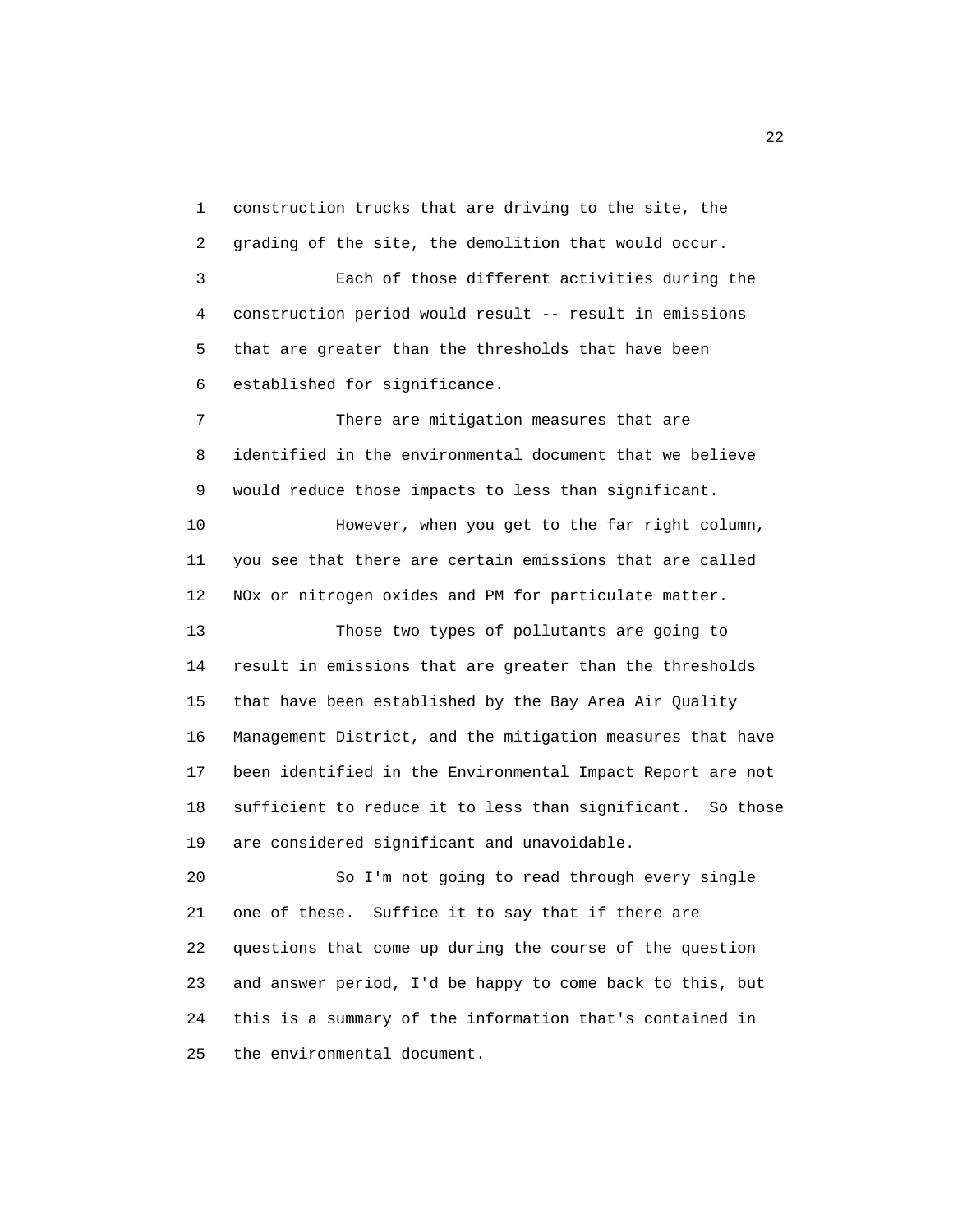construction trucks that are driving to the site, the grading of the site, the demolition that would occur.

Each of those different activities during the construction period would result -- result in emissions that are greater than the thresholds that have been established for significance.

There are mitigation measures that are identified in the environmental document that we believe would reduce those impacts to less than significant.

However, when you get to the far right column, you see that there are certain emissions that are called NOx or nitrogen oxides and PM for particulate matter.

Those two types of pollutants are going to result in emissions that are greater than the thresholds that have been established by the Bay Area Air Quality Management District, and the mitigation measures that have been identified in the Environmental Impact Report are not sufficient to reduce it to less than significant. So those are considered significant and unavoidable.

So I'm not going to read through every single one of these. Suffice it to say that if there are questions that come up during the course of the question and answer period, I'd be happy to come back to this, but this is a summary of the information that's contained in the environmental document.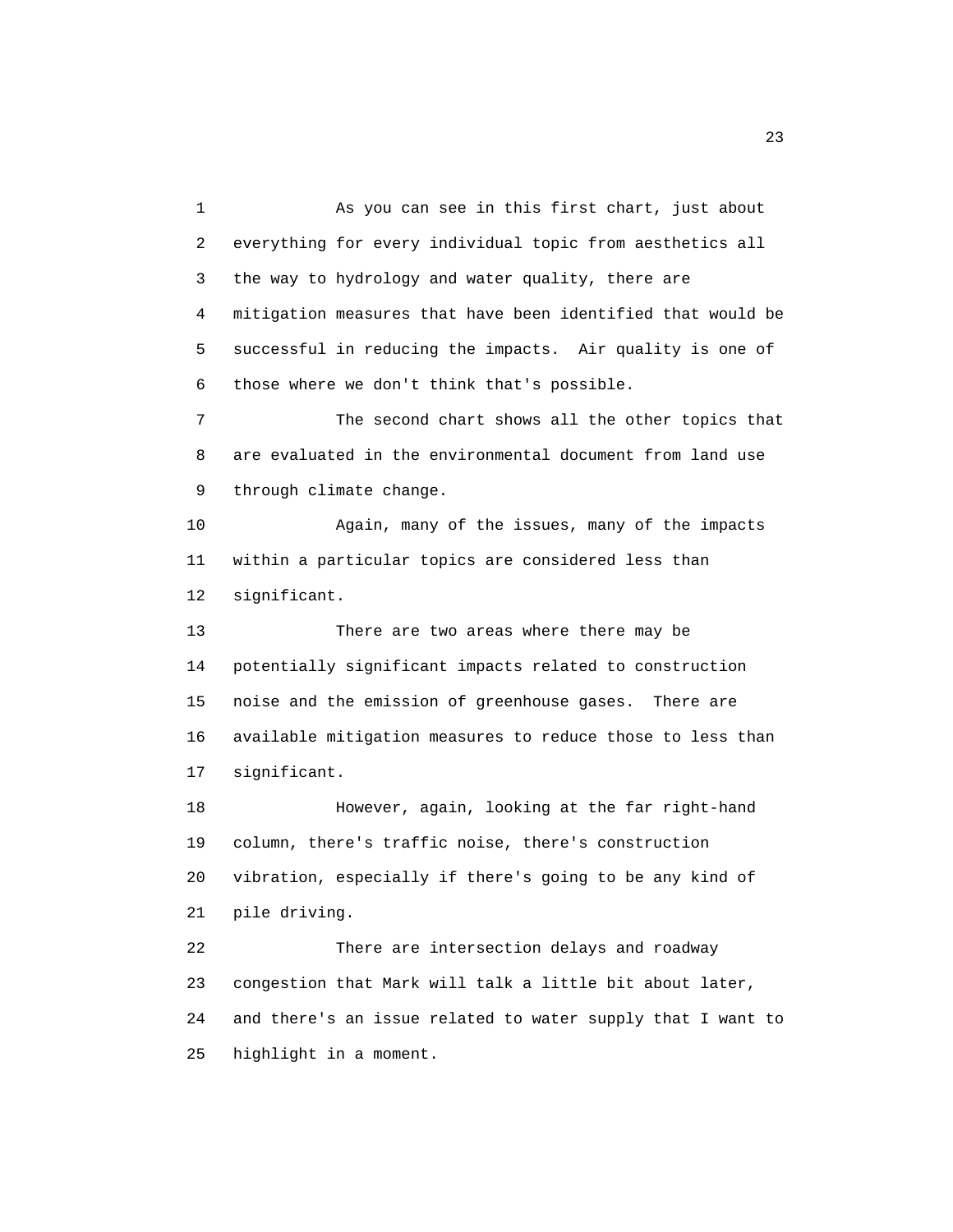As you can see in this first chart, just about everything for every individual topic from aesthetics all the way to hydrology and water quality, there are mitigation measures that have been identified that would be successful in reducing the impacts. Air quality is one of those where we don't think that's possible.

The second chart shows all the other topics that are evaluated in the environmental document from land use through climate change.

Again, many of the issues, many of the impacts within a particular topics are considered less than significant.

There are two areas where there may be potentially significant impacts related to construction noise and the emission of greenhouse gases. There are available mitigation measures to reduce those to less than significant.

However, again, looking at the far right-hand column, there's traffic noise, there's construction vibration, especially if there's going to be any kind of pile driving.

There are intersection delays and roadway congestion that Mark will talk a little bit about later, and there's an issue related to water supply that I want to highlight in a moment.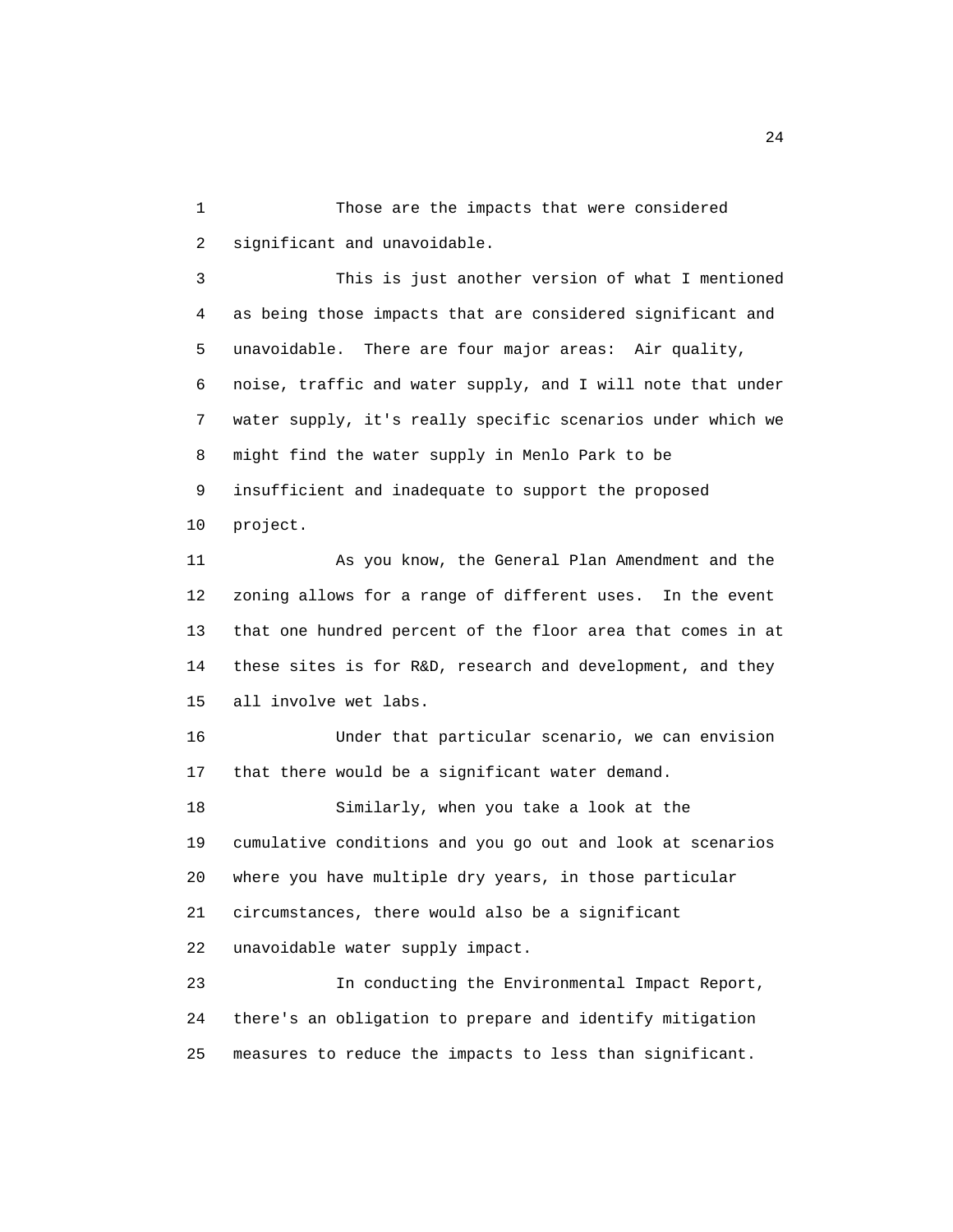Those are the impacts that were considered significant and unavoidable.

This is just another version of what I mentioned as being those impacts that are considered significant and unavoidable. There are four major areas: Air quality, noise, traffic and water supply, and I will note that under water supply, it's really specific scenarios under which we might find the water supply in Menlo Park to be insufficient and inadequate to support the proposed project.

As you know, the General Plan Amendment and the zoning allows for a range of different uses. In the event that one hundred percent of the floor area that comes in at these sites is for R&D, research and development, and they all involve wet labs.

Under that particular scenario, we can envision that there would be a significant water demand.

Similarly, when you take a look at the cumulative conditions and you go out and look at scenarios where you have multiple dry years, in those particular circumstances, there would also be a significant unavoidable water supply impact.

In conducting the Environmental Impact Report, there's an obligation to prepare and identify mitigation measures to reduce the impacts to less than significant.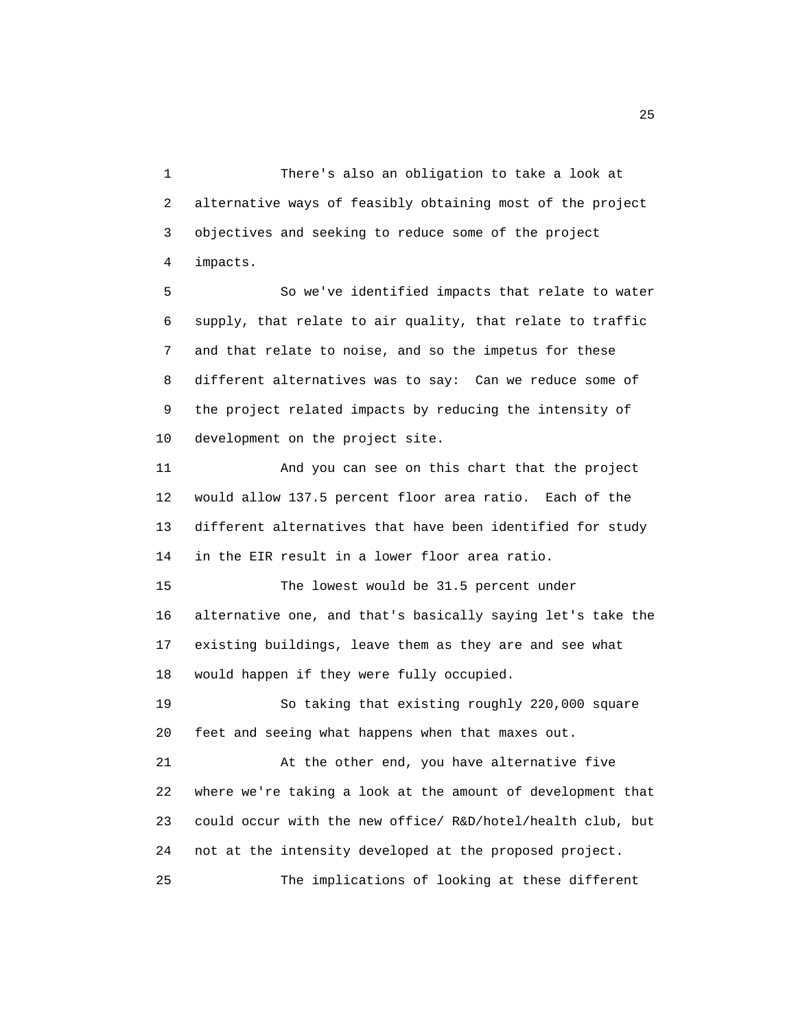There's also an obligation to take a look at alternative ways of feasibly obtaining most of the project objectives and seeking to reduce some of the project impacts.

So we've identified impacts that relate to water supply, that relate to air quality, that relate to traffic and that relate to noise, and so the impetus for these different alternatives was to say: Can we reduce some of the project related impacts by reducing the intensity of development on the project site.

And you can see on this chart that the project would allow 137.5 percent floor area ratio. Each of the different alternatives that have been identified for study in the EIR result in a lower floor area ratio.

The lowest would be 31.5 percent under alternative one, and that's basically saying let's take the existing buildings, leave them as they are and see what would happen if they were fully occupied.

So taking that existing roughly 220,000 square feet and seeing what happens when that maxes out.

At the other end, you have alternative five where we're taking a look at the amount of development that could occur with the new office/ R&D/hotel/health club, but not at the intensity developed at the proposed project.

The implications of looking at these different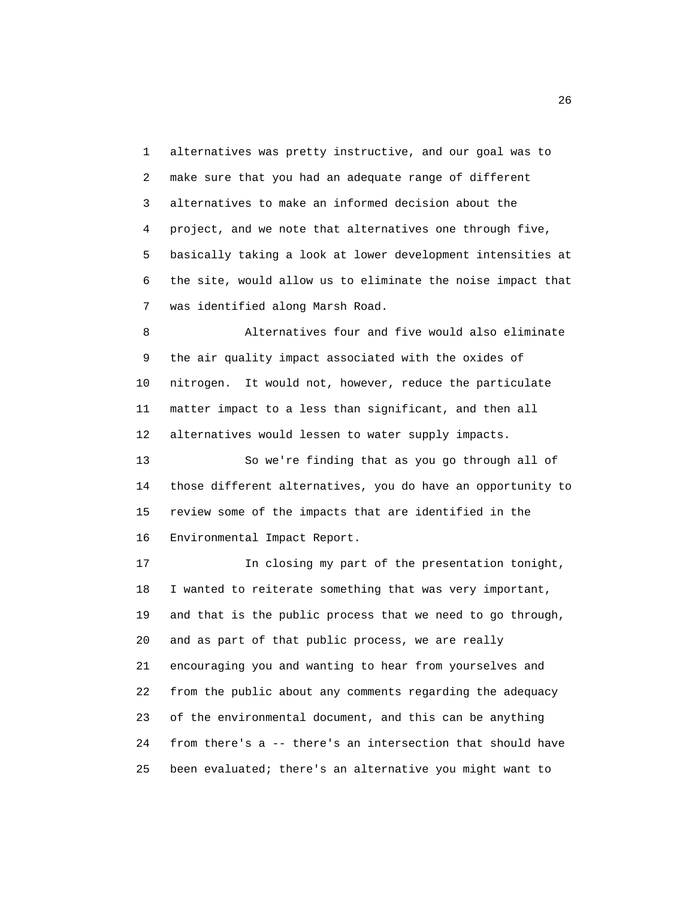alternatives was pretty instructive, and our goal was to make sure that you had an adequate range of different alternatives to make an informed decision about the project, and we note that alternatives one through five, basically taking a look at lower development intensities at the site, would allow us to eliminate the noise impact that was identified along Marsh Road.

Alternatives four and five would also eliminate the air quality impact associated with the oxides of nitrogen. It would not, however, reduce the particulate matter impact to a less than significant, and then all alternatives would lessen to water supply impacts.

So we're finding that as you go through all of those different alternatives, you do have an opportunity to review some of the impacts that are identified in the Environmental Impact Report.

In closing my part of the presentation tonight, I wanted to reiterate something that was very important, and that is the public process that we need to go through, and as part of that public process, we are really encouraging you and wanting to hear from yourselves and from the public about any comments regarding the adequacy of the environmental document, and this can be anything from there's a -- there's an intersection that should have been evaluated; there's an alternative you might want to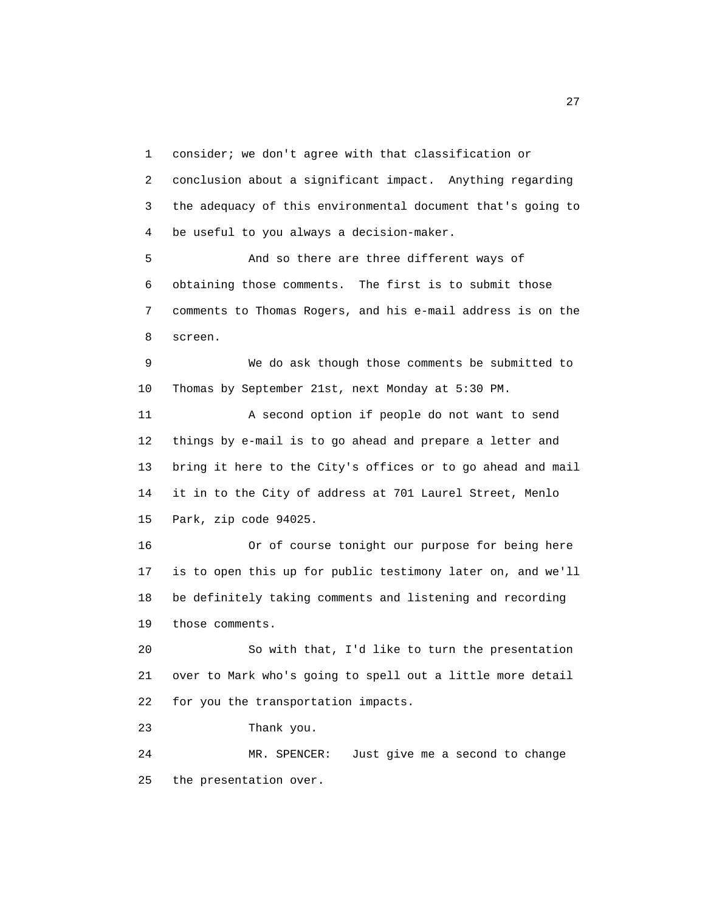1 consider; we don't agree with that classification or
2 conclusion about a significant impact. Anything regarding
3 the adequacy of this environmental document that's going to
4 be useful to you always a decision-maker.

5 And so there are three different ways of
6 obtaining those comments. The first is to submit those
7 comments to Thomas Rogers, and his e-mail address is on the
8 screen.

9 We do ask though those comments be submitted to
10 Thomas by September 21st, next Monday at 5:30 PM.

11 A second option if people do not want to send
12 things by e-mail is to go ahead and prepare a letter and
13 bring it here to the City's offices or to go ahead and mail
14 it in to the City of address at 701 Laurel Street, Menlo
15 Park, zip code 94025.

16 Or of course tonight our purpose for being here
17 is to open this up for public testimony later on, and we'll
18 be definitely taking comments and listening and recording
19 those comments.

20 So with that, I'd like to turn the presentation
21 over to Mark who's going to spell out a little more detail
22 for you the transportation impacts.

23 Thank you.

24 MR. SPENCER: Just give me a second to change
25 the presentation over.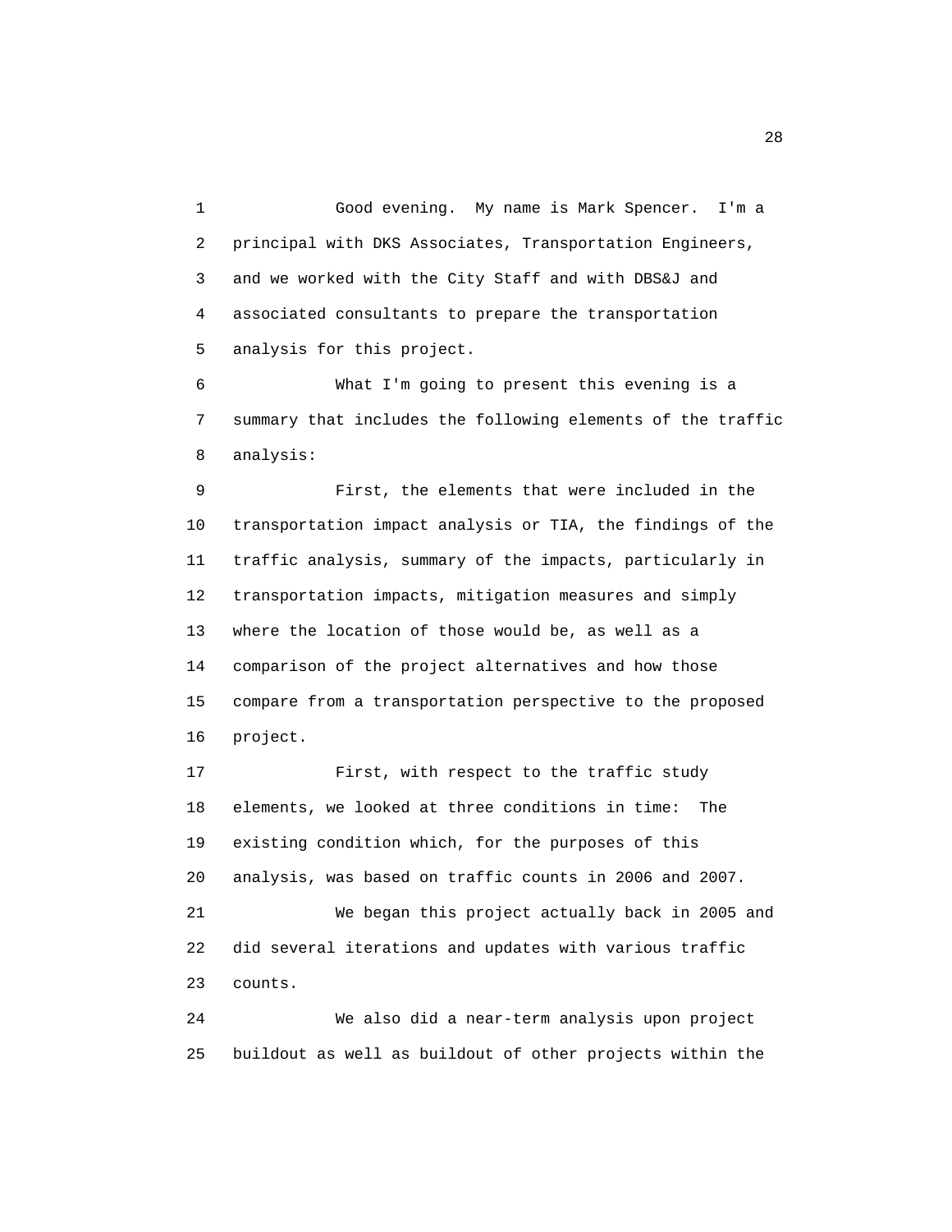Good evening. My name is Mark Spencer. I'm a principal with DKS Associates, Transportation Engineers, and we worked with the City Staff and with DBS&J and associated consultants to prepare the transportation analysis for this project.

What I'm going to present this evening is a summary that includes the following elements of the traffic analysis:

First, the elements that were included in the transportation impact analysis or TIA, the findings of the traffic analysis, summary of the impacts, particularly in transportation impacts, mitigation measures and simply where the location of those would be, as well as a comparison of the project alternatives and how those compare from a transportation perspective to the proposed project.

First, with respect to the traffic study elements, we looked at three conditions in time: The existing condition which, for the purposes of this analysis, was based on traffic counts in 2006 and 2007.

We began this project actually back in 2005 and did several iterations and updates with various traffic counts.

We also did a near-term analysis upon project buildout as well as buildout of other projects within the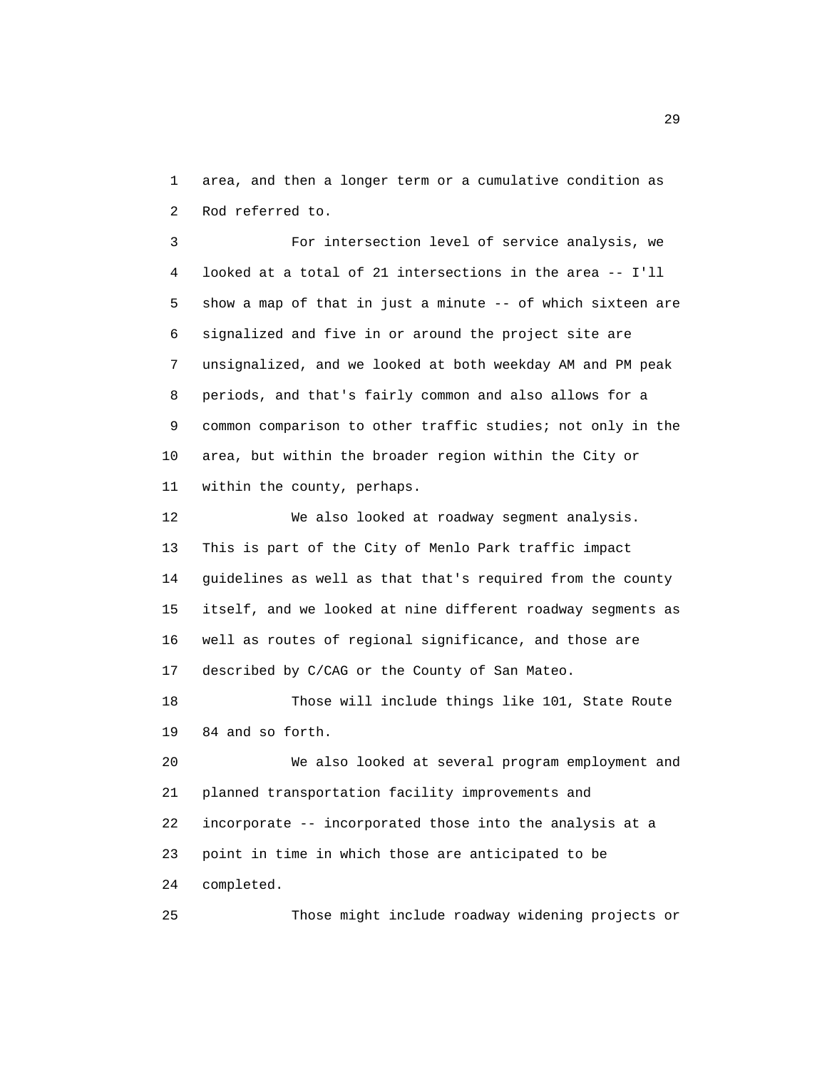area, and then a longer term or a cumulative condition as Rod referred to.

For intersection level of service analysis, we looked at a total of 21 intersections in the area -- I'll show a map of that in just a minute -- of which sixteen are signalized and five in or around the project site are unsignalized, and we looked at both weekday AM and PM peak periods, and that's fairly common and also allows for a common comparison to other traffic studies; not only in the area, but within the broader region within the City or within the county, perhaps.

We also looked at roadway segment analysis. This is part of the City of Menlo Park traffic impact guidelines as well as that that's required from the county itself, and we looked at nine different roadway segments as well as routes of regional significance, and those are described by C/CAG or the County of San Mateo.

Those will include things like 101, State Route 84 and so forth.

We also looked at several program employment and planned transportation facility improvements and incorporate -- incorporated those into the analysis at a point in time in which those are anticipated to be completed.

Those might include roadway widening projects or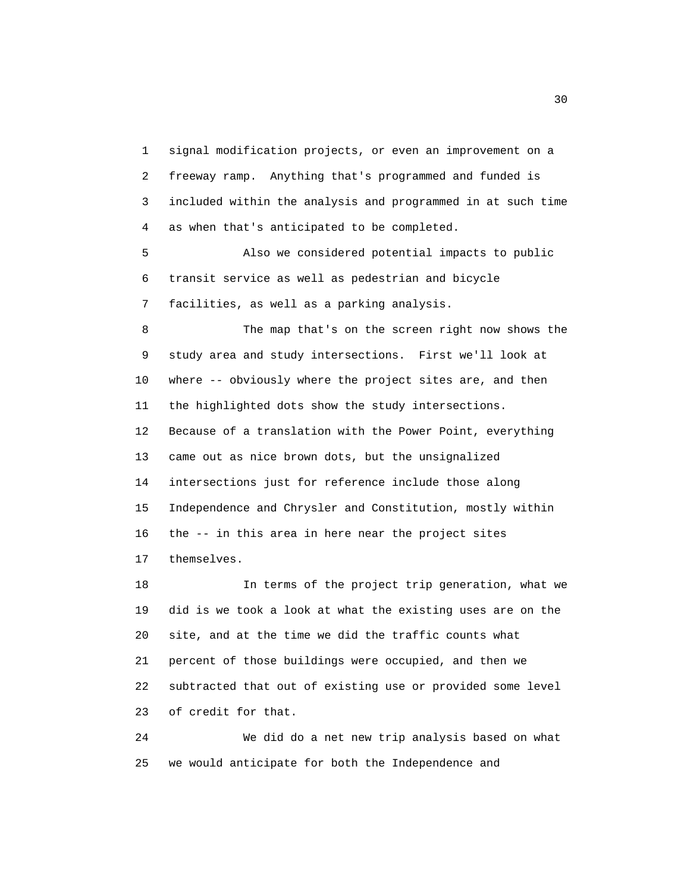signal modification projects, or even an improvement on a freeway ramp. Anything that's programmed and funded is included within the analysis and programmed in at such time as when that's anticipated to be completed.

Also we considered potential impacts to public transit service as well as pedestrian and bicycle facilities, as well as a parking analysis.

The map that's on the screen right now shows the study area and study intersections. First we'll look at where -- obviously where the project sites are, and then the highlighted dots show the study intersections. Because of a translation with the Power Point, everything came out as nice brown dots, but the unsignalized intersections just for reference include those along Independence and Chrysler and Constitution, mostly within the -- in this area in here near the project sites themselves.

In terms of the project trip generation, what we did is we took a look at what the existing uses are on the site, and at the time we did the traffic counts what percent of those buildings were occupied, and then we subtracted that out of existing use or provided some level of credit for that.

We did do a net new trip analysis based on what we would anticipate for both the Independence and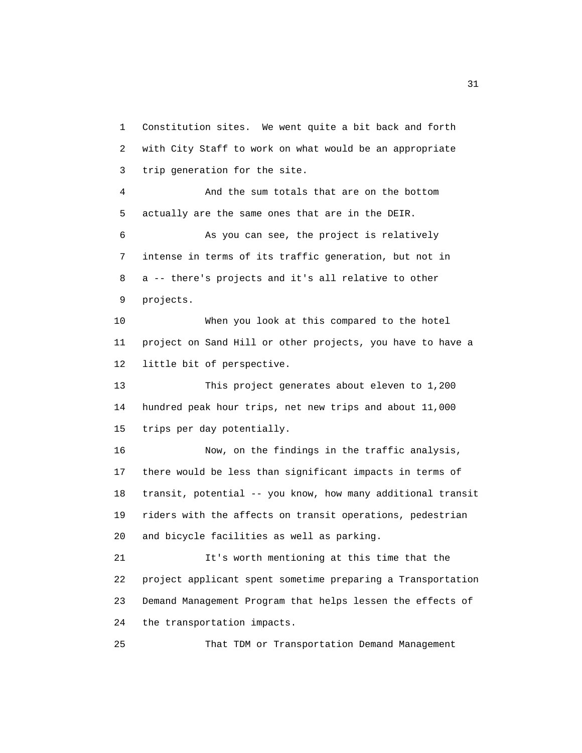Constitution sites. We went quite a bit back and forth with City Staff to work on what would be an appropriate trip generation for the site.

And the sum totals that are on the bottom actually are the same ones that are in the DEIR.

As you can see, the project is relatively intense in terms of its traffic generation, but not in a -- there's projects and it's all relative to other projects.

When you look at this compared to the hotel project on Sand Hill or other projects, you have to have a little bit of perspective.

This project generates about eleven to 1,200 hundred peak hour trips, net new trips and about 11,000 trips per day potentially.

Now, on the findings in the traffic analysis, there would be less than significant impacts in terms of transit, potential -- you know, how many additional transit riders with the affects on transit operations, pedestrian and bicycle facilities as well as parking.

It's worth mentioning at this time that the project applicant spent sometime preparing a Transportation Demand Management Program that helps lessen the effects of the transportation impacts.

That TDM or Transportation Demand Management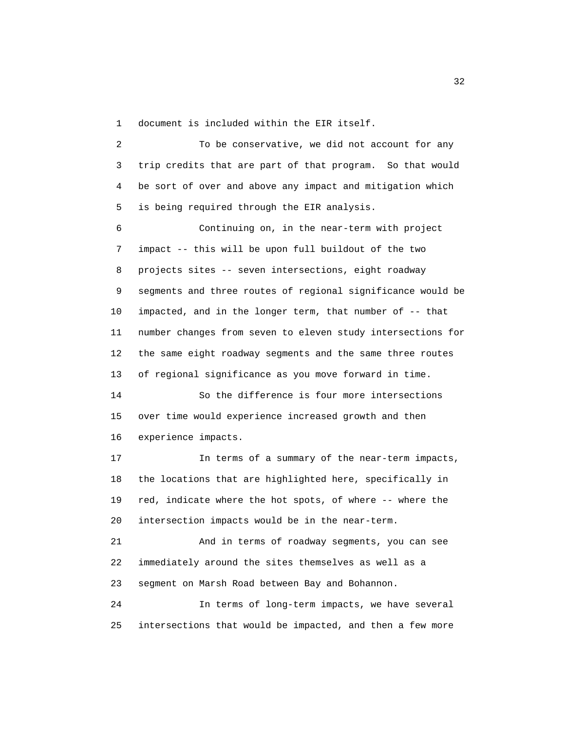document is included within the EIR itself.

To be conservative, we did not account for any trip credits that are part of that program. So that would be sort of over and above any impact and mitigation which is being required through the EIR analysis.

Continuing on, in the near-term with project impact -- this will be upon full buildout of the two projects sites -- seven intersections, eight roadway segments and three routes of regional significance would be impacted, and in the longer term, that number of -- that number changes from seven to eleven study intersections for the same eight roadway segments and the same three routes of regional significance as you move forward in time.

So the difference is four more intersections over time would experience increased growth and then experience impacts.

In terms of a summary of the near-term impacts, the locations that are highlighted here, specifically in red, indicate where the hot spots, of where -- where the intersection impacts would be in the near-term.

And in terms of roadway segments, you can see immediately around the sites themselves as well as a segment on Marsh Road between Bay and Bohannon.

In terms of long-term impacts, we have several intersections that would be impacted, and then a few more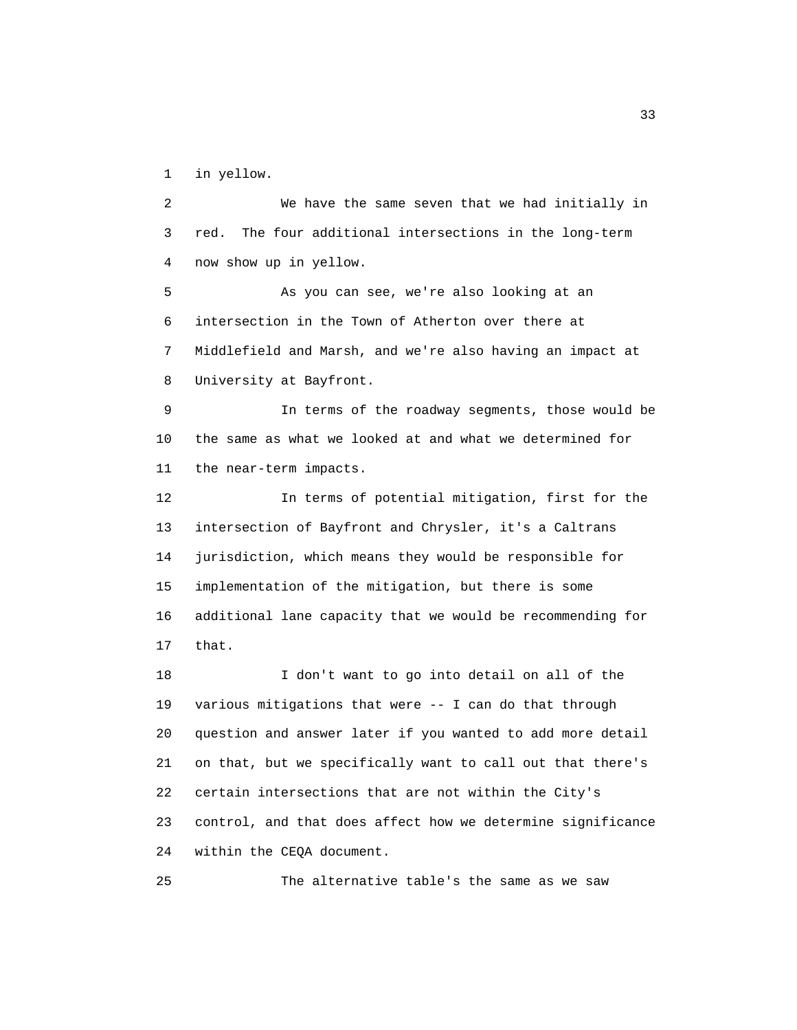1 in yellow.

2 We have the same seven that we had initially in
3 red. The four additional intersections in the long-term
4 now show up in yellow.

5 As you can see, we're also looking at an
6 intersection in the Town of Atherton over there at
7 Middlefield and Marsh, and we're also having an impact at
8 University at Bayfront.

9 In terms of the roadway segments, those would be
10 the same as what we looked at and what we determined for
11 the near-term impacts.

12 In terms of potential mitigation, first for the
13 intersection of Bayfront and Chrysler, it's a Caltrans
14 jurisdiction, which means they would be responsible for
15 implementation of the mitigation, but there is some
16 additional lane capacity that we would be recommending for
17 that.

18 I don't want to go into detail on all of the
19 various mitigations that were -- I can do that through
20 question and answer later if you wanted to add more detail
21 on that, but we specifically want to call out that there's
22 certain intersections that are not within the City's
23 control, and that does affect how we determine significance
24 within the CEQA document.

25 The alternative table's the same as we saw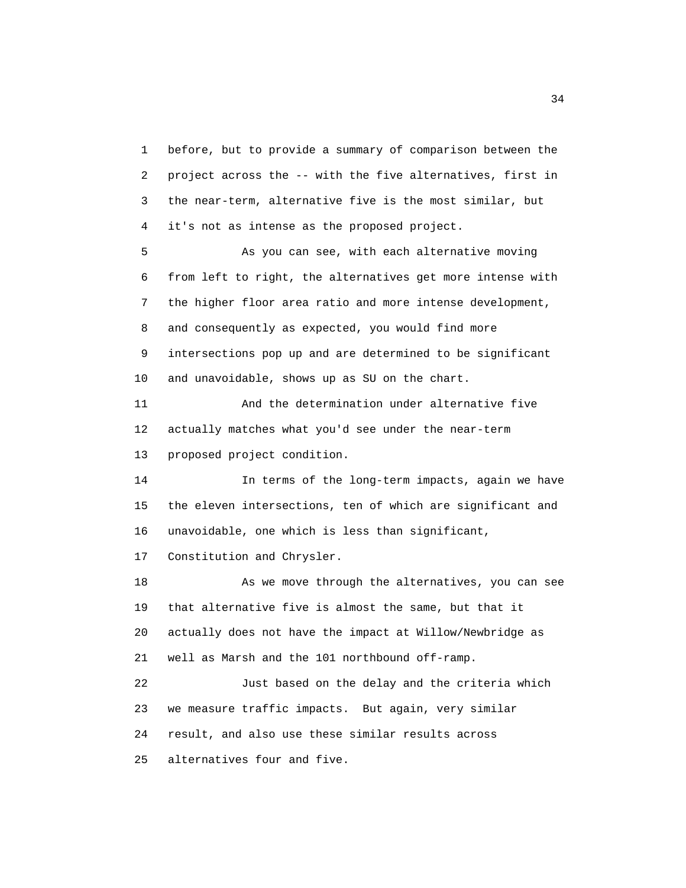before, but to provide a summary of comparison between the project across the -- with the five alternatives, first in the near-term, alternative five is the most similar, but it's not as intense as the proposed project.

As you can see, with each alternative moving from left to right, the alternatives get more intense with the higher floor area ratio and more intense development, and consequently as expected, you would find more intersections pop up and are determined to be significant and unavoidable, shows up as SU on the chart.

And the determination under alternative five actually matches what you'd see under the near-term proposed project condition.

In terms of the long-term impacts, again we have the eleven intersections, ten of which are significant and unavoidable, one which is less than significant, Constitution and Chrysler.

As we move through the alternatives, you can see that alternative five is almost the same, but that it actually does not have the impact at Willow/Newbridge as well as Marsh and the 101 northbound off-ramp.

Just based on the delay and the criteria which we measure traffic impacts. But again, very similar result, and also use these similar results across alternatives four and five.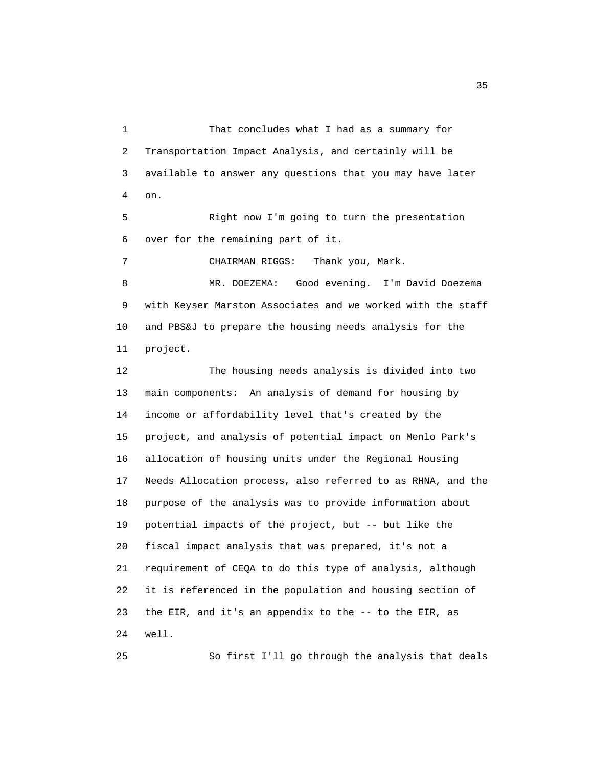That concludes what I had as a summary for Transportation Impact Analysis, and certainly will be available to answer any questions that you may have later on.

Right now I'm going to turn the presentation over for the remaining part of it.

CHAIRMAN RIGGS: Thank you, Mark.

MR. DOEZEMA: Good evening. I'm David Doezema with Keyser Marston Associates and we worked with the staff and PBS&J to prepare the housing needs analysis for the project.

The housing needs analysis is divided into two main components: An analysis of demand for housing by income or affordability level that's created by the project, and analysis of potential impact on Menlo Park's allocation of housing units under the Regional Housing Needs Allocation process, also referred to as RHNA, and the purpose of the analysis was to provide information about potential impacts of the project, but -- but like the fiscal impact analysis that was prepared, it's not a requirement of CEQA to do this type of analysis, although it is referenced in the population and housing section of the EIR, and it's an appendix to the -- to the EIR, as well.

So first I'll go through the analysis that deals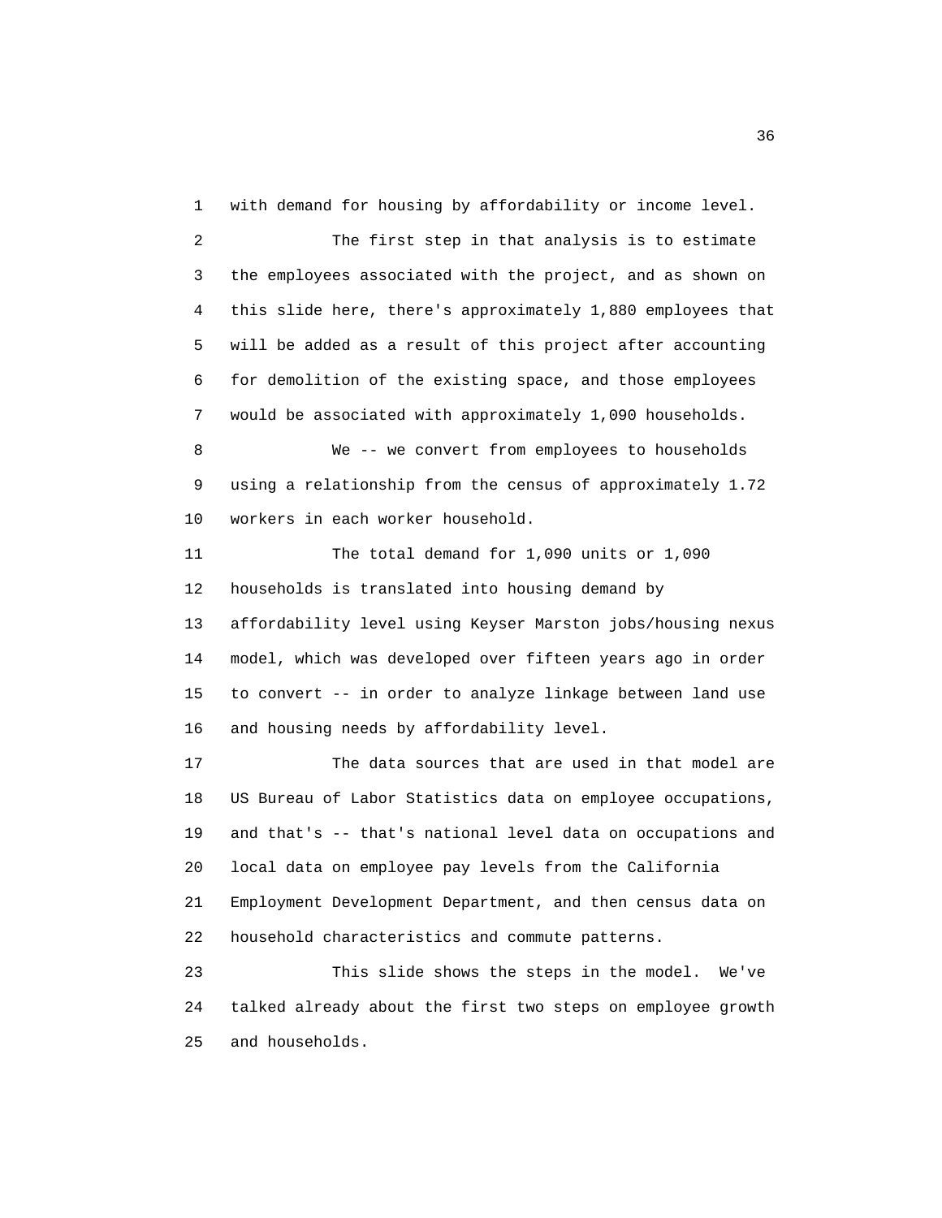with demand for housing by affordability or income level.

The first step in that analysis is to estimate the employees associated with the project, and as shown on this slide here, there's approximately 1,880 employees that will be added as a result of this project after accounting for demolition of the existing space, and those employees would be associated with approximately 1,090 households.

We -- we convert from employees to households using a relationship from the census of approximately 1.72 workers in each worker household.

The total demand for 1,090 units or 1,090 households is translated into housing demand by affordability level using Keyser Marston jobs/housing nexus model, which was developed over fifteen years ago in order to convert -- in order to analyze linkage between land use and housing needs by affordability level.

The data sources that are used in that model are US Bureau of Labor Statistics data on employee occupations, and that's -- that's national level data on occupations and local data on employee pay levels from the California Employment Development Department, and then census data on household characteristics and commute patterns.

This slide shows the steps in the model. We've talked already about the first two steps on employee growth and households.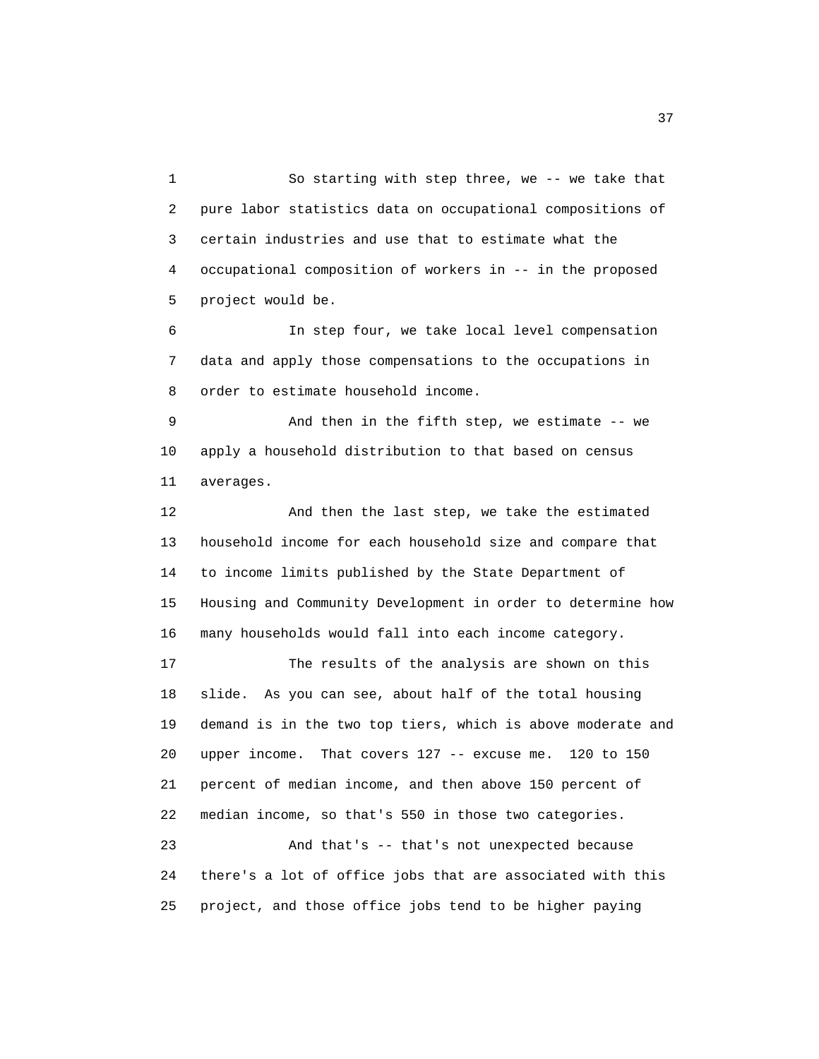1 So starting with step three, we -- we take that
2 pure labor statistics data on occupational compositions of
3 certain industries and use that to estimate what the
4 occupational composition of workers in -- in the proposed
5 project would be.

6 In step four, we take local level compensation
7 data and apply those compensations to the occupations in
8 order to estimate household income.

9 And then in the fifth step, we estimate -- we
10 apply a household distribution to that based on census
11 averages.

12 And then the last step, we take the estimated
13 household income for each household size and compare that
14 to income limits published by the State Department of
15 Housing and Community Development in order to determine how
16 many households would fall into each income category.

17 The results of the analysis are shown on this
18 slide. As you can see, about half of the total housing
19 demand is in the two top tiers, which is above moderate and
20 upper income. That covers 127 -- excuse me. 120 to 150
21 percent of median income, and then above 150 percent of
22 median income, so that's 550 in those two categories.

23 And that's -- that's not unexpected because
24 there's a lot of office jobs that are associated with this
25 project, and those office jobs tend to be higher paying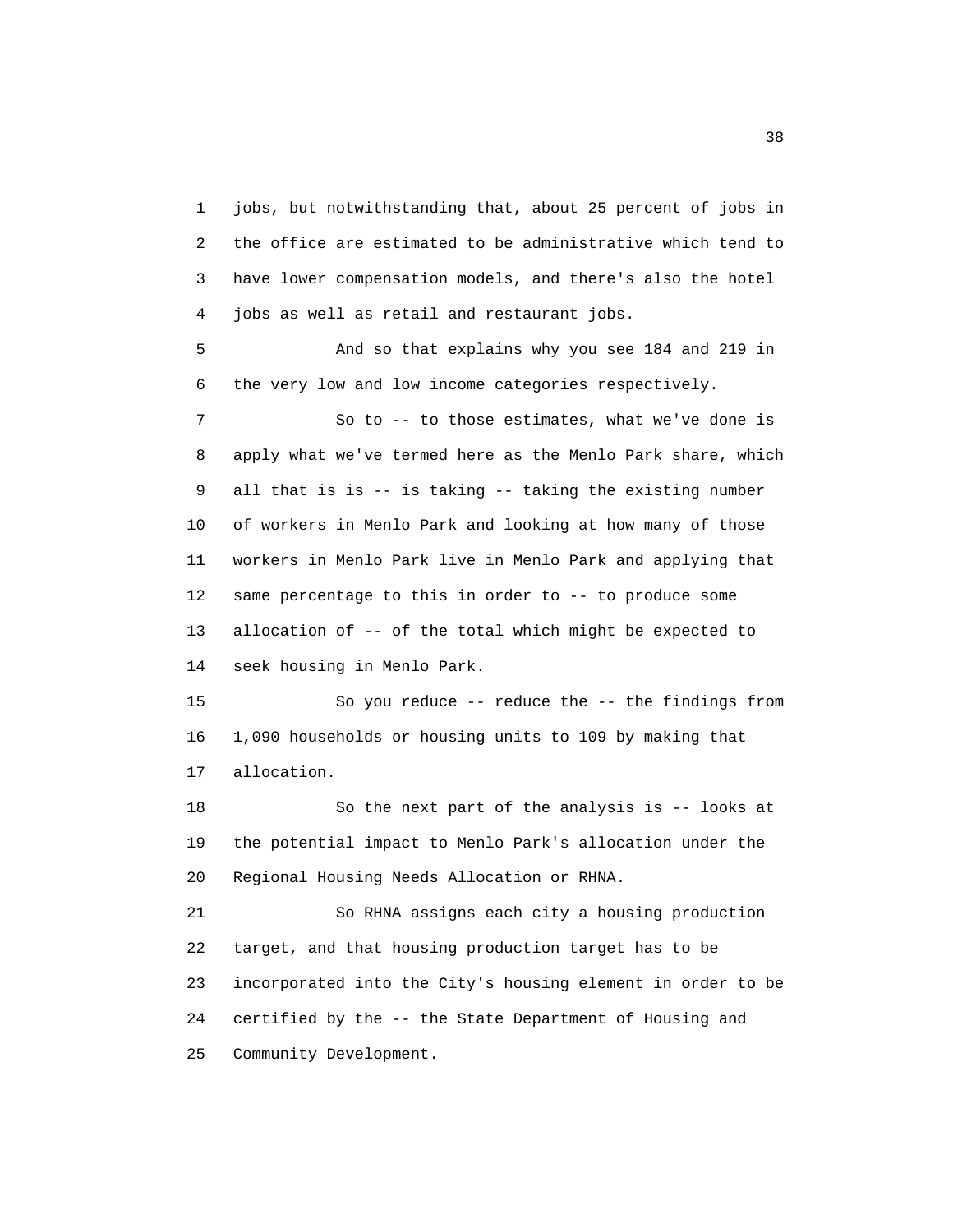jobs, but notwithstanding that, about 25 percent of jobs in the office are estimated to be administrative which tend to have lower compensation models, and there's also the hotel jobs as well as retail and restaurant jobs.

And so that explains why you see 184 and 219 in the very low and low income categories respectively.

So to -- to those estimates, what we've done is apply what we've termed here as the Menlo Park share, which all that is is -- is taking -- taking the existing number of workers in Menlo Park and looking at how many of those workers in Menlo Park live in Menlo Park and applying that same percentage to this in order to -- to produce some allocation of -- of the total which might be expected to seek housing in Menlo Park.

So you reduce -- reduce the -- the findings from 1,090 households or housing units to 109 by making that allocation.

So the next part of the analysis is -- looks at the potential impact to Menlo Park's allocation under the Regional Housing Needs Allocation or RHNA.

So RHNA assigns each city a housing production target, and that housing production target has to be incorporated into the City's housing element in order to be certified by the -- the State Department of Housing and Community Development.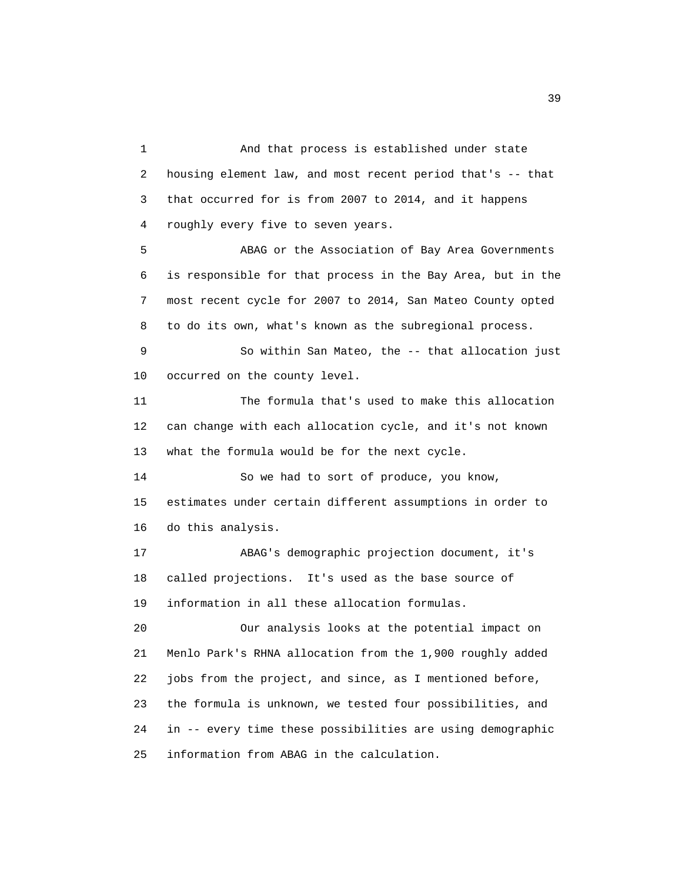1 And that process is established under state
2 housing element law, and most recent period that's -- that
3 that occurred for is from 2007 to 2014, and it happens
4 roughly every five to seven years.

5 ABAG or the Association of Bay Area Governments
6 is responsible for that process in the Bay Area, but in the
7 most recent cycle for 2007 to 2014, San Mateo County opted
8 to do its own, what's known as the subregional process.

9 So within San Mateo, the -- that allocation just
10 occurred on the county level.

11 The formula that's used to make this allocation
12 can change with each allocation cycle, and it's not known
13 what the formula would be for the next cycle.

14 So we had to sort of produce, you know,
15 estimates under certain different assumptions in order to
16 do this analysis.

17 ABAG's demographic projection document, it's
18 called projections. It's used as the base source of
19 information in all these allocation formulas.

20 Our analysis looks at the potential impact on
21 Menlo Park's RHNA allocation from the 1,900 roughly added
22 jobs from the project, and since, as I mentioned before,
23 the formula is unknown, we tested four possibilities, and
24 in -- every time these possibilities are using demographic
25 information from ABAG in the calculation.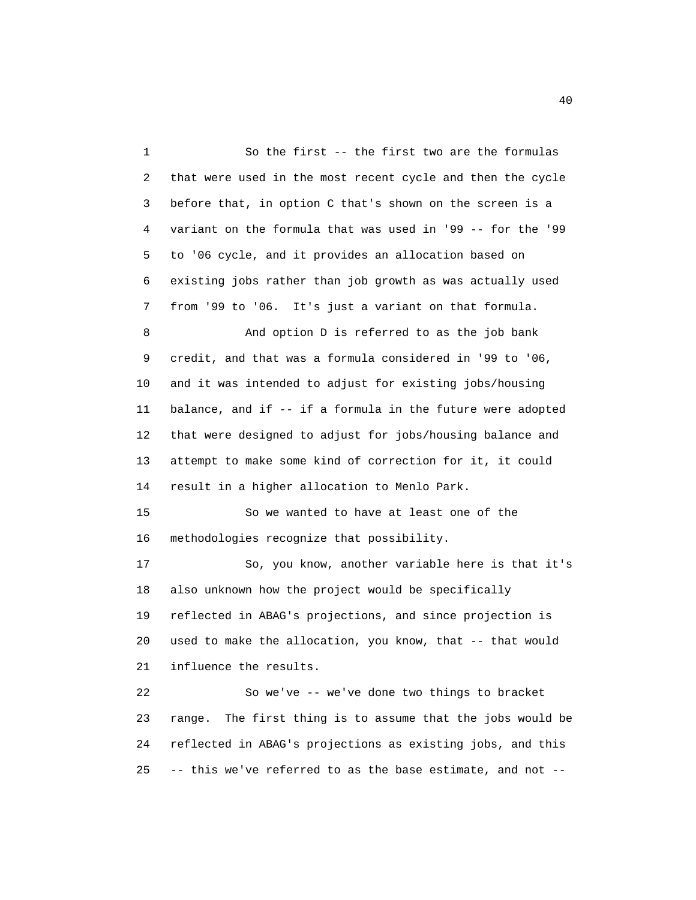1 So the first -- the first two are the formulas
2 that were used in the most recent cycle and then the cycle
3 before that, in option C that's shown on the screen is a
4 variant on the formula that was used in '99 -- for the '99
5 to '06 cycle, and it provides an allocation based on
6 existing jobs rather than job growth as was actually used
7 from '99 to '06. It's just a variant on that formula.
8 And option D is referred to as the job bank
9 credit, and that was a formula considered in '99 to '06,
10 and it was intended to adjust for existing jobs/housing
11 balance, and if -- if a formula in the future were adopted
12 that were designed to adjust for jobs/housing balance and
13 attempt to make some kind of correction for it, it could
14 result in a higher allocation to Menlo Park.
15 So we wanted to have at least one of the
16 methodologies recognize that possibility.
17 So, you know, another variable here is that it's
18 also unknown how the project would be specifically
19 reflected in ABAG's projections, and since projection is
20 used to make the allocation, you know, that -- that would
21 influence the results.
22 So we've -- we've done two things to bracket
23 range. The first thing is to assume that the jobs would be
24 reflected in ABAG's projections as existing jobs, and this
25 -- this we've referred to as the base estimate, and not --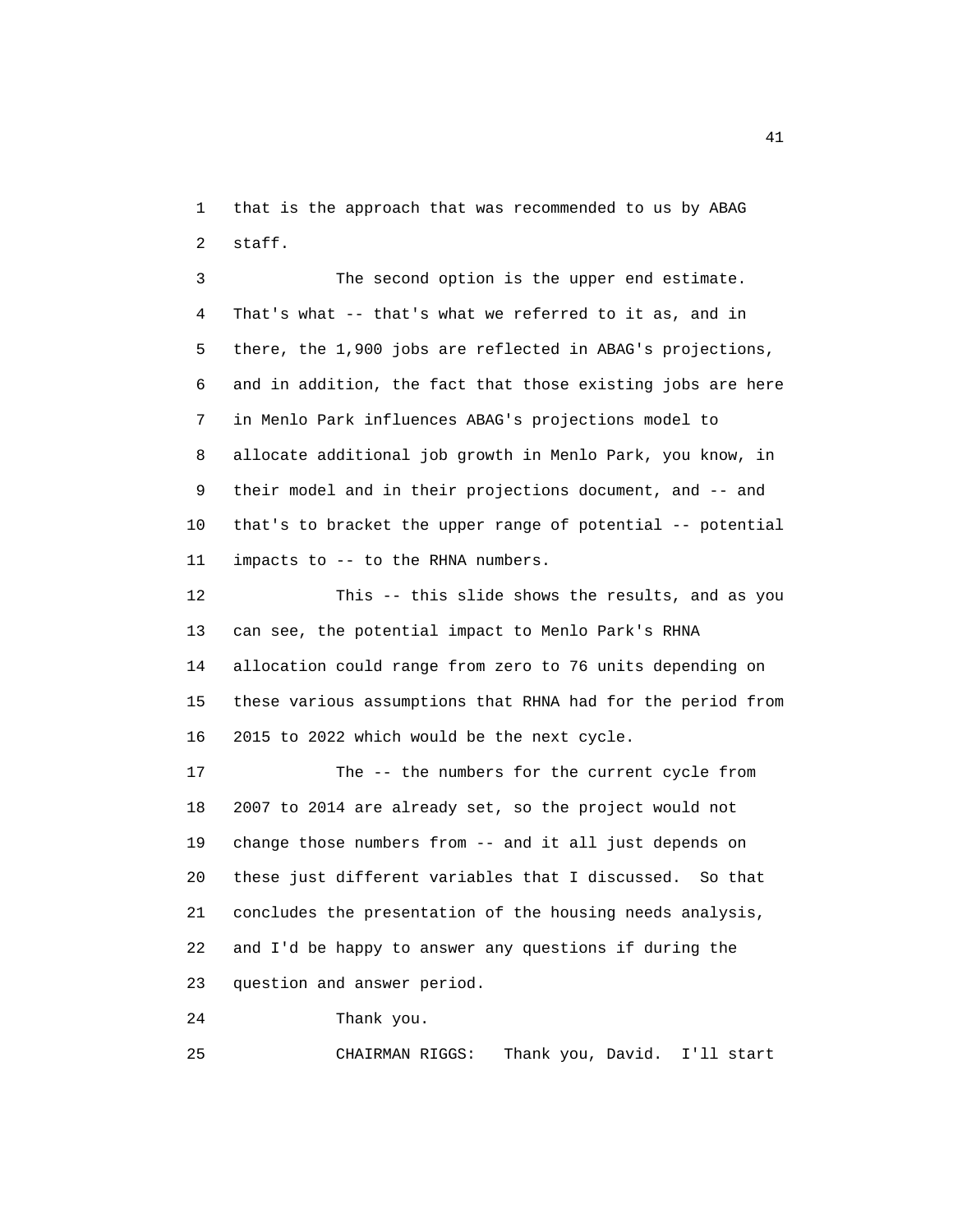1 that is the approach that was recommended to us by ABAG
2 staff.

3 The second option is the upper end estimate.
4 That's what -- that's what we referred to it as, and in
5 there, the 1,900 jobs are reflected in ABAG's projections,
6 and in addition, the fact that those existing jobs are here
7 in Menlo Park influences ABAG's projections model to
8 allocate additional job growth in Menlo Park, you know, in
9 their model and in their projections document, and -- and
10 that's to bracket the upper range of potential -- potential
11 impacts to -- to the RHNA numbers.

12 This -- this slide shows the results, and as you
13 can see, the potential impact to Menlo Park's RHNA
14 allocation could range from zero to 76 units depending on
15 these various assumptions that RHNA had for the period from
16 2015 to 2022 which would be the next cycle.

17 The -- the numbers for the current cycle from
18 2007 to 2014 are already set, so the project would not
19 change those numbers from -- and it all just depends on
20 these just different variables that I discussed. So that
21 concludes the presentation of the housing needs analysis,
22 and I'd be happy to answer any questions if during the
23 question and answer period.

24 Thank you.

25 CHAIRMAN RIGGS: Thank you, David. I'll start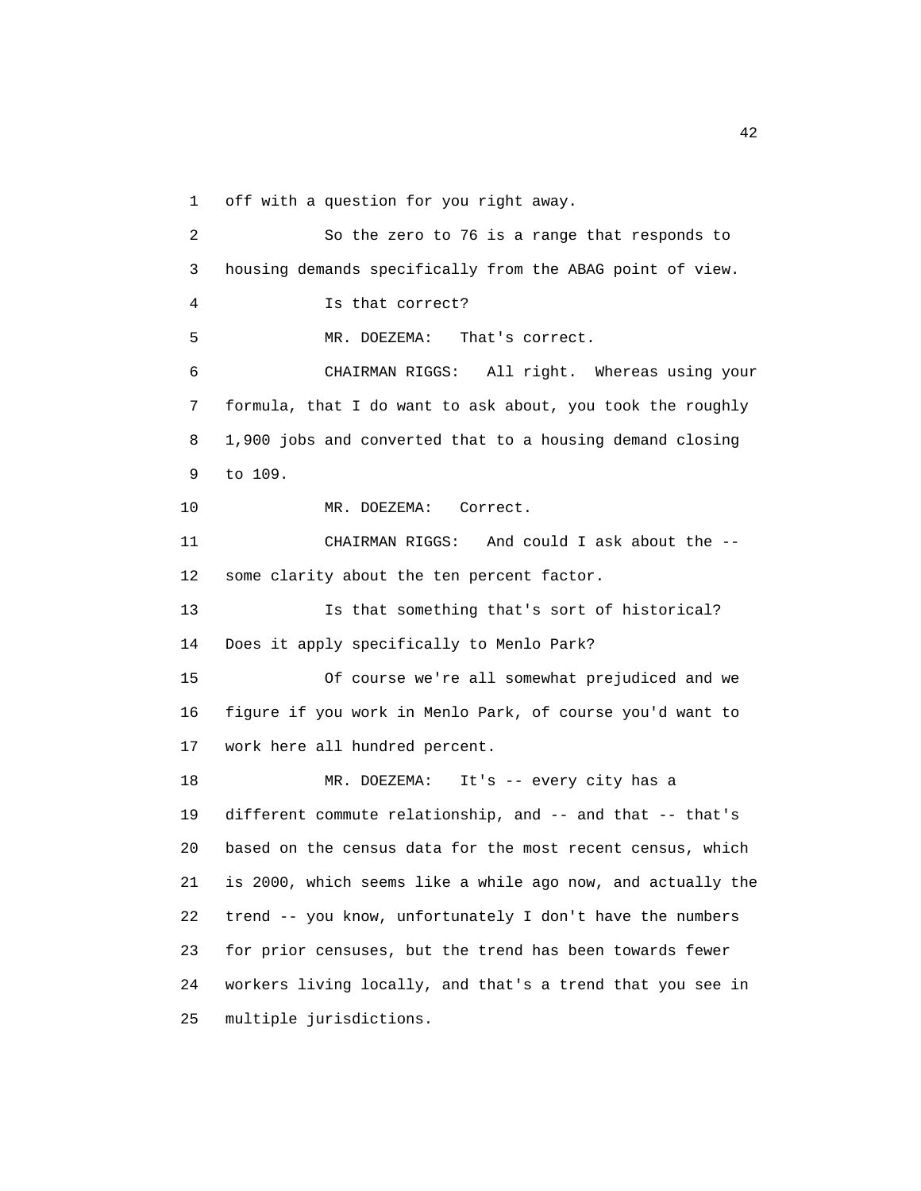off with a question for you right away.

So the zero to 76 is a range that responds to housing demands specifically from the ABAG point of view.

Is that correct?

MR. DOEZEMA: That's correct.

CHAIRMAN RIGGS: All right. Whereas using your formula, that I do want to ask about, you took the roughly 1,900 jobs and converted that to a housing demand closing to 109.

MR. DOEZEMA: Correct.

CHAIRMAN RIGGS: And could I ask about the -- some clarity about the ten percent factor.

Is that something that's sort of historical? Does it apply specifically to Menlo Park?

Of course we're all somewhat prejudiced and we figure if you work in Menlo Park, of course you'd want to work here all hundred percent.

MR. DOEZEMA: It's -- every city has a different commute relationship, and -- and that -- that's based on the census data for the most recent census, which is 2000, which seems like a while ago now, and actually the trend -- you know, unfortunately I don't have the numbers for prior censuses, but the trend has been towards fewer workers living locally, and that's a trend that you see in multiple jurisdictions.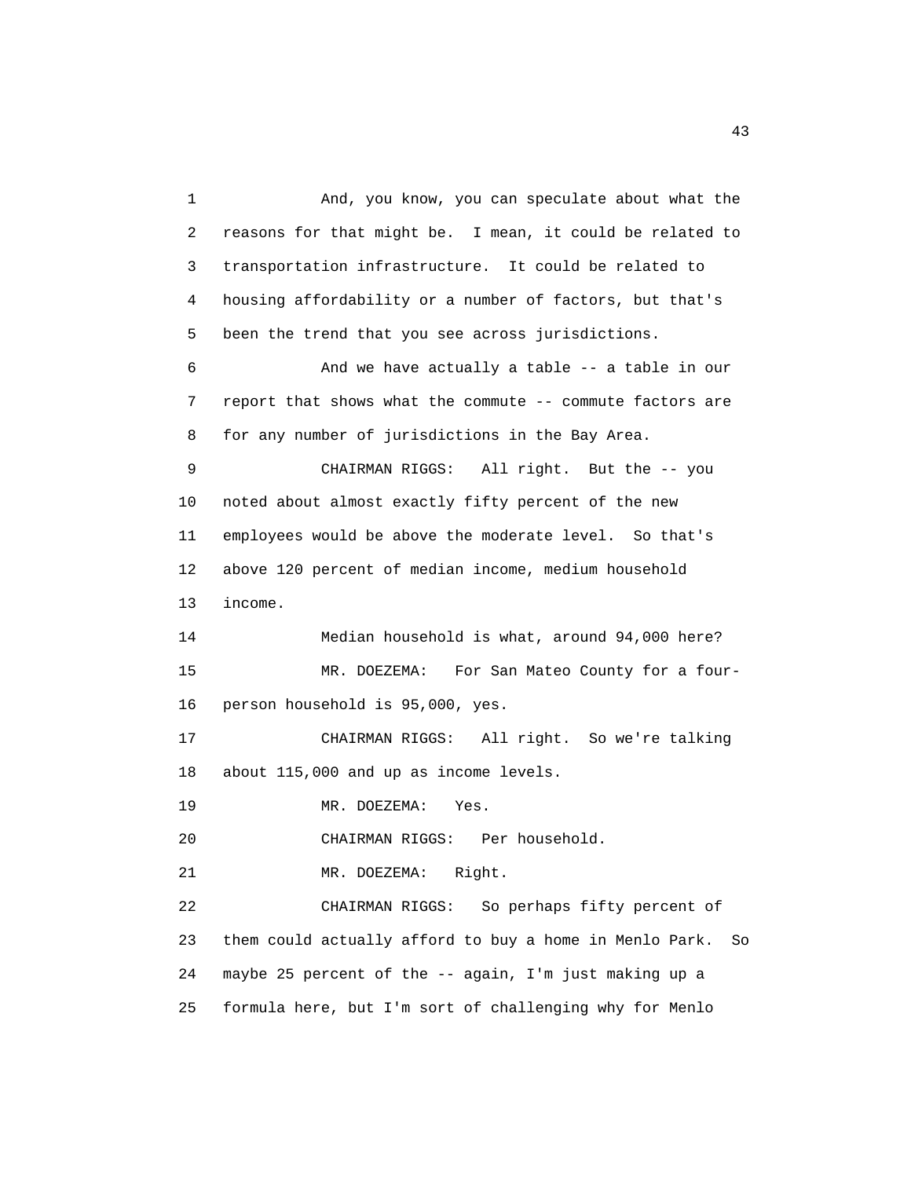1 And, you know, you can speculate about what the
2 reasons for that might be. I mean, it could be related to
3 transportation infrastructure. It could be related to
4 housing affordability or a number of factors, but that's
5 been the trend that you see across jurisdictions.
6 And we have actually a table -- a table in our
7 report that shows what the commute -- commute factors are
8 for any number of jurisdictions in the Bay Area.
9 CHAIRMAN RIGGS: All right. But the -- you
10 noted about almost exactly fifty percent of the new
11 employees would be above the moderate level. So that's
12 above 120 percent of median income, medium household
13 income.
14 Median household is what, around 94,000 here?
15 MR. DOEZEMA: For San Mateo County for a four-
16 person household is 95,000, yes.
17 CHAIRMAN RIGGS: All right. So we're talking
18 about 115,000 and up as income levels.
19 MR. DOEZEMA: Yes.
20 CHAIRMAN RIGGS: Per household.
21 MR. DOEZEMA: Right.
22 CHAIRMAN RIGGS: So perhaps fifty percent of
23 them could actually afford to buy a home in Menlo Park. So
24 maybe 25 percent of the -- again, I'm just making up a
25 formula here, but I'm sort of challenging why for Menlo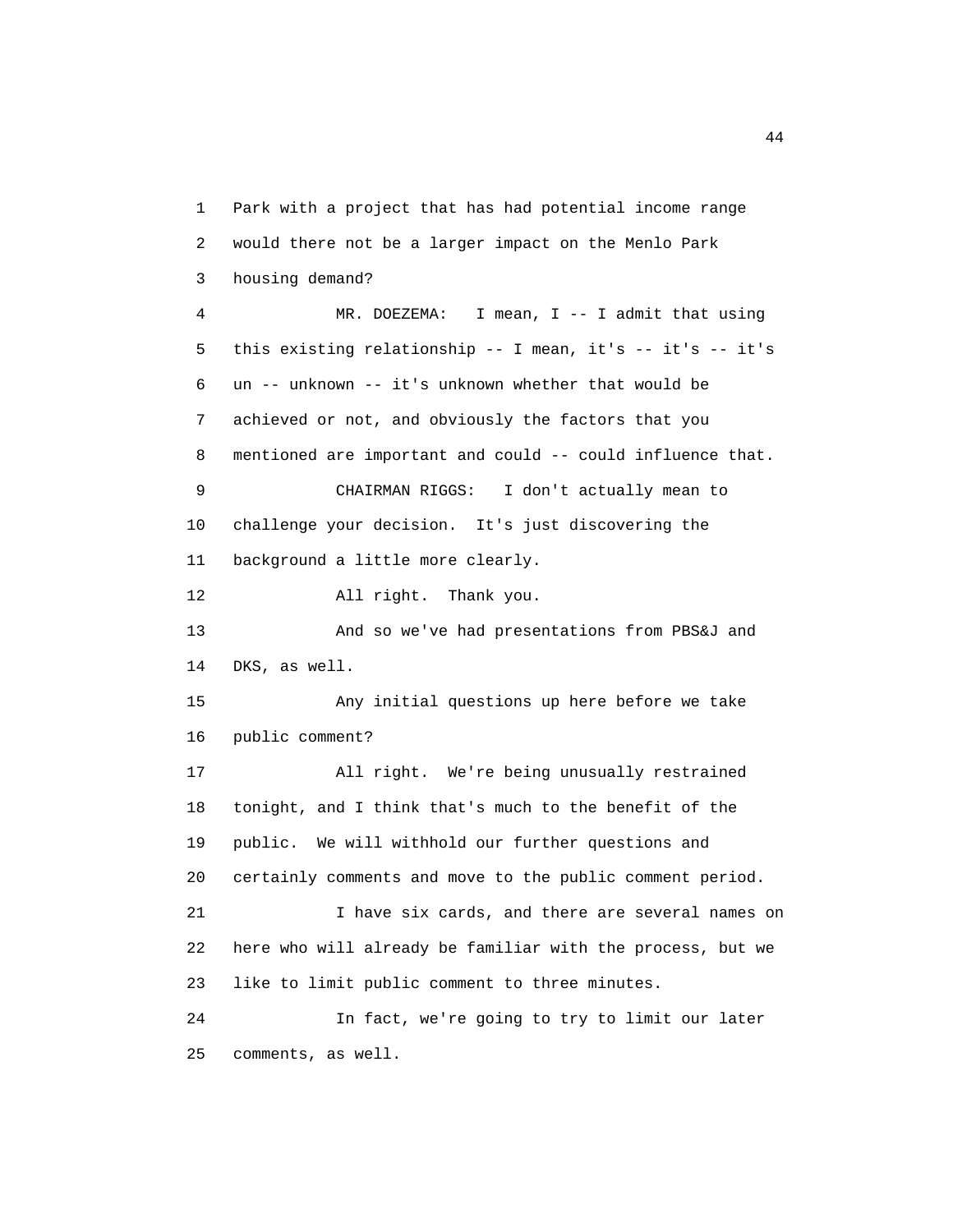Park with a project that has had potential income range would there not be a larger impact on the Menlo Park housing demand?

MR. DOEZEMA: I mean, I -- I admit that using this existing relationship -- I mean, it's -- it's -- it's un -- unknown -- it's unknown whether that would be achieved or not, and obviously the factors that you mentioned are important and could -- could influence that.

CHAIRMAN RIGGS: I don't actually mean to challenge your decision. It's just discovering the background a little more clearly.

All right. Thank you.

And so we've had presentations from PBS&J and DKS, as well.

Any initial questions up here before we take public comment?

All right. We're being unusually restrained tonight, and I think that's much to the benefit of the public. We will withhold our further questions and certainly comments and move to the public comment period.

I have six cards, and there are several names on here who will already be familiar with the process, but we like to limit public comment to three minutes.

In fact, we're going to try to limit our later comments, as well.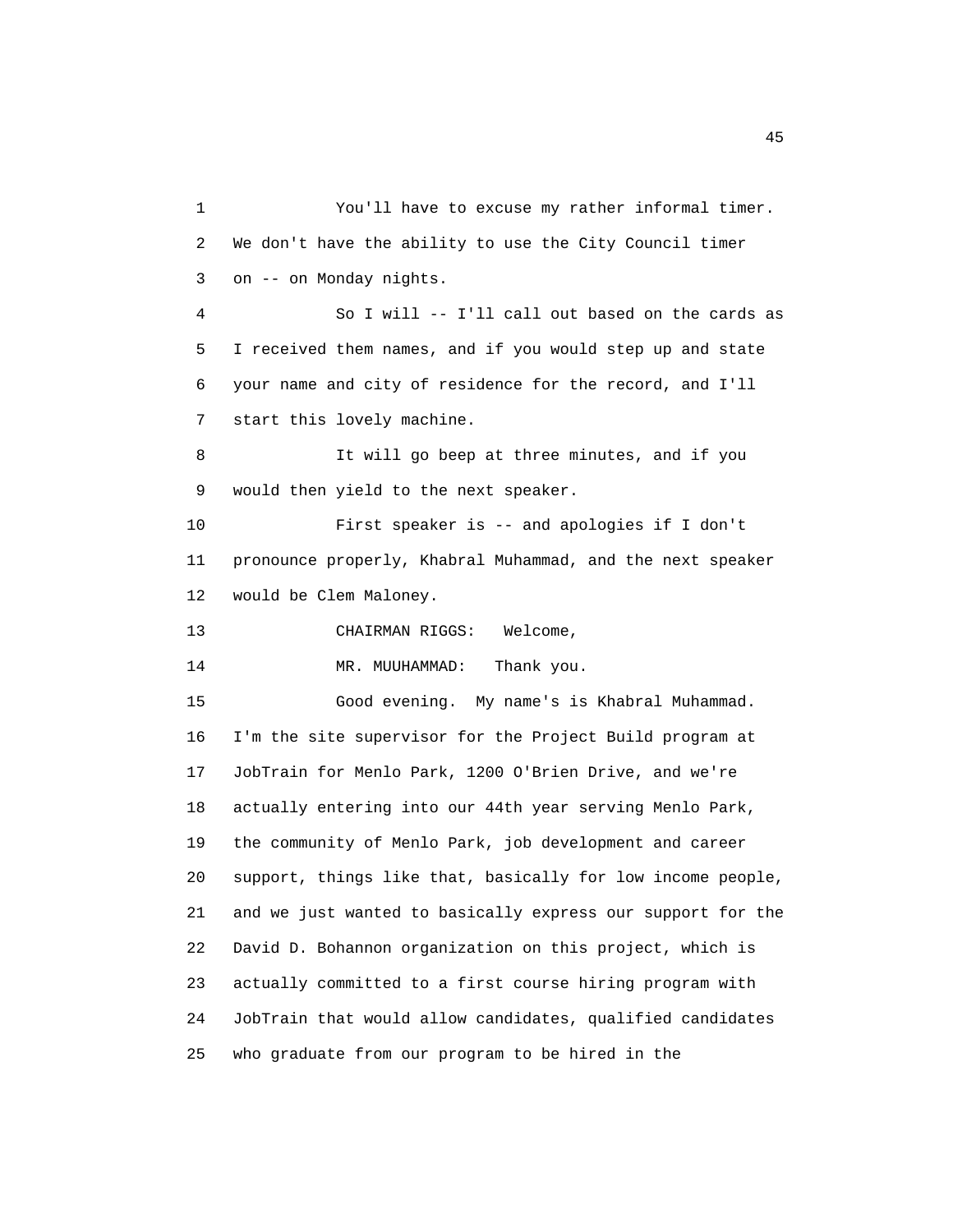You'll have to excuse my rather informal timer. We don't have the ability to use the City Council timer on -- on Monday nights.

So I will -- I'll call out based on the cards as I received them names, and if you would step up and state your name and city of residence for the record, and I'll start this lovely machine.

It will go beep at three minutes, and if you would then yield to the next speaker.

First speaker is -- and apologies if I don't pronounce properly, Khabral Muhammad, and the next speaker would be Clem Maloney.

CHAIRMAN RIGGS: Welcome,

MR. MUUHAMMAD: Thank you.

Good evening. My name's is Khabral Muhammad. I'm the site supervisor for the Project Build program at JobTrain for Menlo Park, 1200 O'Brien Drive, and we're actually entering into our 44th year serving Menlo Park, the community of Menlo Park, job development and career support, things like that, basically for low income people, and we just wanted to basically express our support for the David D. Bohannon organization on this project, which is actually committed to a first course hiring program with JobTrain that would allow candidates, qualified candidates who graduate from our program to be hired in the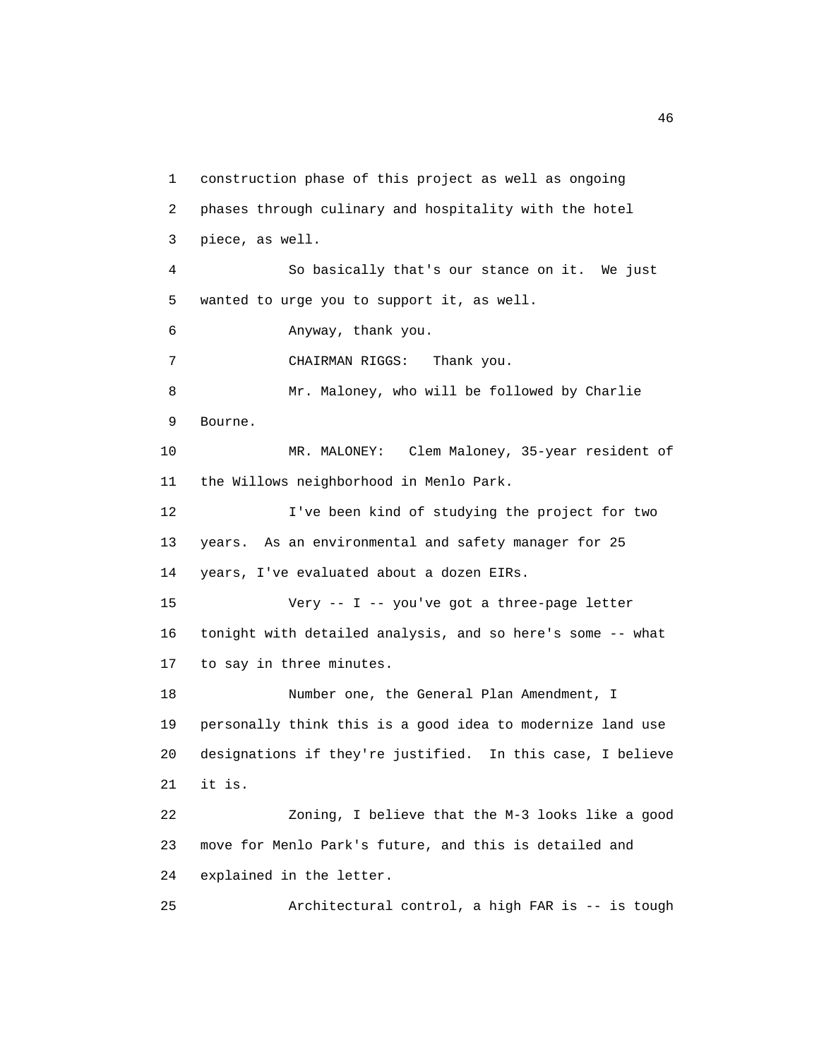construction phase of this project as well as ongoing phases through culinary and hospitality with the hotel piece, as well.

So basically that's our stance on it. We just wanted to urge you to support it, as well.

Anyway, thank you.

CHAIRMAN RIGGS: Thank you.

Mr. Maloney, who will be followed by Charlie Bourne.

MR. MALONEY: Clem Maloney, 35-year resident of the Willows neighborhood in Menlo Park.

I've been kind of studying the project for two years. As an environmental and safety manager for 25 years, I've evaluated about a dozen EIRs.

Very -- I -- you've got a three-page letter tonight with detailed analysis, and so here's some -- what to say in three minutes.

Number one, the General Plan Amendment, I personally think this is a good idea to modernize land use designations if they're justified. In this case, I believe it is.

Zoning, I believe that the M-3 looks like a good move for Menlo Park's future, and this is detailed and explained in the letter.

Architectural control, a high FAR is -- is tough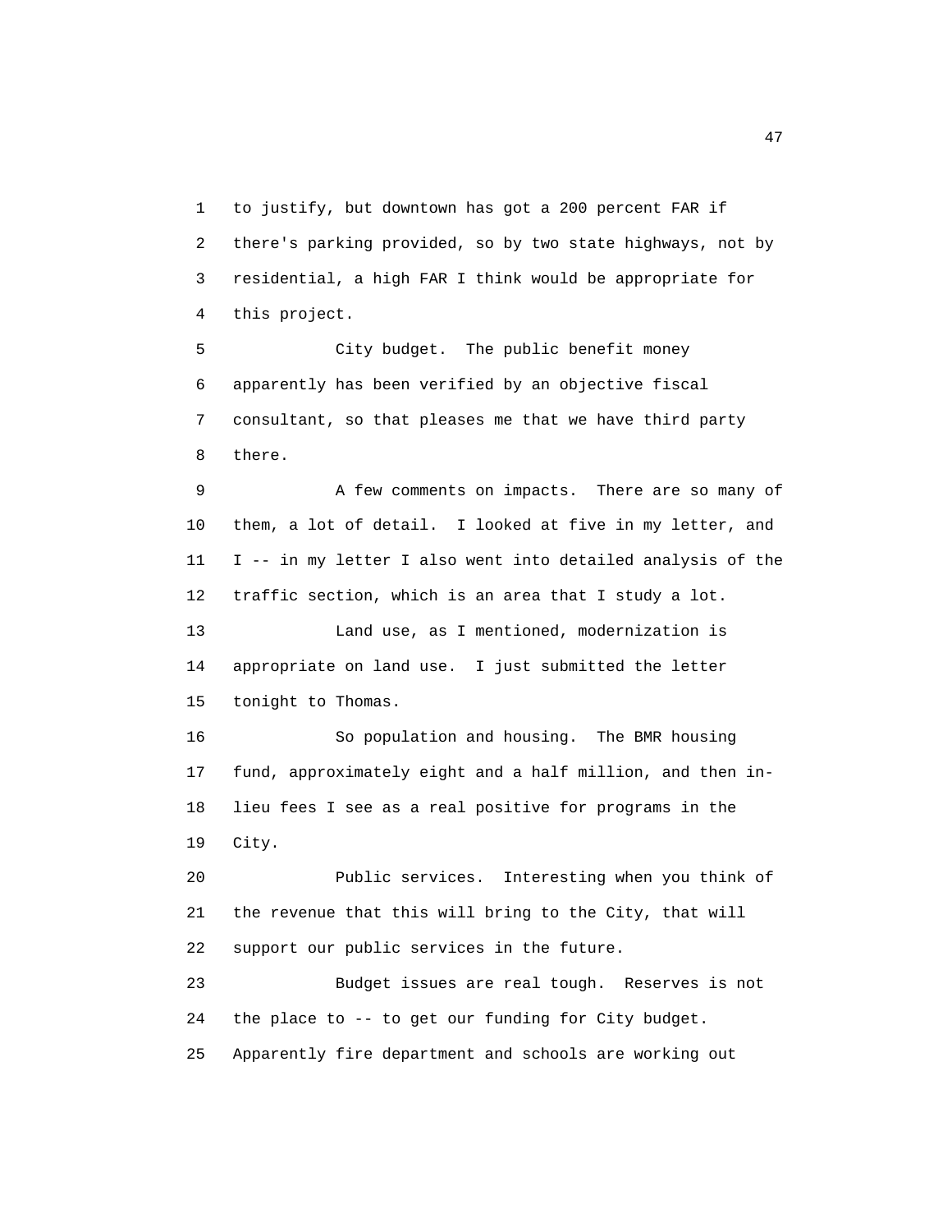to justify, but downtown has got a 200 percent FAR if there's parking provided, so by two state highways, not by residential, a high FAR I think would be appropriate for this project.

City budget. The public benefit money apparently has been verified by an objective fiscal consultant, so that pleases me that we have third party there.

A few comments on impacts. There are so many of them, a lot of detail. I looked at five in my letter, and I -- in my letter I also went into detailed analysis of the traffic section, which is an area that I study a lot.

Land use, as I mentioned, modernization is appropriate on land use. I just submitted the letter tonight to Thomas.

So population and housing. The BMR housing fund, approximately eight and a half million, and then in-lieu fees I see as a real positive for programs in the City.

Public services. Interesting when you think of the revenue that this will bring to the City, that will support our public services in the future.

Budget issues are real tough. Reserves is not the place to -- to get our funding for City budget. Apparently fire department and schools are working out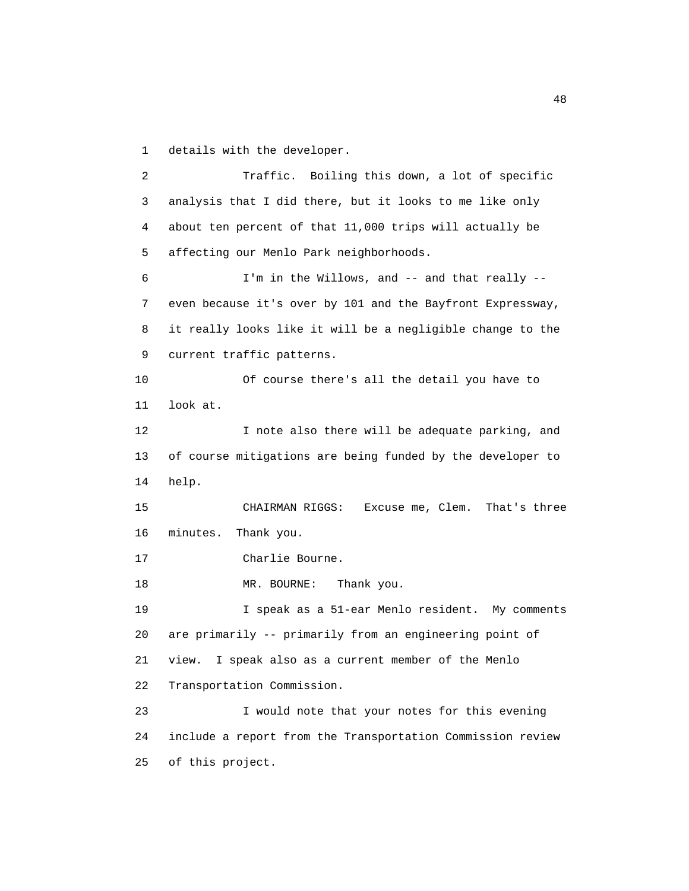1 details with the developer.

2 Traffic. Boiling this down, a lot of specific
3 analysis that I did there, but it looks to me like only
4 about ten percent of that 11,000 trips will actually be
5 affecting our Menlo Park neighborhoods.

6 I'm in the Willows, and -- and that really --
7 even because it's over by 101 and the Bayfront Expressway,
8 it really looks like it will be a negligible change to the
9 current traffic patterns.

10 Of course there's all the detail you have to
11 look at.

12 I note also there will be adequate parking, and
13 of course mitigations are being funded by the developer to
14 help.

15 CHAIRMAN RIGGS: Excuse me, Clem. That's three
16 minutes. Thank you.

17 Charlie Bourne.

18 MR. BOURNE: Thank you.

19 I speak as a 51-ear Menlo resident. My comments
20 are primarily -- primarily from an engineering point of
21 view. I speak also as a current member of the Menlo
22 Transportation Commission.

23 I would note that your notes for this evening
24 include a report from the Transportation Commission review
25 of this project.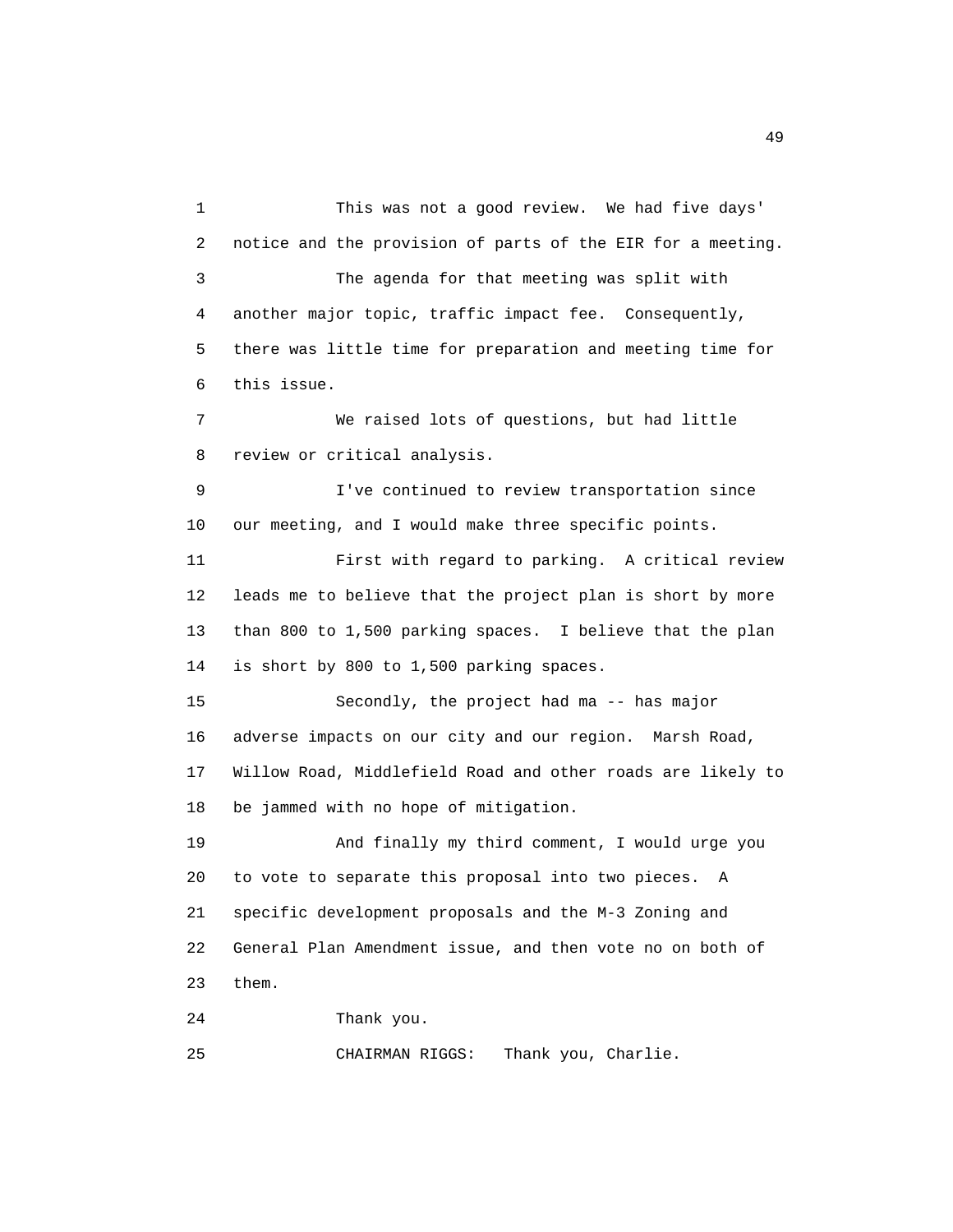This was not a good review. We had five days' notice and the provision of parts of the EIR for a meeting.

The agenda for that meeting was split with another major topic, traffic impact fee. Consequently, there was little time for preparation and meeting time for this issue.

We raised lots of questions, but had little review or critical analysis.

I've continued to review transportation since our meeting, and I would make three specific points.

First with regard to parking. A critical review leads me to believe that the project plan is short by more than 800 to 1,500 parking spaces. I believe that the plan is short by 800 to 1,500 parking spaces.

Secondly, the project had ma -- has major adverse impacts on our city and our region. Marsh Road, Willow Road, Middlefield Road and other roads are likely to be jammed with no hope of mitigation.

And finally my third comment, I would urge you to vote to separate this proposal into two pieces. A specific development proposals and the M-3 Zoning and General Plan Amendment issue, and then vote no on both of them.

Thank you.

CHAIRMAN RIGGS: Thank you, Charlie.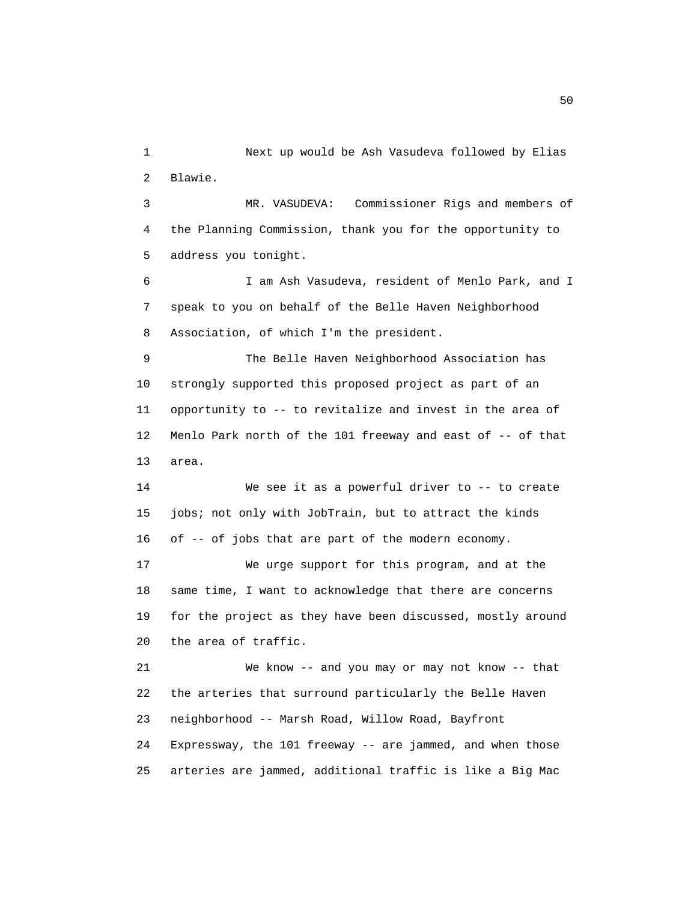Next up would be Ash Vasudeva followed by Elias Blawie.

MR. VASUDEVA: Commissioner Rigs and members of the Planning Commission, thank you for the opportunity to address you tonight.

I am Ash Vasudeva, resident of Menlo Park, and I speak to you on behalf of the Belle Haven Neighborhood Association, of which I'm the president.

The Belle Haven Neighborhood Association has strongly supported this proposed project as part of an opportunity to -- to revitalize and invest in the area of Menlo Park north of the 101 freeway and east of -- of that area.

We see it as a powerful driver to -- to create jobs; not only with JobTrain, but to attract the kinds of -- of jobs that are part of the modern economy.

We urge support for this program, and at the same time, I want to acknowledge that there are concerns for the project as they have been discussed, mostly around the area of traffic.

We know -- and you may or may not know -- that the arteries that surround particularly the Belle Haven neighborhood -- Marsh Road, Willow Road, Bayfront Expressway, the 101 freeway -- are jammed, and when those arteries are jammed, additional traffic is like a Big Mac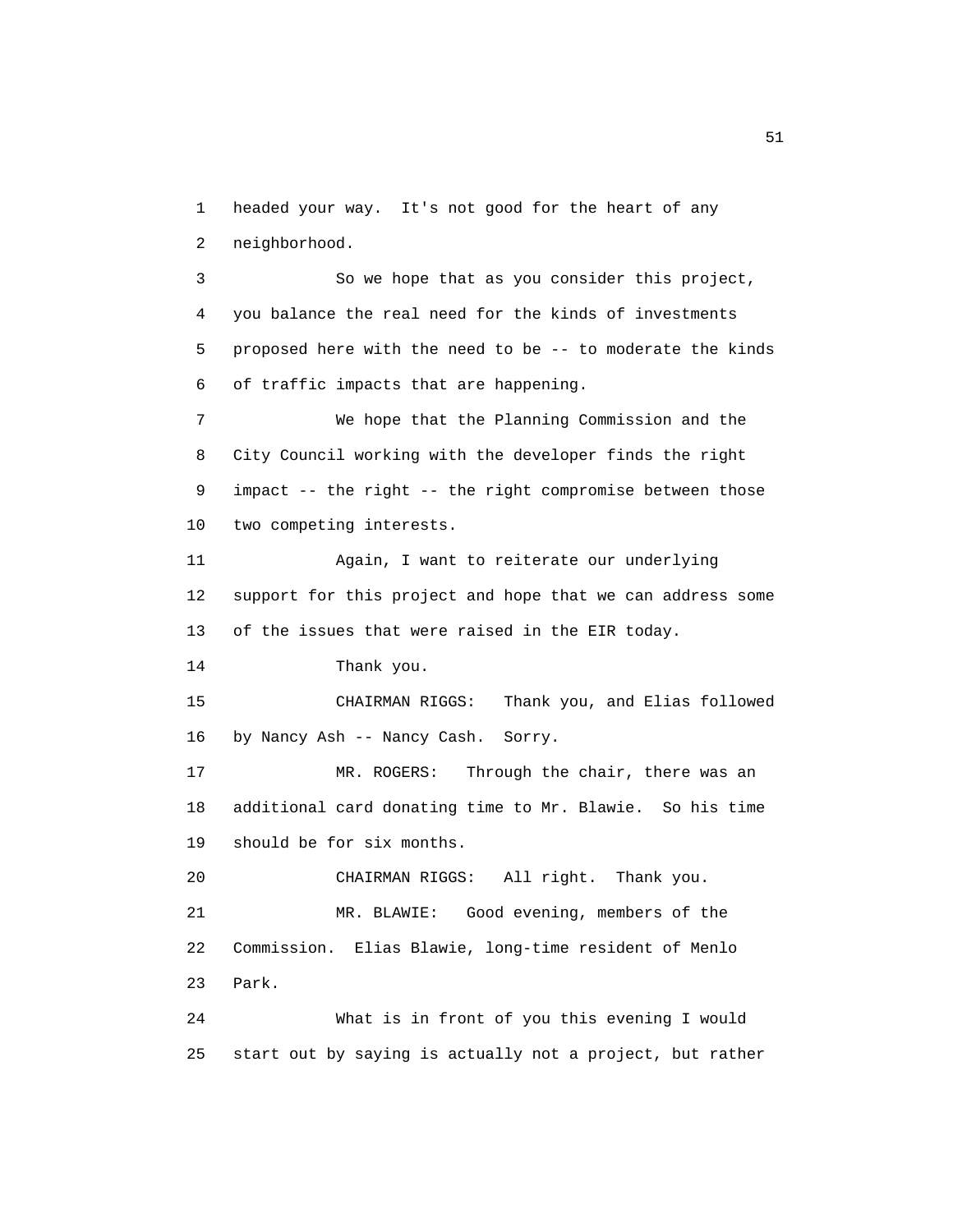1 headed your way. It's not good for the heart of any
2 neighborhood.

3 So we hope that as you consider this project,
4 you balance the real need for the kinds of investments
5 proposed here with the need to be -- to moderate the kinds
6 of traffic impacts that are happening.

7 We hope that the Planning Commission and the
8 City Council working with the developer finds the right
9 impact -- the right -- the right compromise between those
10 two competing interests.

11 Again, I want to reiterate our underlying
12 support for this project and hope that we can address some
13 of the issues that were raised in the EIR today.

14 Thank you.

15 CHAIRMAN RIGGS: Thank you, and Elias followed
16 by Nancy Ash -- Nancy Cash. Sorry.

17 MR. ROGERS: Through the chair, there was an
18 additional card donating time to Mr. Blawie. So his time
19 should be for six months.

20 CHAIRMAN RIGGS: All right. Thank you.

21 MR. BLAWIE: Good evening, members of the
22 Commission. Elias Blawie, long-time resident of Menlo
23 Park.

24 What is in front of you this evening I would
25 start out by saying is actually not a project, but rather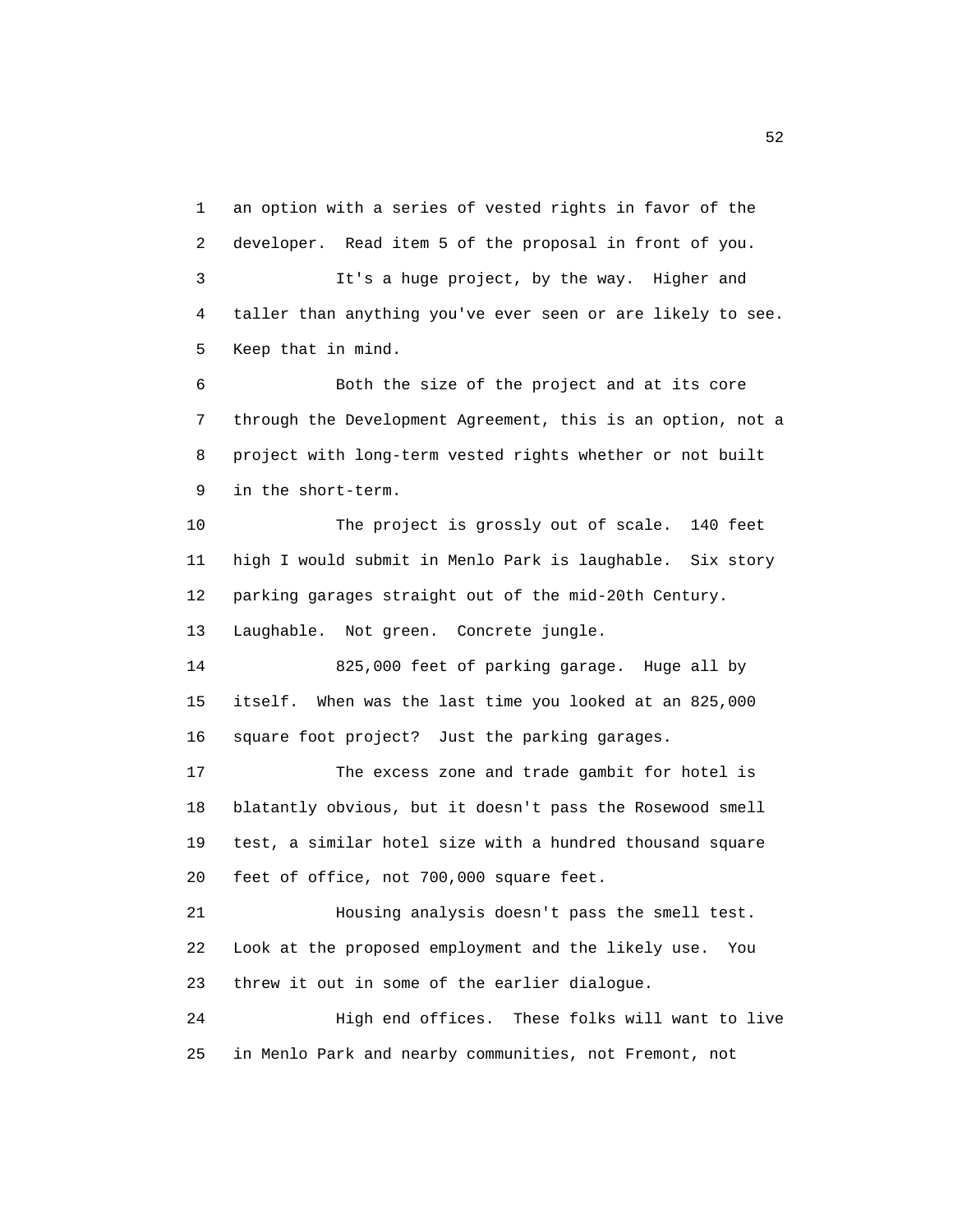an option with a series of vested rights in favor of the developer. Read item 5 of the proposal in front of you.

It's a huge project, by the way. Higher and taller than anything you've ever seen or are likely to see. Keep that in mind.

Both the size of the project and at its core through the Development Agreement, this is an option, not a project with long-term vested rights whether or not built in the short-term.

The project is grossly out of scale. 140 feet high I would submit in Menlo Park is laughable. Six story parking garages straight out of the mid-20th Century. Laughable. Not green. Concrete jungle.

825,000 feet of parking garage. Huge all by itself. When was the last time you looked at an 825,000 square foot project? Just the parking garages.

The excess zone and trade gambit for hotel is blatantly obvious, but it doesn't pass the Rosewood smell test, a similar hotel size with a hundred thousand square feet of office, not 700,000 square feet.

Housing analysis doesn't pass the smell test. Look at the proposed employment and the likely use. You threw it out in some of the earlier dialogue.

High end offices. These folks will want to live in Menlo Park and nearby communities, not Fremont, not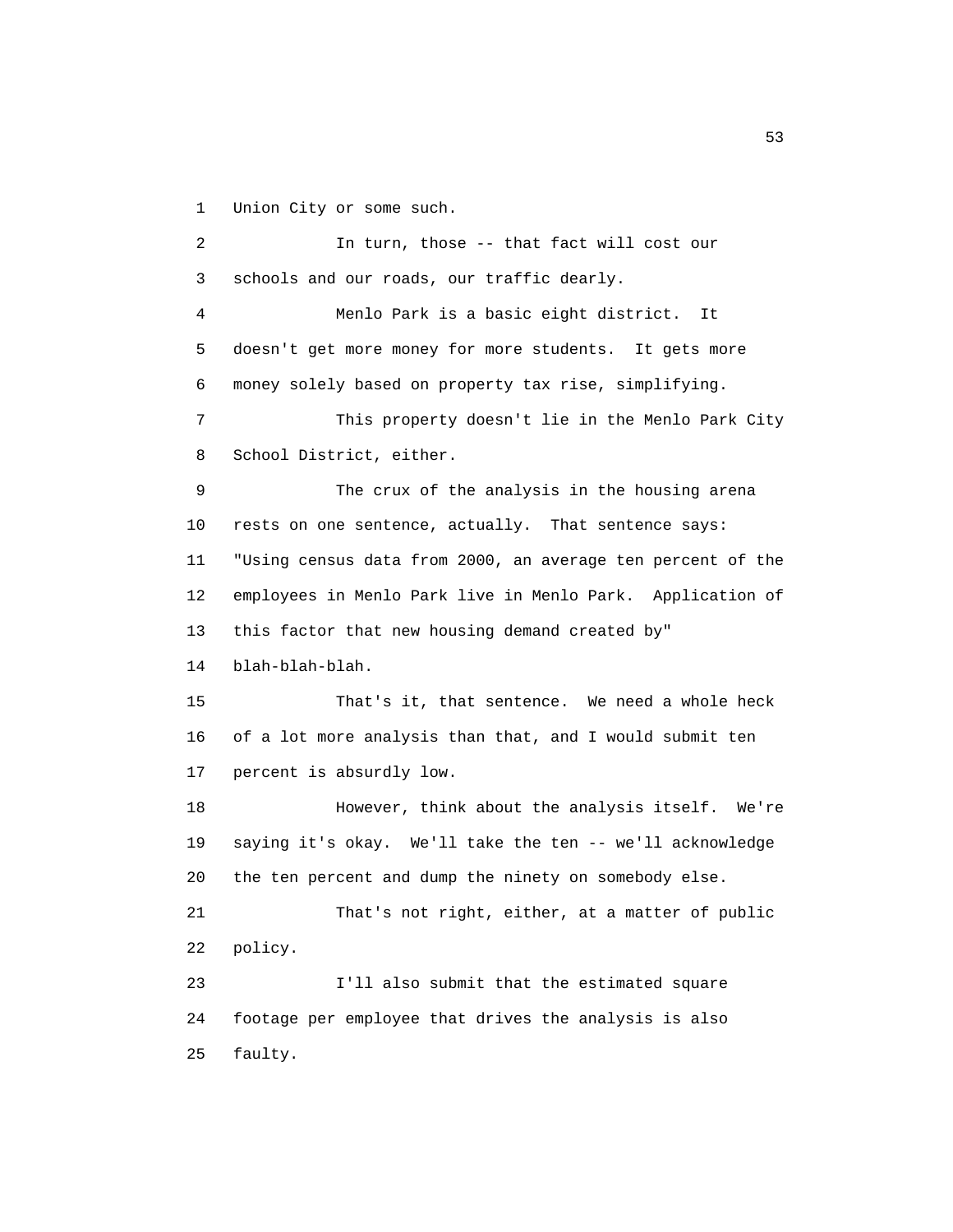Union City or some such.

In turn, those -- that fact will cost our schools and our roads, our traffic dearly.

Menlo Park is a basic eight district. It doesn't get more money for more students. It gets more money solely based on property tax rise, simplifying.

This property doesn't lie in the Menlo Park City School District, either.

The crux of the analysis in the housing arena rests on one sentence, actually. That sentence says: "Using census data from 2000, an average ten percent of the employees in Menlo Park live in Menlo Park. Application of this factor that new housing demand created by" blah-blah-blah.

That's it, that sentence. We need a whole heck of a lot more analysis than that, and I would submit ten percent is absurdly low.

However, think about the analysis itself. We're saying it's okay. We'll take the ten -- we'll acknowledge the ten percent and dump the ninety on somebody else.

That's not right, either, at a matter of public policy.

I'll also submit that the estimated square footage per employee that drives the analysis is also faulty.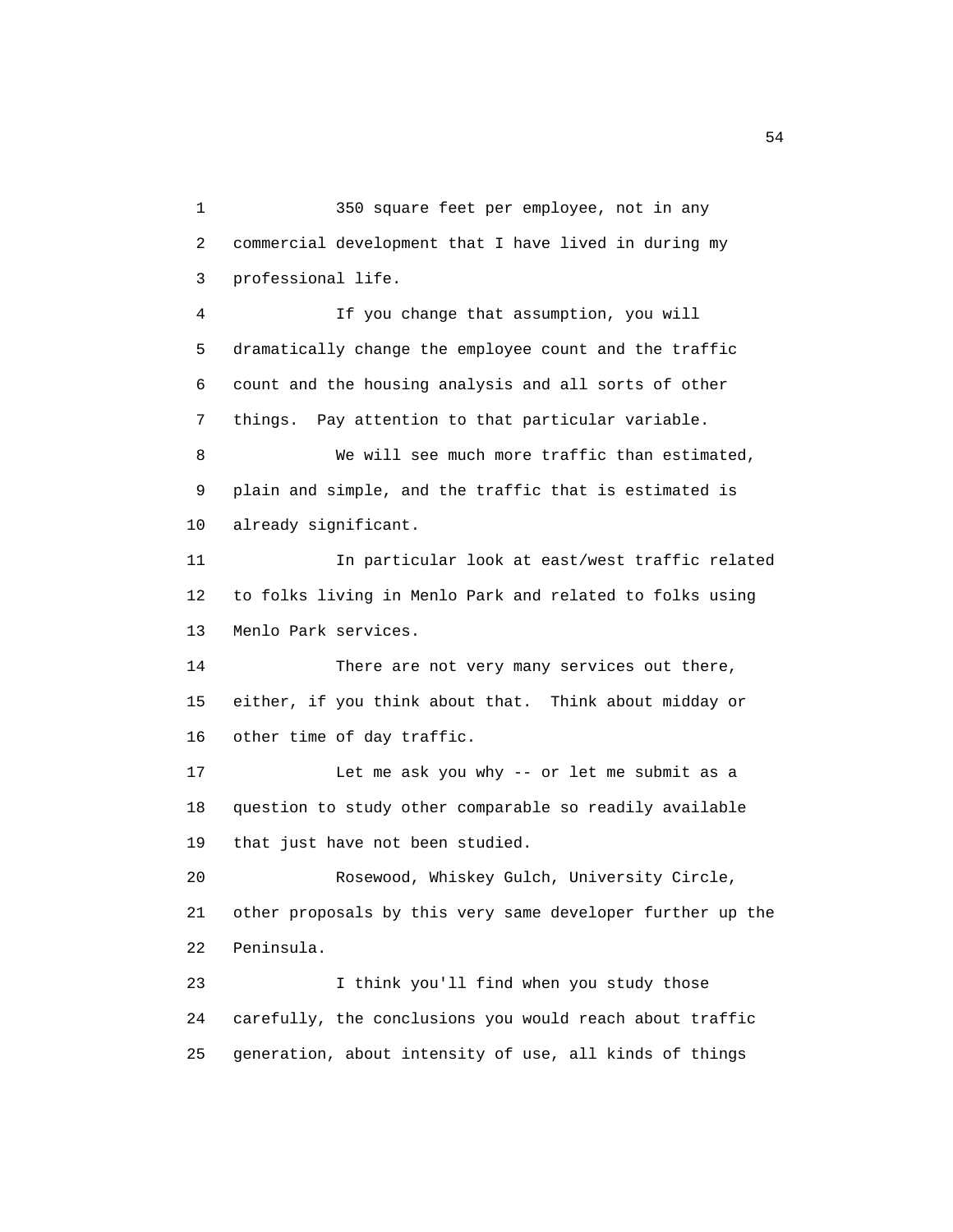350 square feet per employee, not in any commercial development that I have lived in during my professional life.

If you change that assumption, you will dramatically change the employee count and the traffic count and the housing analysis and all sorts of other things. Pay attention to that particular variable.

We will see much more traffic than estimated, plain and simple, and the traffic that is estimated is already significant.

In particular look at east/west traffic related to folks living in Menlo Park and related to folks using Menlo Park services.

There are not very many services out there, either, if you think about that. Think about midday or other time of day traffic.

Let me ask you why -- or let me submit as a question to study other comparable so readily available that just have not been studied.

Rosewood, Whiskey Gulch, University Circle, other proposals by this very same developer further up the Peninsula.

I think you'll find when you study those carefully, the conclusions you would reach about traffic generation, about intensity of use, all kinds of things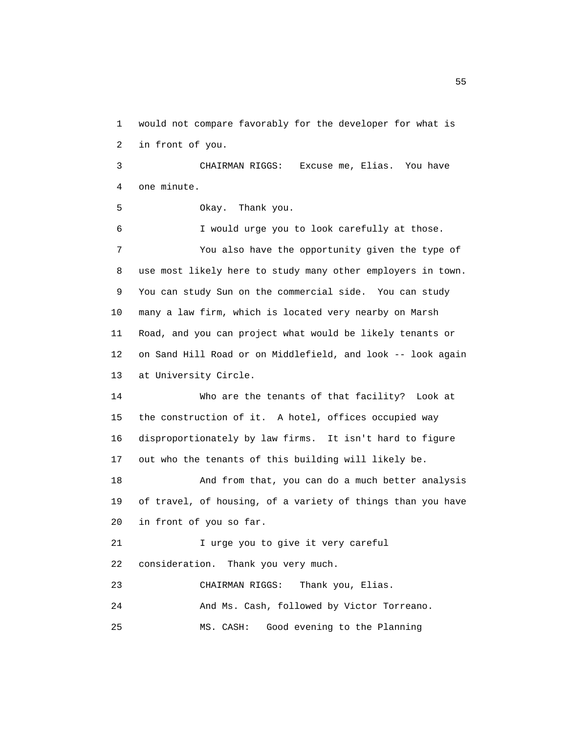1 would not compare favorably for the developer for what is
2 in front of you.

3 CHAIRMAN RIGGS: Excuse me, Elias. You have
4 one minute.

5 Okay. Thank you.

6 I would urge you to look carefully at those.

7 You also have the opportunity given the type of
8 use most likely here to study many other employers in town.
9 You can study Sun on the commercial side. You can study
10 many a law firm, which is located very nearby on Marsh
11 Road, and you can project what would be likely tenants or
12 on Sand Hill Road or on Middlefield, and look -- look again
13 at University Circle.

14 Who are the tenants of that facility? Look at
15 the construction of it. A hotel, offices occupied way
16 disproportionately by law firms. It isn't hard to figure
17 out who the tenants of this building will likely be.

18 And from that, you can do a much better analysis
19 of travel, of housing, of a variety of things than you have
20 in front of you so far.

21 I urge you to give it very careful
22 consideration. Thank you very much.

23 CHAIRMAN RIGGS: Thank you, Elias.

24 And Ms. Cash, followed by Victor Torreano.

25 MS. CASH: Good evening to the Planning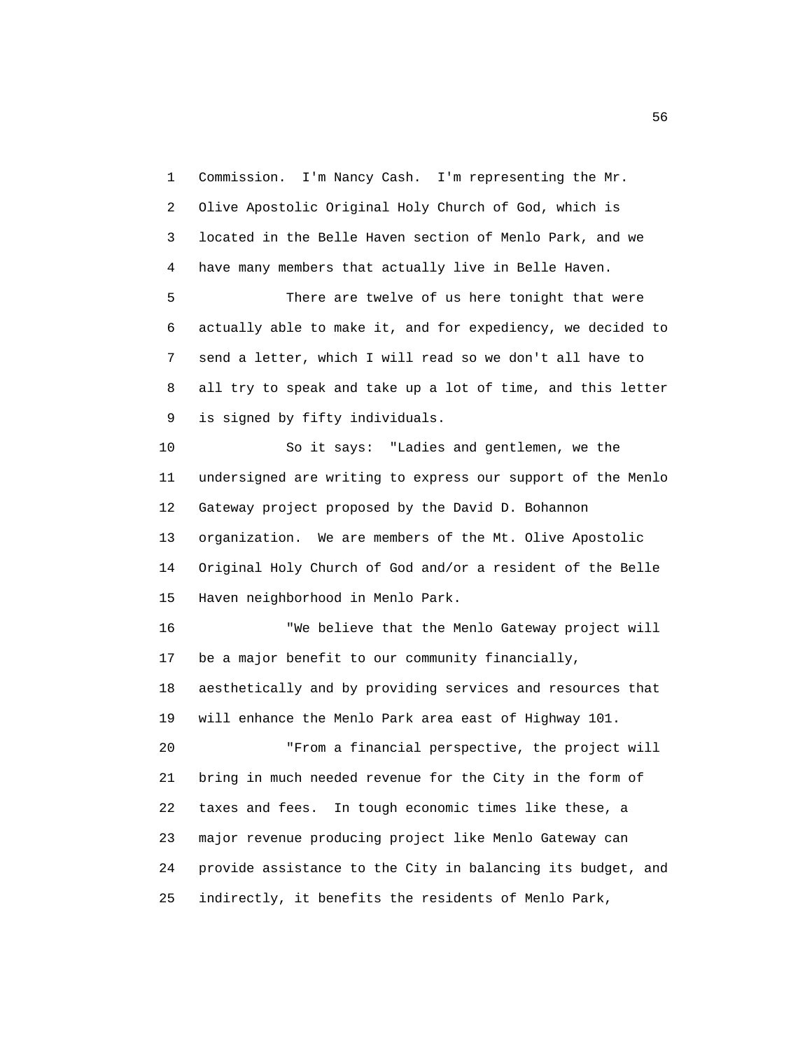1 Commission. I'm Nancy Cash. I'm representing the Mr.
2 Olive Apostolic Original Holy Church of God, which is
3 located in the Belle Haven section of Menlo Park, and we
4 have many members that actually live in Belle Haven.
5 There are twelve of us here tonight that were
6 actually able to make it, and for expediency, we decided to
7 send a letter, which I will read so we don't all have to
8 all try to speak and take up a lot of time, and this letter
9 is signed by fifty individuals.
10 So it says: "Ladies and gentlemen, we the
11 undersigned are writing to express our support of the Menlo
12 Gateway project proposed by the David D. Bohannon
13 organization. We are members of the Mt. Olive Apostolic
14 Original Holy Church of God and/or a resident of the Belle
15 Haven neighborhood in Menlo Park.
16 "We believe that the Menlo Gateway project will
17 be a major benefit to our community financially,
18 aesthetically and by providing services and resources that
19 will enhance the Menlo Park area east of Highway 101.
20 "From a financial perspective, the project will
21 bring in much needed revenue for the City in the form of
22 taxes and fees. In tough economic times like these, a
23 major revenue producing project like Menlo Gateway can
24 provide assistance to the City in balancing its budget, and
25 indirectly, it benefits the residents of Menlo Park,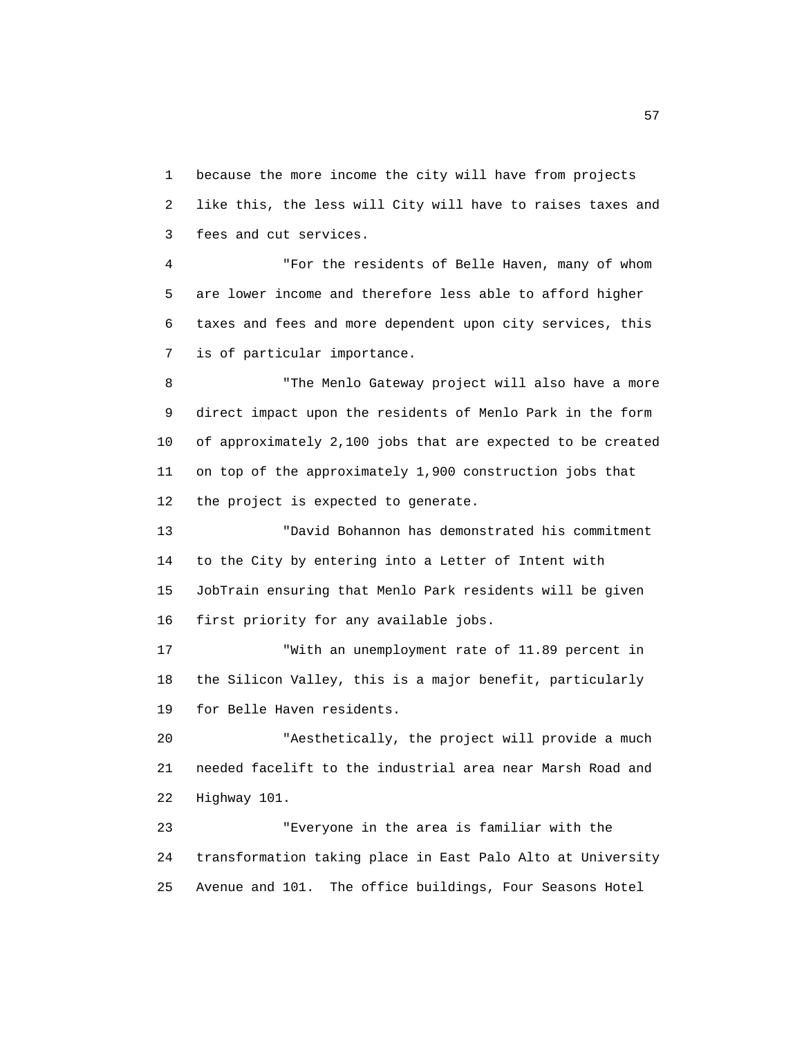because the more income the city will have from projects like this, the less will City will have to raises taxes and fees and cut services.

"For the residents of Belle Haven, many of whom are lower income and therefore less able to afford higher taxes and fees and more dependent upon city services, this is of particular importance.

"The Menlo Gateway project will also have a more direct impact upon the residents of Menlo Park in the form of approximately 2,100 jobs that are expected to be created on top of the approximately 1,900 construction jobs that the project is expected to generate.

"David Bohannon has demonstrated his commitment to the City by entering into a Letter of Intent with JobTrain ensuring that Menlo Park residents will be given first priority for any available jobs.

"With an unemployment rate of 11.89 percent in the Silicon Valley, this is a major benefit, particularly for Belle Haven residents.

"Aesthetically, the project will provide a much needed facelift to the industrial area near Marsh Road and Highway 101.

"Everyone in the area is familiar with the transformation taking place in East Palo Alto at University Avenue and 101. The office buildings, Four Seasons Hotel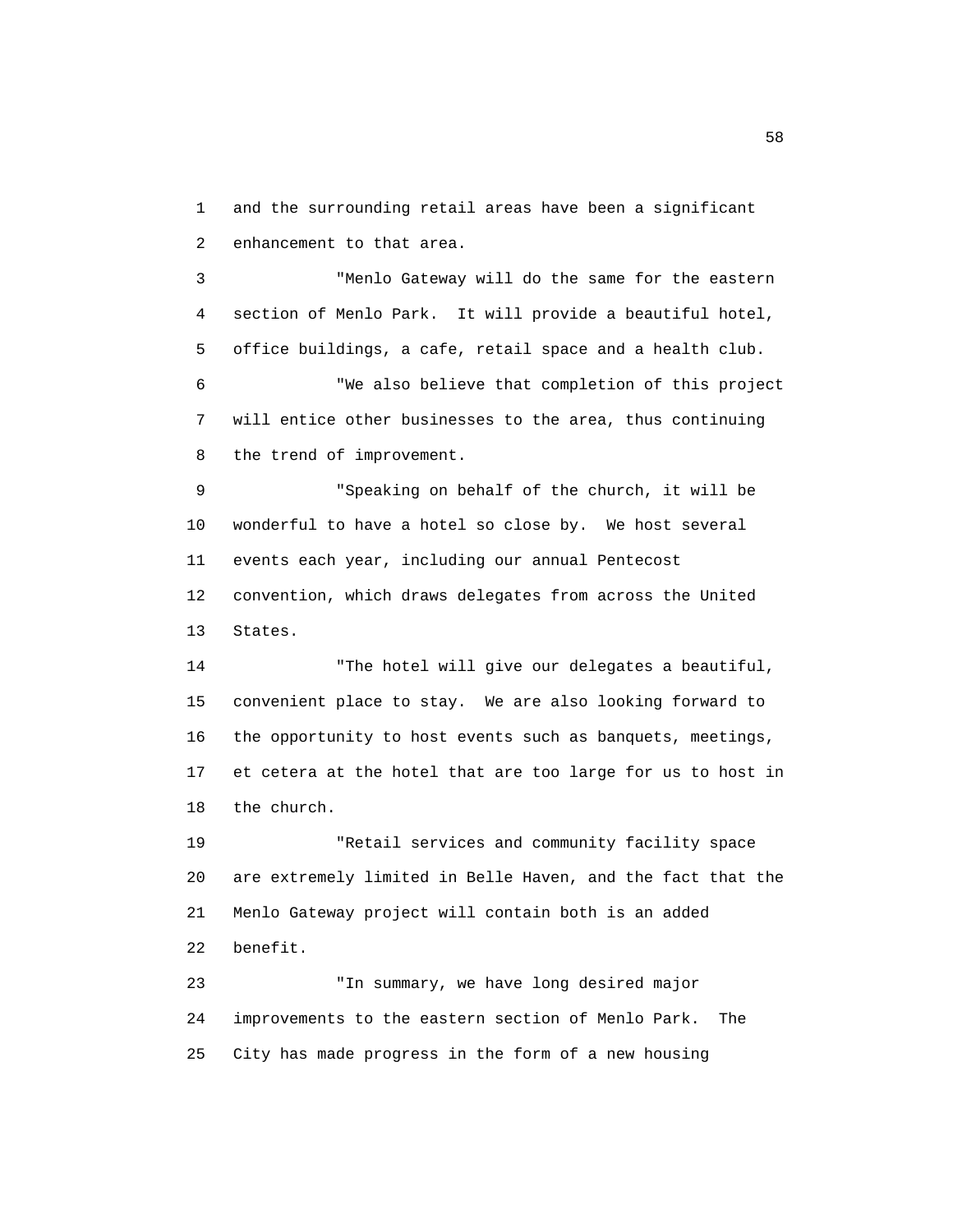and the surrounding retail areas have been a significant enhancement to that area.

"Menlo Gateway will do the same for the eastern section of Menlo Park. It will provide a beautiful hotel, office buildings, a cafe, retail space and a health club.

"We also believe that completion of this project will entice other businesses to the area, thus continuing the trend of improvement.

"Speaking on behalf of the church, it will be wonderful to have a hotel so close by. We host several events each year, including our annual Pentecost convention, which draws delegates from across the United States.

"The hotel will give our delegates a beautiful, convenient place to stay. We are also looking forward to the opportunity to host events such as banquets, meetings, et cetera at the hotel that are too large for us to host in the church.

"Retail services and community facility space are extremely limited in Belle Haven, and the fact that the Menlo Gateway project will contain both is an added benefit.

"In summary, we have long desired major improvements to the eastern section of Menlo Park. The City has made progress in the form of a new housing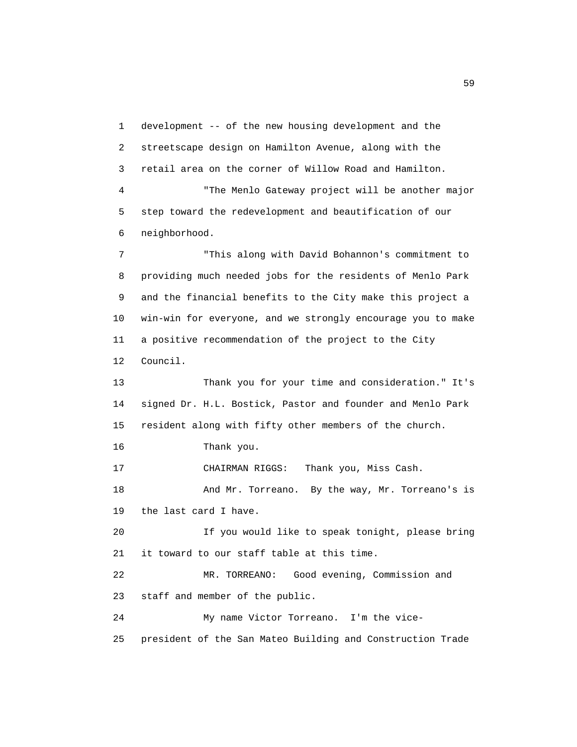1 development -- of the new housing development and the
2 streetscape design on Hamilton Avenue, along with the
3 retail area on the corner of Willow Road and Hamilton.
4 "The Menlo Gateway project will be another major
5 step toward the redevelopment and beautification of our
6 neighborhood.
7 "This along with David Bohannon's commitment to
8 providing much needed jobs for the residents of Menlo Park
9 and the financial benefits to the City make this project a
10 win-win for everyone, and we strongly encourage you to make
11 a positive recommendation of the project to the City
12 Council.
13 Thank you for your time and consideration." It's
14 signed Dr. H.L. Bostick, Pastor and founder and Menlo Park
15 resident along with fifty other members of the church.
16 Thank you.
17 CHAIRMAN RIGGS: Thank you, Miss Cash.
18 And Mr. Torreano. By the way, Mr. Torreano's is
19 the last card I have.
20 If you would like to speak tonight, please bring
21 it toward to our staff table at this time.
22 MR. TORREANO: Good evening, Commission and
23 staff and member of the public.
24 My name Victor Torreano. I'm the vice-
25 president of the San Mateo Building and Construction Trade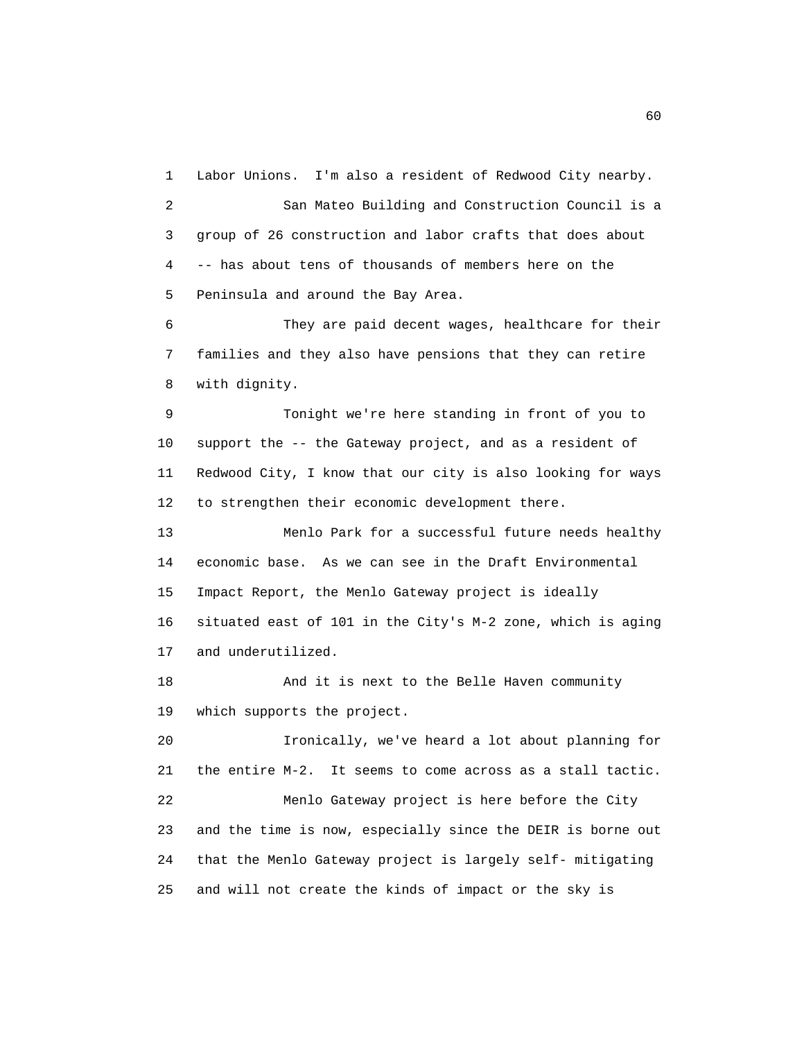Labor Unions. I'm also a resident of Redwood City nearby.

San Mateo Building and Construction Council is a group of 26 construction and labor crafts that does about -- has about tens of thousands of members here on the Peninsula and around the Bay Area.

They are paid decent wages, healthcare for their families and they also have pensions that they can retire with dignity.

Tonight we're here standing in front of you to support the -- the Gateway project, and as a resident of Redwood City, I know that our city is also looking for ways to strengthen their economic development there.

Menlo Park for a successful future needs healthy economic base. As we can see in the Draft Environmental Impact Report, the Menlo Gateway project is ideally situated east of 101 in the City's M-2 zone, which is aging and underutilized.

And it is next to the Belle Haven community which supports the project.

Ironically, we've heard a lot about planning for the entire M-2. It seems to come across as a stall tactic.

Menlo Gateway project is here before the City and the time is now, especially since the DEIR is borne out that the Menlo Gateway project is largely self- mitigating and will not create the kinds of impact or the sky is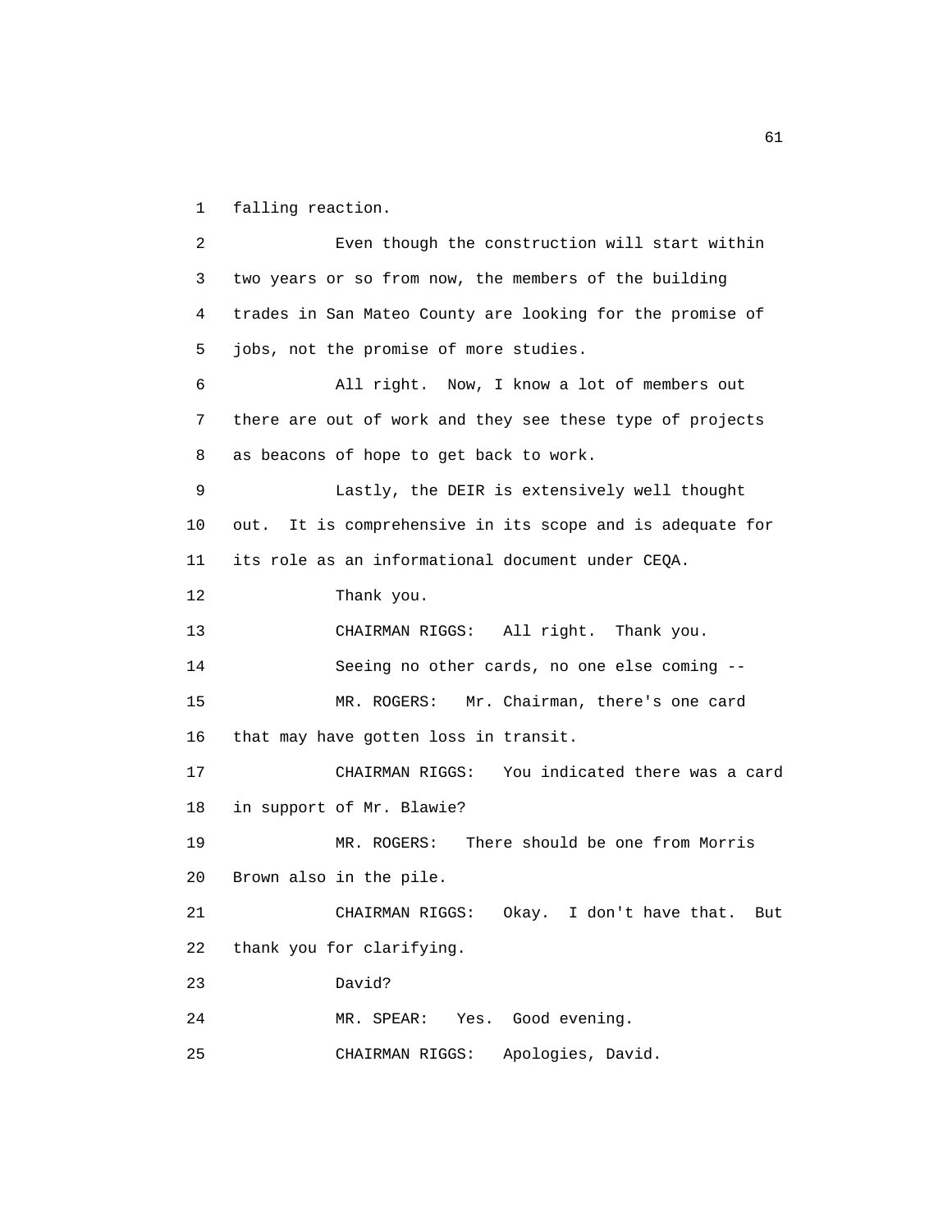1 falling reaction.

2 Even though the construction will start within
3 two years or so from now, the members of the building
4 trades in San Mateo County are looking for the promise of
5 jobs, not the promise of more studies.

6 All right. Now, I know a lot of members out
7 there are out of work and they see these type of projects
8 as beacons of hope to get back to work.

9 Lastly, the DEIR is extensively well thought
10 out. It is comprehensive in its scope and is adequate for
11 its role as an informational document under CEQA.

12 Thank you.

13 CHAIRMAN RIGGS: All right. Thank you.

14 Seeing no other cards, no one else coming --

15 MR. ROGERS: Mr. Chairman, there's one card
16 that may have gotten loss in transit.

17 CHAIRMAN RIGGS: You indicated there was a card
18 in support of Mr. Blawie?

19 MR. ROGERS: There should be one from Morris
20 Brown also in the pile.

21 CHAIRMAN RIGGS: Okay. I don't have that. But
22 thank you for clarifying.

23 David?

24 MR. SPEAR: Yes. Good evening.

25 CHAIRMAN RIGGS: Apologies, David.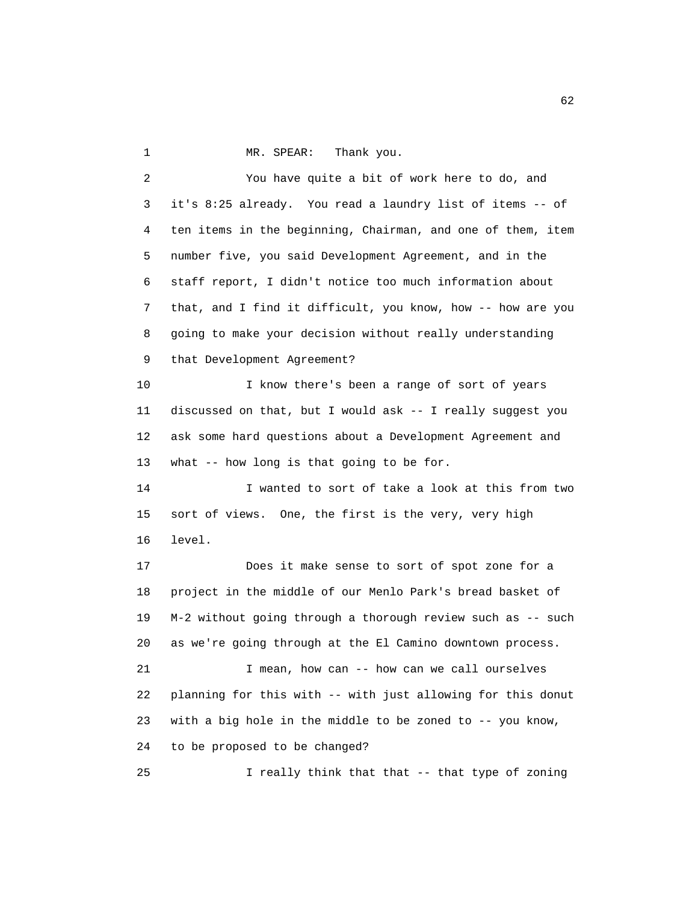MR. SPEAR: Thank you.

You have quite a bit of work here to do, and it's 8:25 already. You read a laundry list of items -- of ten items in the beginning, Chairman, and one of them, item number five, you said Development Agreement, and in the staff report, I didn't notice too much information about that, and I find it difficult, you know, how -- how are you going to make your decision without really understanding that Development Agreement?

I know there's been a range of sort of years discussed on that, but I would ask -- I really suggest you ask some hard questions about a Development Agreement and what -- how long is that going to be for.

I wanted to sort of take a look at this from two sort of views. One, the first is the very, very high level.

Does it make sense to sort of spot zone for a project in the middle of our Menlo Park's bread basket of M-2 without going through a thorough review such as -- such as we're going through at the El Camino downtown process.

I mean, how can -- how can we call ourselves planning for this with -- with just allowing for this donut with a big hole in the middle to be zoned to -- you know, to be proposed to be changed?

I really think that that -- that type of zoning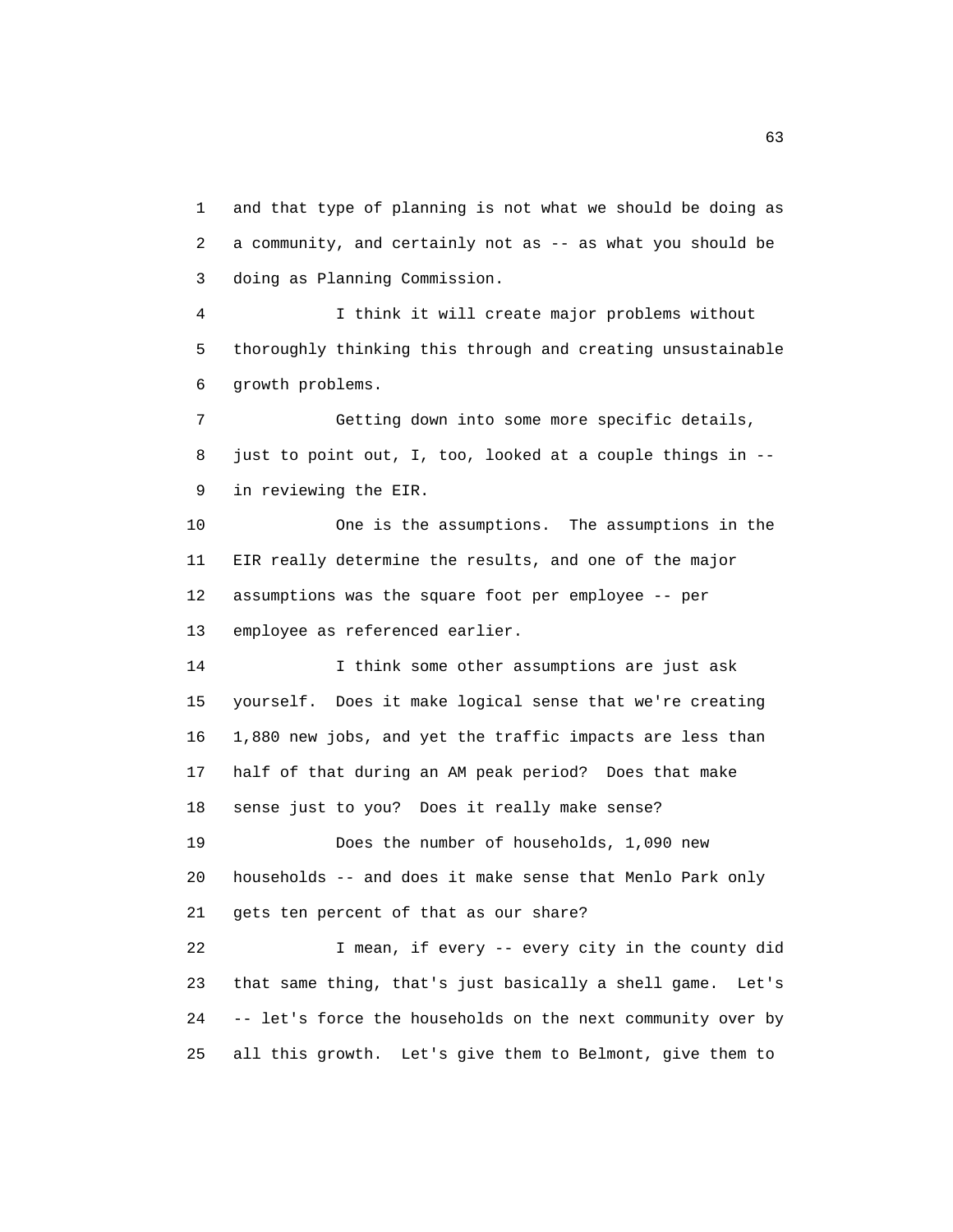and that type of planning is not what we should be doing as a community, and certainly not as -- as what you should be doing as Planning Commission.

I think it will create major problems without thoroughly thinking this through and creating unsustainable growth problems.

Getting down into some more specific details, just to point out, I, too, looked at a couple things in -- in reviewing the EIR.

One is the assumptions. The assumptions in the EIR really determine the results, and one of the major assumptions was the square foot per employee -- per employee as referenced earlier.

I think some other assumptions are just ask yourself. Does it make logical sense that we're creating 1,880 new jobs, and yet the traffic impacts are less than half of that during an AM peak period? Does that make sense just to you? Does it really make sense?

Does the number of households, 1,090 new households -- and does it make sense that Menlo Park only gets ten percent of that as our share?

I mean, if every -- every city in the county did that same thing, that's just basically a shell game. Let's -- let's force the households on the next community over by all this growth. Let's give them to Belmont, give them to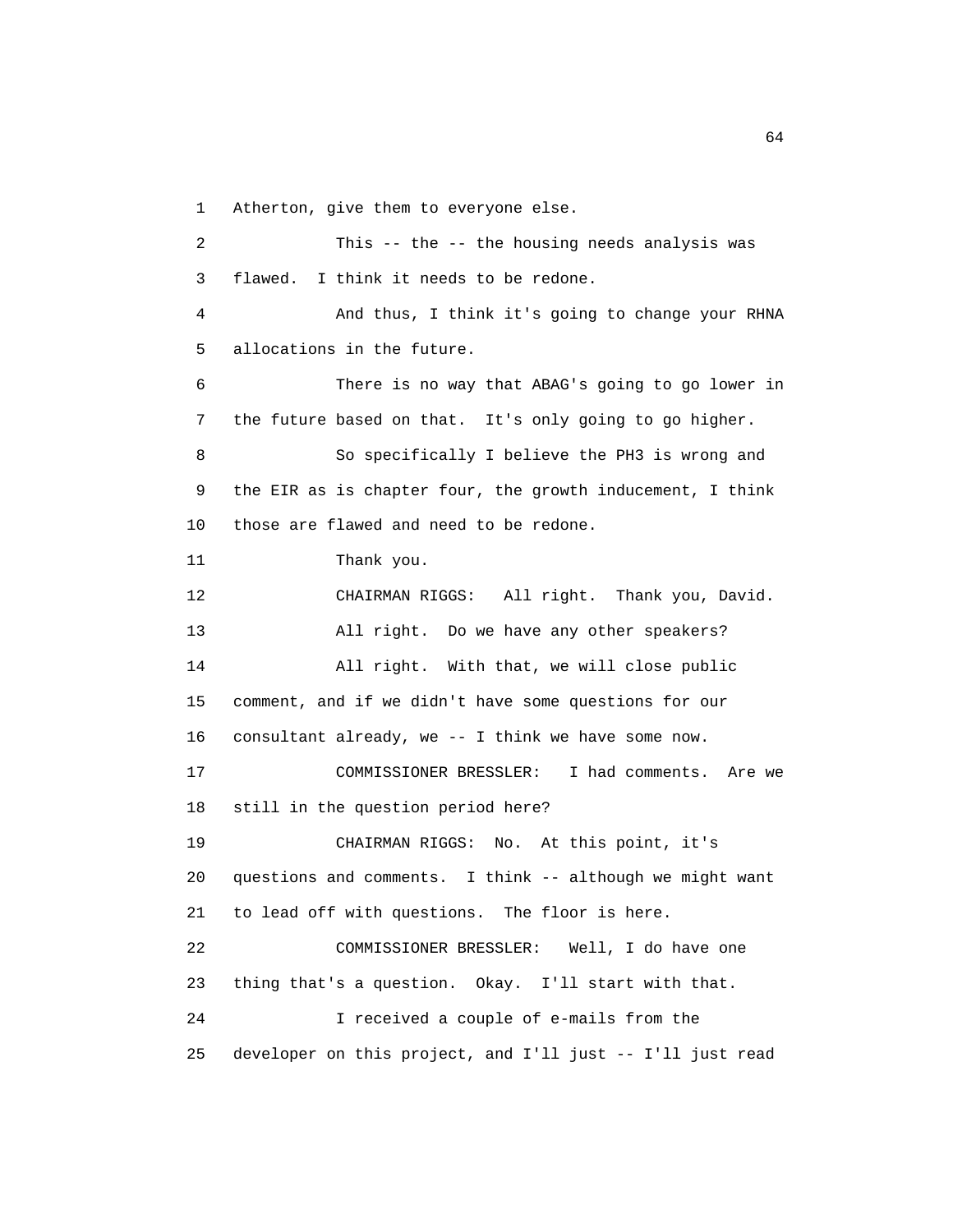Atherton, give them to everyone else.

This -- the -- the housing needs analysis was flawed. I think it needs to be redone.

And thus, I think it's going to change your RHNA allocations in the future.

There is no way that ABAG's going to go lower in the future based on that. It's only going to go higher.

So specifically I believe the PH3 is wrong and the EIR as is chapter four, the growth inducement, I think those are flawed and need to be redone.

Thank you.

CHAIRMAN RIGGS: All right. Thank you, David.

All right. Do we have any other speakers?

All right. With that, we will close public comment, and if we didn't have some questions for our consultant already, we -- I think we have some now.

COMMISSIONER BRESSLER: I had comments. Are we still in the question period here?

CHAIRMAN RIGGS: No. At this point, it's questions and comments. I think -- although we might want to lead off with questions. The floor is here.

COMMISSIONER BRESSLER: Well, I do have one thing that's a question. Okay. I'll start with that.

I received a couple of e-mails from the developer on this project, and I'll just -- I'll just read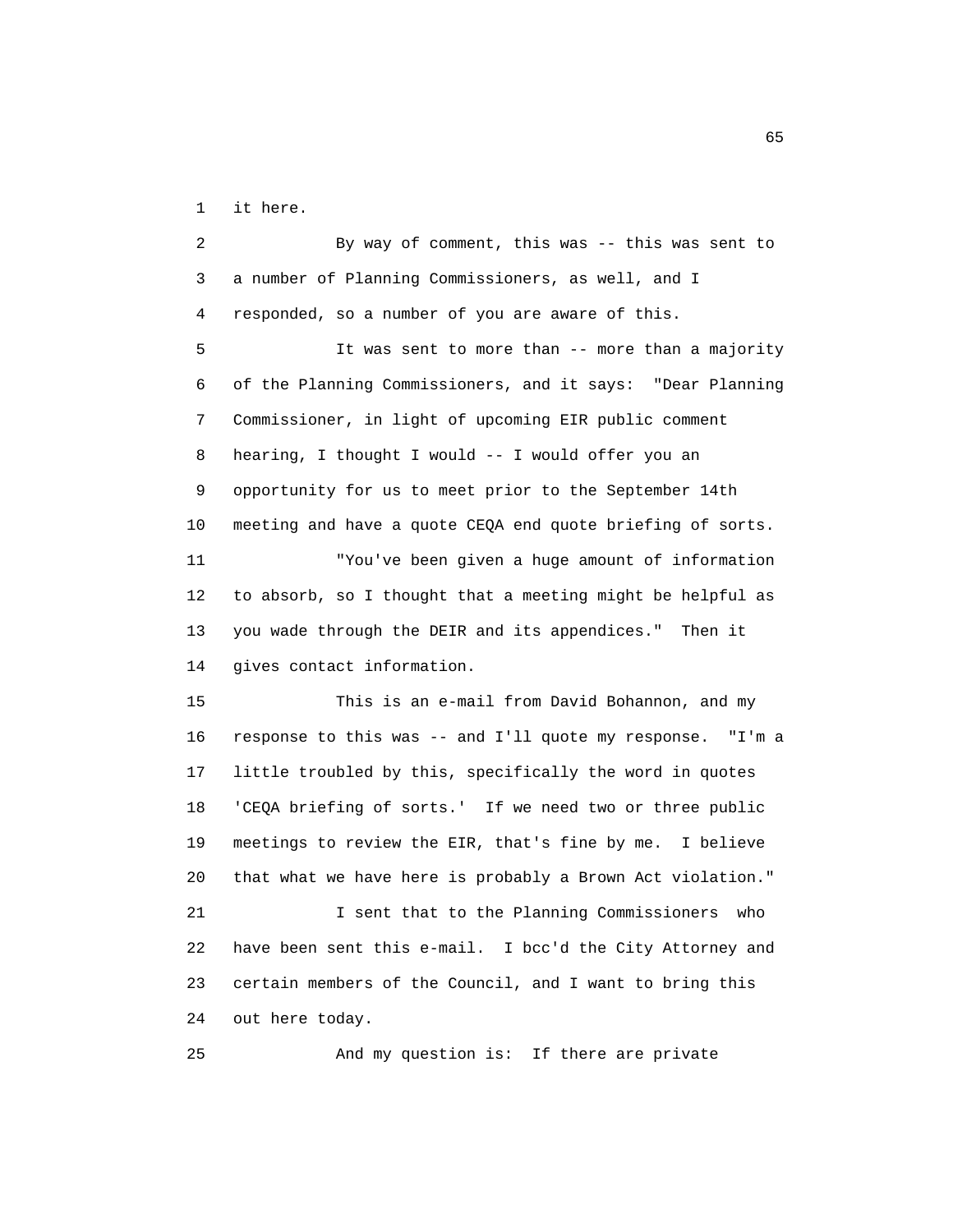1 it here.

2 By way of comment, this was -- this was sent to
3 a number of Planning Commissioners, as well, and I
4 responded, so a number of you are aware of this.

5 It was sent to more than -- more than a majority
6 of the Planning Commissioners, and it says: "Dear Planning
7 Commissioner, in light of upcoming EIR public comment
8 hearing, I thought I would -- I would offer you an
9 opportunity for us to meet prior to the September 14th
10 meeting and have a quote CEQA end quote briefing of sorts.

11 "You've been given a huge amount of information
12 to absorb, so I thought that a meeting might be helpful as
13 you wade through the DEIR and its appendices." Then it
14 gives contact information.

15 This is an e-mail from David Bohannon, and my
16 response to this was -- and I'll quote my response. "I'm a
17 little troubled by this, specifically the word in quotes
18 'CEQA briefing of sorts.' If we need two or three public
19 meetings to review the EIR, that's fine by me. I believe
20 that what we have here is probably a Brown Act violation."

21 I sent that to the Planning Commissioners who
22 have been sent this e-mail. I bcc'd the City Attorney and
23 certain members of the Council, and I want to bring this
24 out here today.

25 And my question is: If there are private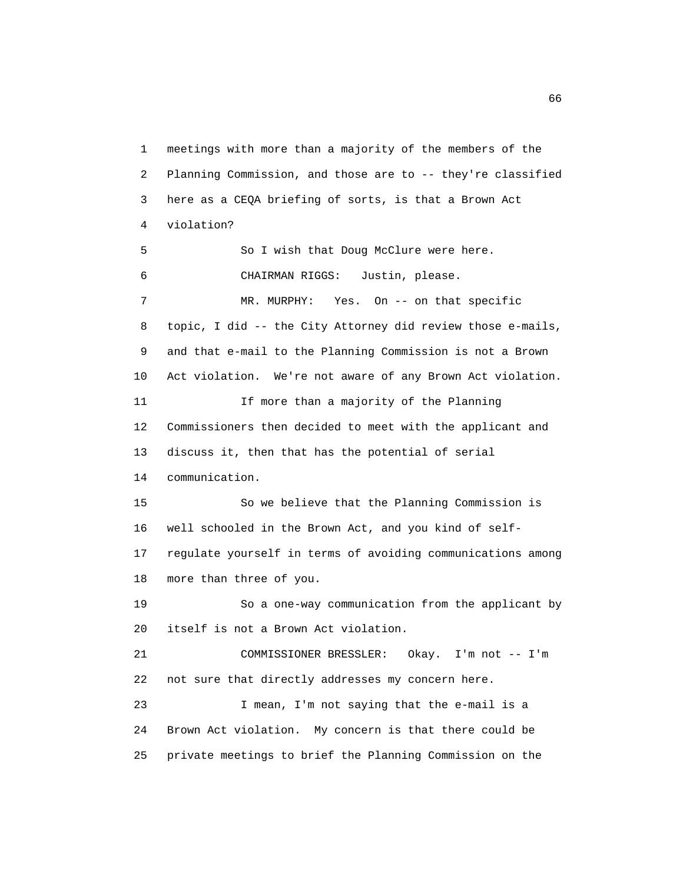meetings with more than a majority of the members of the Planning Commission, and those are to -- they're classified here as a CEQA briefing of sorts, is that a Brown Act violation?

So I wish that Doug McClure were here.

CHAIRMAN RIGGS: Justin, please.

MR. MURPHY: Yes. On -- on that specific topic, I did -- the City Attorney did review those e-mails, and that e-mail to the Planning Commission is not a Brown Act violation. We're not aware of any Brown Act violation.

If more than a majority of the Planning Commissioners then decided to meet with the applicant and discuss it, then that has the potential of serial communication.

So we believe that the Planning Commission is well schooled in the Brown Act, and you kind of self-regulate yourself in terms of avoiding communications among more than three of you.

So a one-way communication from the applicant by itself is not a Brown Act violation.

COMMISSIONER BRESSLER: Okay. I'm not -- I'm not sure that directly addresses my concern here.

I mean, I'm not saying that the e-mail is a Brown Act violation. My concern is that there could be private meetings to brief the Planning Commission on the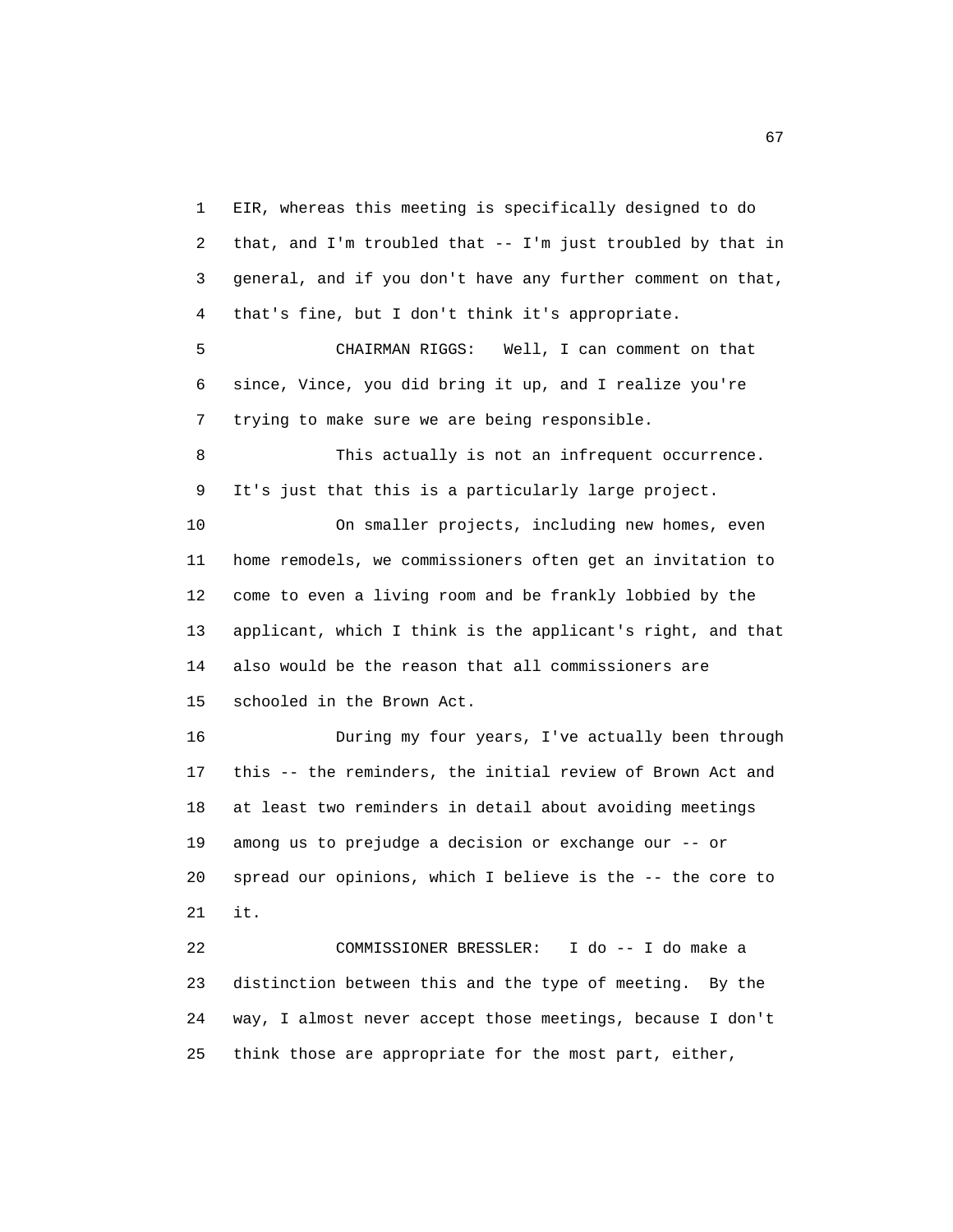EIR, whereas this meeting is specifically designed to do that, and I'm troubled that -- I'm just troubled by that in general, and if you don't have any further comment on that, that's fine, but I don't think it's appropriate.

CHAIRMAN RIGGS: Well, I can comment on that since, Vince, you did bring it up, and I realize you're trying to make sure we are being responsible.

This actually is not an infrequent occurrence. It's just that this is a particularly large project.

On smaller projects, including new homes, even home remodels, we commissioners often get an invitation to come to even a living room and be frankly lobbied by the applicant, which I think is the applicant's right, and that also would be the reason that all commissioners are schooled in the Brown Act.

During my four years, I've actually been through this -- the reminders, the initial review of Brown Act and at least two reminders in detail about avoiding meetings among us to prejudge a decision or exchange our -- or spread our opinions, which I believe is the -- the core to it.

COMMISSIONER BRESSLER: I do -- I do make a distinction between this and the type of meeting. By the way, I almost never accept those meetings, because I don't think those are appropriate for the most part, either,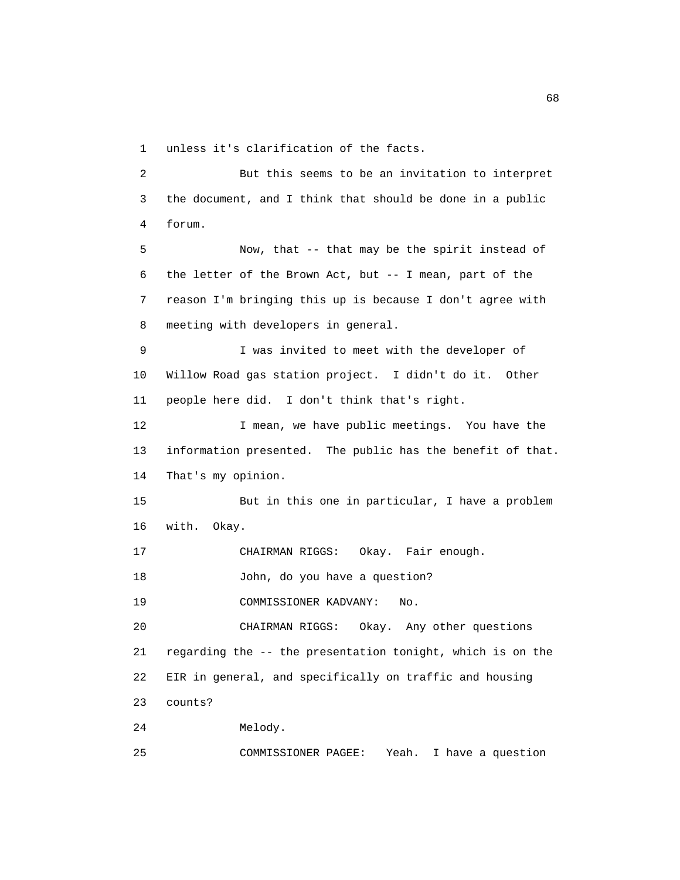1 unless it's clarification of the facts.

2 But this seems to be an invitation to interpret

3 the document, and I think that should be done in a public

4 forum.

5 Now, that -- that may be the spirit instead of

6 the letter of the Brown Act, but -- I mean, part of the

7 reason I'm bringing this up is because I don't agree with

8 meeting with developers in general.

9 I was invited to meet with the developer of

10 Willow Road gas station project. I didn't do it. Other

11 people here did. I don't think that's right.

12 I mean, we have public meetings. You have the

13 information presented. The public has the benefit of that.

14 That's my opinion.

15 But in this one in particular, I have a problem

16 with. Okay.

17 CHAIRMAN RIGGS: Okay. Fair enough.

18 John, do you have a question?

19 COMMISSIONER KADVANY: No.

20 CHAIRMAN RIGGS: Okay. Any other questions

21 regarding the -- the presentation tonight, which is on the

22 EIR in general, and specifically on traffic and housing

23 counts?

24 Melody.

25 COMMISSIONER PAGEE: Yeah. I have a question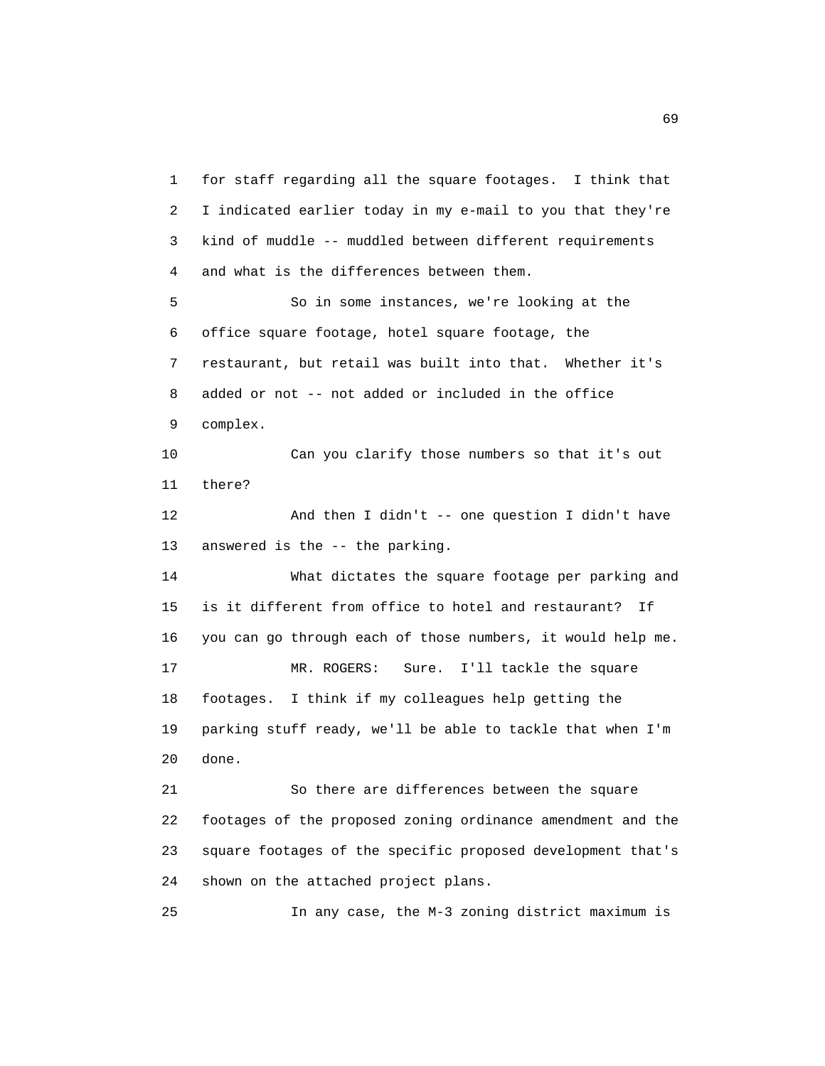for staff regarding all the square footages. I think that I indicated earlier today in my e-mail to you that they're kind of muddle -- muddled between different requirements and what is the differences between them.

So in some instances, we're looking at the office square footage, hotel square footage, the restaurant, but retail was built into that. Whether it's added or not -- not added or included in the office complex.

Can you clarify those numbers so that it's out there?

And then I didn't -- one question I didn't have answered is the -- the parking.

What dictates the square footage per parking and is it different from office to hotel and restaurant? If you can go through each of those numbers, it would help me.

MR. ROGERS: Sure. I'll tackle the square footages. I think if my colleagues help getting the parking stuff ready, we'll be able to tackle that when I'm done.

So there are differences between the square footages of the proposed zoning ordinance amendment and the square footages of the specific proposed development that's shown on the attached project plans.

In any case, the M-3 zoning district maximum is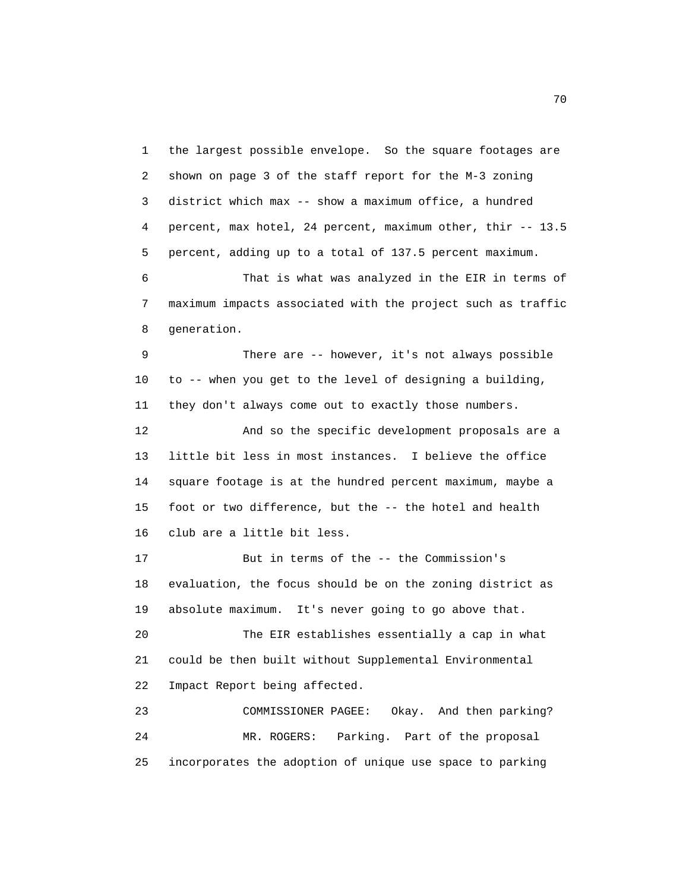1 the largest possible envelope. So the square footages are
2 shown on page 3 of the staff report for the M-3 zoning
3 district which max -- show a maximum office, a hundred
4 percent, max hotel, 24 percent, maximum other, thir -- 13.5
5 percent, adding up to a total of 137.5 percent maximum.
6 That is what was analyzed in the EIR in terms of
7 maximum impacts associated with the project such as traffic
8 generation.
9 There are -- however, it's not always possible
10 to -- when you get to the level of designing a building,
11 they don't always come out to exactly those numbers.
12 And so the specific development proposals are a
13 little bit less in most instances. I believe the office
14 square footage is at the hundred percent maximum, maybe a
15 foot or two difference, but the -- the hotel and health
16 club are a little bit less.
17 But in terms of the -- the Commission's
18 evaluation, the focus should be on the zoning district as
19 absolute maximum. It's never going to go above that.
20 The EIR establishes essentially a cap in what
21 could be then built without Supplemental Environmental
22 Impact Report being affected.
23 COMMISSIONER PAGEE: Okay. And then parking?
24 MR. ROGERS: Parking. Part of the proposal
25 incorporates the adoption of unique use space to parking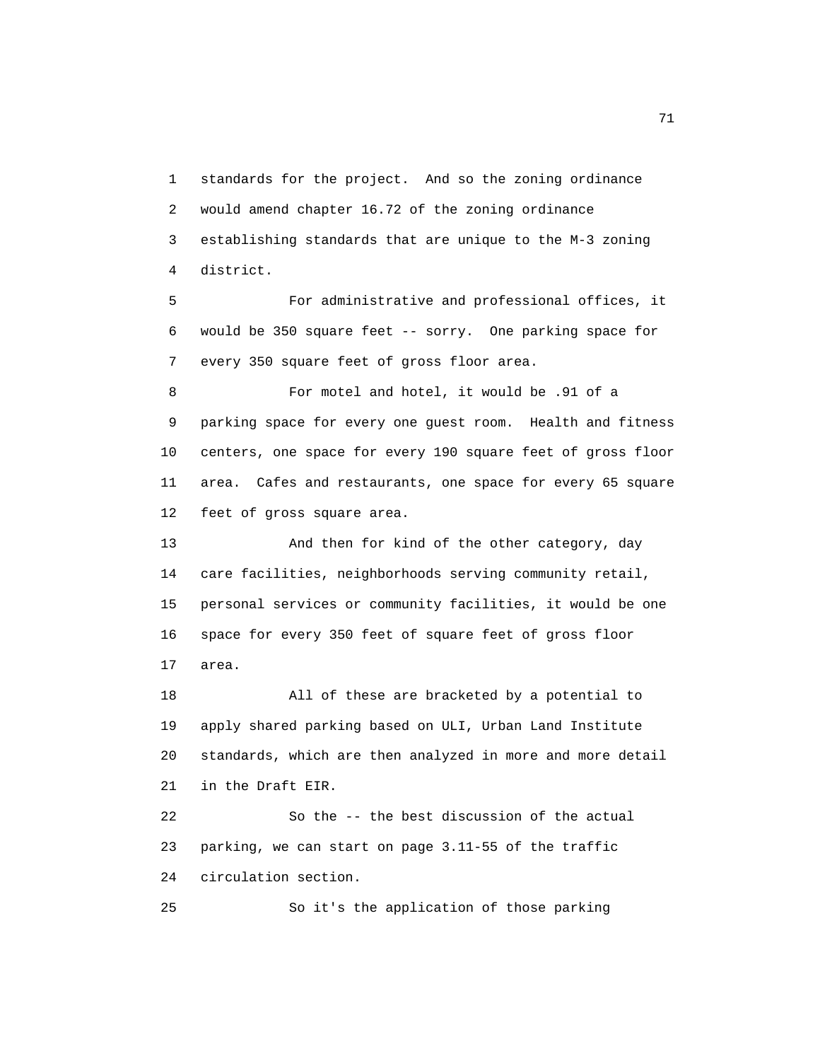standards for the project. And so the zoning ordinance would amend chapter 16.72 of the zoning ordinance establishing standards that are unique to the M-3 zoning district.

For administrative and professional offices, it would be 350 square feet -- sorry. One parking space for every 350 square feet of gross floor area.

For motel and hotel, it would be .91 of a parking space for every one guest room. Health and fitness centers, one space for every 190 square feet of gross floor area. Cafes and restaurants, one space for every 65 square feet of gross square area.

And then for kind of the other category, day care facilities, neighborhoods serving community retail, personal services or community facilities, it would be one space for every 350 feet of square feet of gross floor area.

All of these are bracketed by a potential to apply shared parking based on ULI, Urban Land Institute standards, which are then analyzed in more and more detail in the Draft EIR.

So the -- the best discussion of the actual parking, we can start on page 3.11-55 of the traffic circulation section.

So it's the application of those parking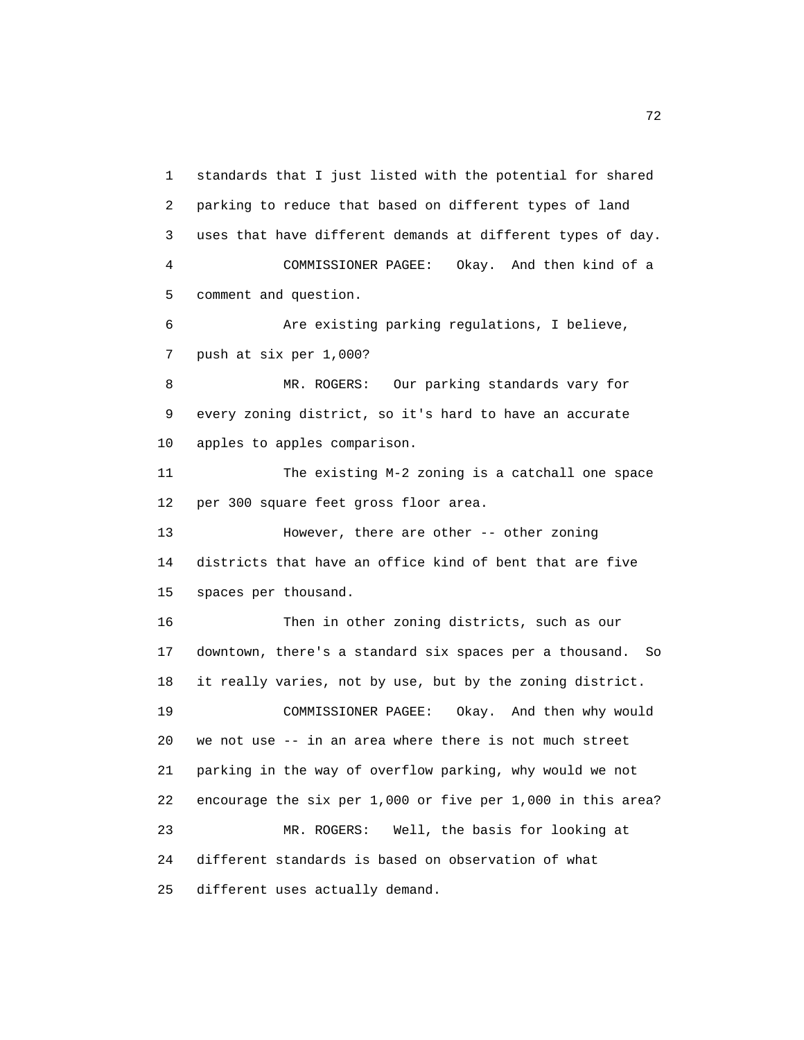standards that I just listed with the potential for shared parking to reduce that based on different types of land uses that have different demands at different types of day.

COMMISSIONER PAGEE: Okay. And then kind of a comment and question.

Are existing parking regulations, I believe, push at six per 1,000?

MR. ROGERS: Our parking standards vary for every zoning district, so it's hard to have an accurate apples to apples comparison.

The existing M-2 zoning is a catchall one space per 300 square feet gross floor area.

However, there are other -- other zoning districts that have an office kind of bent that are five spaces per thousand.

Then in other zoning districts, such as our downtown, there's a standard six spaces per a thousand. So it really varies, not by use, but by the zoning district.

COMMISSIONER PAGEE: Okay. And then why would we not use -- in an area where there is not much street parking in the way of overflow parking, why would we not encourage the six per 1,000 or five per 1,000 in this area?

MR. ROGERS: Well, the basis for looking at different standards is based on observation of what different uses actually demand.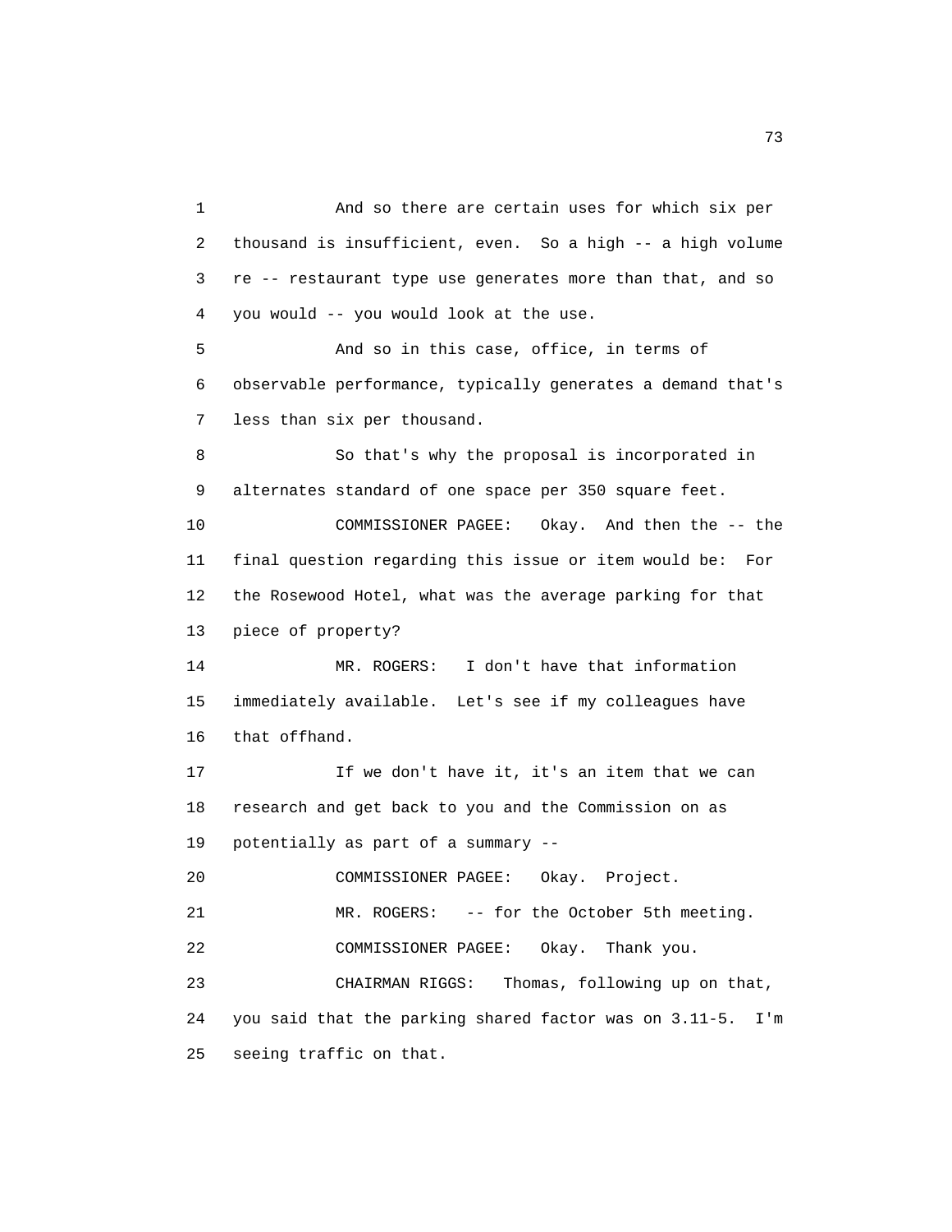And so there are certain uses for which six per thousand is insufficient, even. So a high -- a high volume re -- restaurant type use generates more than that, and so you would -- you would look at the use.

And so in this case, office, in terms of observable performance, typically generates a demand that's less than six per thousand.

So that's why the proposal is incorporated in alternates standard of one space per 350 square feet.

COMMISSIONER PAGEE: Okay. And then the -- the final question regarding this issue or item would be: For the Rosewood Hotel, what was the average parking for that piece of property?

MR. ROGERS: I don't have that information immediately available. Let's see if my colleagues have that offhand.

If we don't have it, it's an item that we can research and get back to you and the Commission on as potentially as part of a summary --

COMMISSIONER PAGEE: Okay. Project.

MR. ROGERS: -- for the October 5th meeting.

COMMISSIONER PAGEE: Okay. Thank you.

CHAIRMAN RIGGS: Thomas, following up on that, you said that the parking shared factor was on 3.11-5. I'm seeing traffic on that.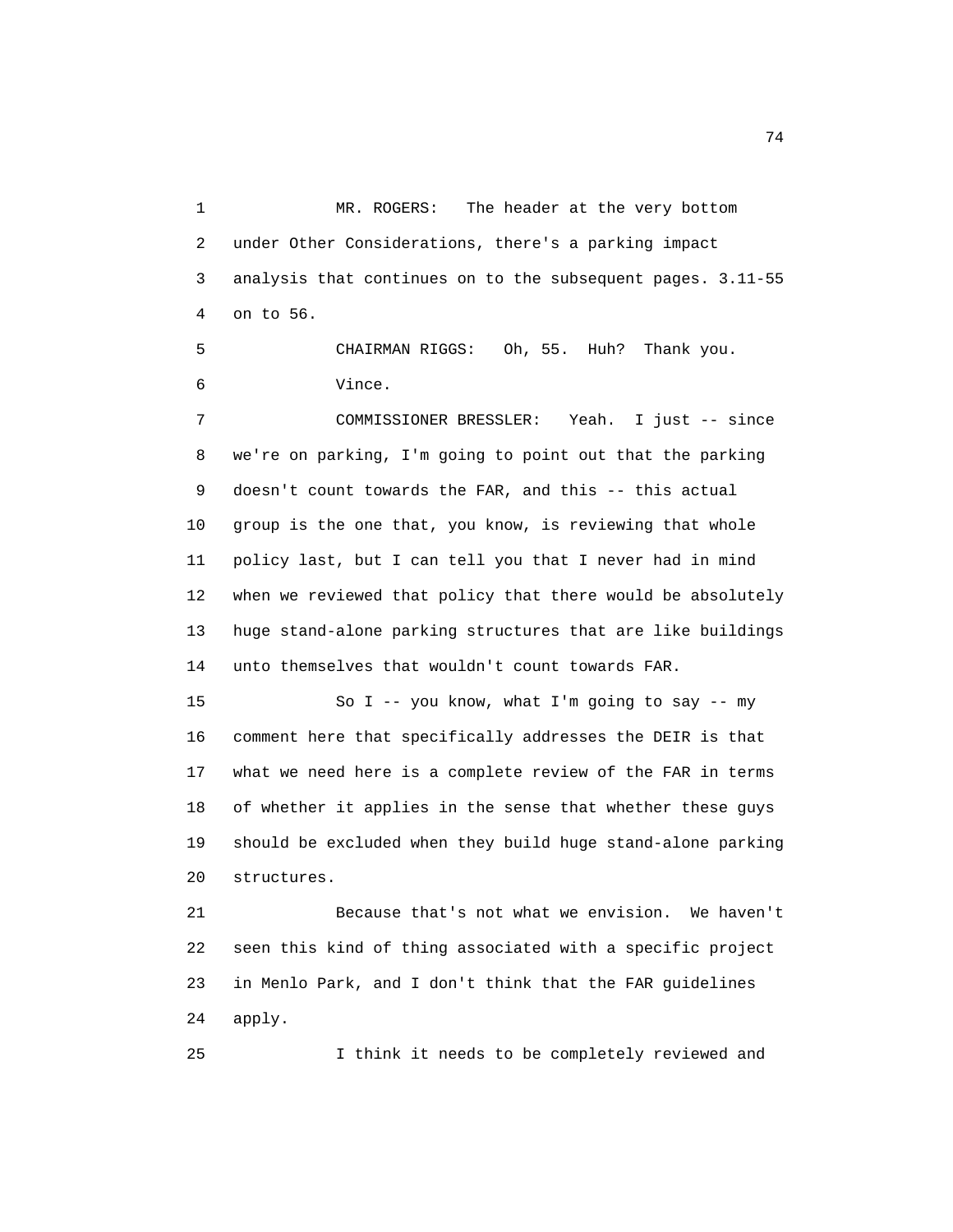MR. ROGERS: The header at the very bottom under Other Considerations, there's a parking impact analysis that continues on to the subsequent pages. 3.11-55 on to 56.

CHAIRMAN RIGGS: Oh, 55. Huh? Thank you. Vince.

COMMISSIONER BRESSLER: Yeah. I just -- since we're on parking, I'm going to point out that the parking doesn't count towards the FAR, and this -- this actual group is the one that, you know, is reviewing that whole policy last, but I can tell you that I never had in mind when we reviewed that policy that there would be absolutely huge stand-alone parking structures that are like buildings unto themselves that wouldn't count towards FAR.

So I -- you know, what I'm going to say -- my comment here that specifically addresses the DEIR is that what we need here is a complete review of the FAR in terms of whether it applies in the sense that whether these guys should be excluded when they build huge stand-alone parking structures.

Because that's not what we envision. We haven't seen this kind of thing associated with a specific project in Menlo Park, and I don't think that the FAR guidelines apply.

I think it needs to be completely reviewed and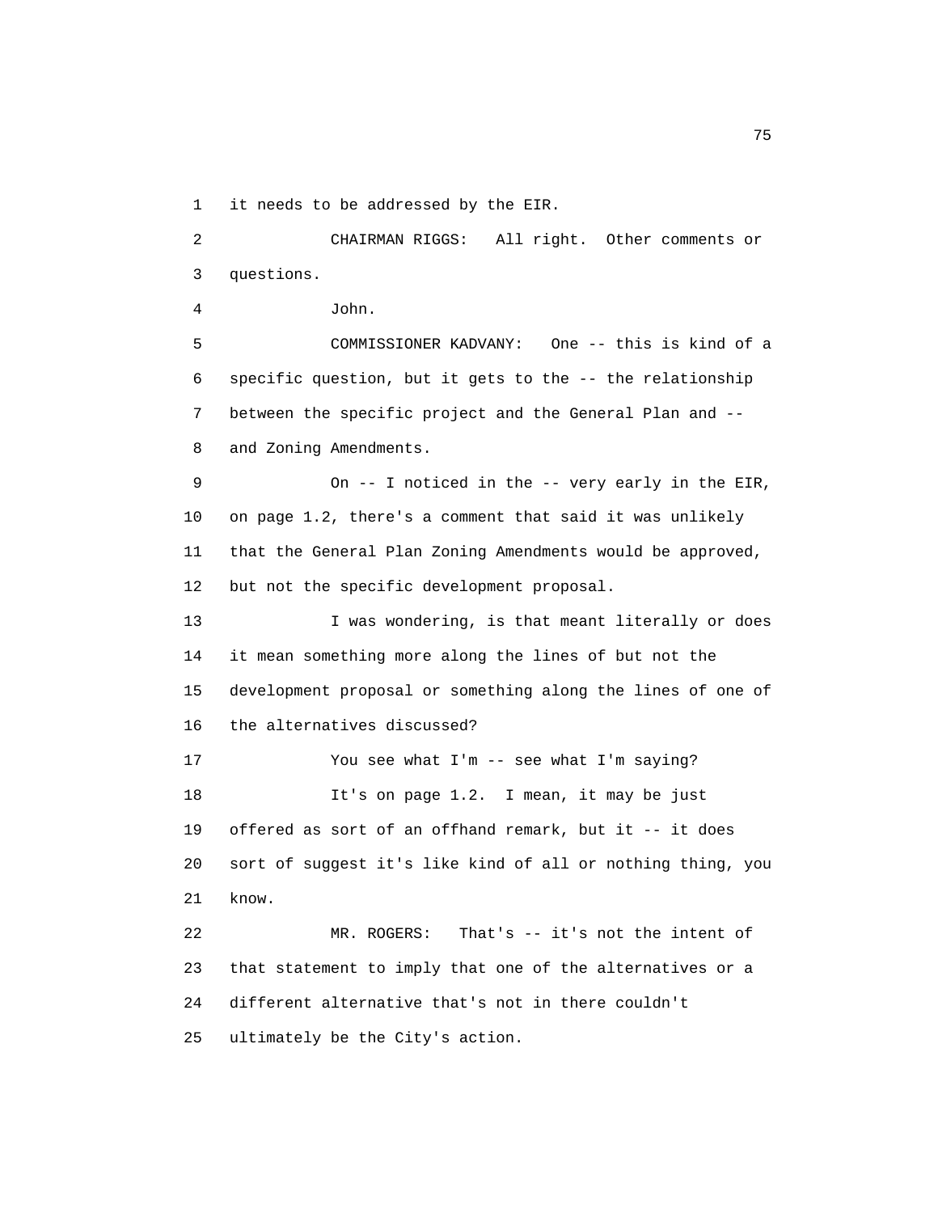it needs to be addressed by the EIR.

CHAIRMAN RIGGS: All right. Other comments or questions.

John.

COMMISSIONER KADVANY: One -- this is kind of a specific question, but it gets to the -- the relationship between the specific project and the General Plan and -- and Zoning Amendments.

On -- I noticed in the -- very early in the EIR, on page 1.2, there's a comment that said it was unlikely that the General Plan Zoning Amendments would be approved, but not the specific development proposal.

I was wondering, is that meant literally or does it mean something more along the lines of but not the development proposal or something along the lines of one of the alternatives discussed?

You see what I'm -- see what I'm saying?

It's on page 1.2. I mean, it may be just offered as sort of an offhand remark, but it -- it does sort of suggest it's like kind of all or nothing thing, you know.

MR. ROGERS: That's -- it's not the intent of that statement to imply that one of the alternatives or a different alternative that's not in there couldn't ultimately be the City's action.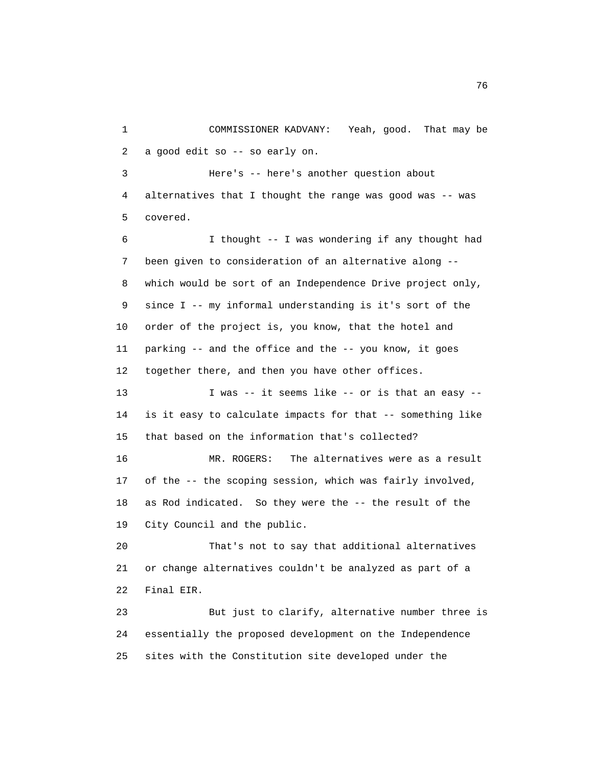COMMISSIONER KADVANY: Yeah, good. That may be a good edit so -- so early on.

Here's -- here's another question about alternatives that I thought the range was good was -- was covered.

I thought -- I was wondering if any thought had been given to consideration of an alternative along -- which would be sort of an Independence Drive project only, since I -- my informal understanding is it's sort of the order of the project is, you know, that the hotel and parking -- and the office and the -- you know, it goes together there, and then you have other offices.

I was -- it seems like -- or is that an easy -- is it easy to calculate impacts for that -- something like that based on the information that's collected?

MR. ROGERS: The alternatives were as a result of the -- the scoping session, which was fairly involved, as Rod indicated. So they were the -- the result of the City Council and the public.

That's not to say that additional alternatives or change alternatives couldn't be analyzed as part of a Final EIR.

But just to clarify, alternative number three is essentially the proposed development on the Independence sites with the Constitution site developed under the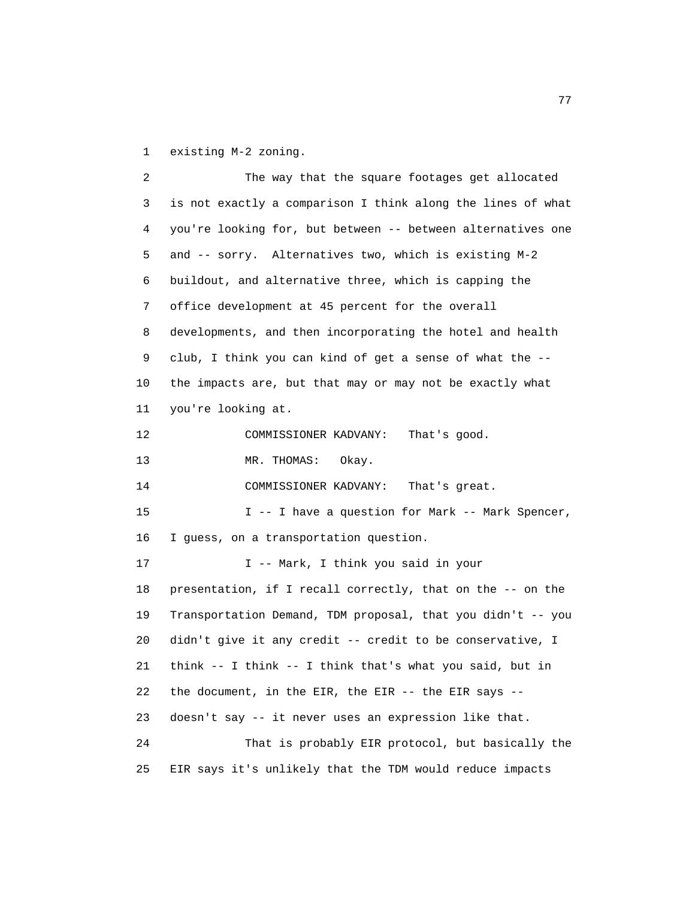existing M-2 zoning.

The way that the square footages get allocated is not exactly a comparison I think along the lines of what you're looking for, but between -- between alternatives one and -- sorry. Alternatives two, which is existing M-2 buildout, and alternative three, which is capping the office development at 45 percent for the overall developments, and then incorporating the hotel and health club, I think you can kind of get a sense of what the -- the impacts are, but that may or may not be exactly what you're looking at.

COMMISSIONER KADVANY: That's good.

MR. THOMAS: Okay.

COMMISSIONER KADVANY: That's great.

I -- I have a question for Mark -- Mark Spencer, I guess, on a transportation question.

I -- Mark, I think you said in your presentation, if I recall correctly, that on the -- on the Transportation Demand, TDM proposal, that you didn't -- you didn't give it any credit -- credit to be conservative, I think -- I think -- I think that's what you said, but in the document, in the EIR, the EIR -- the EIR says -- doesn't say -- it never uses an expression like that.

That is probably EIR protocol, but basically the EIR says it's unlikely that the TDM would reduce impacts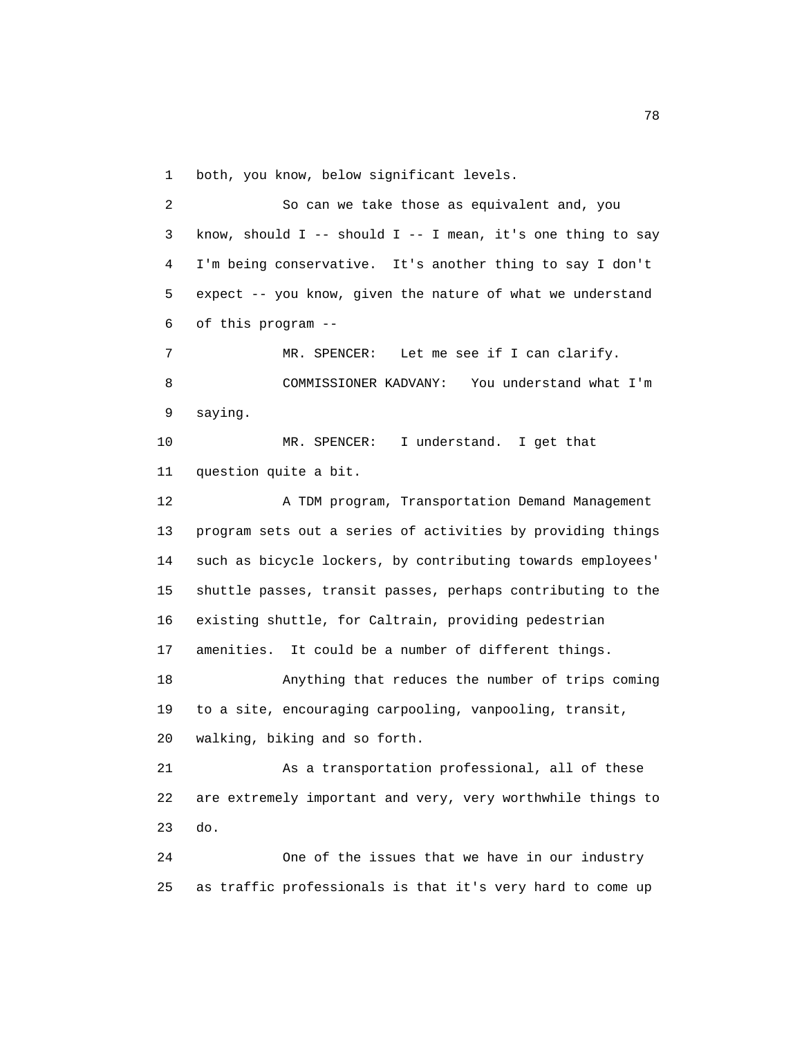both, you know, below significant levels.

So can we take those as equivalent and, you know, should I -- should I -- I mean, it's one thing to say I'm being conservative. It's another thing to say I don't expect -- you know, given the nature of what we understand of this program --

MR. SPENCER: Let me see if I can clarify.

COMMISSIONER KADVANY: You understand what I'm saying.

MR. SPENCER: I understand. I get that question quite a bit.

A TDM program, Transportation Demand Management program sets out a series of activities by providing things such as bicycle lockers, by contributing towards employees' shuttle passes, transit passes, perhaps contributing to the existing shuttle, for Caltrain, providing pedestrian amenities. It could be a number of different things.

Anything that reduces the number of trips coming to a site, encouraging carpooling, vanpooling, transit, walking, biking and so forth.

As a transportation professional, all of these are extremely important and very, very worthwhile things to do.

One of the issues that we have in our industry as traffic professionals is that it's very hard to come up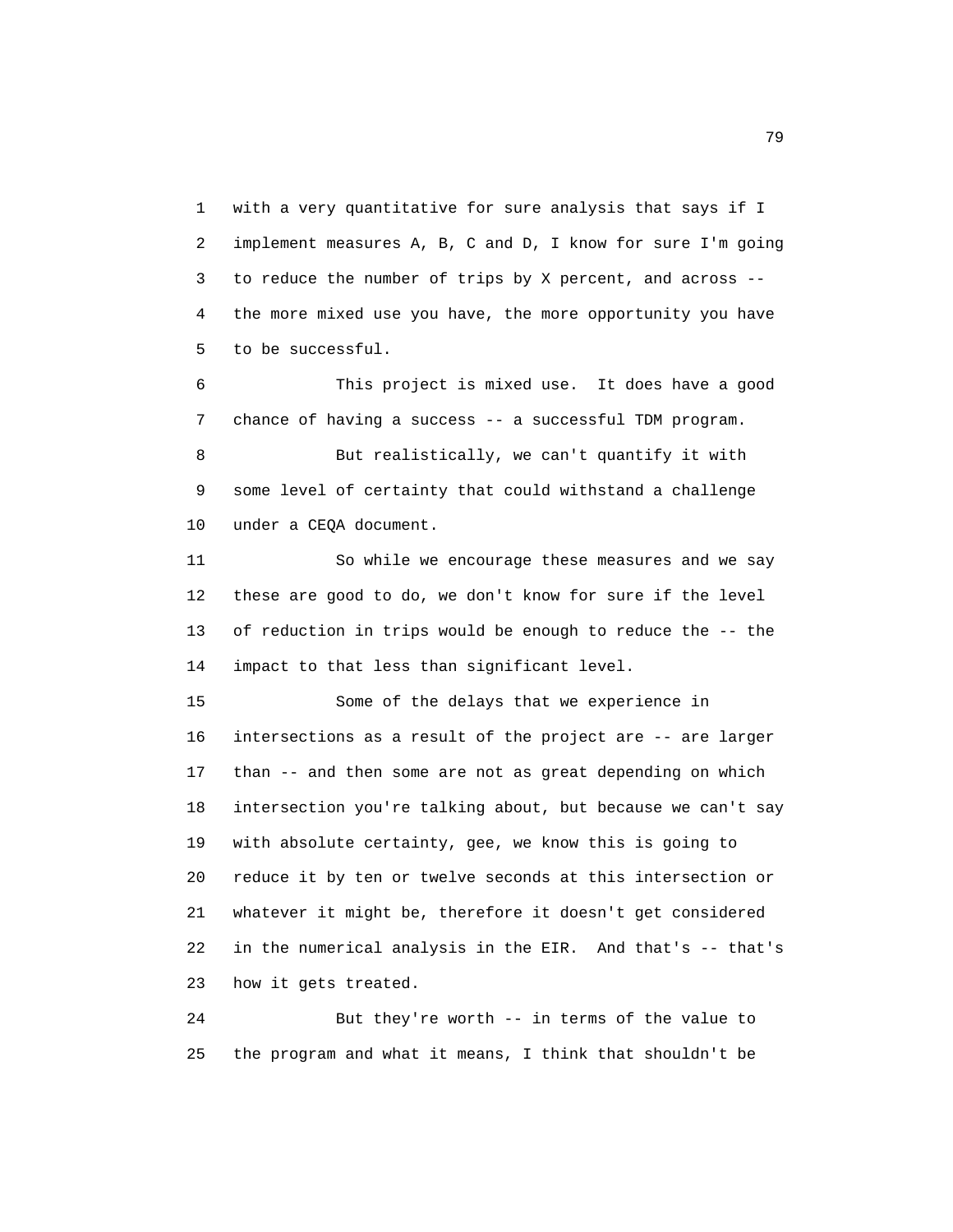with a very quantitative for sure analysis that says if I implement measures A, B, C and D, I know for sure I'm going to reduce the number of trips by X percent, and across -- the more mixed use you have, the more opportunity you have to be successful.

This project is mixed use. It does have a good chance of having a success -- a successful TDM program.

But realistically, we can't quantify it with some level of certainty that could withstand a challenge under a CEQA document.

So while we encourage these measures and we say these are good to do, we don't know for sure if the level of reduction in trips would be enough to reduce the -- the impact to that less than significant level.

Some of the delays that we experience in intersections as a result of the project are -- are larger than -- and then some are not as great depending on which intersection you're talking about, but because we can't say with absolute certainty, gee, we know this is going to reduce it by ten or twelve seconds at this intersection or whatever it might be, therefore it doesn't get considered in the numerical analysis in the EIR. And that's -- that's how it gets treated.

But they're worth -- in terms of the value to the program and what it means, I think that shouldn't be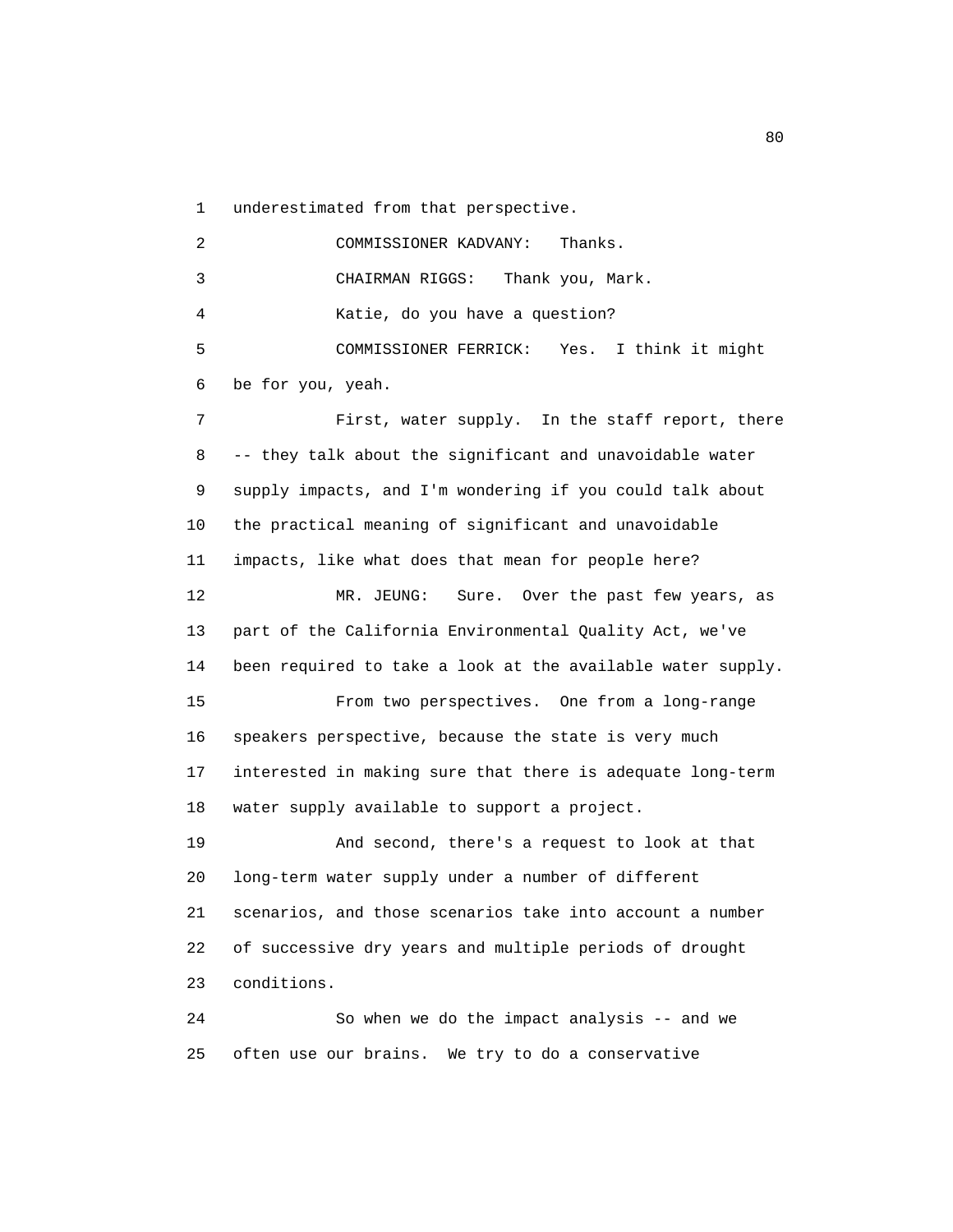underestimated from that perspective.

COMMISSIONER KADVANY: Thanks.

CHAIRMAN RIGGS: Thank you, Mark.

Katie, do you have a question?

COMMISSIONER FERRICK: Yes. I think it might be for you, yeah.

First, water supply. In the staff report, there -- they talk about the significant and unavoidable water supply impacts, and I'm wondering if you could talk about the practical meaning of significant and unavoidable impacts, like what does that mean for people here?

MR. JEUNG: Sure. Over the past few years, as part of the California Environmental Quality Act, we've been required to take a look at the available water supply.

From two perspectives. One from a long-range speakers perspective, because the state is very much interested in making sure that there is adequate long-term water supply available to support a project.

And second, there's a request to look at that long-term water supply under a number of different scenarios, and those scenarios take into account a number of successive dry years and multiple periods of drought conditions.

So when we do the impact analysis -- and we often use our brains. We try to do a conservative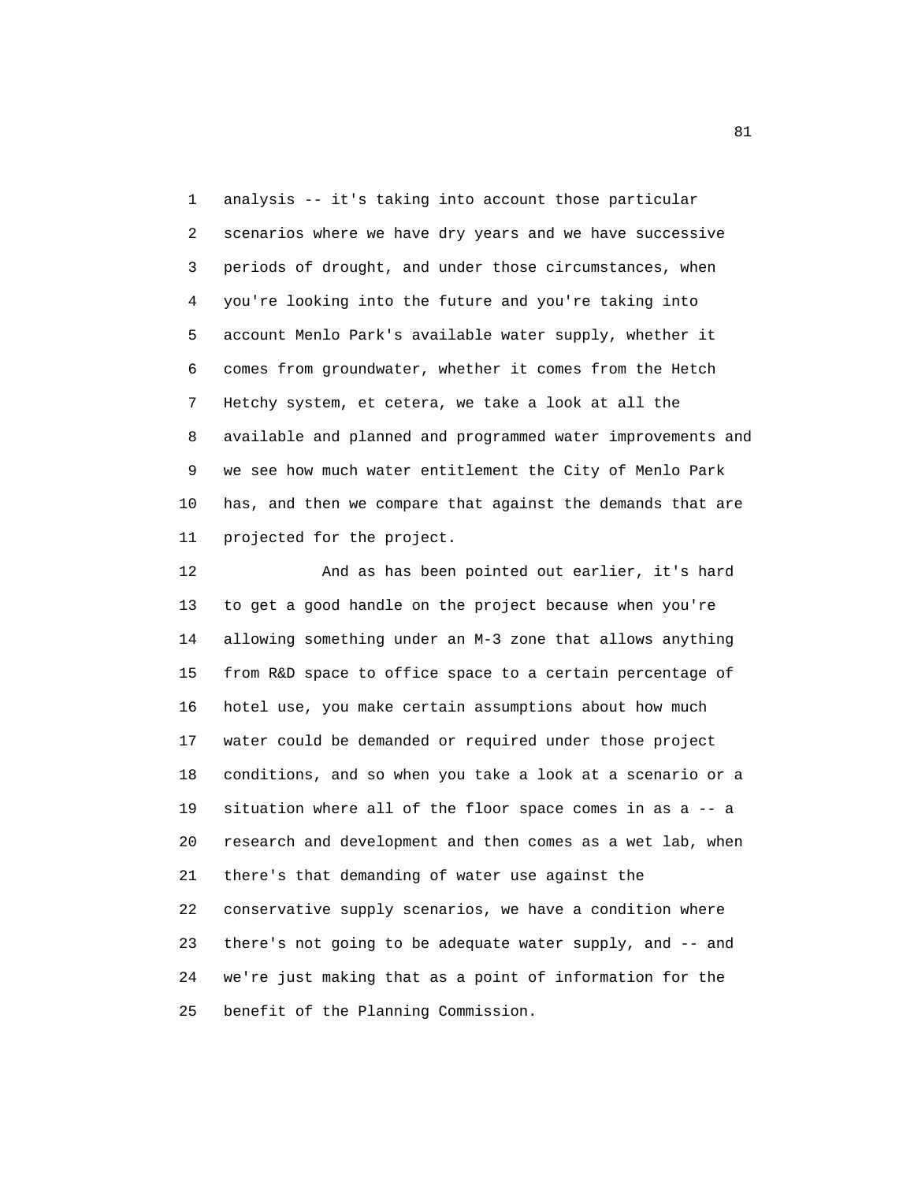analysis -- it's taking into account those particular scenarios where we have dry years and we have successive periods of drought, and under those circumstances, when you're looking into the future and you're taking into account Menlo Park's available water supply, whether it comes from groundwater, whether it comes from the Hetch Hetchy system, et cetera, we take a look at all the available and planned and programmed water improvements and we see how much water entitlement the City of Menlo Park has, and then we compare that against the demands that are projected for the project.

And as has been pointed out earlier, it's hard to get a good handle on the project because when you're allowing something under an M-3 zone that allows anything from R&D space to office space to a certain percentage of hotel use, you make certain assumptions about how much water could be demanded or required under those project conditions, and so when you take a look at a scenario or a situation where all of the floor space comes in as a -- a research and development and then comes as a wet lab, when there's that demanding of water use against the conservative supply scenarios, we have a condition where there's not going to be adequate water supply, and -- and we're just making that as a point of information for the benefit of the Planning Commission.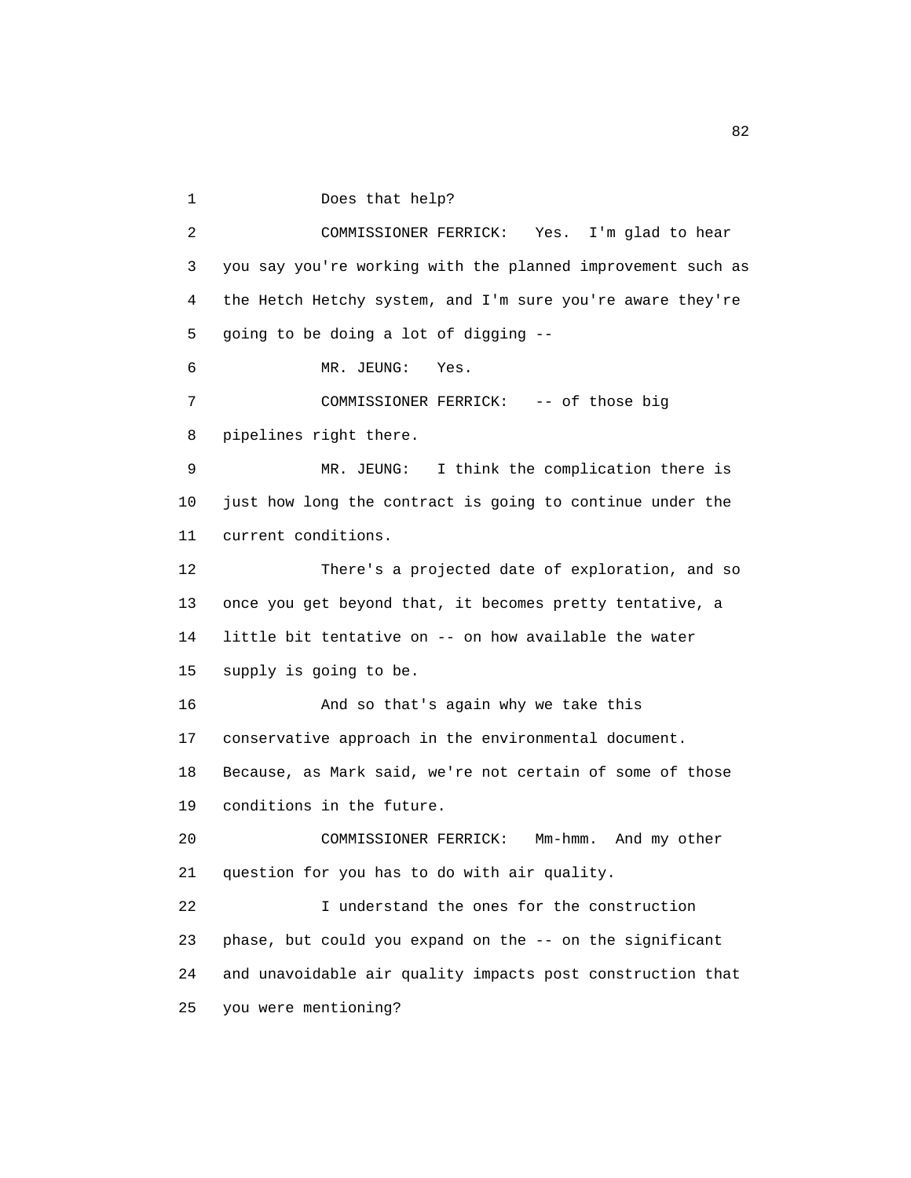Does that help?

COMMISSIONER FERRICK: Yes. I'm glad to hear you say you're working with the planned improvement such as the Hetch Hetchy system, and I'm sure you're aware they're going to be doing a lot of digging --

MR. JEUNG: Yes.

COMMISSIONER FERRICK: -- of those big pipelines right there.

MR. JEUNG: I think the complication there is just how long the contract is going to continue under the current conditions.

There's a projected date of exploration, and so once you get beyond that, it becomes pretty tentative, a little bit tentative on -- on how available the water supply is going to be.

And so that's again why we take this conservative approach in the environmental document. Because, as Mark said, we're not certain of some of those conditions in the future.

COMMISSIONER FERRICK: Mm-hmm. And my other question for you has to do with air quality.

I understand the ones for the construction phase, but could you expand on the -- on the significant and unavoidable air quality impacts post construction that you were mentioning?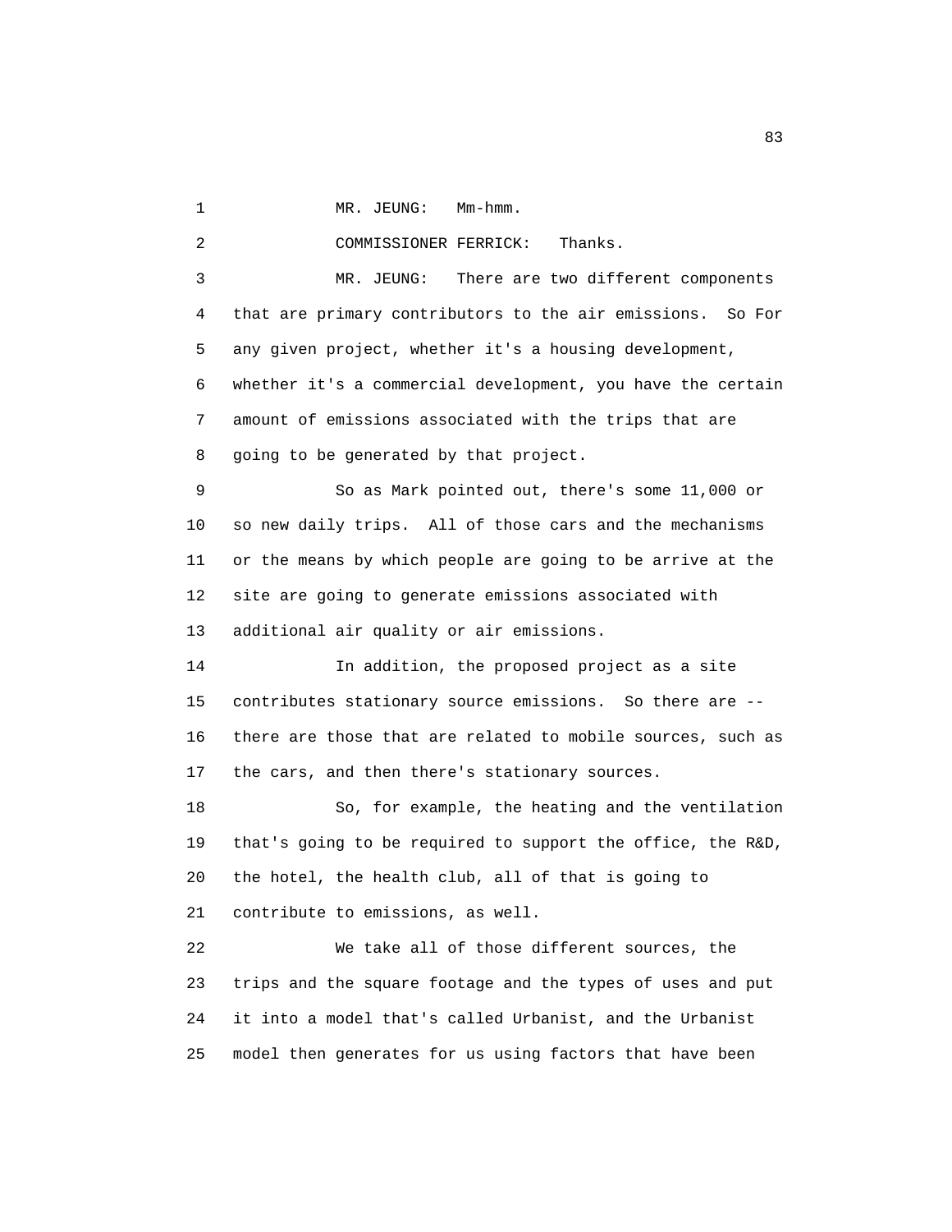MR. JEUNG: Mm-hmm.

COMMISSIONER FERRICK: Thanks.

MR. JEUNG: There are two different components that are primary contributors to the air emissions. So For any given project, whether it's a housing development, whether it's a commercial development, you have the certain amount of emissions associated with the trips that are going to be generated by that project.

So as Mark pointed out, there's some 11,000 or so new daily trips. All of those cars and the mechanisms or the means by which people are going to be arrive at the site are going to generate emissions associated with additional air quality or air emissions.

In addition, the proposed project as a site contributes stationary source emissions. So there are -- there are those that are related to mobile sources, such as the cars, and then there's stationary sources.

So, for example, the heating and the ventilation that's going to be required to support the office, the R&D, the hotel, the health club, all of that is going to contribute to emissions, as well.

We take all of those different sources, the trips and the square footage and the types of uses and put it into a model that's called Urbanist, and the Urbanist model then generates for us using factors that have been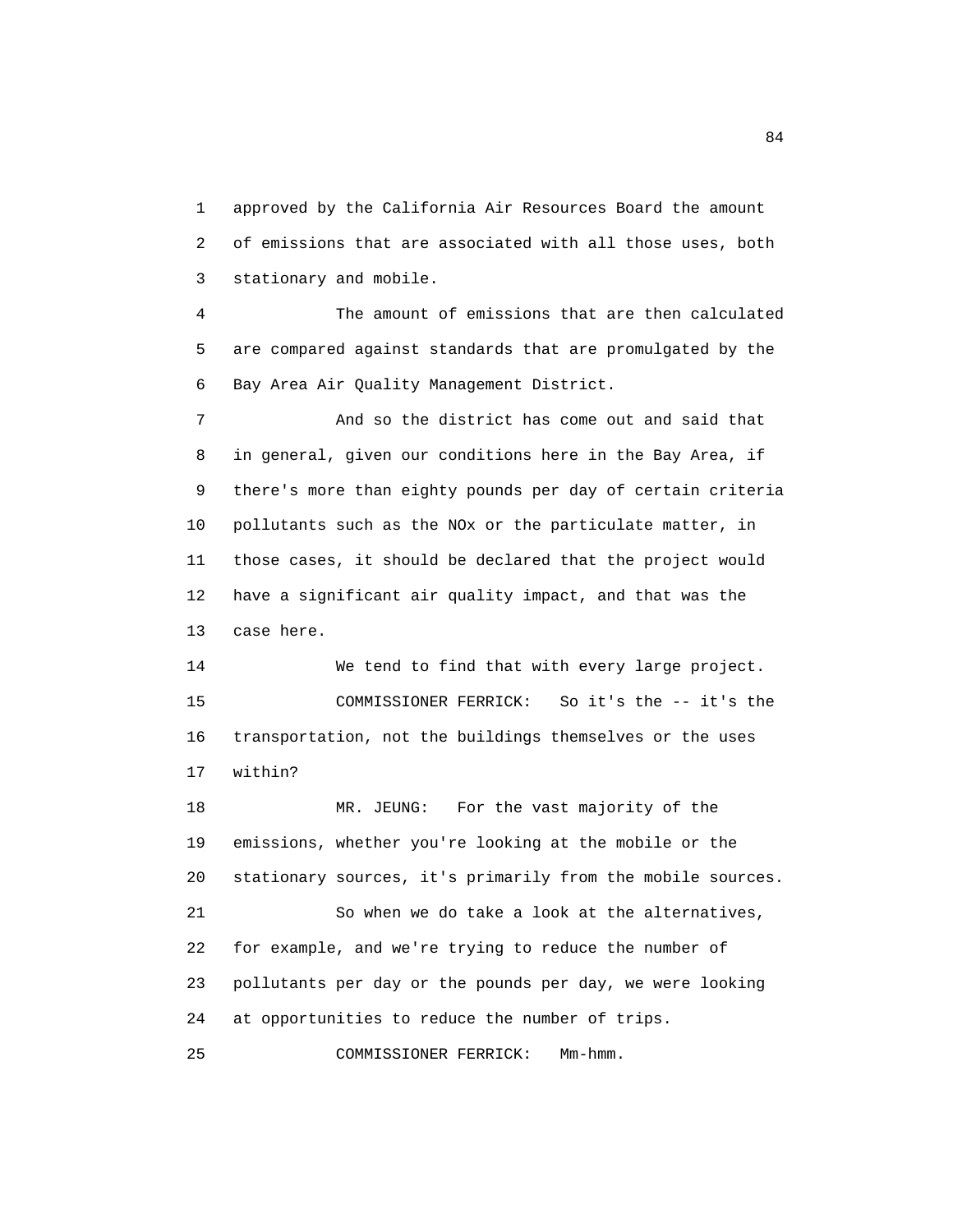approved by the California Air Resources Board the amount of emissions that are associated with all those uses, both stationary and mobile.

The amount of emissions that are then calculated are compared against standards that are promulgated by the Bay Area Air Quality Management District.

And so the district has come out and said that in general, given our conditions here in the Bay Area, if there's more than eighty pounds per day of certain criteria pollutants such as the NOx or the particulate matter, in those cases, it should be declared that the project would have a significant air quality impact, and that was the case here.

We tend to find that with every large project.

COMMISSIONER FERRICK: So it's the -- it's the transportation, not the buildings themselves or the uses within?

MR. JEUNG: For the vast majority of the emissions, whether you're looking at the mobile or the stationary sources, it's primarily from the mobile sources.

So when we do take a look at the alternatives, for example, and we're trying to reduce the number of pollutants per day or the pounds per day, we were looking at opportunities to reduce the number of trips.

COMMISSIONER FERRICK: Mm-hmm.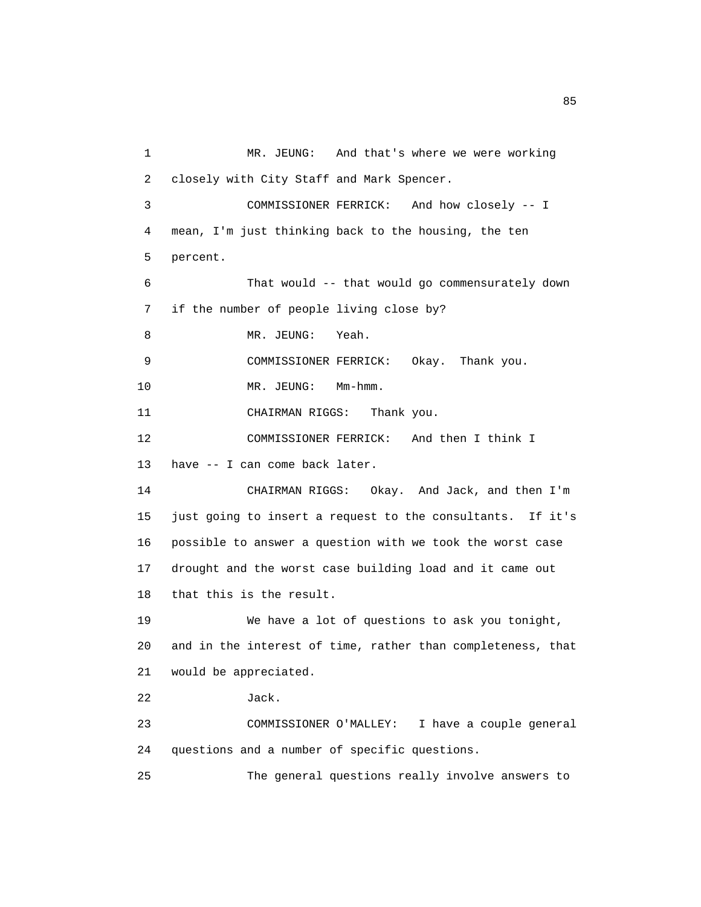MR. JEUNG: And that's where we were working closely with City Staff and Mark Spencer.

COMMISSIONER FERRICK: And how closely -- I mean, I'm just thinking back to the housing, the ten percent.

That would -- that would go commensurately down if the number of people living close by?

MR. JEUNG: Yeah.

COMMISSIONER FERRICK: Okay. Thank you.

MR. JEUNG: Mm-hmm.

CHAIRMAN RIGGS: Thank you.

COMMISSIONER FERRICK: And then I think I have -- I can come back later.

CHAIRMAN RIGGS: Okay. And Jack, and then I'm just going to insert a request to the consultants. If it's possible to answer a question with we took the worst case drought and the worst case building load and it came out that this is the result.

We have a lot of questions to ask you tonight, and in the interest of time, rather than completeness, that would be appreciated.

Jack.

COMMISSIONER O'MALLEY: I have a couple general questions and a number of specific questions.

The general questions really involve answers to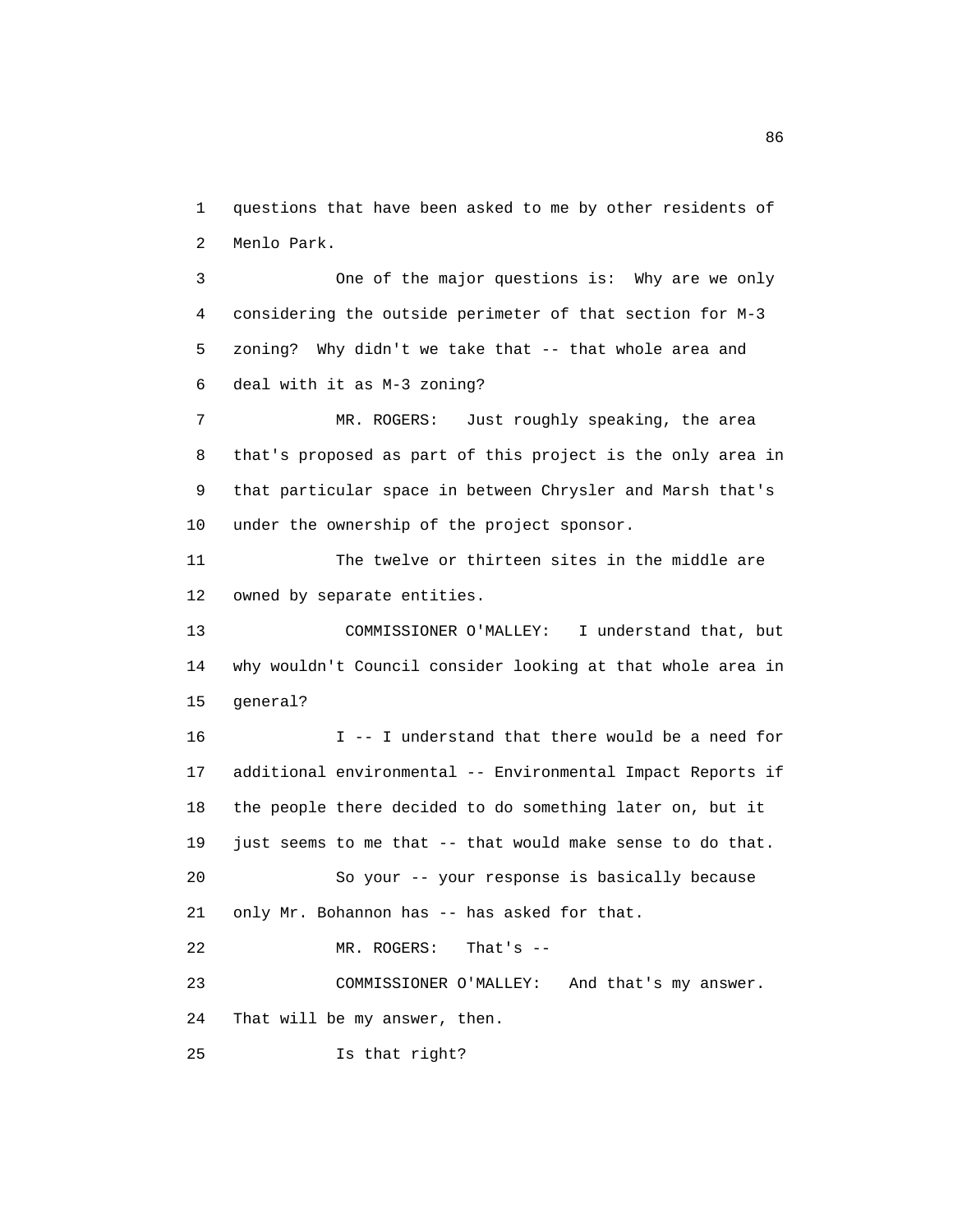questions that have been asked to me by other residents of Menlo Park.

One of the major questions is: Why are we only considering the outside perimeter of that section for M-3 zoning? Why didn't we take that -- that whole area and deal with it as M-3 zoning?

MR. ROGERS: Just roughly speaking, the area that's proposed as part of this project is the only area in that particular space in between Chrysler and Marsh that's under the ownership of the project sponsor.

The twelve or thirteen sites in the middle are owned by separate entities.

COMMISSIONER O'MALLEY: I understand that, but why wouldn't Council consider looking at that whole area in general?

I -- I understand that there would be a need for additional environmental -- Environmental Impact Reports if the people there decided to do something later on, but it just seems to me that -- that would make sense to do that.

So your -- your response is basically because only Mr. Bohannon has -- has asked for that.

MR. ROGERS: That's --

COMMISSIONER O'MALLEY: And that's my answer. That will be my answer, then.

Is that right?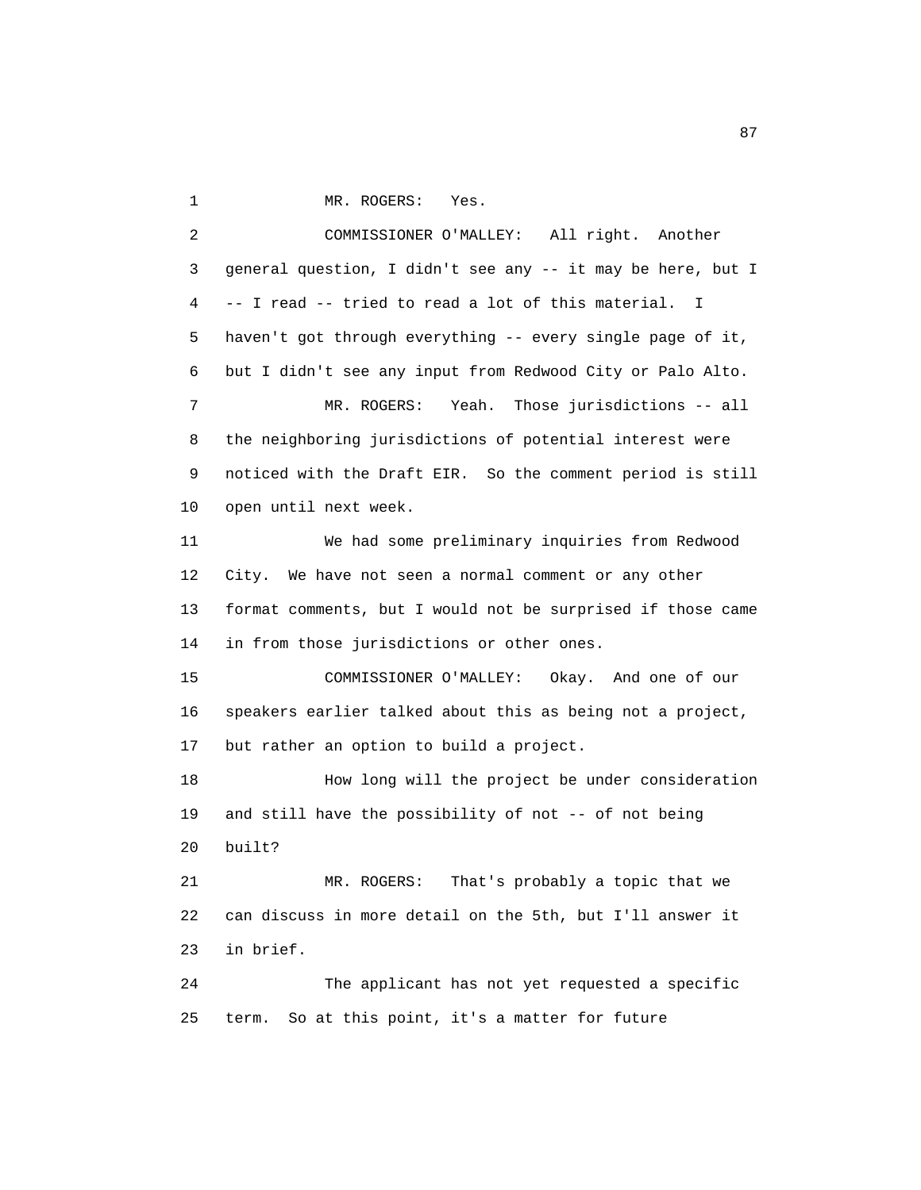MR. ROGERS: Yes.

COMMISSIONER O'MALLEY: All right. Another general question, I didn't see any -- it may be here, but I -- I read -- tried to read a lot of this material. I haven't got through everything -- every single page of it, but I didn't see any input from Redwood City or Palo Alto.

MR. ROGERS: Yeah. Those jurisdictions -- all the neighboring jurisdictions of potential interest were noticed with the Draft EIR. So the comment period is still open until next week.

We had some preliminary inquiries from Redwood City. We have not seen a normal comment or any other format comments, but I would not be surprised if those came in from those jurisdictions or other ones.

COMMISSIONER O'MALLEY: Okay. And one of our speakers earlier talked about this as being not a project, but rather an option to build a project.

How long will the project be under consideration and still have the possibility of not -- of not being built?

MR. ROGERS: That's probably a topic that we can discuss in more detail on the 5th, but I'll answer it in brief.

The applicant has not yet requested a specific term. So at this point, it's a matter for future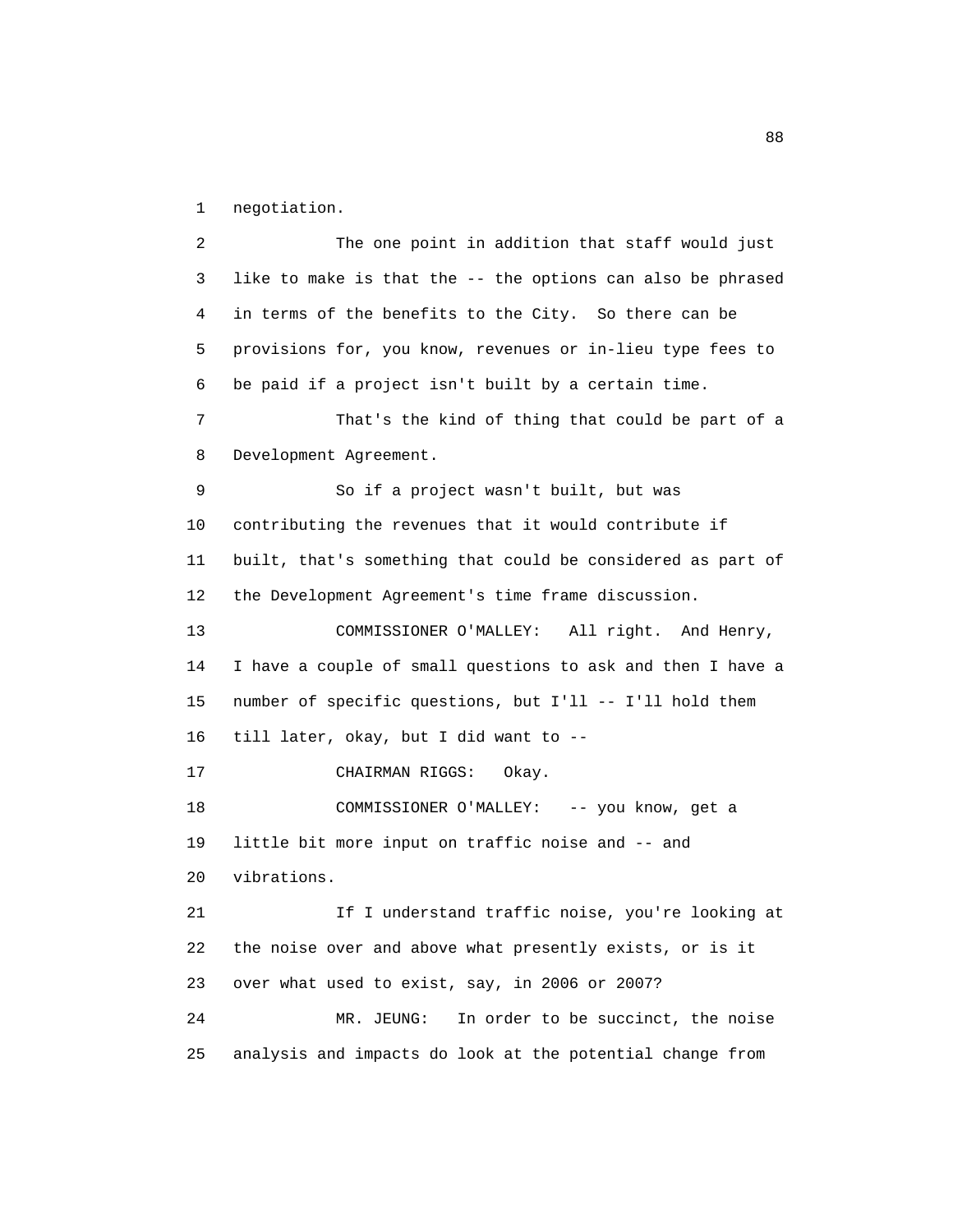negotiation.

The one point in addition that staff would just like to make is that the -- the options can also be phrased in terms of the benefits to the City. So there can be provisions for, you know, revenues or in-lieu type fees to be paid if a project isn't built by a certain time.

That's the kind of thing that could be part of a Development Agreement.

So if a project wasn't built, but was contributing the revenues that it would contribute if built, that's something that could be considered as part of the Development Agreement's time frame discussion.

COMMISSIONER O'MALLEY: All right. And Henry, I have a couple of small questions to ask and then I have a number of specific questions, but I'll -- I'll hold them till later, okay, but I did want to --

CHAIRMAN RIGGS: Okay.

COMMISSIONER O'MALLEY: -- you know, get a little bit more input on traffic noise and -- and vibrations.

If I understand traffic noise, you're looking at the noise over and above what presently exists, or is it over what used to exist, say, in 2006 or 2007?

MR. JEUNG: In order to be succinct, the noise analysis and impacts do look at the potential change from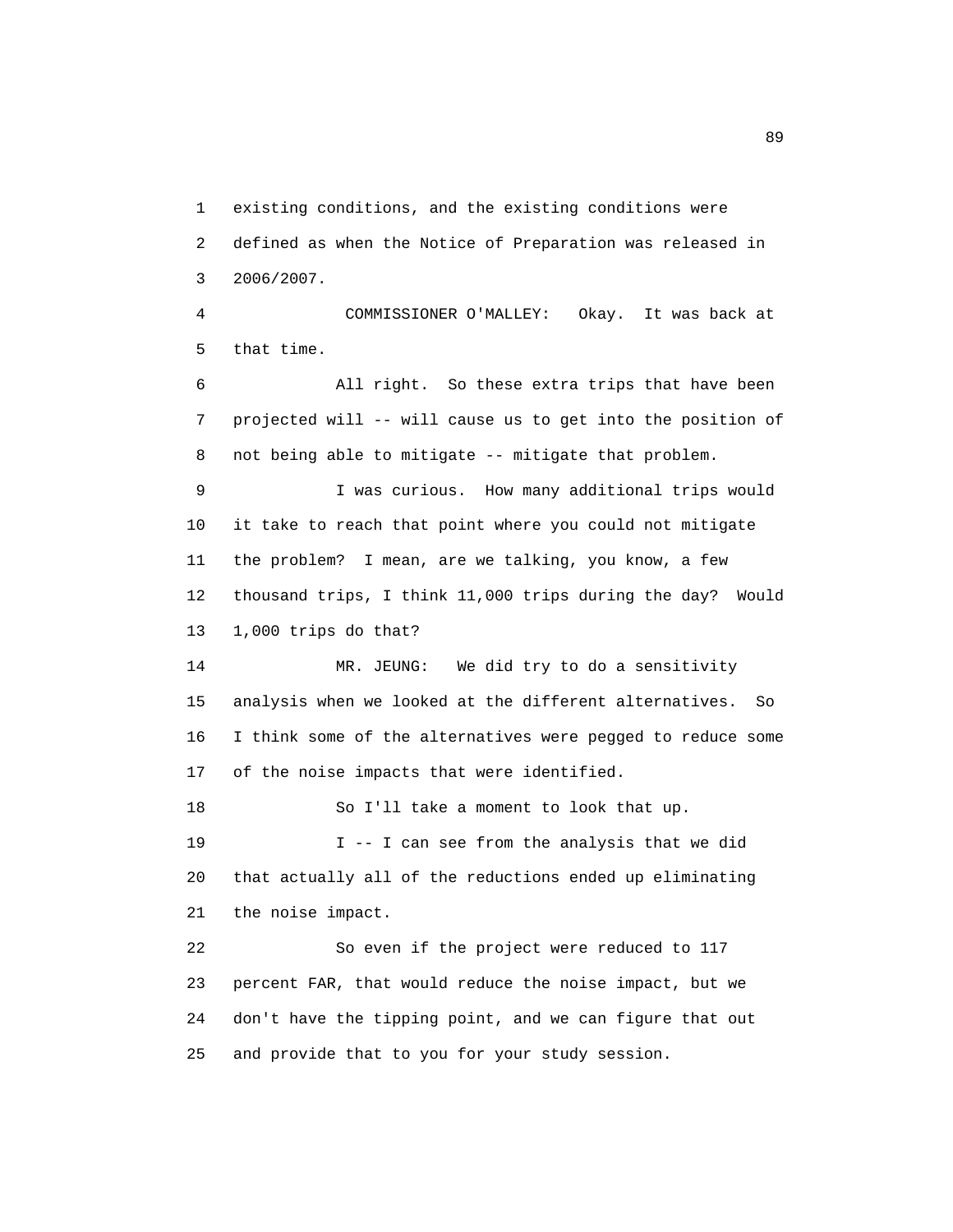existing conditions, and the existing conditions were defined as when the Notice of Preparation was released in 2006/2007.

COMMISSIONER O'MALLEY: Okay. It was back at that time.

All right. So these extra trips that have been projected will -- will cause us to get into the position of not being able to mitigate -- mitigate that problem.

I was curious. How many additional trips would it take to reach that point where you could not mitigate the problem? I mean, are we talking, you know, a few thousand trips, I think 11,000 trips during the day? Would 1,000 trips do that?

MR. JEUNG: We did try to do a sensitivity analysis when we looked at the different alternatives. So I think some of the alternatives were pegged to reduce some of the noise impacts that were identified.

So I'll take a moment to look that up.

I -- I can see from the analysis that we did that actually all of the reductions ended up eliminating the noise impact.

So even if the project were reduced to 117 percent FAR, that would reduce the noise impact, but we don't have the tipping point, and we can figure that out and provide that to you for your study session.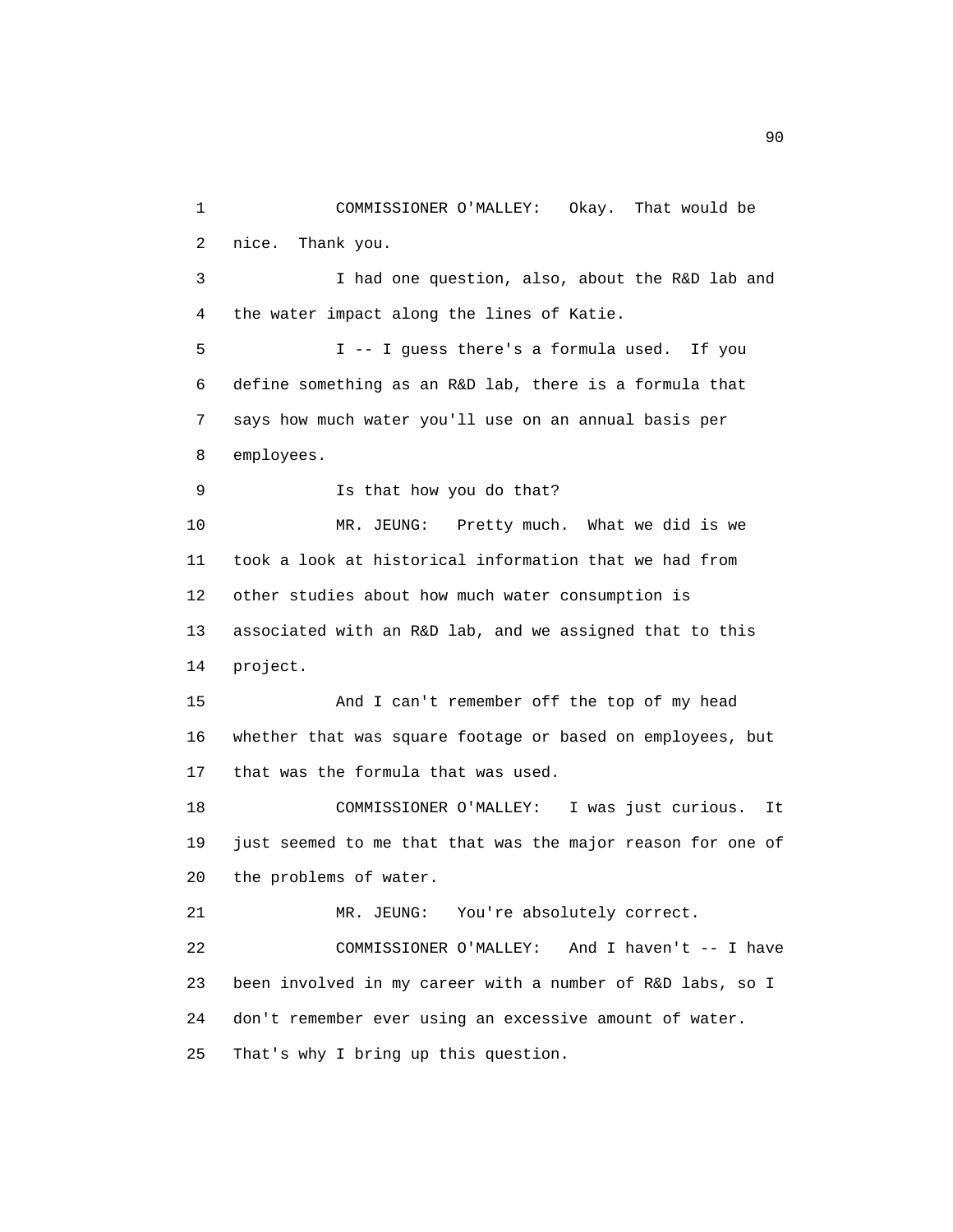COMMISSIONER O'MALLEY: Okay. That would be nice. Thank you.

I had one question, also, about the R&D lab and the water impact along the lines of Katie.

I -- I guess there's a formula used. If you define something as an R&D lab, there is a formula that says how much water you'll use on an annual basis per employees.

Is that how you do that?

MR. JEUNG: Pretty much. What we did is we took a look at historical information that we had from other studies about how much water consumption is associated with an R&D lab, and we assigned that to this project.

And I can't remember off the top of my head whether that was square footage or based on employees, but that was the formula that was used.

COMMISSIONER O'MALLEY: I was just curious. It just seemed to me that that was the major reason for one of the problems of water.

MR. JEUNG: You're absolutely correct.

COMMISSIONER O'MALLEY: And I haven't -- I have been involved in my career with a number of R&D labs, so I don't remember ever using an excessive amount of water. That's why I bring up this question.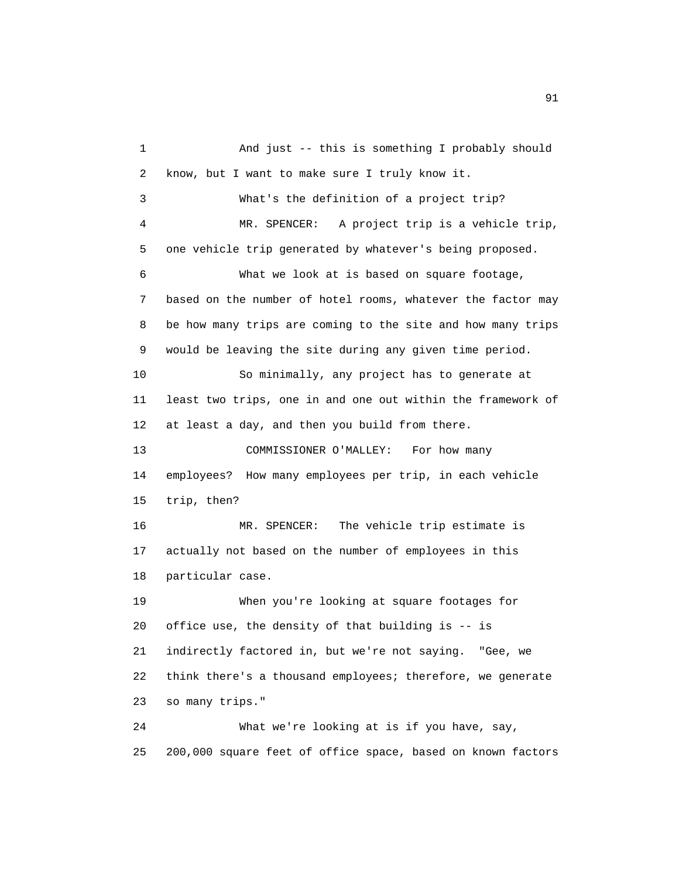And just -- this is something I probably should know, but I want to make sure I truly know it.

What's the definition of a project trip?

MR. SPENCER: A project trip is a vehicle trip, one vehicle trip generated by whatever's being proposed.

What we look at is based on square footage, based on the number of hotel rooms, whatever the factor may be how many trips are coming to the site and how many trips would be leaving the site during any given time period.

So minimally, any project has to generate at least two trips, one in and one out within the framework of at least a day, and then you build from there.

COMMISSIONER O'MALLEY: For how many employees? How many employees per trip, in each vehicle trip, then?

MR. SPENCER: The vehicle trip estimate is actually not based on the number of employees in this particular case.

When you're looking at square footages for office use, the density of that building is -- is indirectly factored in, but we're not saying. "Gee, we think there's a thousand employees; therefore, we generate so many trips."

What we're looking at is if you have, say, 200,000 square feet of office space, based on known factors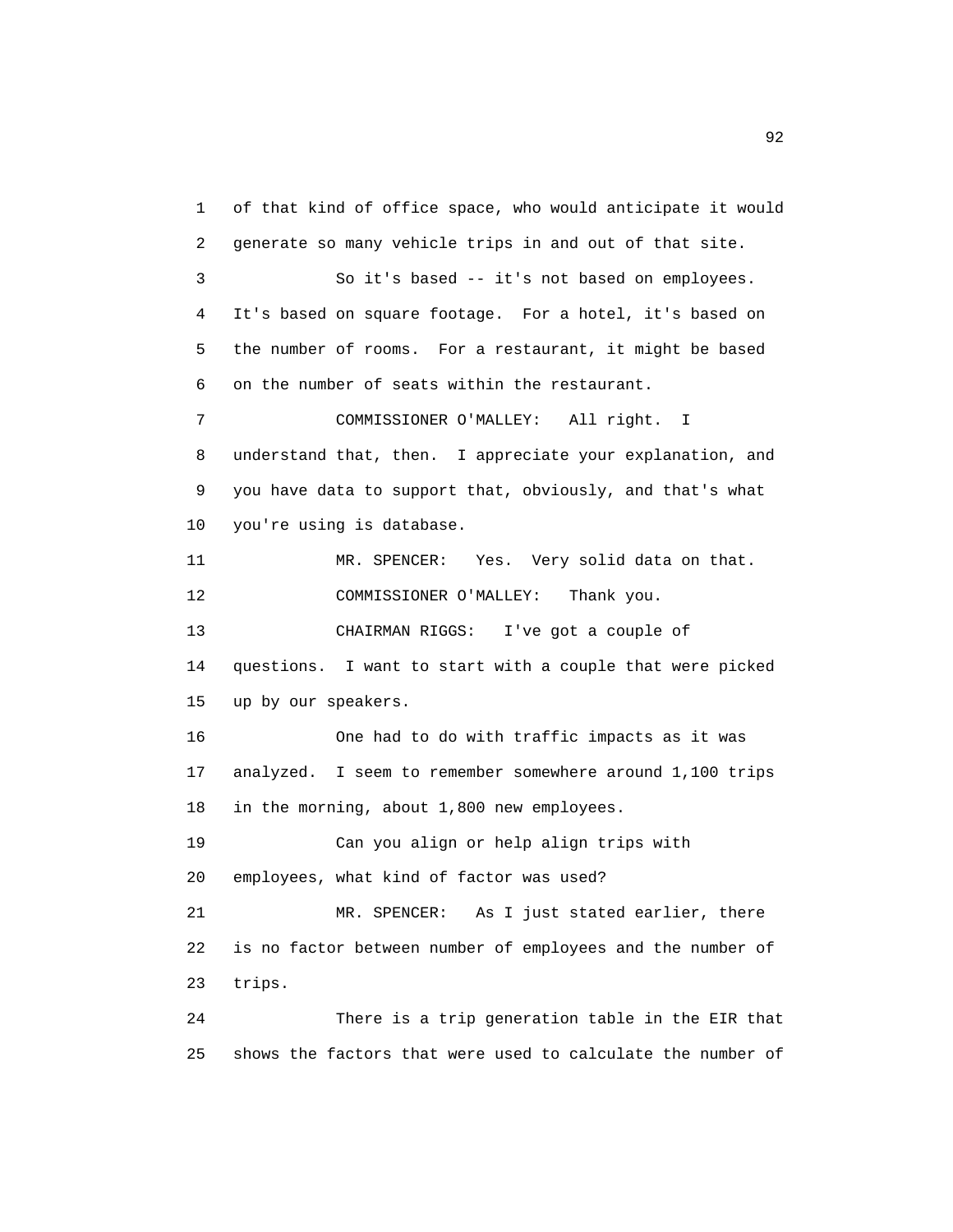of that kind of office space, who would anticipate it would generate so many vehicle trips in and out of that site.

So it's based -- it's not based on employees. It's based on square footage. For a hotel, it's based on the number of rooms. For a restaurant, it might be based on the number of seats within the restaurant.

COMMISSIONER O'MALLEY: All right. I understand that, then. I appreciate your explanation, and you have data to support that, obviously, and that's what you're using is database.

MR. SPENCER: Yes. Very solid data on that.

COMMISSIONER O'MALLEY: Thank you.

CHAIRMAN RIGGS: I've got a couple of questions. I want to start with a couple that were picked up by our speakers.

One had to do with traffic impacts as it was analyzed. I seem to remember somewhere around 1,100 trips in the morning, about 1,800 new employees.

Can you align or help align trips with employees, what kind of factor was used?

MR. SPENCER: As I just stated earlier, there is no factor between number of employees and the number of trips.

There is a trip generation table in the EIR that shows the factors that were used to calculate the number of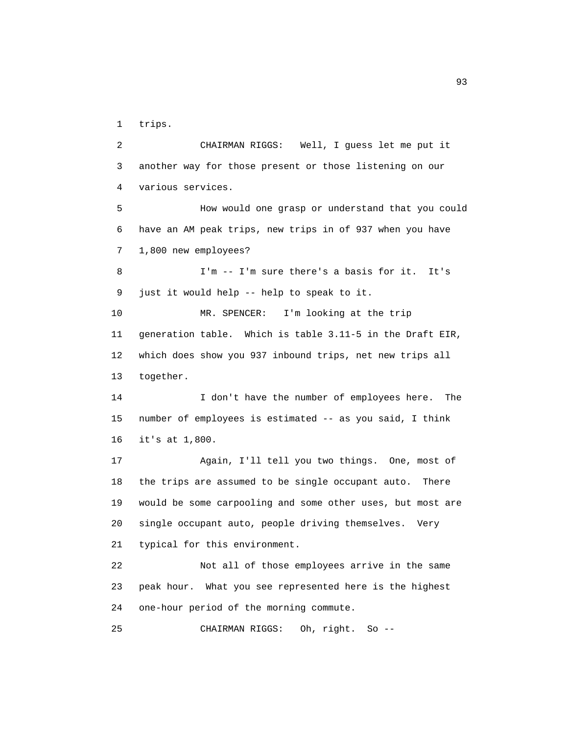trips.

CHAIRMAN RIGGS: Well, I guess let me put it another way for those present or those listening on our various services.

How would one grasp or understand that you could have an AM peak trips, new trips in of 937 when you have 1,800 new employees?

I'm -- I'm sure there's a basis for it. It's just it would help -- help to speak to it.

MR. SPENCER: I'm looking at the trip generation table. Which is table 3.11-5 in the Draft EIR, which does show you 937 inbound trips, net new trips all together.

I don't have the number of employees here. The number of employees is estimated -- as you said, I think it's at 1,800.

Again, I'll tell you two things. One, most of the trips are assumed to be single occupant auto. There would be some carpooling and some other uses, but most are single occupant auto, people driving themselves. Very typical for this environment.

Not all of those employees arrive in the same peak hour. What you see represented here is the highest one-hour period of the morning commute.

CHAIRMAN RIGGS: Oh, right. So --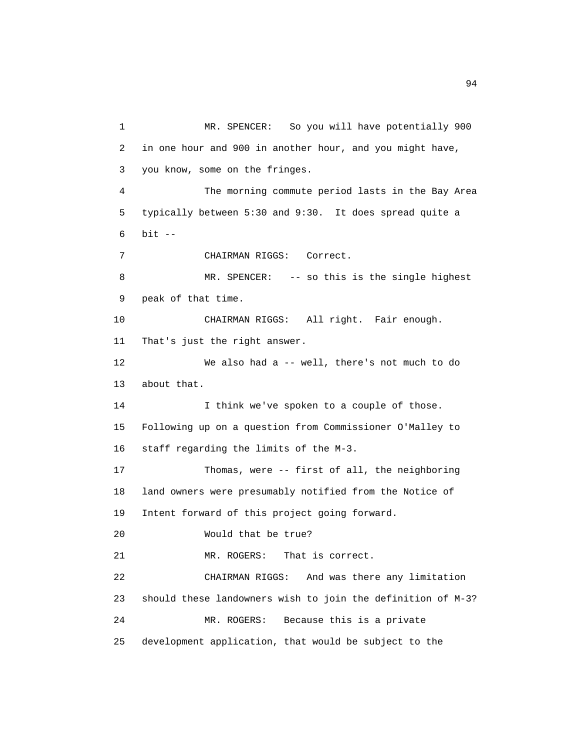MR. SPENCER: So you will have potentially 900 in one hour and 900 in another hour, and you might have, you know, some on the fringes.

The morning commute period lasts in the Bay Area typically between 5:30 and 9:30. It does spread quite a bit --

CHAIRMAN RIGGS: Correct.

MR. SPENCER: -- so this is the single highest peak of that time.

CHAIRMAN RIGGS: All right. Fair enough. That's just the right answer.

We also had a -- well, there's not much to do about that.

I think we've spoken to a couple of those. Following up on a question from Commissioner O'Malley to staff regarding the limits of the M-3.

Thomas, were -- first of all, the neighboring land owners were presumably notified from the Notice of Intent forward of this project going forward.

Would that be true?

MR. ROGERS: That is correct.

CHAIRMAN RIGGS: And was there any limitation should these landowners wish to join the definition of M-3?

MR. ROGERS: Because this is a private development application, that would be subject to the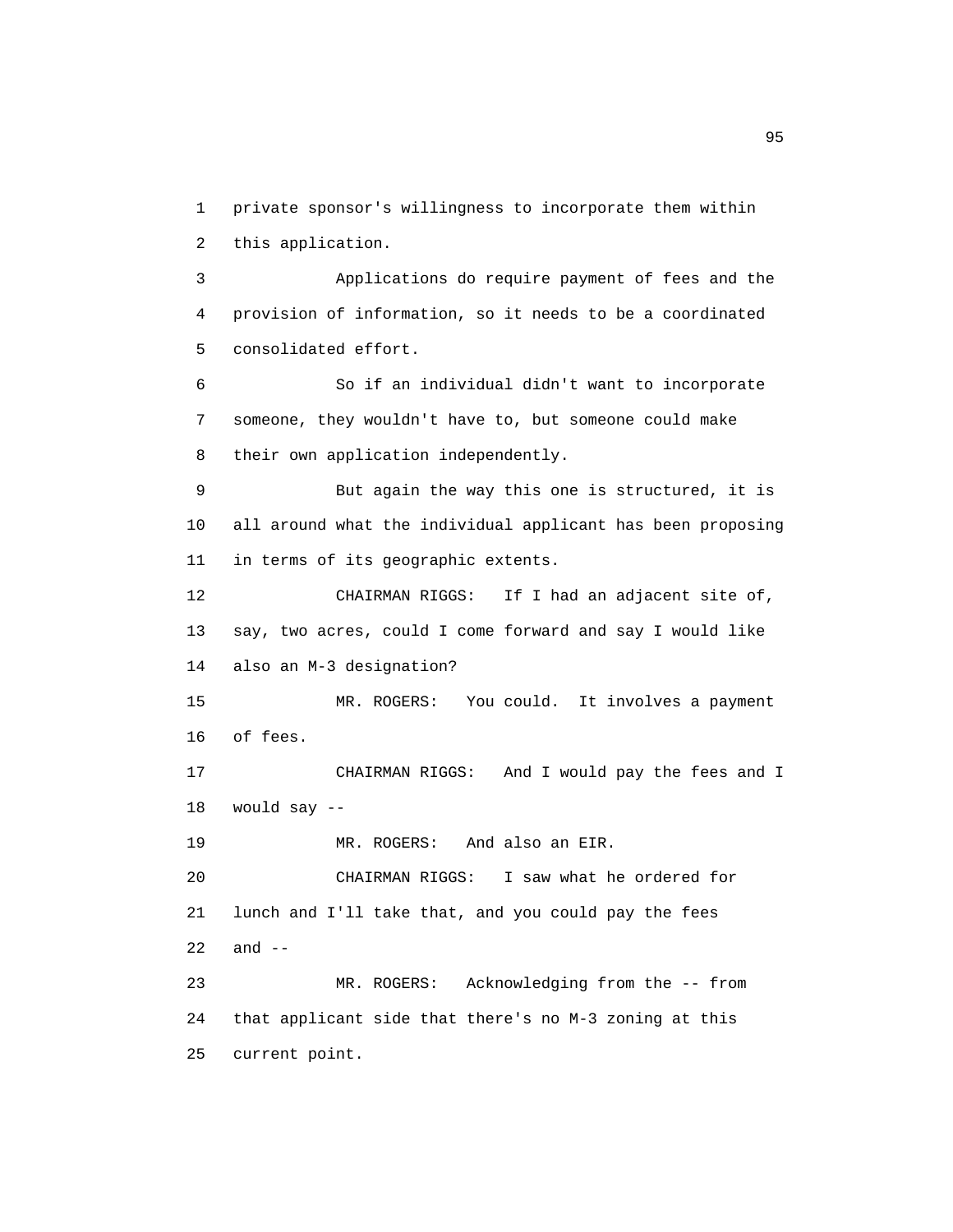private sponsor's willingness to incorporate them within this application.

Applications do require payment of fees and the provision of information, so it needs to be a coordinated consolidated effort.

So if an individual didn't want to incorporate someone, they wouldn't have to, but someone could make their own application independently.

But again the way this one is structured, it is all around what the individual applicant has been proposing in terms of its geographic extents.

CHAIRMAN RIGGS: If I had an adjacent site of, say, two acres, could I come forward and say I would like also an M-3 designation?

MR. ROGERS: You could. It involves a payment of fees.

CHAIRMAN RIGGS: And I would pay the fees and I would say --

MR. ROGERS: And also an EIR.

CHAIRMAN RIGGS: I saw what he ordered for lunch and I'll take that, and you could pay the fees and --

MR. ROGERS: Acknowledging from the -- from that applicant side that there's no M-3 zoning at this current point.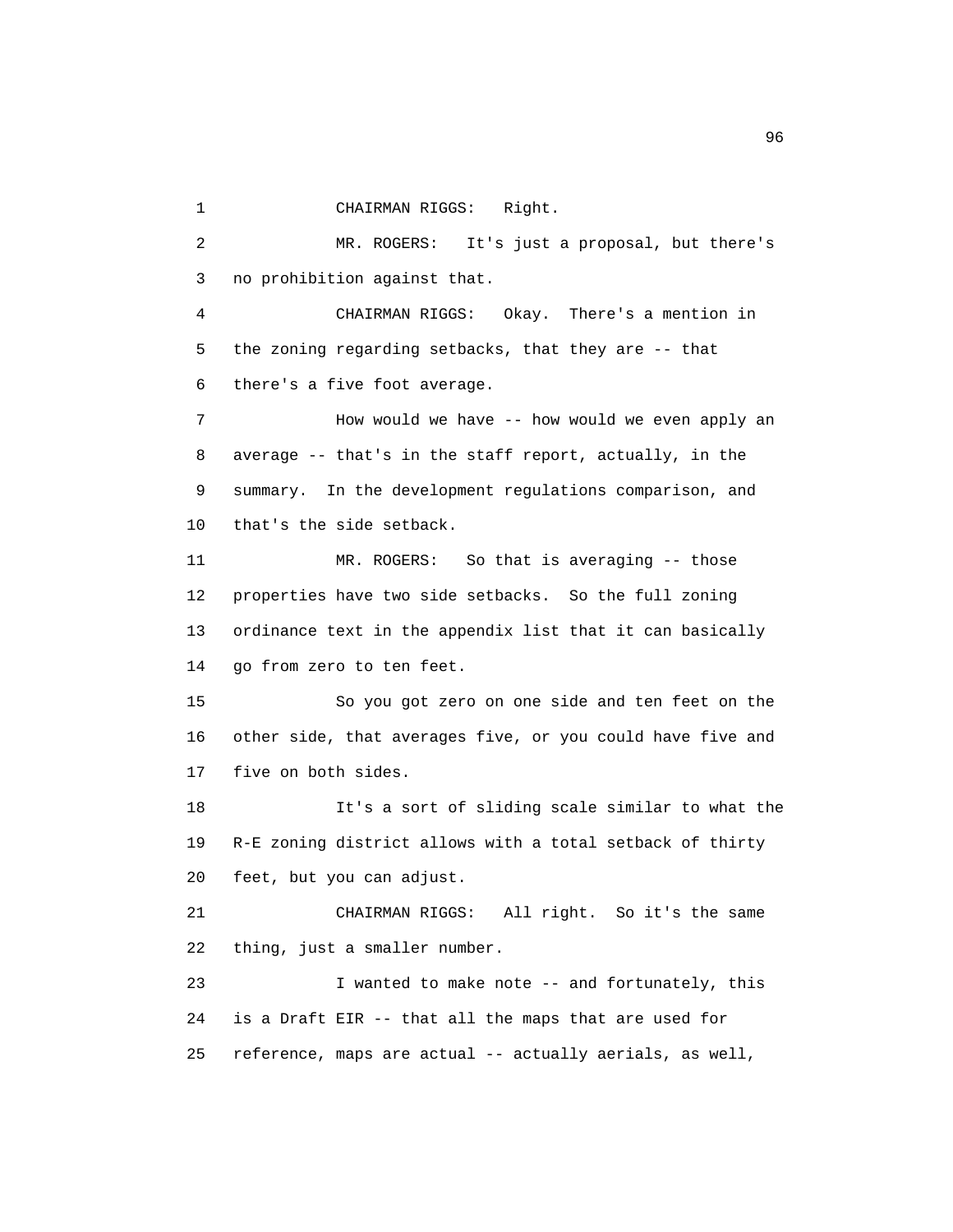CHAIRMAN RIGGS: Right.

MR. ROGERS: It's just a proposal, but there's no prohibition against that.

CHAIRMAN RIGGS: Okay. There's a mention in the zoning regarding setbacks, that they are -- that there's a five foot average.

How would we have -- how would we even apply an average -- that's in the staff report, actually, in the summary. In the development regulations comparison, and that's the side setback.

MR. ROGERS: So that is averaging -- those properties have two side setbacks. So the full zoning ordinance text in the appendix list that it can basically go from zero to ten feet.

So you got zero on one side and ten feet on the other side, that averages five, or you could have five and five on both sides.

It's a sort of sliding scale similar to what the R-E zoning district allows with a total setback of thirty feet, but you can adjust.

CHAIRMAN RIGGS: All right. So it's the same thing, just a smaller number.

I wanted to make note -- and fortunately, this is a Draft EIR -- that all the maps that are used for reference, maps are actual -- actually aerials, as well,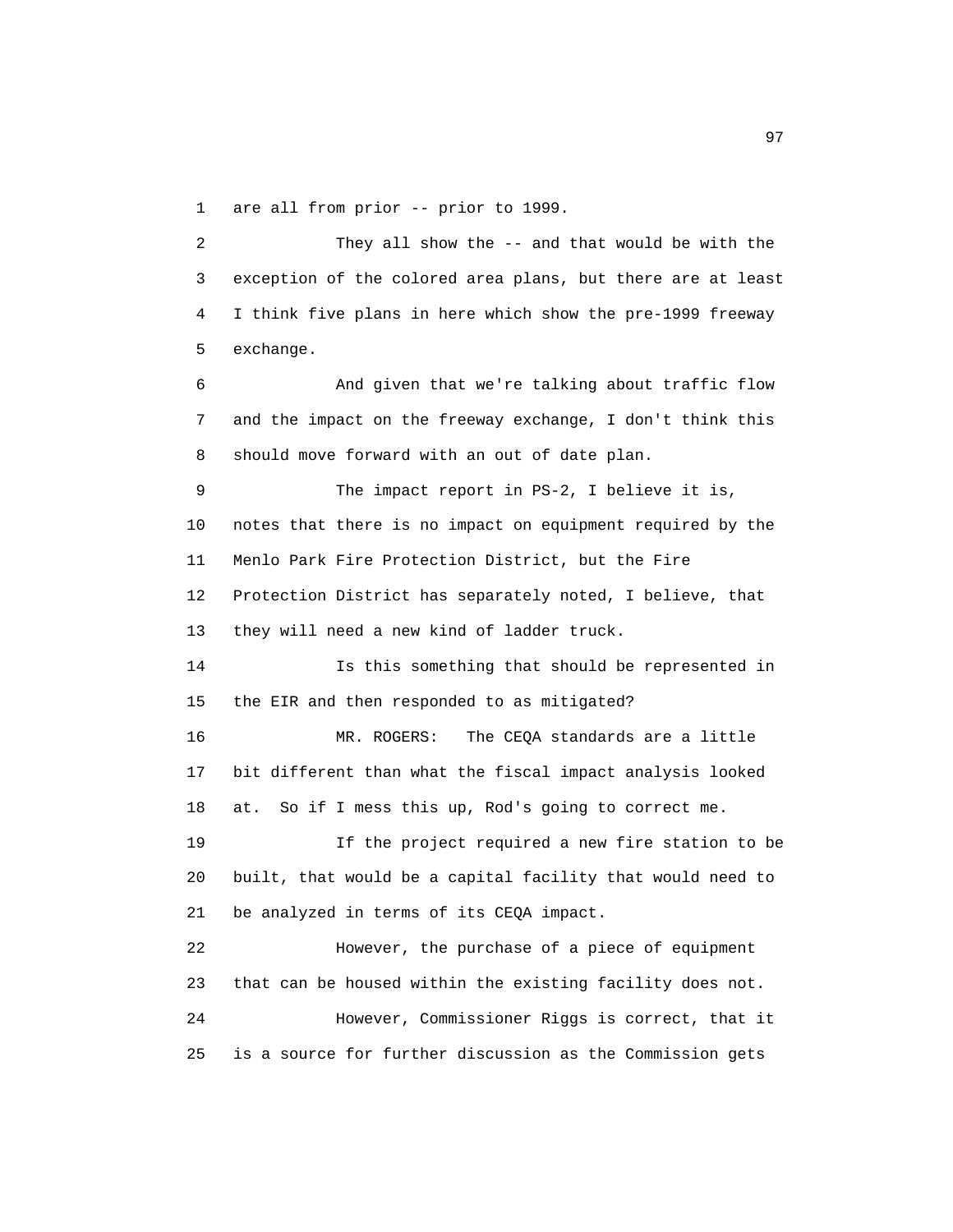1 are all from prior -- prior to 1999.

2 They all show the -- and that would be with the
3 exception of the colored area plans, but there are at least
4 I think five plans in here which show the pre-1999 freeway
5 exchange.

6 And given that we're talking about traffic flow
7 and the impact on the freeway exchange, I don't think this
8 should move forward with an out of date plan.

9 The impact report in PS-2, I believe it is,
10 notes that there is no impact on equipment required by the
11 Menlo Park Fire Protection District, but the Fire
12 Protection District has separately noted, I believe, that
13 they will need a new kind of ladder truck.

14 Is this something that should be represented in
15 the EIR and then responded to as mitigated?

16 MR. ROGERS: The CEQA standards are a little
17 bit different than what the fiscal impact analysis looked
18 at. So if I mess this up, Rod's going to correct me.

19 If the project required a new fire station to be
20 built, that would be a capital facility that would need to
21 be analyzed in terms of its CEQA impact.

22 However, the purchase of a piece of equipment
23 that can be housed within the existing facility does not.

24 However, Commissioner Riggs is correct, that it
25 is a source for further discussion as the Commission gets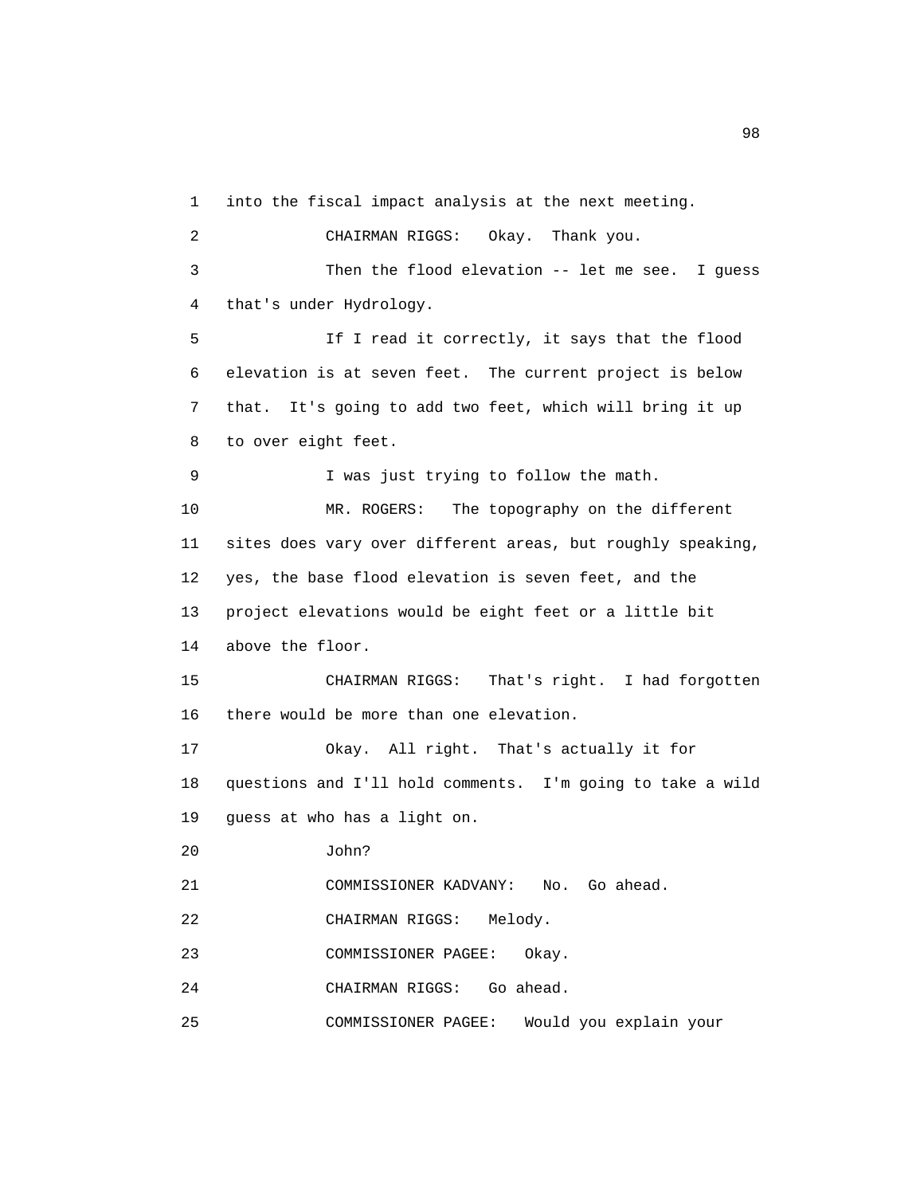into the fiscal impact analysis at the next meeting.

CHAIRMAN RIGGS: Okay. Thank you.

Then the flood elevation -- let me see. I guess that's under Hydrology.

If I read it correctly, it says that the flood elevation is at seven feet. The current project is below that. It's going to add two feet, which will bring it up to over eight feet.

I was just trying to follow the math.

MR. ROGERS: The topography on the different sites does vary over different areas, but roughly speaking, yes, the base flood elevation is seven feet, and the project elevations would be eight feet or a little bit above the floor.

CHAIRMAN RIGGS: That's right. I had forgotten there would be more than one elevation.

Okay. All right. That's actually it for questions and I'll hold comments. I'm going to take a wild guess at who has a light on.

John?

COMMISSIONER KADVANY: No. Go ahead.

CHAIRMAN RIGGS: Melody.

COMMISSIONER PAGEE: Okay.

CHAIRMAN RIGGS: Go ahead.

COMMISSIONER PAGEE: Would you explain your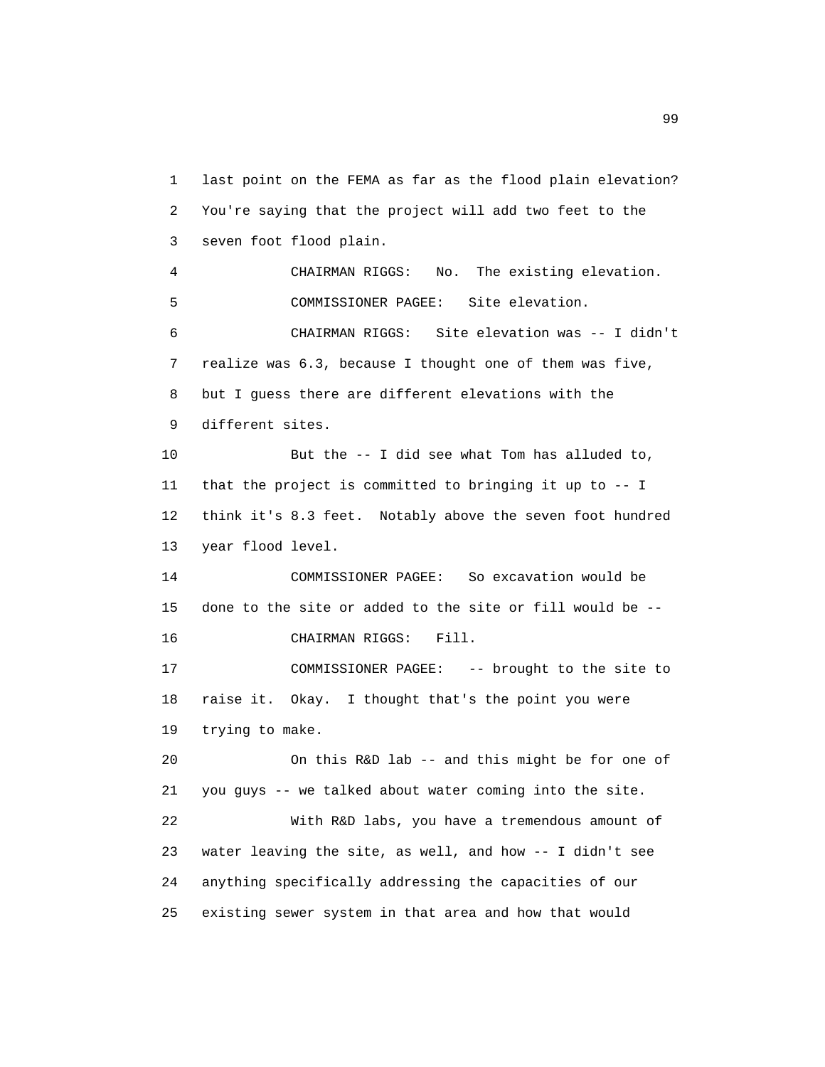last point on the FEMA as far as the flood plain elevation? You're saying that the project will add two feet to the seven foot flood plain.

CHAIRMAN RIGGS: No. The existing elevation.

COMMISSIONER PAGEE: Site elevation.

CHAIRMAN RIGGS: Site elevation was -- I didn't realize was 6.3, because I thought one of them was five, but I guess there are different elevations with the different sites.

But the -- I did see what Tom has alluded to, that the project is committed to bringing it up to -- I think it's 8.3 feet. Notably above the seven foot hundred year flood level.

COMMISSIONER PAGEE: So excavation would be done to the site or added to the site or fill would be --

CHAIRMAN RIGGS: Fill.

COMMISSIONER PAGEE: -- brought to the site to raise it. Okay. I thought that's the point you were trying to make.

On this R&D lab -- and this might be for one of you guys -- we talked about water coming into the site.

With R&D labs, you have a tremendous amount of water leaving the site, as well, and how -- I didn't see anything specifically addressing the capacities of our existing sewer system in that area and how that would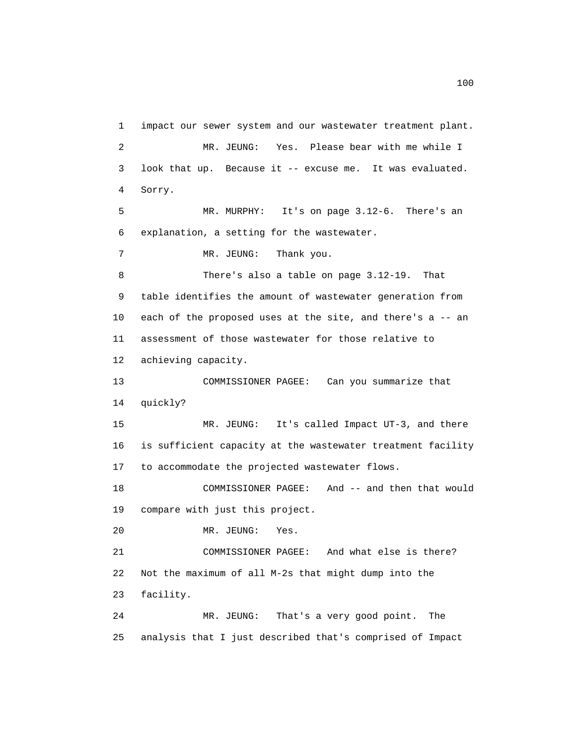1 impact our sewer system and our wastewater treatment plant.

2 MR. JEUNG: Yes. Please bear with me while I

3 look that up. Because it -- excuse me. It was evaluated.

4 Sorry.

5 MR. MURPHY: It's on page 3.12-6. There's an

6 explanation, a setting for the wastewater.

7 MR. JEUNG: Thank you.

8 There's also a table on page 3.12-19. That

9 table identifies the amount of wastewater generation from

10 each of the proposed uses at the site, and there's a -- an

11 assessment of those wastewater for those relative to

12 achieving capacity.

13 COMMISSIONER PAGEE: Can you summarize that

14 quickly?

15 MR. JEUNG: It's called Impact UT-3, and there

16 is sufficient capacity at the wastewater treatment facility

17 to accommodate the projected wastewater flows.

18 COMMISSIONER PAGEE: And -- and then that would

19 compare with just this project.

20 MR. JEUNG: Yes.

21 COMMISSIONER PAGEE: And what else is there?

22 Not the maximum of all M-2s that might dump into the

23 facility.

24 MR. JEUNG: That's a very good point. The

25 analysis that I just described that's comprised of Impact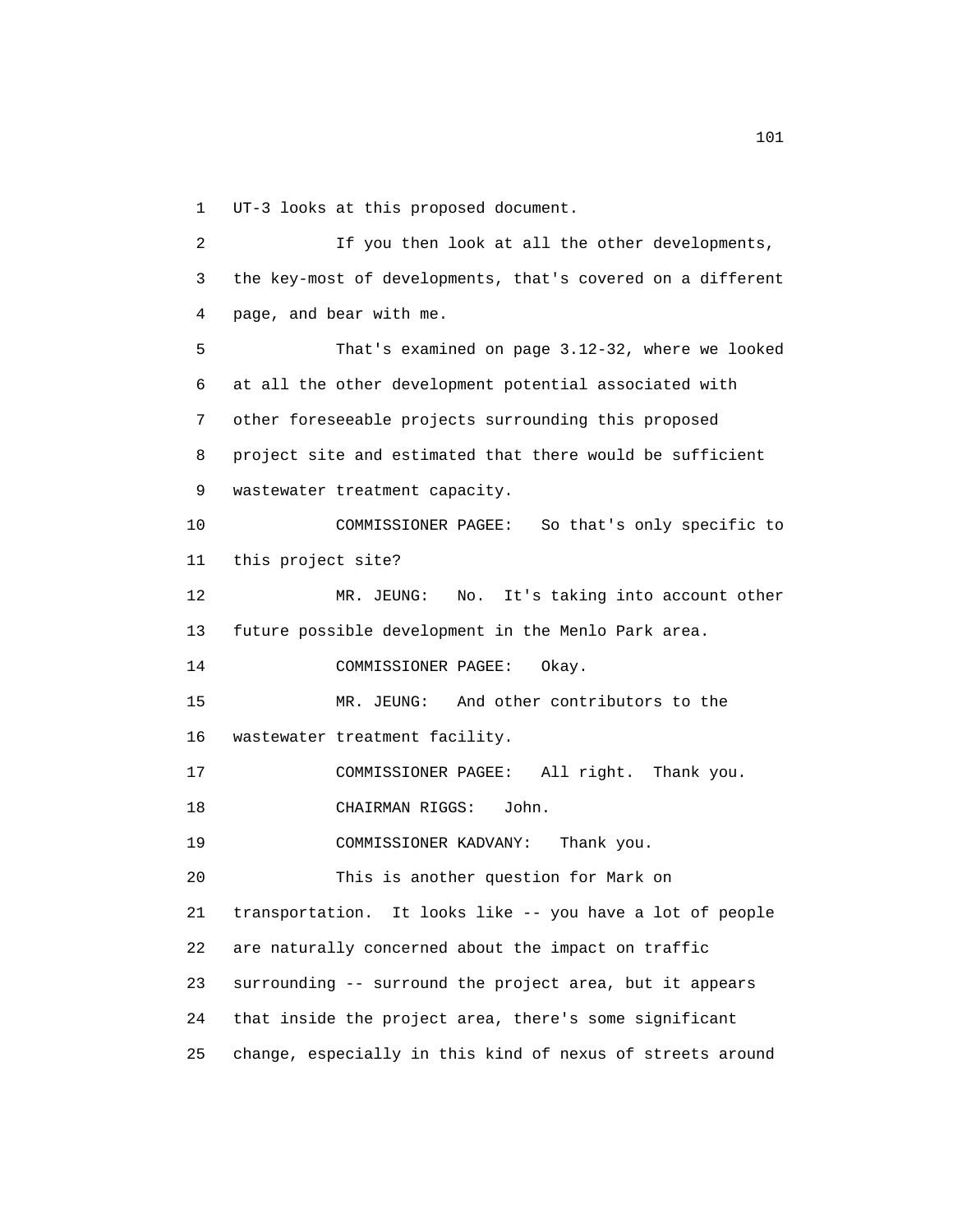1 UT-3 looks at this proposed document.

2 If you then look at all the other developments,
3 the key-most of developments, that's covered on a different
4 page, and bear with me.

5 That's examined on page 3.12-32, where we looked
6 at all the other development potential associated with
7 other foreseeable projects surrounding this proposed
8 project site and estimated that there would be sufficient
9 wastewater treatment capacity.

10 COMMISSIONER PAGEE: So that's only specific to
11 this project site?

12 MR. JEUNG: No. It's taking into account other
13 future possible development in the Menlo Park area.

14 COMMISSIONER PAGEE: Okay.

15 MR. JEUNG: And other contributors to the
16 wastewater treatment facility.

17 COMMISSIONER PAGEE: All right. Thank you.

18 CHAIRMAN RIGGS: John.

19 COMMISSIONER KADVANY: Thank you.

20 This is another question for Mark on
21 transportation. It looks like -- you have a lot of people
22 are naturally concerned about the impact on traffic
23 surrounding -- surround the project area, but it appears
24 that inside the project area, there's some significant
25 change, especially in this kind of nexus of streets around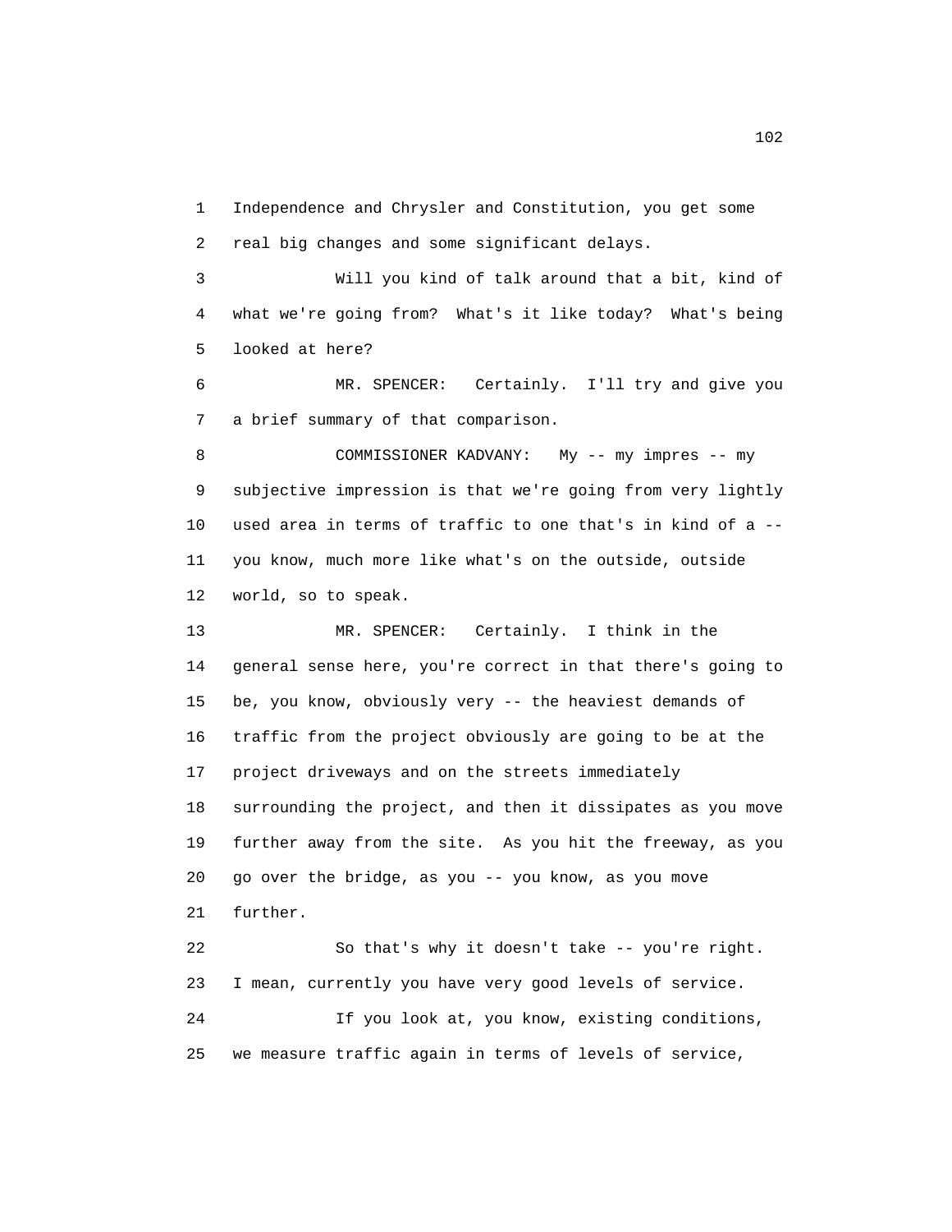Independence and Chrysler and Constitution, you get some real big changes and some significant delays.

Will you kind of talk around that a bit, kind of what we're going from? What's it like today? What's being looked at here?

MR. SPENCER: Certainly. I'll try and give you a brief summary of that comparison.

COMMISSIONER KADVANY: My -- my impres -- my subjective impression is that we're going from very lightly used area in terms of traffic to one that's in kind of a -- you know, much more like what's on the outside, outside world, so to speak.

MR. SPENCER: Certainly. I think in the general sense here, you're correct in that there's going to be, you know, obviously very -- the heaviest demands of traffic from the project obviously are going to be at the project driveways and on the streets immediately surrounding the project, and then it dissipates as you move further away from the site. As you hit the freeway, as you go over the bridge, as you -- you know, as you move further.

So that's why it doesn't take -- you're right. I mean, currently you have very good levels of service.

If you look at, you know, existing conditions, we measure traffic again in terms of levels of service,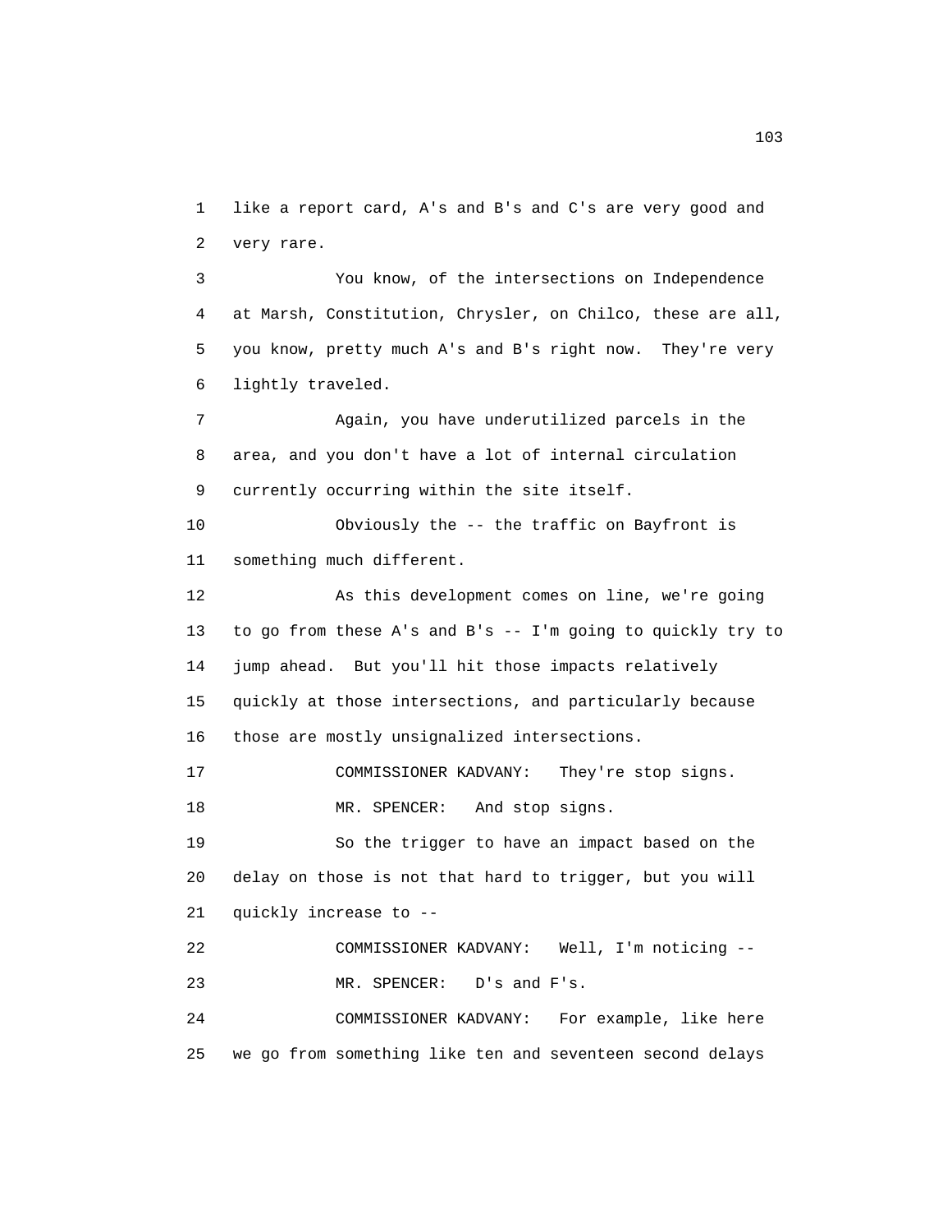like a report card, A's and B's and C's are very good and very rare.

You know, of the intersections on Independence at Marsh, Constitution, Chrysler, on Chilco, these are all, you know, pretty much A's and B's right now. They're very lightly traveled.

Again, you have underutilized parcels in the area, and you don't have a lot of internal circulation currently occurring within the site itself.

Obviously the -- the traffic on Bayfront is something much different.

As this development comes on line, we're going to go from these A's and B's -- I'm going to quickly try to jump ahead. But you'll hit those impacts relatively quickly at those intersections, and particularly because those are mostly unsignalized intersections.

COMMISSIONER KADVANY: They're stop signs.

MR. SPENCER: And stop signs.

So the trigger to have an impact based on the delay on those is not that hard to trigger, but you will quickly increase to --

COMMISSIONER KADVANY: Well, I'm noticing --

MR. SPENCER: D's and F's.

COMMISSIONER KADVANY: For example, like here we go from something like ten and seventeen second delays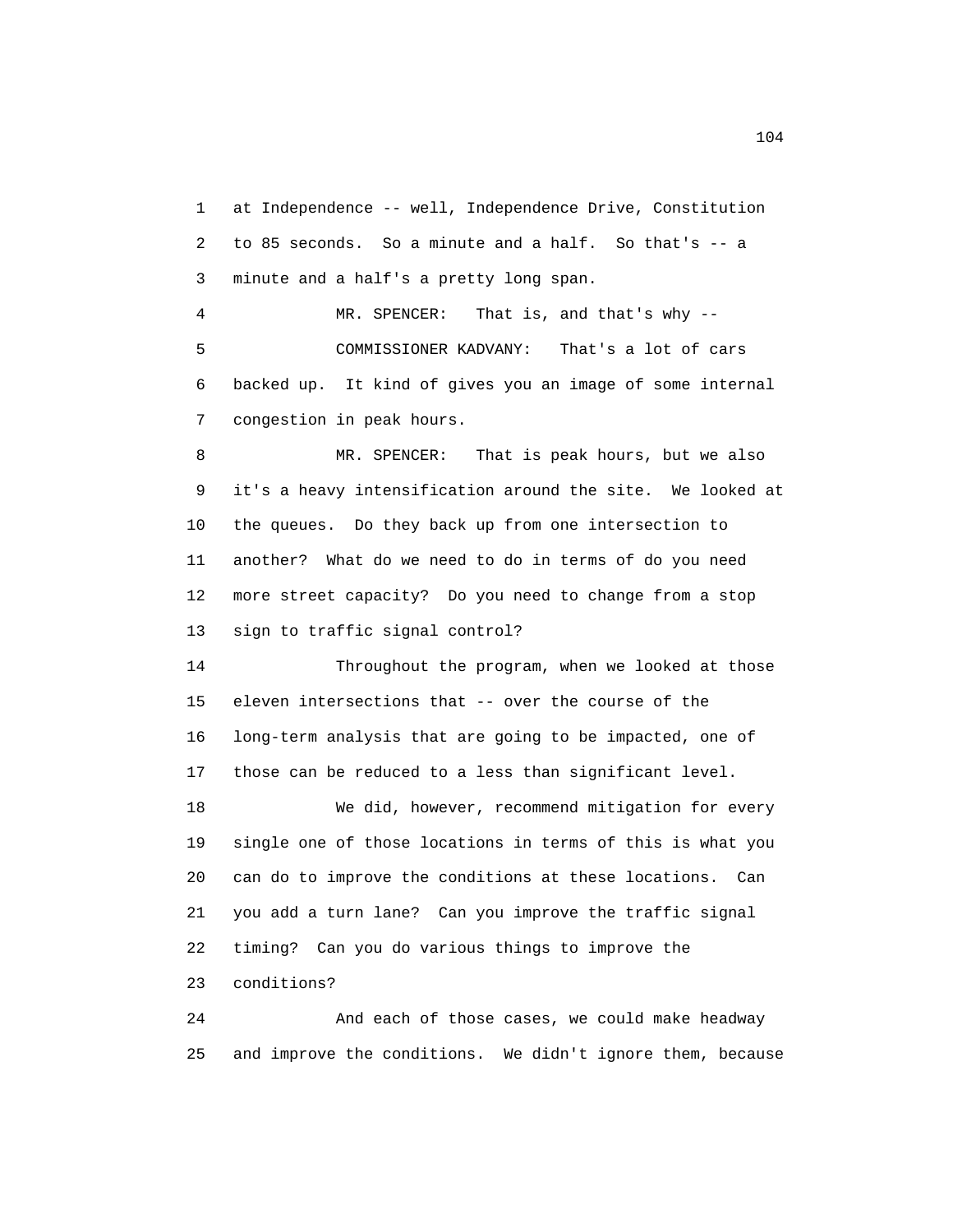at Independence -- well, Independence Drive, Constitution to 85 seconds. So a minute and a half. So that's -- a minute and a half's a pretty long span.

MR. SPENCER: That is, and that's why --

COMMISSIONER KADVANY: That's a lot of cars backed up. It kind of gives you an image of some internal congestion in peak hours.

MR. SPENCER: That is peak hours, but we also it's a heavy intensification around the site. We looked at the queues. Do they back up from one intersection to another? What do we need to do in terms of do you need more street capacity? Do you need to change from a stop sign to traffic signal control?

Throughout the program, when we looked at those eleven intersections that -- over the course of the long-term analysis that are going to be impacted, one of those can be reduced to a less than significant level.

We did, however, recommend mitigation for every single one of those locations in terms of this is what you can do to improve the conditions at these locations. Can you add a turn lane? Can you improve the traffic signal timing? Can you do various things to improve the conditions?

And each of those cases, we could make headway and improve the conditions. We didn't ignore them, because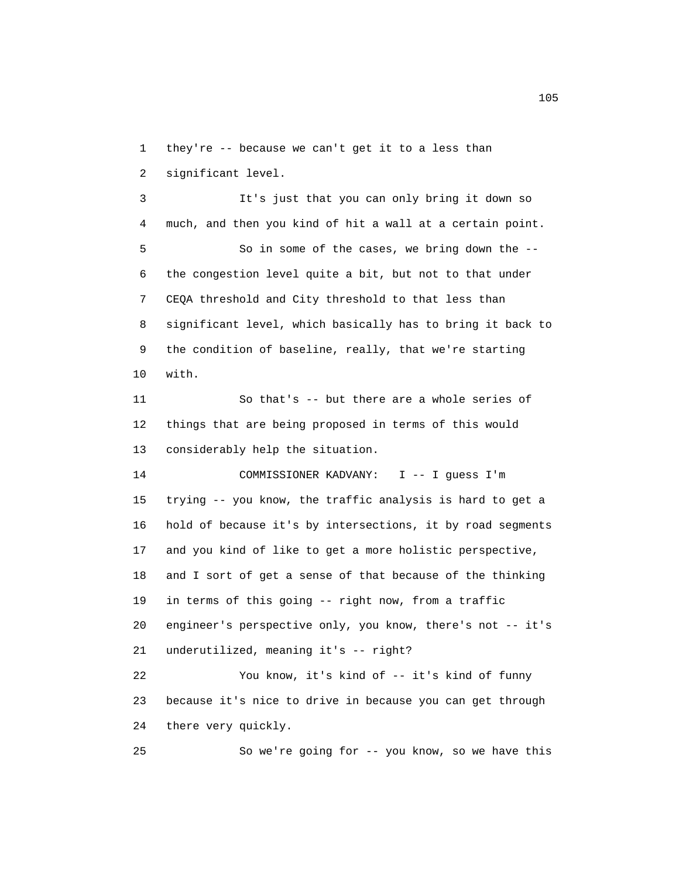they're -- because we can't get it to a less than significant level.

It's just that you can only bring it down so much, and then you kind of hit a wall at a certain point.

So in some of the cases, we bring down the -- the congestion level quite a bit, but not to that under CEQA threshold and City threshold to that less than significant level, which basically has to bring it back to the condition of baseline, really, that we're starting with.

So that's -- but there are a whole series of things that are being proposed in terms of this would considerably help the situation.

COMMISSIONER KADVANY: I -- I guess I'm trying -- you know, the traffic analysis is hard to get a hold of because it's by intersections, it by road segments and you kind of like to get a more holistic perspective, and I sort of get a sense of that because of the thinking in terms of this going -- right now, from a traffic engineer's perspective only, you know, there's not -- it's underutilized, meaning it's -- right?

You know, it's kind of -- it's kind of funny because it's nice to drive in because you can get through there very quickly.

So we're going for -- you know, so we have this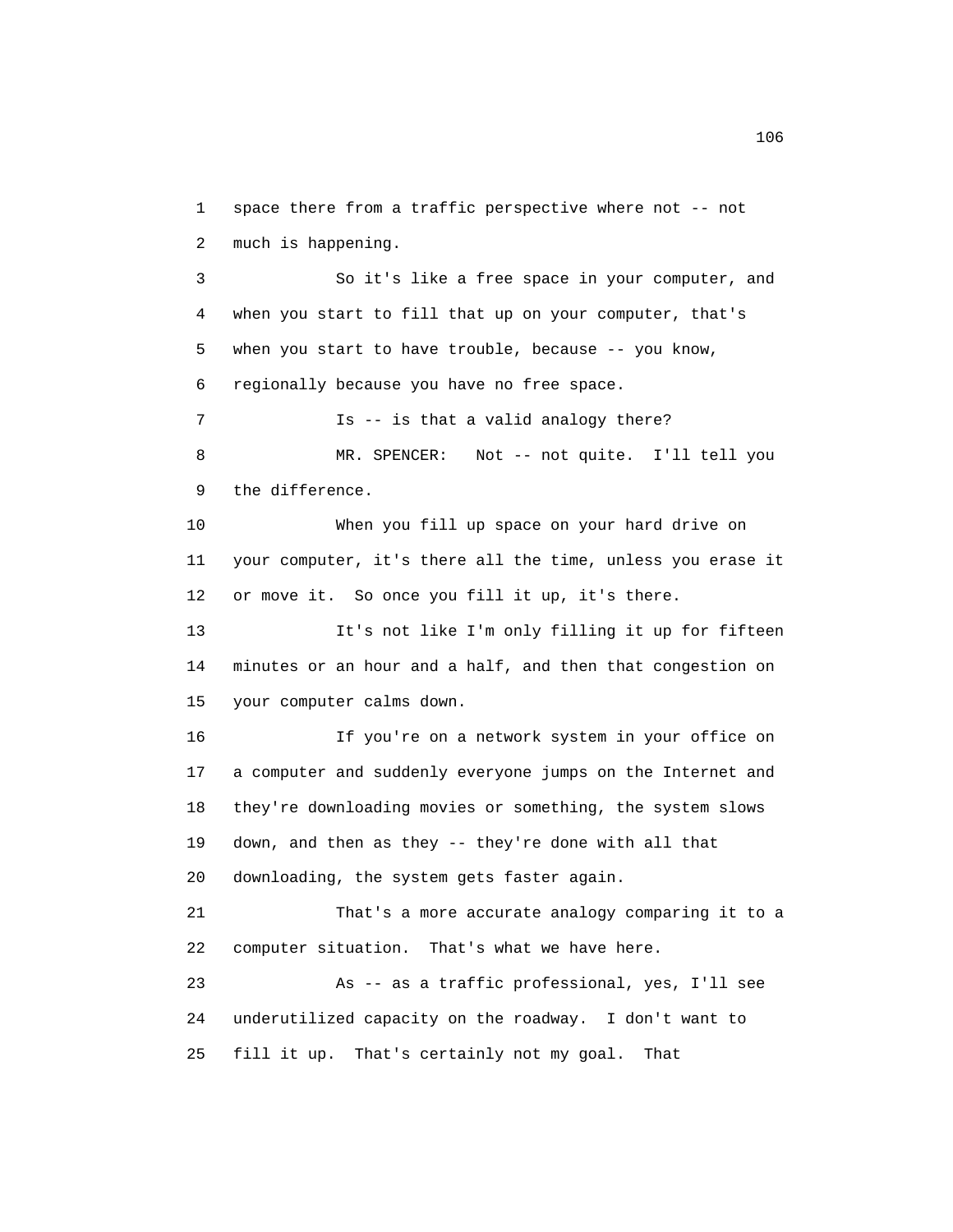space there from a traffic perspective where not -- not much is happening.

So it's like a free space in your computer, and when you start to fill that up on your computer, that's when you start to have trouble, because -- you know, regionally because you have no free space.

Is -- is that a valid analogy there?

MR. SPENCER: Not -- not quite. I'll tell you the difference.

When you fill up space on your hard drive on your computer, it's there all the time, unless you erase it or move it. So once you fill it up, it's there.

It's not like I'm only filling it up for fifteen minutes or an hour and a half, and then that congestion on your computer calms down.

If you're on a network system in your office on a computer and suddenly everyone jumps on the Internet and they're downloading movies or something, the system slows down, and then as they -- they're done with all that downloading, the system gets faster again.

That's a more accurate analogy comparing it to a computer situation. That's what we have here.

As -- as a traffic professional, yes, I'll see underutilized capacity on the roadway. I don't want to fill it up. That's certainly not my goal. That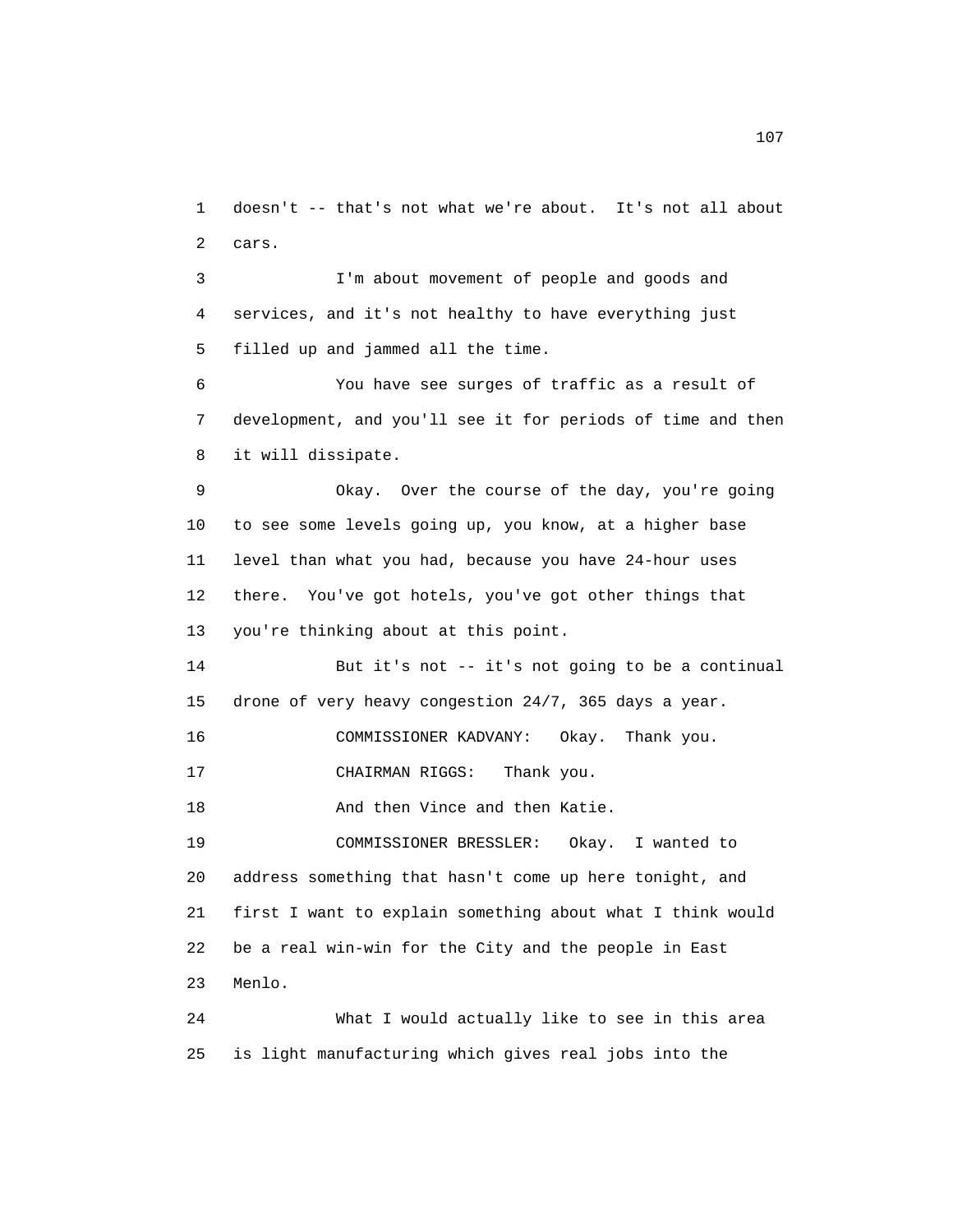doesn't -- that's not what we're about. It's not all about cars.

I'm about movement of people and goods and services, and it's not healthy to have everything just filled up and jammed all the time.

You have see surges of traffic as a result of development, and you'll see it for periods of time and then it will dissipate.

Okay. Over the course of the day, you're going to see some levels going up, you know, at a higher base level than what you had, because you have 24-hour uses there. You've got hotels, you've got other things that you're thinking about at this point.

But it's not -- it's not going to be a continual drone of very heavy congestion 24/7, 365 days a year.

COMMISSIONER KADVANY: Okay. Thank you.

CHAIRMAN RIGGS: Thank you.

And then Vince and then Katie.

COMMISSIONER BRESSLER: Okay. I wanted to address something that hasn't come up here tonight, and first I want to explain something about what I think would be a real win-win for the City and the people in East Menlo.

What I would actually like to see in this area is light manufacturing which gives real jobs into the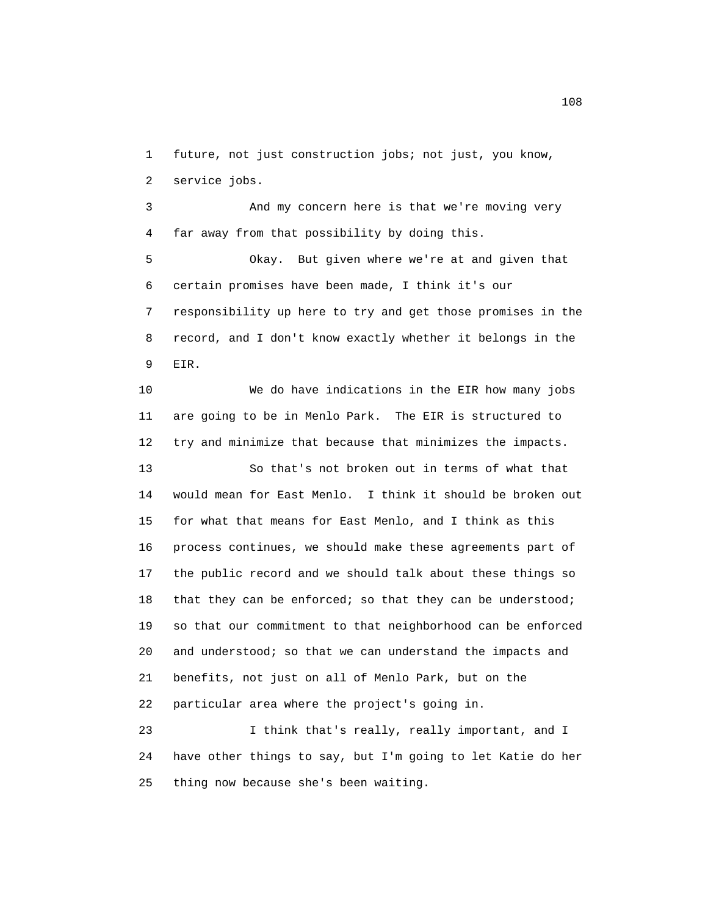future, not just construction jobs; not just, you know, service jobs.

And my concern here is that we're moving very far away from that possibility by doing this.

Okay. But given where we're at and given that certain promises have been made, I think it's our responsibility up here to try and get those promises in the record, and I don't know exactly whether it belongs in the EIR.

We do have indications in the EIR how many jobs are going to be in Menlo Park. The EIR is structured to try and minimize that because that minimizes the impacts.

So that's not broken out in terms of what that would mean for East Menlo. I think it should be broken out for what that means for East Menlo, and I think as this process continues, we should make these agreements part of the public record and we should talk about these things so that they can be enforced; so that they can be understood; so that our commitment to that neighborhood can be enforced and understood; so that we can understand the impacts and benefits, not just on all of Menlo Park, but on the particular area where the project's going in.

I think that's really, really important, and I have other things to say, but I'm going to let Katie do her thing now because she's been waiting.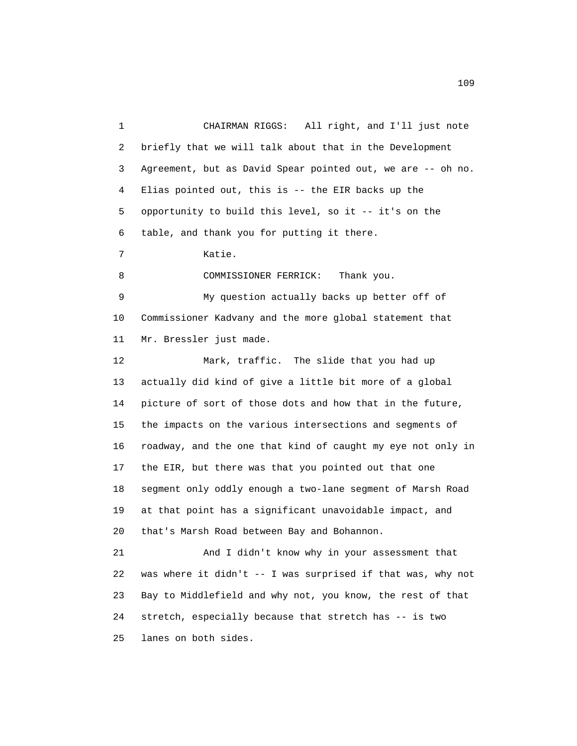CHAIRMAN RIGGS: All right, and I'll just note briefly that we will talk about that in the Development Agreement, but as David Spear pointed out, we are -- oh no. Elias pointed out, this is -- the EIR backs up the opportunity to build this level, so it -- it's on the table, and thank you for putting it there.

Katie.

COMMISSIONER FERRICK: Thank you.

My question actually backs up better off of Commissioner Kadvany and the more global statement that Mr. Bressler just made.

Mark, traffic. The slide that you had up actually did kind of give a little bit more of a global picture of sort of those dots and how that in the future, the impacts on the various intersections and segments of roadway, and the one that kind of caught my eye not only in the EIR, but there was that you pointed out that one segment only oddly enough a two-lane segment of Marsh Road at that point has a significant unavoidable impact, and that's Marsh Road between Bay and Bohannon.

And I didn't know why in your assessment that was where it didn't -- I was surprised if that was, why not Bay to Middlefield and why not, you know, the rest of that stretch, especially because that stretch has -- is two lanes on both sides.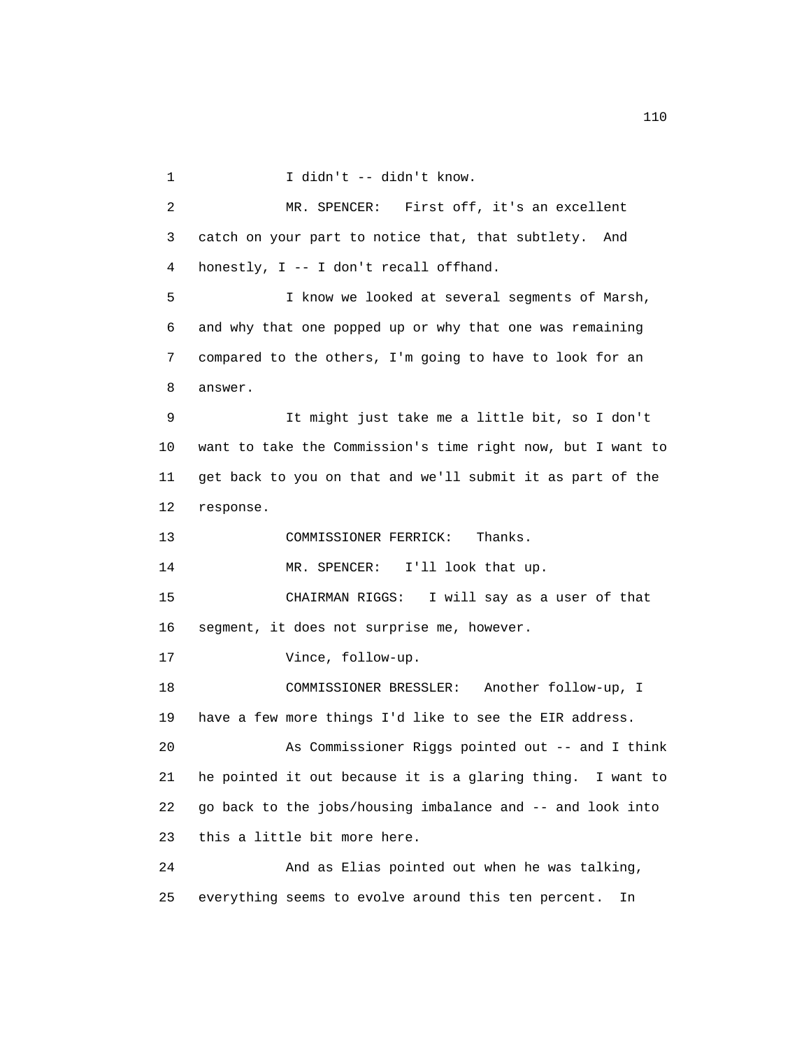I didn't -- didn't know.

MR. SPENCER: First off, it's an excellent catch on your part to notice that, that subtlety. And honestly, I -- I don't recall offhand.

I know we looked at several segments of Marsh, and why that one popped up or why that one was remaining compared to the others, I'm going to have to look for an answer.

It might just take me a little bit, so I don't want to take the Commission's time right now, but I want to get back to you on that and we'll submit it as part of the response.

COMMISSIONER FERRICK: Thanks.

MR. SPENCER: I'll look that up.

CHAIRMAN RIGGS: I will say as a user of that segment, it does not surprise me, however.

Vince, follow-up.

COMMISSIONER BRESSLER: Another follow-up, I have a few more things I'd like to see the EIR address.

As Commissioner Riggs pointed out -- and I think he pointed it out because it is a glaring thing. I want to go back to the jobs/housing imbalance and -- and look into this a little bit more here.

And as Elias pointed out when he was talking, everything seems to evolve around this ten percent. In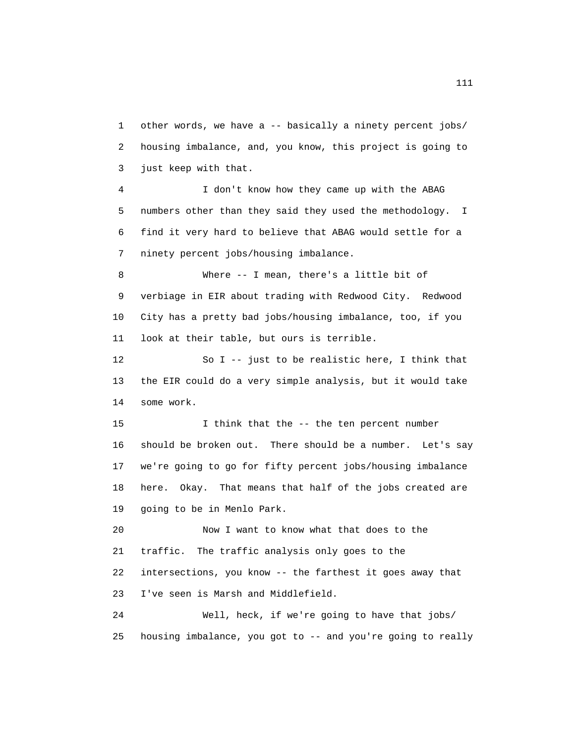other words, we have a -- basically a ninety percent jobs/ housing imbalance, and, you know, this project is going to just keep with that.

I don't know how they came up with the ABAG numbers other than they said they used the methodology. I find it very hard to believe that ABAG would settle for a ninety percent jobs/housing imbalance.

Where -- I mean, there's a little bit of verbiage in EIR about trading with Redwood City. Redwood City has a pretty bad jobs/housing imbalance, too, if you look at their table, but ours is terrible.

So I -- just to be realistic here, I think that the EIR could do a very simple analysis, but it would take some work.

I think that the -- the ten percent number should be broken out. There should be a number. Let's say we're going to go for fifty percent jobs/housing imbalance here. Okay. That means that half of the jobs created are going to be in Menlo Park.

Now I want to know what that does to the traffic. The traffic analysis only goes to the intersections, you know -- the farthest it goes away that I've seen is Marsh and Middlefield.

Well, heck, if we're going to have that jobs/ housing imbalance, you got to -- and you're going to really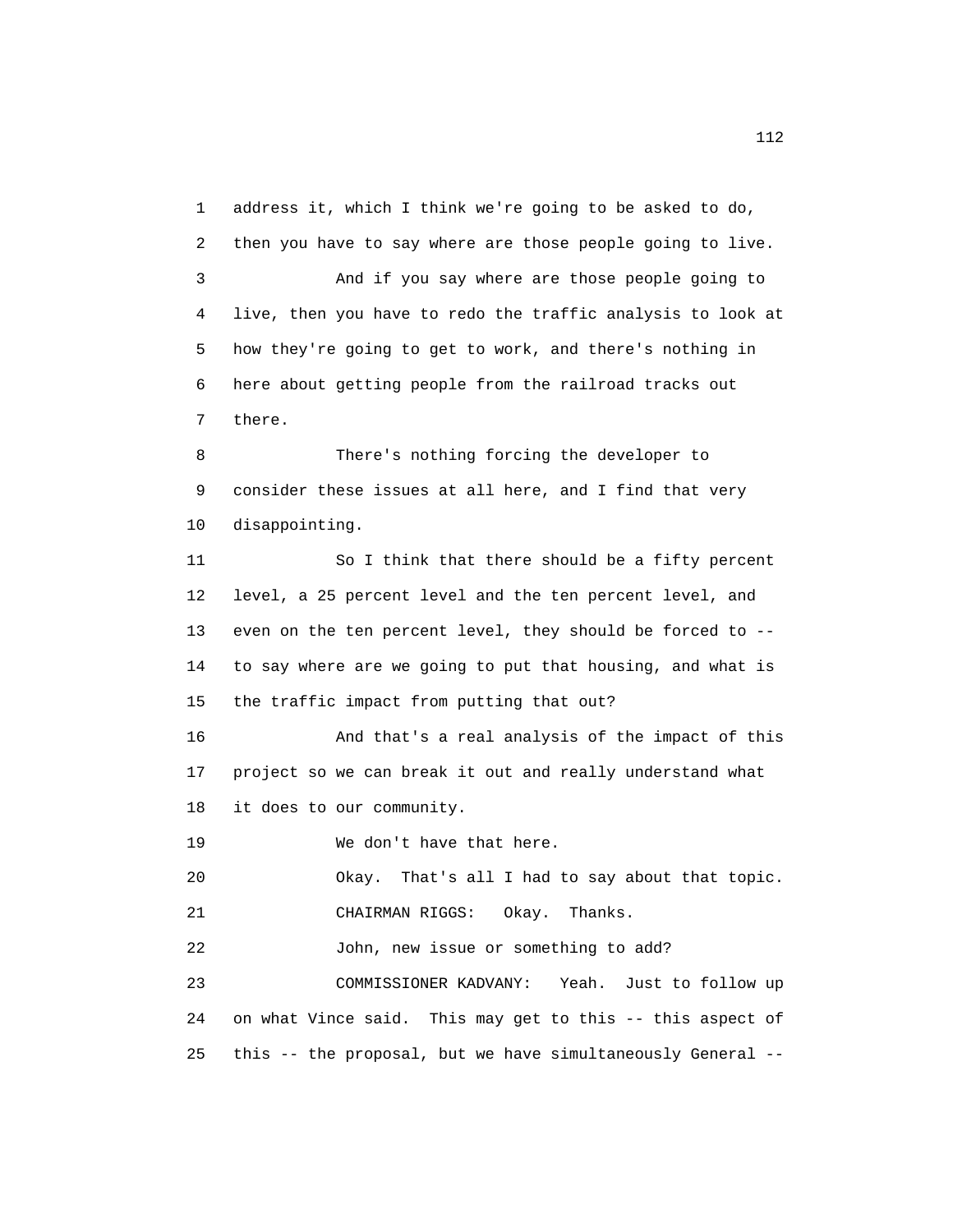address it, which I think we're going to be asked to do, then you have to say where are those people going to live.

And if you say where are those people going to live, then you have to redo the traffic analysis to look at how they're going to get to work, and there's nothing in here about getting people from the railroad tracks out there.

There's nothing forcing the developer to consider these issues at all here, and I find that very disappointing.

So I think that there should be a fifty percent level, a 25 percent level and the ten percent level, and even on the ten percent level, they should be forced to -- to say where are we going to put that housing, and what is the traffic impact from putting that out?

And that's a real analysis of the impact of this project so we can break it out and really understand what it does to our community.

We don't have that here.

Okay. That's all I had to say about that topic.

CHAIRMAN RIGGS: Okay. Thanks.

John, new issue or something to add?

COMMISSIONER KADVANY: Yeah. Just to follow up on what Vince said. This may get to this -- this aspect of this -- the proposal, but we have simultaneously General --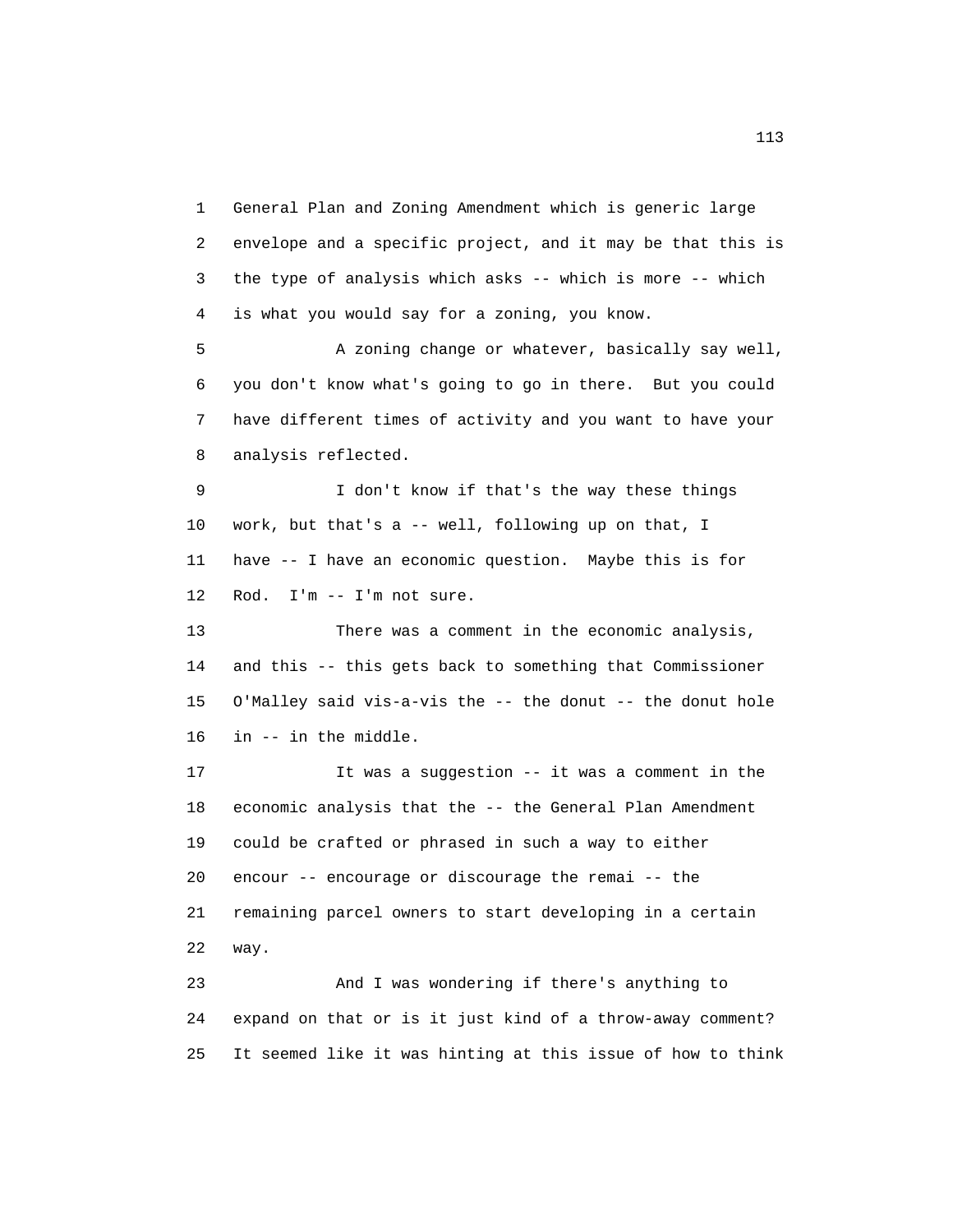General Plan and Zoning Amendment which is generic large envelope and a specific project, and it may be that this is the type of analysis which asks -- which is more -- which is what you would say for a zoning, you know.

A zoning change or whatever, basically say well, you don't know what's going to go in there. But you could have different times of activity and you want to have your analysis reflected.

I don't know if that's the way these things work, but that's a -- well, following up on that, I have -- I have an economic question. Maybe this is for Rod. I'm -- I'm not sure.

There was a comment in the economic analysis, and this -- this gets back to something that Commissioner O'Malley said vis-a-vis the -- the donut -- the donut hole in -- in the middle.

It was a suggestion -- it was a comment in the economic analysis that the -- the General Plan Amendment could be crafted or phrased in such a way to either encour -- encourage or discourage the remai -- the remaining parcel owners to start developing in a certain way.

And I was wondering if there's anything to expand on that or is it just kind of a throw-away comment? It seemed like it was hinting at this issue of how to think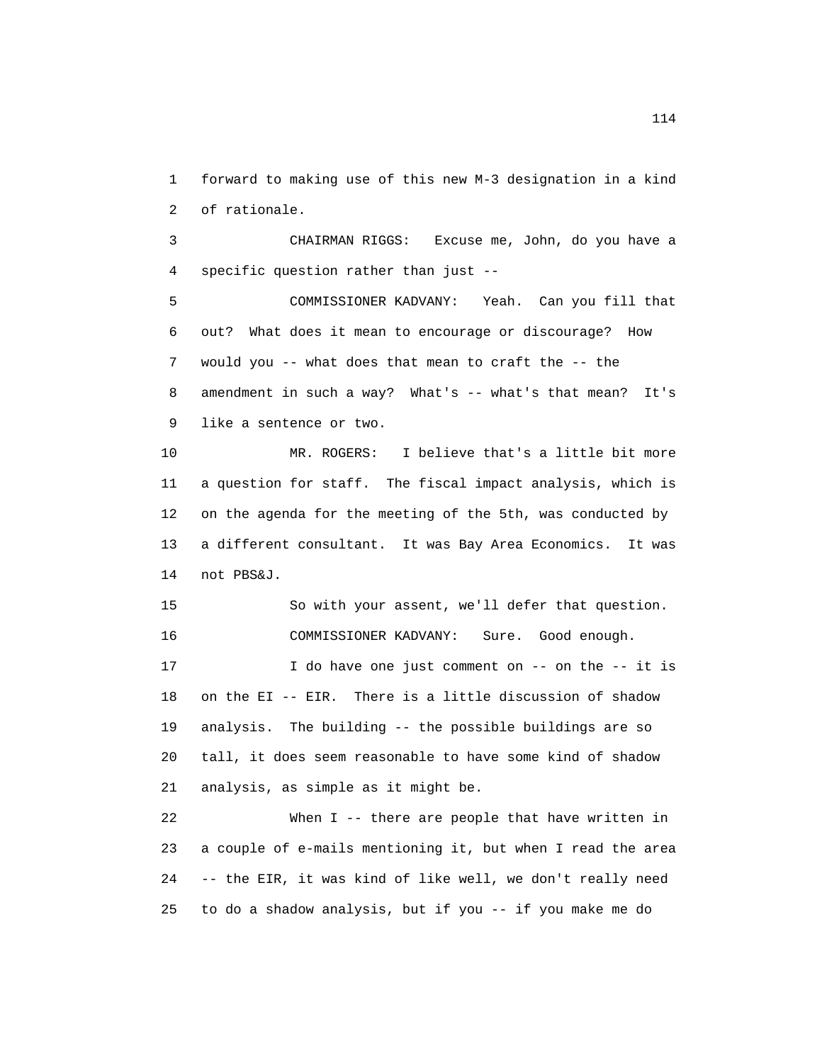forward to making use of this new M-3 designation in a kind of rationale.

CHAIRMAN RIGGS: Excuse me, John, do you have a specific question rather than just --

COMMISSIONER KADVANY: Yeah. Can you fill that out? What does it mean to encourage or discourage? How would you -- what does that mean to craft the -- the amendment in such a way? What's -- what's that mean? It's like a sentence or two.

MR. ROGERS: I believe that's a little bit more a question for staff. The fiscal impact analysis, which is on the agenda for the meeting of the 5th, was conducted by a different consultant. It was Bay Area Economics. It was not PBS&J.

So with your assent, we'll defer that question.

COMMISSIONER KADVANY: Sure. Good enough.

I do have one just comment on -- on the -- it is on the EI -- EIR. There is a little discussion of shadow analysis. The building -- the possible buildings are so tall, it does seem reasonable to have some kind of shadow analysis, as simple as it might be.

When I -- there are people that have written in a couple of e-mails mentioning it, but when I read the area -- the EIR, it was kind of like well, we don't really need to do a shadow analysis, but if you -- if you make me do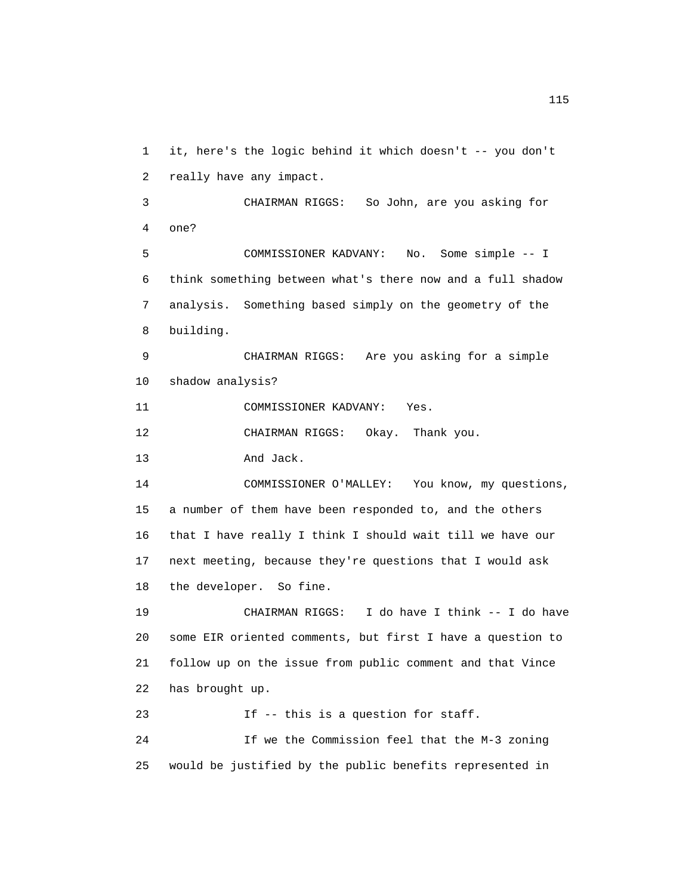1 it, here's the logic behind it which doesn't -- you don't
2 really have any impact.
3 CHAIRMAN RIGGS: So John, are you asking for
4 one?
5 COMMISSIONER KADVANY: No. Some simple -- I
6 think something between what's there now and a full shadow
7 analysis. Something based simply on the geometry of the
8 building.
9 CHAIRMAN RIGGS: Are you asking for a simple
10 shadow analysis?
11 COMMISSIONER KADVANY: Yes.
12 CHAIRMAN RIGGS: Okay. Thank you.
13 And Jack.
14 COMMISSIONER O'MALLEY: You know, my questions,
15 a number of them have been responded to, and the others
16 that I have really I think I should wait till we have our
17 next meeting, because they're questions that I would ask
18 the developer. So fine.
19 CHAIRMAN RIGGS: I do have I think -- I do have
20 some EIR oriented comments, but first I have a question to
21 follow up on the issue from public comment and that Vince
22 has brought up.
23 If -- this is a question for staff.
24 If we the Commission feel that the M-3 zoning
25 would be justified by the public benefits represented in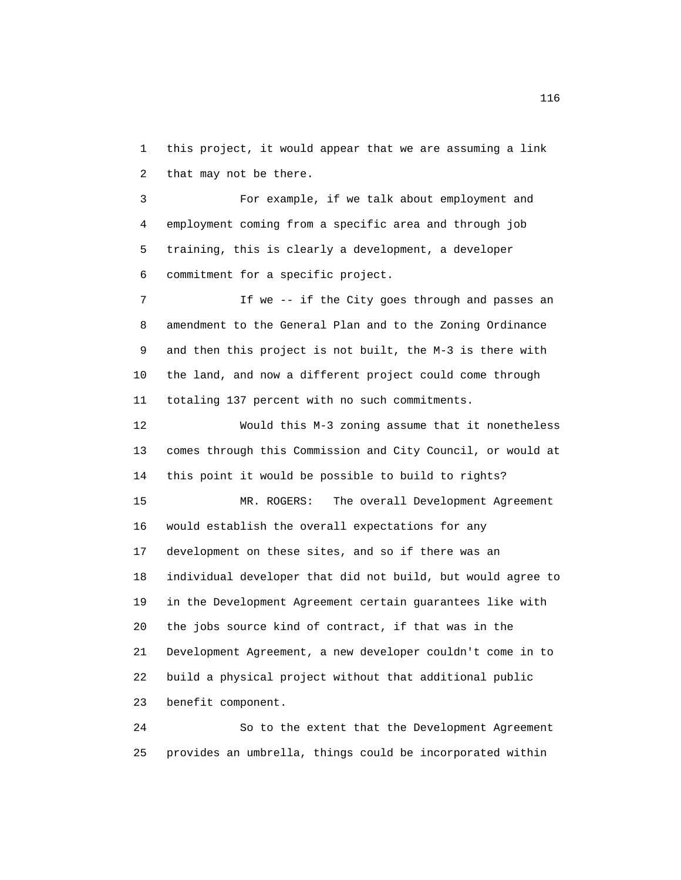this project, it would appear that we are assuming a link that may not be there.

For example, if we talk about employment and employment coming from a specific area and through job training, this is clearly a development, a developer commitment for a specific project.

If we -- if the City goes through and passes an amendment to the General Plan and to the Zoning Ordinance and then this project is not built, the M-3 is there with the land, and now a different project could come through totaling 137 percent with no such commitments.

Would this M-3 zoning assume that it nonetheless comes through this Commission and City Council, or would at this point it would be possible to build to rights?

MR. ROGERS: The overall Development Agreement would establish the overall expectations for any development on these sites, and so if there was an individual developer that did not build, but would agree to in the Development Agreement certain guarantees like with the jobs source kind of contract, if that was in the Development Agreement, a new developer couldn't come in to build a physical project without that additional public benefit component.

So to the extent that the Development Agreement provides an umbrella, things could be incorporated within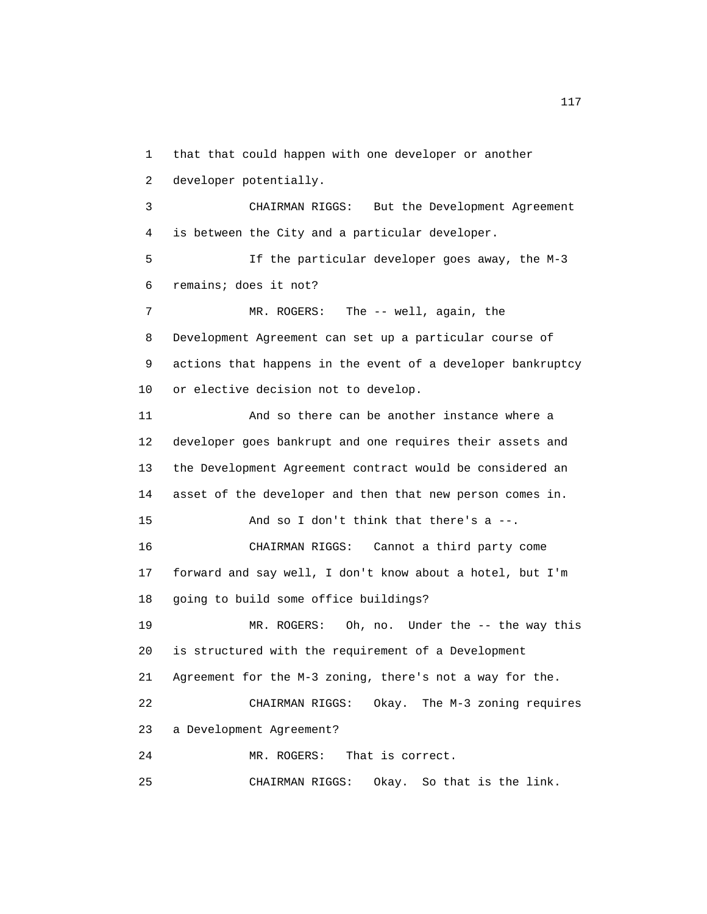that that could happen with one developer or another developer potentially.

CHAIRMAN RIGGS: But the Development Agreement is between the City and a particular developer.

If the particular developer goes away, the M-3 remains; does it not?

MR. ROGERS: The -- well, again, the Development Agreement can set up a particular course of actions that happens in the event of a developer bankruptcy or elective decision not to develop.

And so there can be another instance where a developer goes bankrupt and one requires their assets and the Development Agreement contract would be considered an asset of the developer and then that new person comes in.

And so I don't think that there's a --.

CHAIRMAN RIGGS: Cannot a third party come forward and say well, I don't know about a hotel, but I'm going to build some office buildings?

MR. ROGERS: Oh, no. Under the -- the way this is structured with the requirement of a Development Agreement for the M-3 zoning, there's not a way for the.

CHAIRMAN RIGGS: Okay. The M-3 zoning requires a Development Agreement?

MR. ROGERS: That is correct.

CHAIRMAN RIGGS: Okay. So that is the link.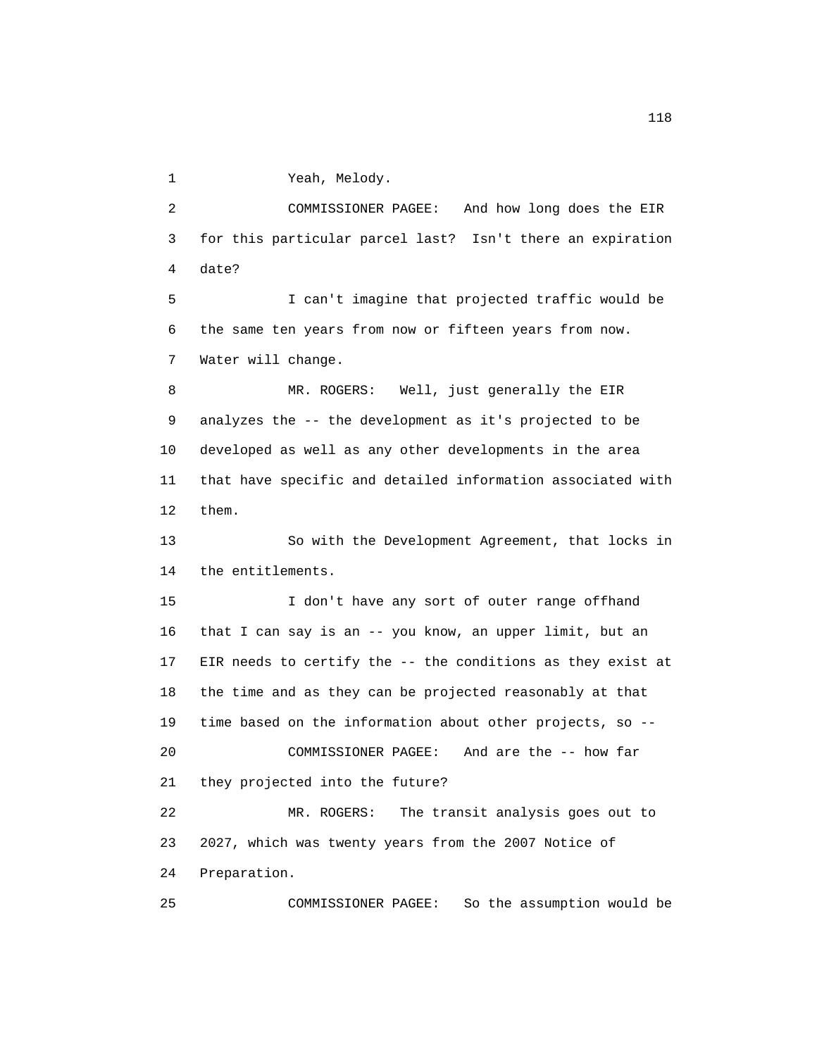Yeah, Melody.

COMMISSIONER PAGEE: And how long does the EIR for this particular parcel last? Isn't there an expiration date?

I can't imagine that projected traffic would be the same ten years from now or fifteen years from now. Water will change.

MR. ROGERS: Well, just generally the EIR analyzes the -- the development as it's projected to be developed as well as any other developments in the area that have specific and detailed information associated with them.

So with the Development Agreement, that locks in the entitlements.

I don't have any sort of outer range offhand that I can say is an -- you know, an upper limit, but an EIR needs to certify the -- the conditions as they exist at the time and as they can be projected reasonably at that time based on the information about other projects, so --

COMMISSIONER PAGEE: And are the -- how far they projected into the future?

MR. ROGERS: The transit analysis goes out to 2027, which was twenty years from the 2007 Notice of Preparation.

COMMISSIONER PAGEE: So the assumption would be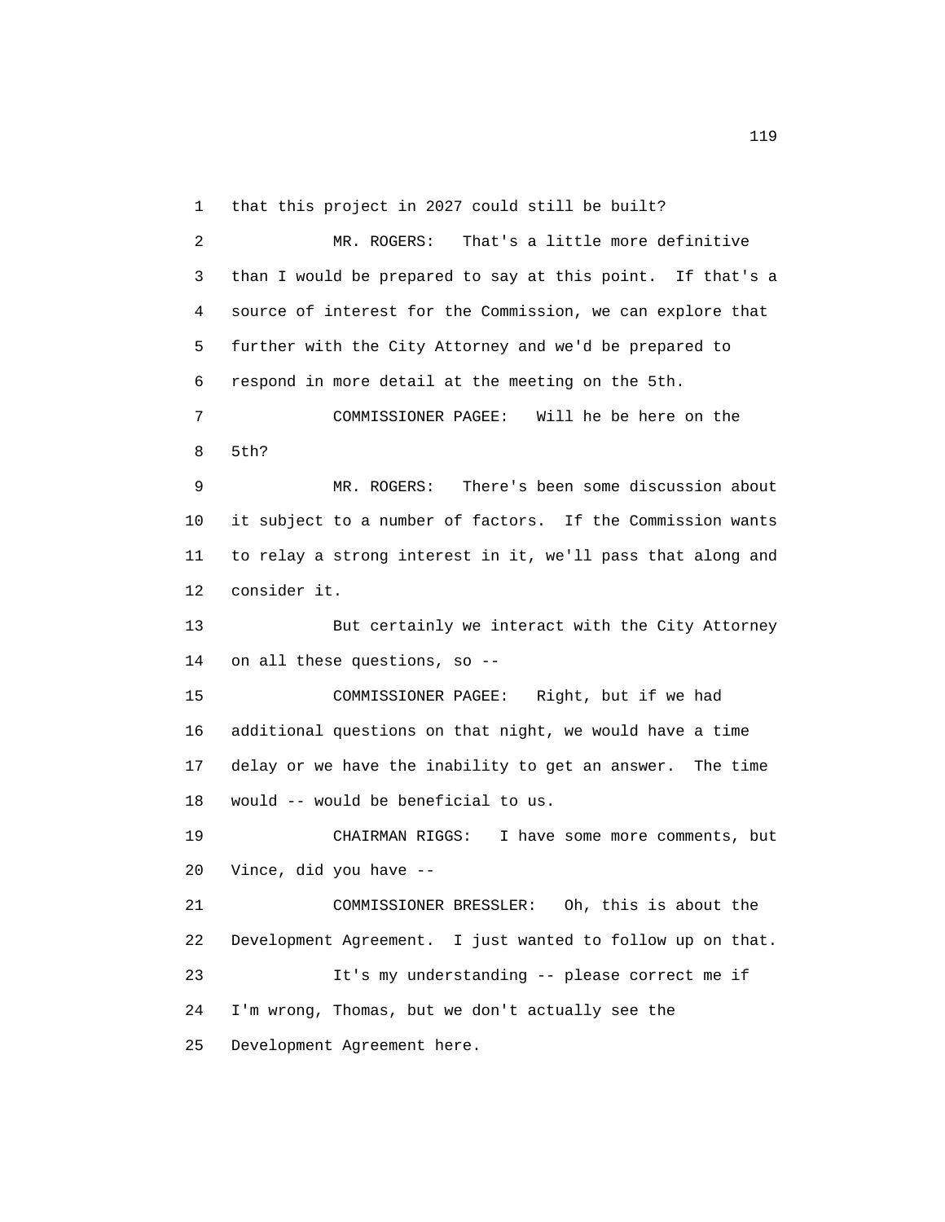that this project in 2027 could still be built?

MR. ROGERS: That's a little more definitive than I would be prepared to say at this point. If that's a source of interest for the Commission, we can explore that further with the City Attorney and we'd be prepared to respond in more detail at the meeting on the 5th.

COMMISSIONER PAGEE: Will he be here on the 5th?

MR. ROGERS: There's been some discussion about it subject to a number of factors. If the Commission wants to relay a strong interest in it, we'll pass that along and consider it.

But certainly we interact with the City Attorney on all these questions, so --

COMMISSIONER PAGEE: Right, but if we had additional questions on that night, we would have a time delay or we have the inability to get an answer. The time would -- would be beneficial to us.

CHAIRMAN RIGGS: I have some more comments, but Vince, did you have --

COMMISSIONER BRESSLER: Oh, this is about the Development Agreement. I just wanted to follow up on that.

It's my understanding -- please correct me if I'm wrong, Thomas, but we don't actually see the Development Agreement here.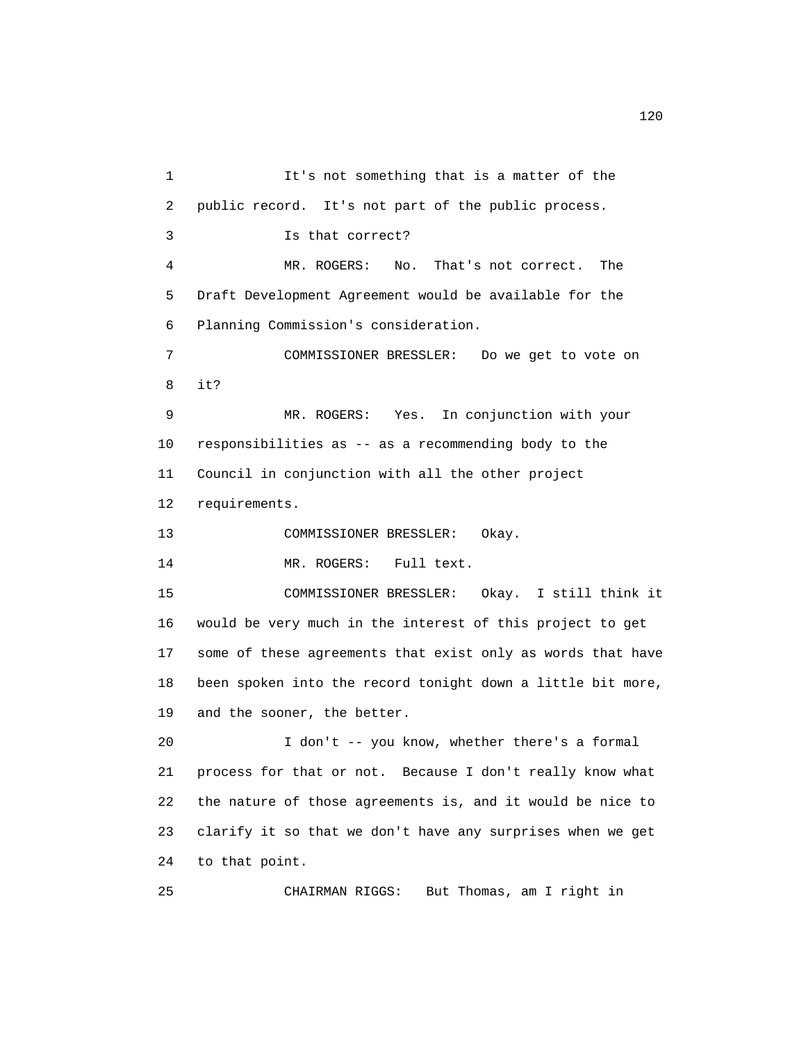It's not something that is a matter of the public record. It's not part of the public process.

Is that correct?

MR. ROGERS: No. That's not correct. The Draft Development Agreement would be available for the Planning Commission's consideration.

COMMISSIONER BRESSLER: Do we get to vote on it?

MR. ROGERS: Yes. In conjunction with your responsibilities as -- as a recommending body to the Council in conjunction with all the other project requirements.

COMMISSIONER BRESSLER: Okay.

MR. ROGERS: Full text.

COMMISSIONER BRESSLER: Okay. I still think it would be very much in the interest of this project to get some of these agreements that exist only as words that have been spoken into the record tonight down a little bit more, and the sooner, the better.

I don't -- you know, whether there's a formal process for that or not. Because I don't really know what the nature of those agreements is, and it would be nice to clarify it so that we don't have any surprises when we get to that point.

CHAIRMAN RIGGS: But Thomas, am I right in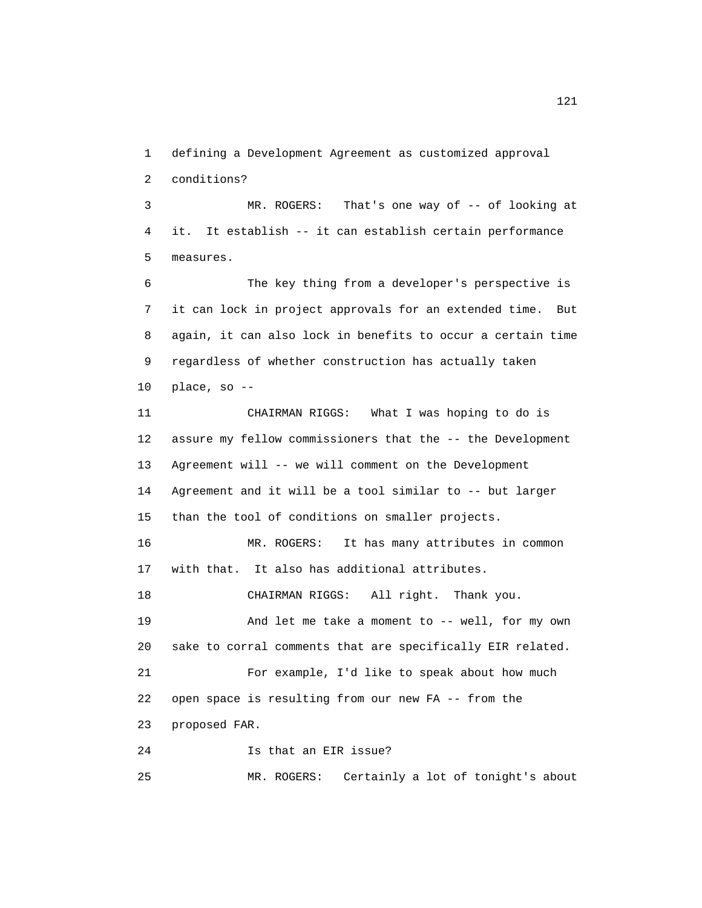defining a Development Agreement as customized approval conditions?

MR. ROGERS: That's one way of -- of looking at it. It establish -- it can establish certain performance measures.

The key thing from a developer's perspective is it can lock in project approvals for an extended time. But again, it can also lock in benefits to occur a certain time regardless of whether construction has actually taken place, so --

CHAIRMAN RIGGS: What I was hoping to do is assure my fellow commissioners that the -- the Development Agreement will -- we will comment on the Development Agreement and it will be a tool similar to -- but larger than the tool of conditions on smaller projects.

MR. ROGERS: It has many attributes in common with that. It also has additional attributes.

CHAIRMAN RIGGS: All right. Thank you.

And let me take a moment to -- well, for my own sake to corral comments that are specifically EIR related.

For example, I'd like to speak about how much open space is resulting from our new FA -- from the proposed FAR.

Is that an EIR issue?

MR. ROGERS: Certainly a lot of tonight's about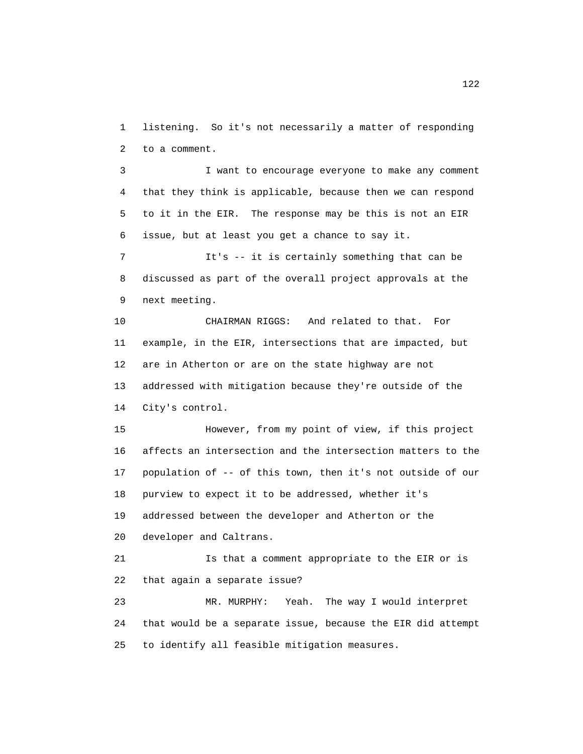listening. So it's not necessarily a matter of responding to a comment.

I want to encourage everyone to make any comment that they think is applicable, because then we can respond to it in the EIR. The response may be this is not an EIR issue, but at least you get a chance to say it.

It's -- it is certainly something that can be discussed as part of the overall project approvals at the next meeting.

CHAIRMAN RIGGS: And related to that. For example, in the EIR, intersections that are impacted, but are in Atherton or are on the state highway are not addressed with mitigation because they're outside of the City's control.

However, from my point of view, if this project affects an intersection and the intersection matters to the population of -- of this town, then it's not outside of our purview to expect it to be addressed, whether it's addressed between the developer and Atherton or the developer and Caltrans.

Is that a comment appropriate to the EIR or is that again a separate issue?

MR. MURPHY: Yeah. The way I would interpret that would be a separate issue, because the EIR did attempt to identify all feasible mitigation measures.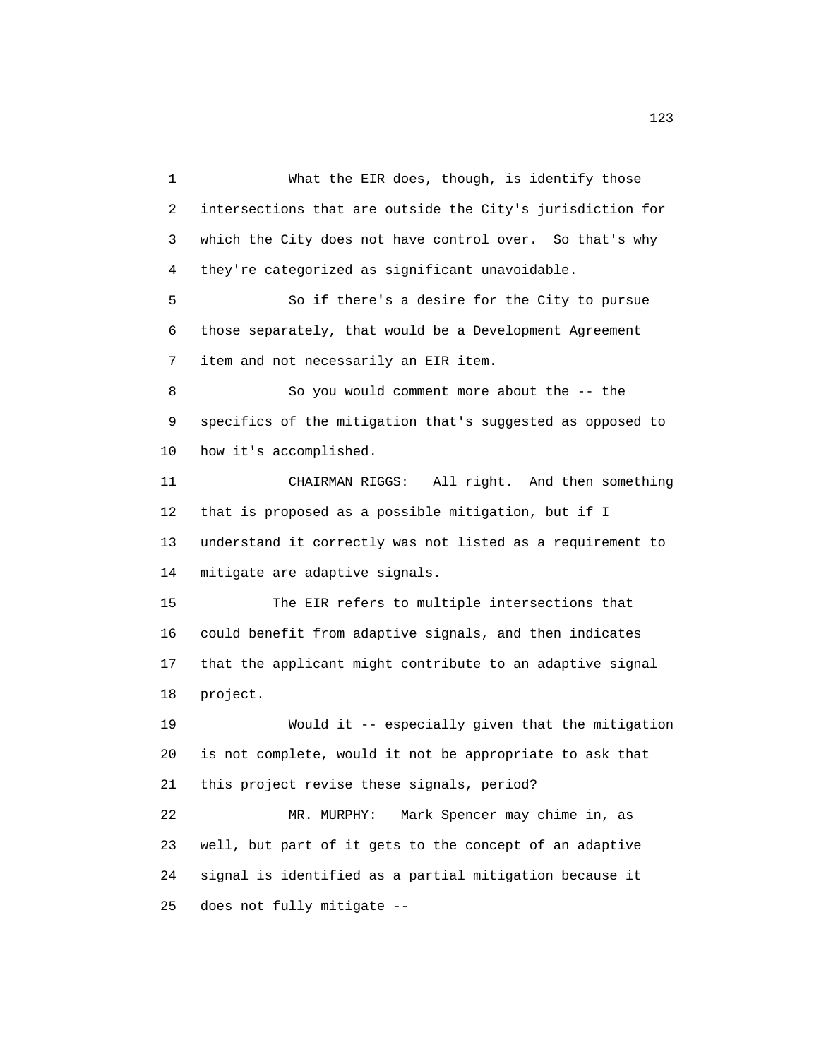What the EIR does, though, is identify those intersections that are outside the City's jurisdiction for which the City does not have control over. So that's why they're categorized as significant unavoidable.

So if there's a desire for the City to pursue those separately, that would be a Development Agreement item and not necessarily an EIR item.

So you would comment more about the -- the specifics of the mitigation that's suggested as opposed to how it's accomplished.

CHAIRMAN RIGGS: All right. And then something that is proposed as a possible mitigation, but if I understand it correctly was not listed as a requirement to mitigate are adaptive signals.

The EIR refers to multiple intersections that could benefit from adaptive signals, and then indicates that the applicant might contribute to an adaptive signal project.

Would it -- especially given that the mitigation is not complete, would it not be appropriate to ask that this project revise these signals, period?

MR. MURPHY: Mark Spencer may chime in, as well, but part of it gets to the concept of an adaptive signal is identified as a partial mitigation because it does not fully mitigate --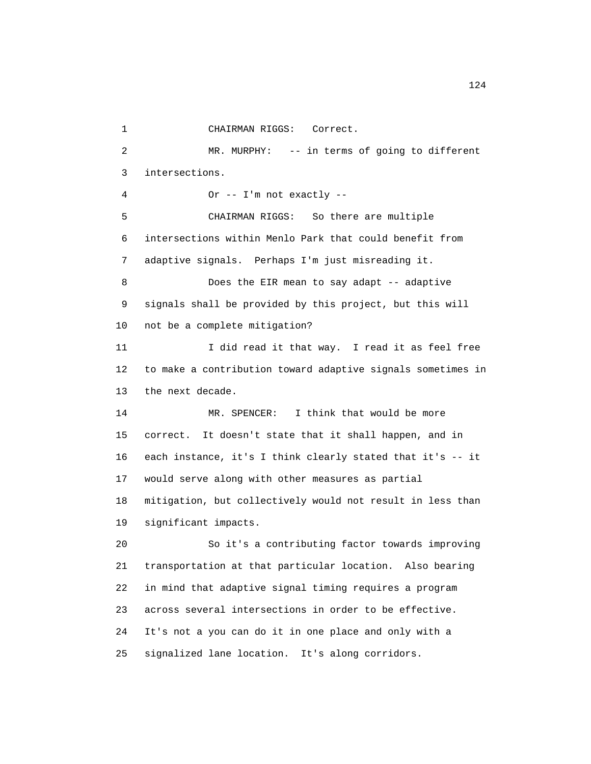CHAIRMAN RIGGS: Correct.

MR. MURPHY: -- in terms of going to different intersections.

Or -- I'm not exactly --

CHAIRMAN RIGGS: So there are multiple intersections within Menlo Park that could benefit from adaptive signals. Perhaps I'm just misreading it.

Does the EIR mean to say adapt -- adaptive signals shall be provided by this project, but this will not be a complete mitigation?

I did read it that way. I read it as feel free to make a contribution toward adaptive signals sometimes in the next decade.

MR. SPENCER: I think that would be more correct. It doesn't state that it shall happen, and in each instance, it's I think clearly stated that it's -- it would serve along with other measures as partial mitigation, but collectively would not result in less than significant impacts.

So it's a contributing factor towards improving transportation at that particular location. Also bearing in mind that adaptive signal timing requires a program across several intersections in order to be effective. It's not a you can do it in one place and only with a signalized lane location. It's along corridors.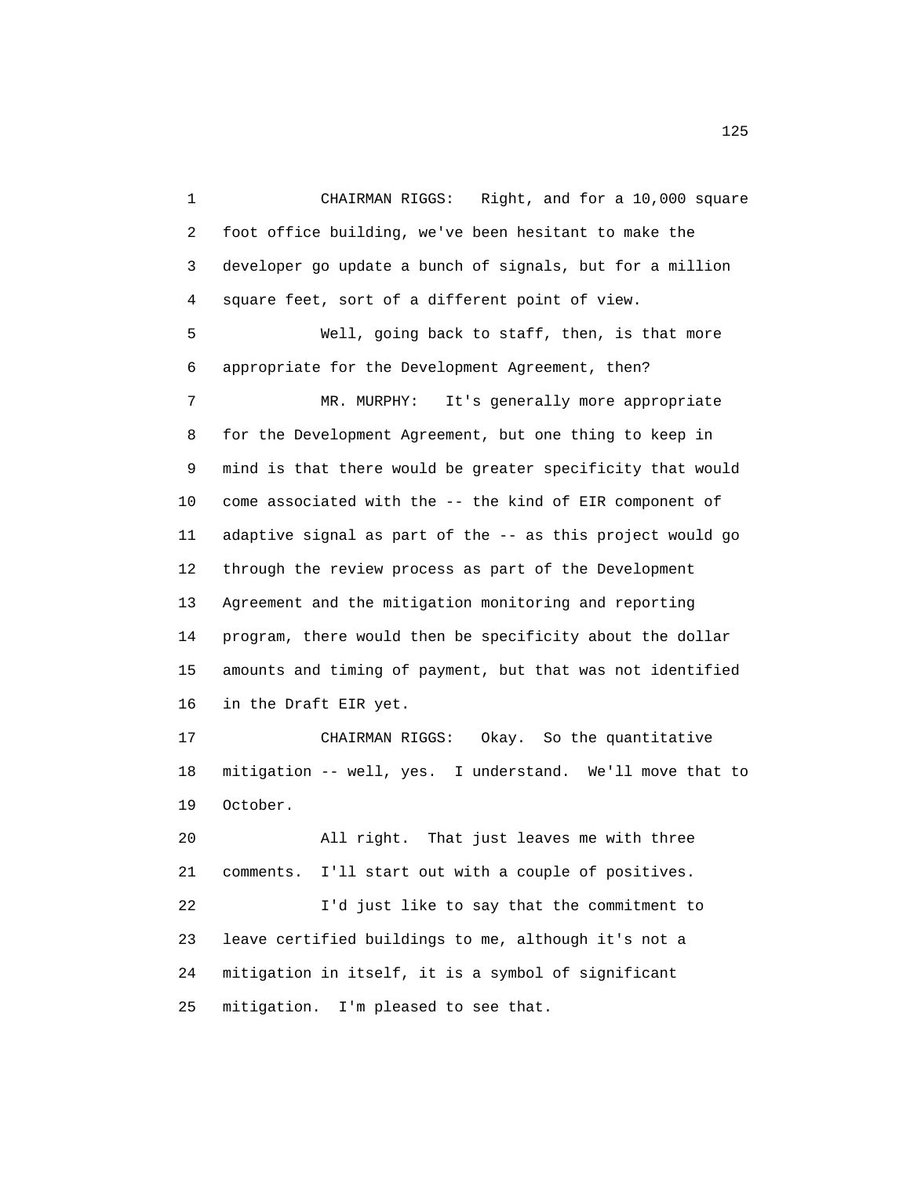CHAIRMAN RIGGS: Right, and for a 10,000 square foot office building, we've been hesitant to make the developer go update a bunch of signals, but for a million square feet, sort of a different point of view.

Well, going back to staff, then, is that more appropriate for the Development Agreement, then?

MR. MURPHY: It's generally more appropriate for the Development Agreement, but one thing to keep in mind is that there would be greater specificity that would come associated with the -- the kind of EIR component of adaptive signal as part of the -- as this project would go through the review process as part of the Development Agreement and the mitigation monitoring and reporting program, there would then be specificity about the dollar amounts and timing of payment, but that was not identified in the Draft EIR yet.

CHAIRMAN RIGGS: Okay. So the quantitative mitigation -- well, yes. I understand. We'll move that to October.

All right. That just leaves me with three comments. I'll start out with a couple of positives.

I'd just like to say that the commitment to leave certified buildings to me, although it's not a mitigation in itself, it is a symbol of significant mitigation. I'm pleased to see that.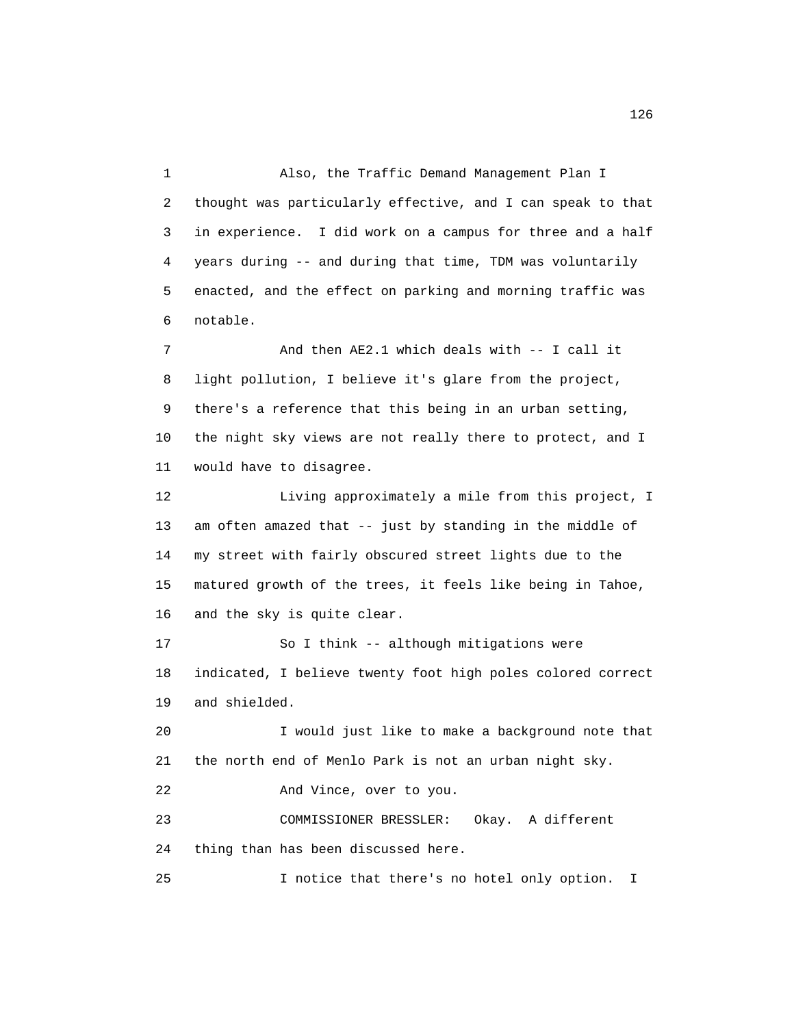Also, the Traffic Demand Management Plan I thought was particularly effective, and I can speak to that in experience. I did work on a campus for three and a half years during -- and during that time, TDM was voluntarily enacted, and the effect on parking and morning traffic was notable.

And then AE2.1 which deals with -- I call it light pollution, I believe it's glare from the project, there's a reference that this being in an urban setting, the night sky views are not really there to protect, and I would have to disagree.

Living approximately a mile from this project, I am often amazed that -- just by standing in the middle of my street with fairly obscured street lights due to the matured growth of the trees, it feels like being in Tahoe, and the sky is quite clear.

So I think -- although mitigations were indicated, I believe twenty foot high poles colored correct and shielded.

I would just like to make a background note that the north end of Menlo Park is not an urban night sky.

And Vince, over to you.

COMMISSIONER BRESSLER: Okay. A different thing than has been discussed here.

I notice that there's no hotel only option. I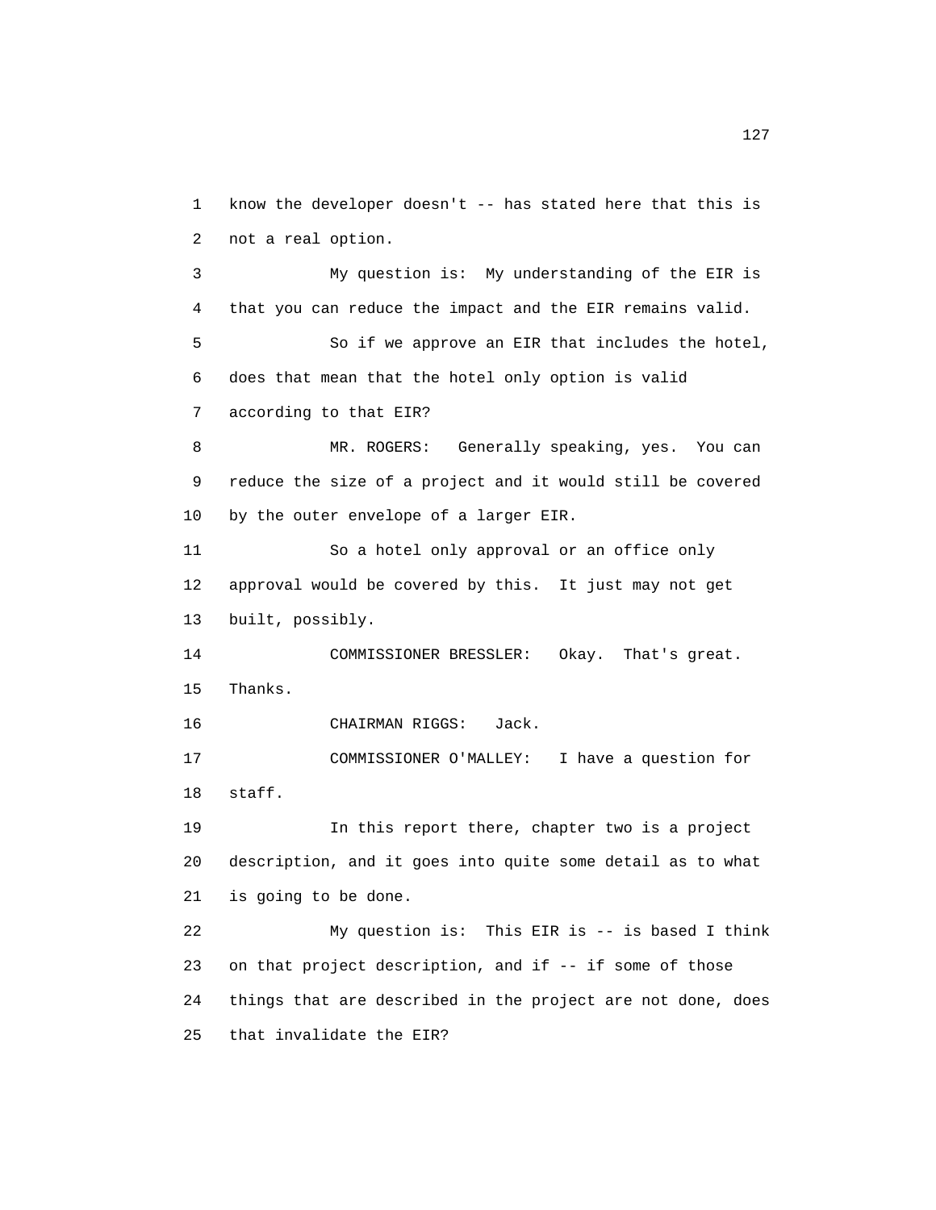know the developer doesn't -- has stated here that this is not a real option.

My question is: My understanding of the EIR is that you can reduce the impact and the EIR remains valid.

So if we approve an EIR that includes the hotel, does that mean that the hotel only option is valid according to that EIR?

MR. ROGERS: Generally speaking, yes. You can reduce the size of a project and it would still be covered by the outer envelope of a larger EIR.

So a hotel only approval or an office only approval would be covered by this. It just may not get built, possibly.

COMMISSIONER BRESSLER: Okay. That's great. Thanks.

CHAIRMAN RIGGS: Jack.

COMMISSIONER O'MALLEY: I have a question for staff.

In this report there, chapter two is a project description, and it goes into quite some detail as to what is going to be done.

My question is: This EIR is -- is based I think on that project description, and if -- if some of those things that are described in the project are not done, does that invalidate the EIR?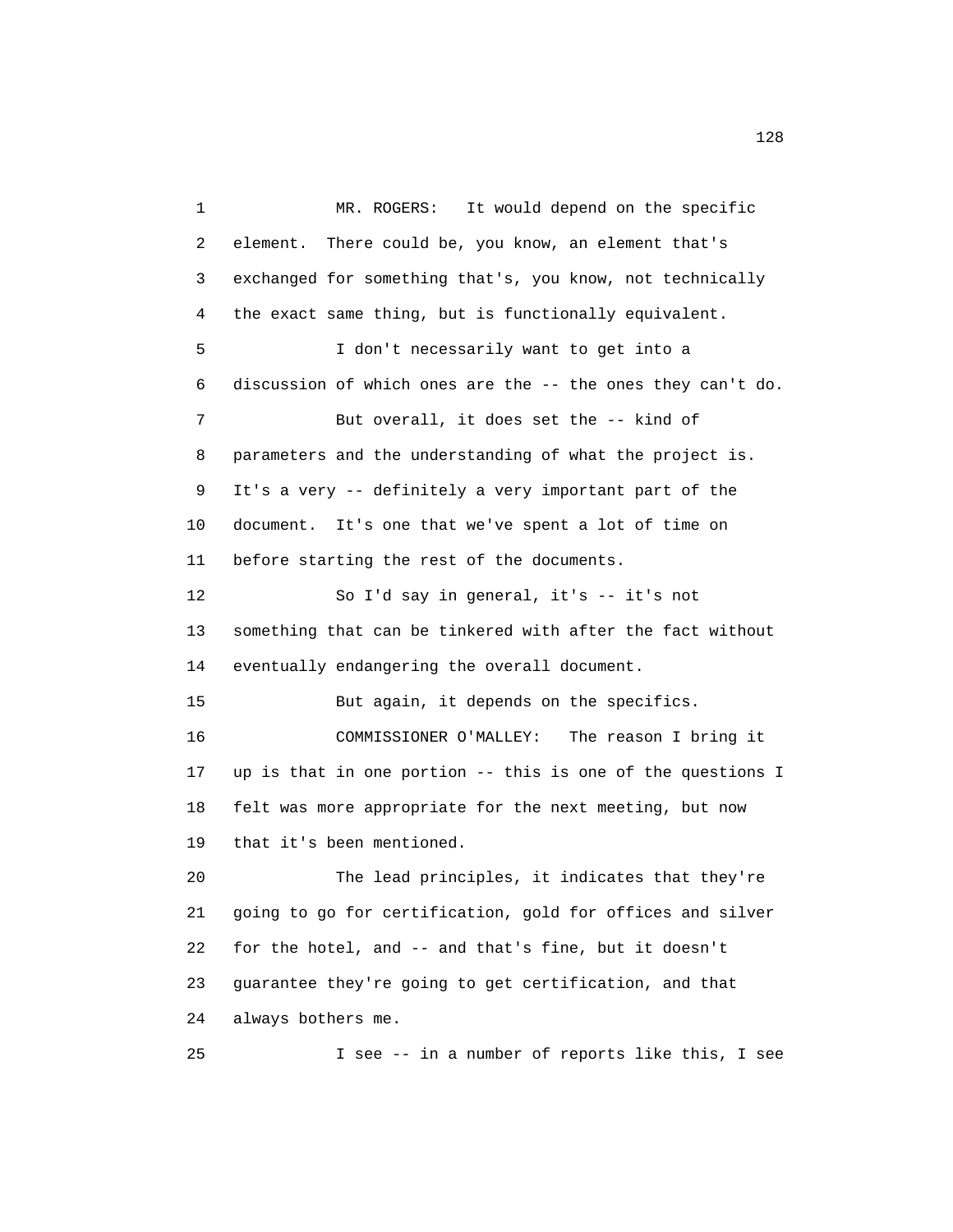MR. ROGERS: It would depend on the specific element. There could be, you know, an element that's exchanged for something that's, you know, not technically the exact same thing, but is functionally equivalent.

I don't necessarily want to get into a discussion of which ones are the -- the ones they can't do.

But overall, it does set the -- kind of parameters and the understanding of what the project is. It's a very -- definitely a very important part of the document. It's one that we've spent a lot of time on before starting the rest of the documents.

So I'd say in general, it's -- it's not something that can be tinkered with after the fact without eventually endangering the overall document.

But again, it depends on the specifics.

COMMISSIONER O'MALLEY: The reason I bring it up is that in one portion -- this is one of the questions I felt was more appropriate for the next meeting, but now that it's been mentioned.

The lead principles, it indicates that they're going to go for certification, gold for offices and silver for the hotel, and -- and that's fine, but it doesn't guarantee they're going to get certification, and that always bothers me.

I see -- in a number of reports like this, I see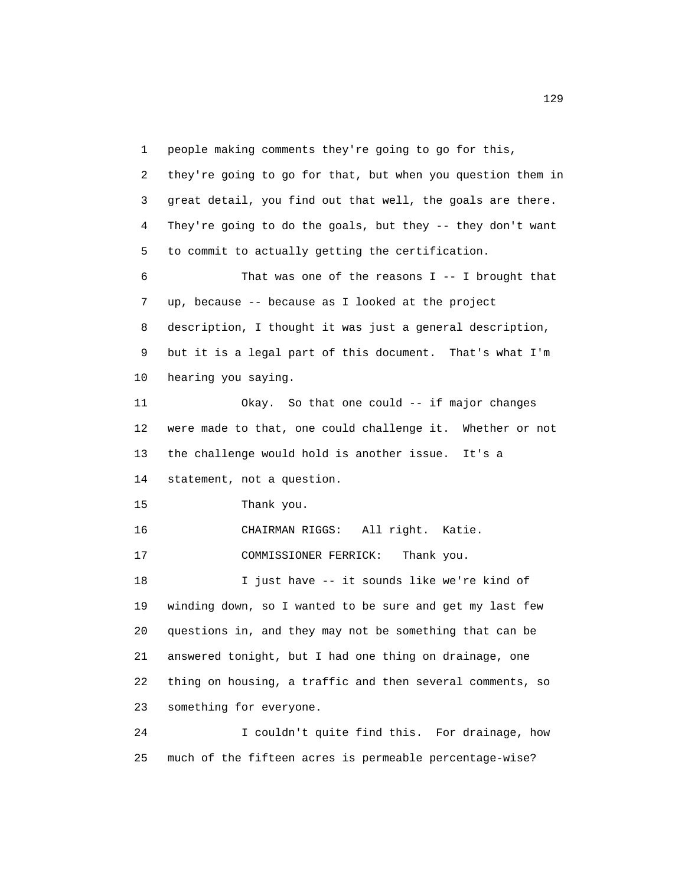people making comments they're going to go for this, they're going to go for that, but when you question them in great detail, you find out that well, the goals are there. They're going to do the goals, but they -- they don't want to commit to actually getting the certification.

That was one of the reasons I -- I brought that up, because -- because as I looked at the project description, I thought it was just a general description, but it is a legal part of this document. That's what I'm hearing you saying.

Okay. So that one could -- if major changes were made to that, one could challenge it. Whether or not the challenge would hold is another issue. It's a statement, not a question.

Thank you.

CHAIRMAN RIGGS: All right. Katie.

COMMISSIONER FERRICK: Thank you.

I just have -- it sounds like we're kind of winding down, so I wanted to be sure and get my last few questions in, and they may not be something that can be answered tonight, but I had one thing on drainage, one thing on housing, a traffic and then several comments, so something for everyone.

I couldn't quite find this. For drainage, how much of the fifteen acres is permeable percentage-wise?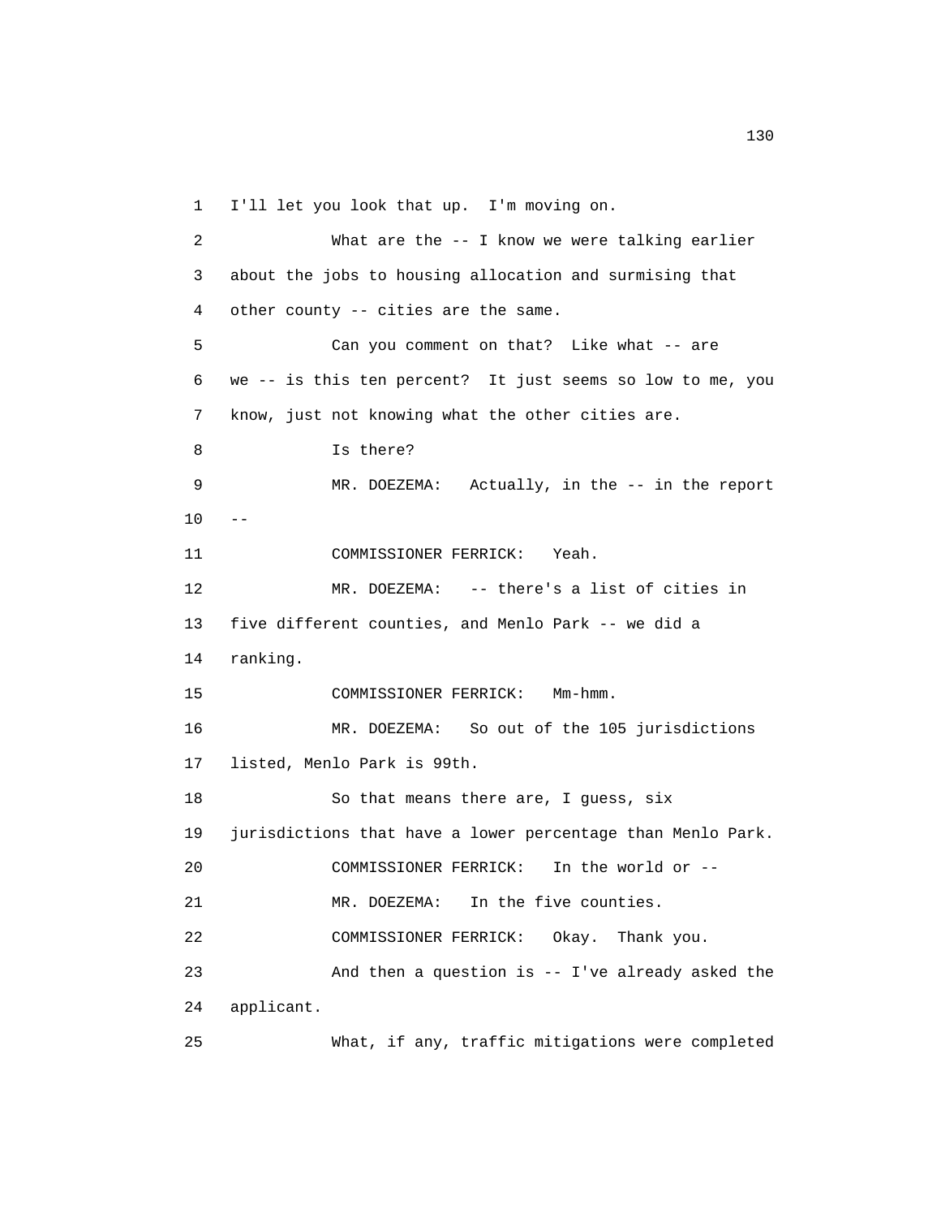1 I'll let you look that up. I'm moving on.

2 What are the -- I know we were talking earlier

3 about the jobs to housing allocation and surmising that

4 other county -- cities are the same.

5 Can you comment on that? Like what -- are

6 we -- is this ten percent? It just seems so low to me, you

7 know, just not knowing what the other cities are.

8 Is there?

9 MR. DOEZEMA: Actually, in the -- in the report

10 --

11 COMMISSIONER FERRICK: Yeah.

12 MR. DOEZEMA: -- there's a list of cities in

13 five different counties, and Menlo Park -- we did a

14 ranking.

15 COMMISSIONER FERRICK: Mm-hmm.

16 MR. DOEZEMA: So out of the 105 jurisdictions

17 listed, Menlo Park is 99th.

18 So that means there are, I guess, six

19 jurisdictions that have a lower percentage than Menlo Park.

20 COMMISSIONER FERRICK: In the world or --

21 MR. DOEZEMA: In the five counties.

22 COMMISSIONER FERRICK: Okay. Thank you.

23 And then a question is -- I've already asked the

24 applicant.

25 What, if any, traffic mitigations were completed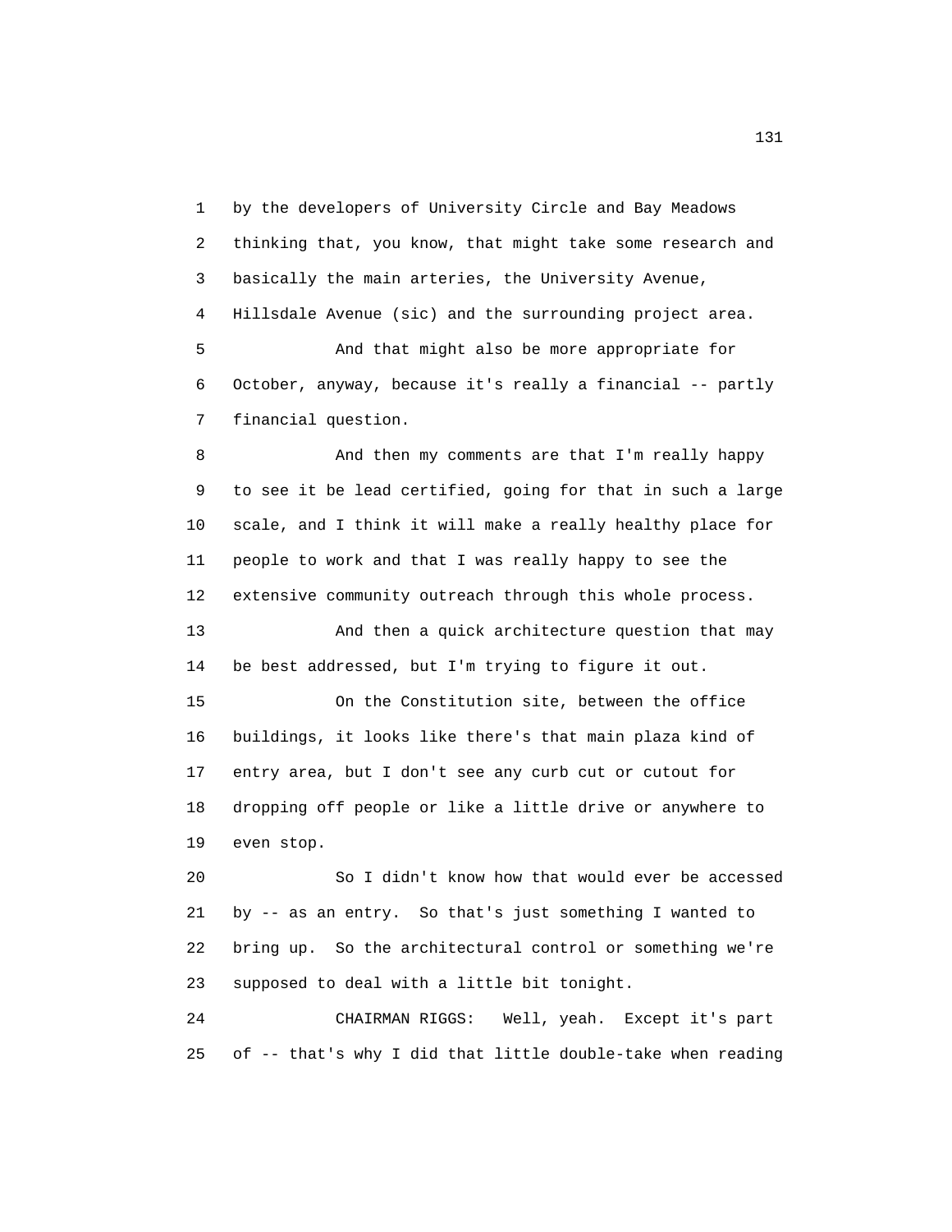1 by the developers of University Circle and Bay Meadows
2 thinking that, you know, that might take some research and
3 basically the main arteries, the University Avenue,
4 Hillsdale Avenue (sic) and the surrounding project area.
5 And that might also be more appropriate for
6 October, anyway, because it's really a financial -- partly
7 financial question.
8 And then my comments are that I'm really happy
9 to see it be lead certified, going for that in such a large
10 scale, and I think it will make a really healthy place for
11 people to work and that I was really happy to see the
12 extensive community outreach through this whole process.
13 And then a quick architecture question that may
14 be best addressed, but I'm trying to figure it out.
15 On the Constitution site, between the office
16 buildings, it looks like there's that main plaza kind of
17 entry area, but I don't see any curb cut or cutout for
18 dropping off people or like a little drive or anywhere to
19 even stop.
20 So I didn't know how that would ever be accessed
21 by -- as an entry. So that's just something I wanted to
22 bring up. So the architectural control or something we're
23 supposed to deal with a little bit tonight.
24 CHAIRMAN RIGGS: Well, yeah. Except it's part
25 of -- that's why I did that little double-take when reading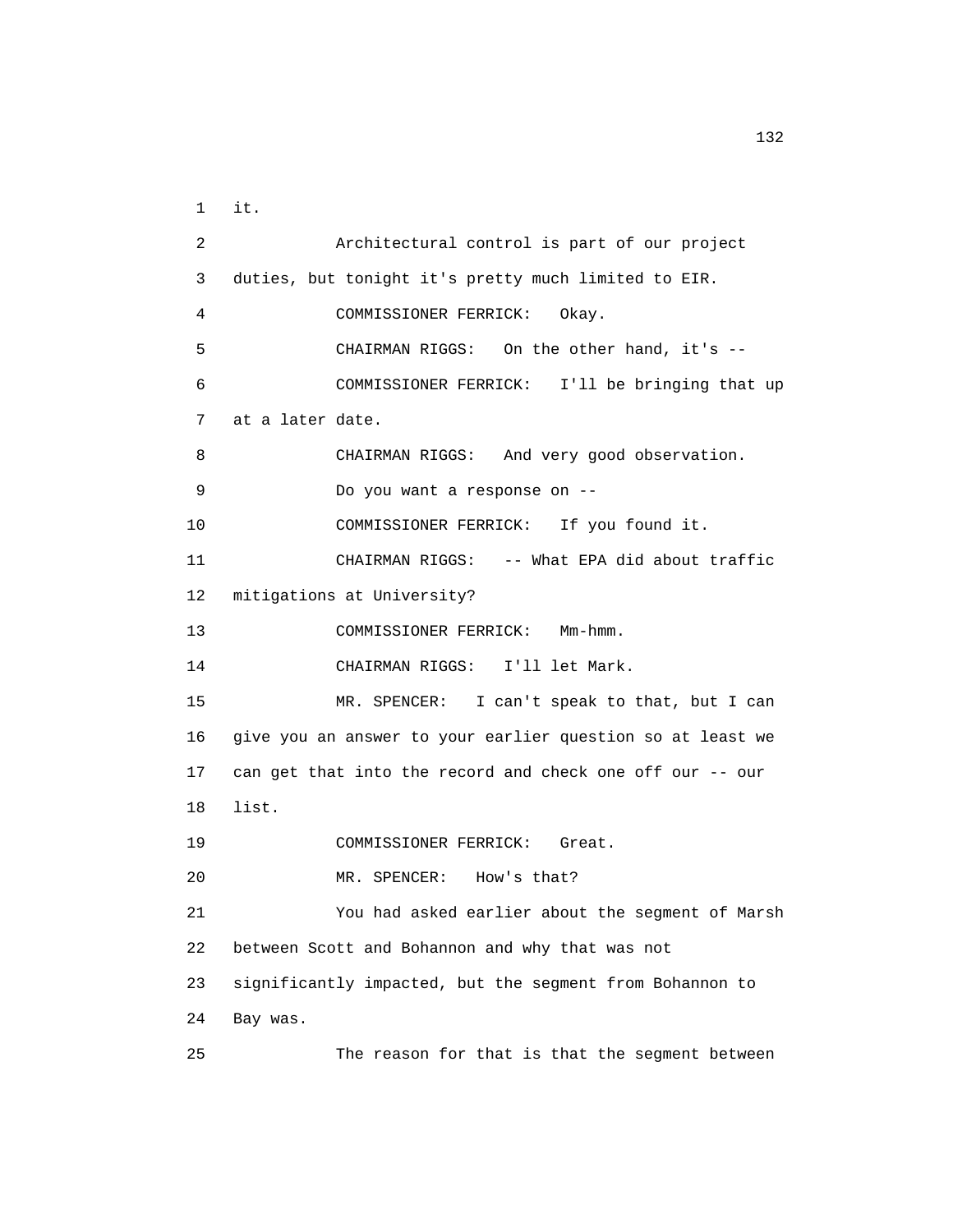1 it.

2 Architectural control is part of our project

3 duties, but tonight it's pretty much limited to EIR.

4 COMMISSIONER FERRICK: Okay.

5 CHAIRMAN RIGGS: On the other hand, it's --

6 COMMISSIONER FERRICK: I'll be bringing that up

7 at a later date.

8 CHAIRMAN RIGGS: And very good observation.

9 Do you want a response on --

10 COMMISSIONER FERRICK: If you found it.

11 CHAIRMAN RIGGS: -- What EPA did about traffic

12 mitigations at University?

13 COMMISSIONER FERRICK: Mm-hmm.

14 CHAIRMAN RIGGS: I'll let Mark.

15 MR. SPENCER: I can't speak to that, but I can

16 give you an answer to your earlier question so at least we

17 can get that into the record and check one off our -- our

18 list.

19 COMMISSIONER FERRICK: Great.

20 MR. SPENCER: How's that?

21 You had asked earlier about the segment of Marsh

22 between Scott and Bohannon and why that was not

23 significantly impacted, but the segment from Bohannon to

24 Bay was.

25 The reason for that is that the segment between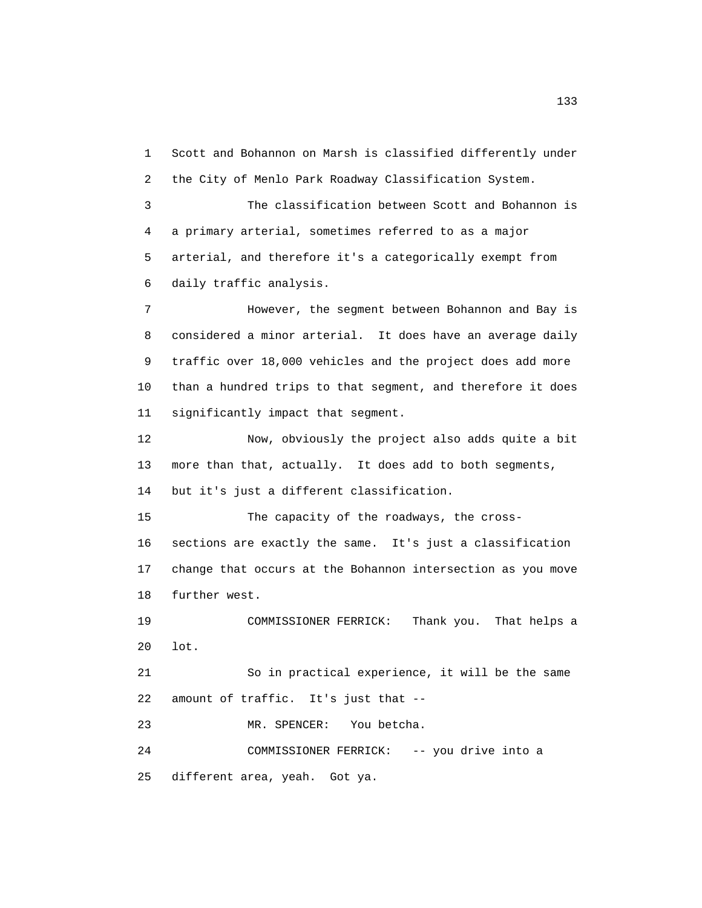Scott and Bohannon on Marsh is classified differently under the City of Menlo Park Roadway Classification System.

The classification between Scott and Bohannon is a primary arterial, sometimes referred to as a major arterial, and therefore it's a categorically exempt from daily traffic analysis.

However, the segment between Bohannon and Bay is considered a minor arterial. It does have an average daily traffic over 18,000 vehicles and the project does add more than a hundred trips to that segment, and therefore it does significantly impact that segment.

Now, obviously the project also adds quite a bit more than that, actually. It does add to both segments, but it's just a different classification.

The capacity of the roadways, the cross-sections are exactly the same. It's just a classification change that occurs at the Bohannon intersection as you move further west.

COMMISSIONER FERRICK: Thank you. That helps a lot.

So in practical experience, it will be the same amount of traffic. It's just that --

MR. SPENCER: You betcha.

COMMISSIONER FERRICK: -- you drive into a different area, yeah. Got ya.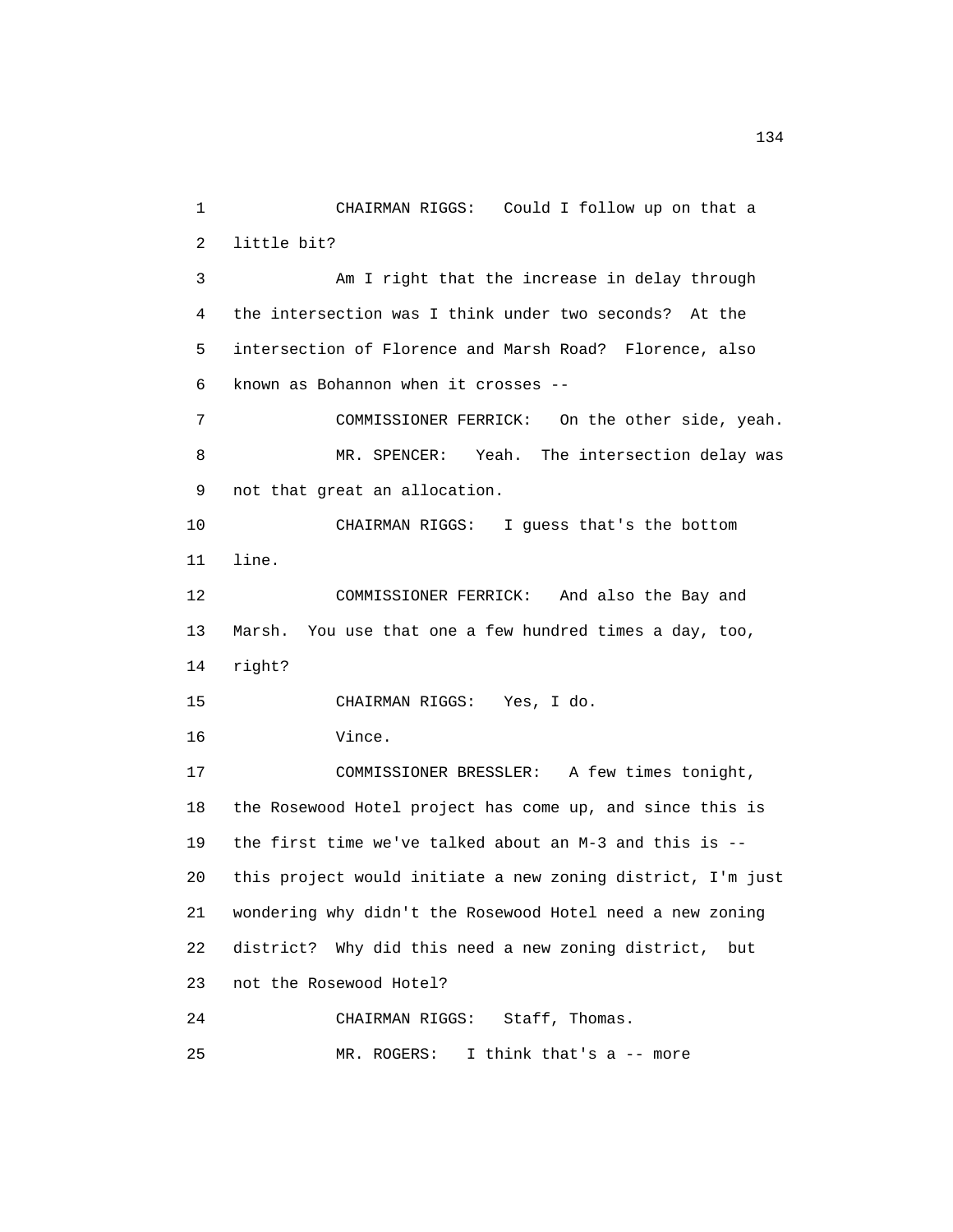CHAIRMAN RIGGS: Could I follow up on that a little bit?

Am I right that the increase in delay through the intersection was I think under two seconds? At the intersection of Florence and Marsh Road? Florence, also known as Bohannon when it crosses --

COMMISSIONER FERRICK: On the other side, yeah.

MR. SPENCER: Yeah. The intersection delay was not that great an allocation.

CHAIRMAN RIGGS: I guess that's the bottom line.

COMMISSIONER FERRICK: And also the Bay and Marsh. You use that one a few hundred times a day, too, right?

CHAIRMAN RIGGS: Yes, I do.

Vince.

COMMISSIONER BRESSLER: A few times tonight, the Rosewood Hotel project has come up, and since this is the first time we've talked about an M-3 and this is -- this project would initiate a new zoning district, I'm just wondering why didn't the Rosewood Hotel need a new zoning district? Why did this need a new zoning district, but not the Rosewood Hotel?

CHAIRMAN RIGGS: Staff, Thomas.

MR. ROGERS: I think that's a -- more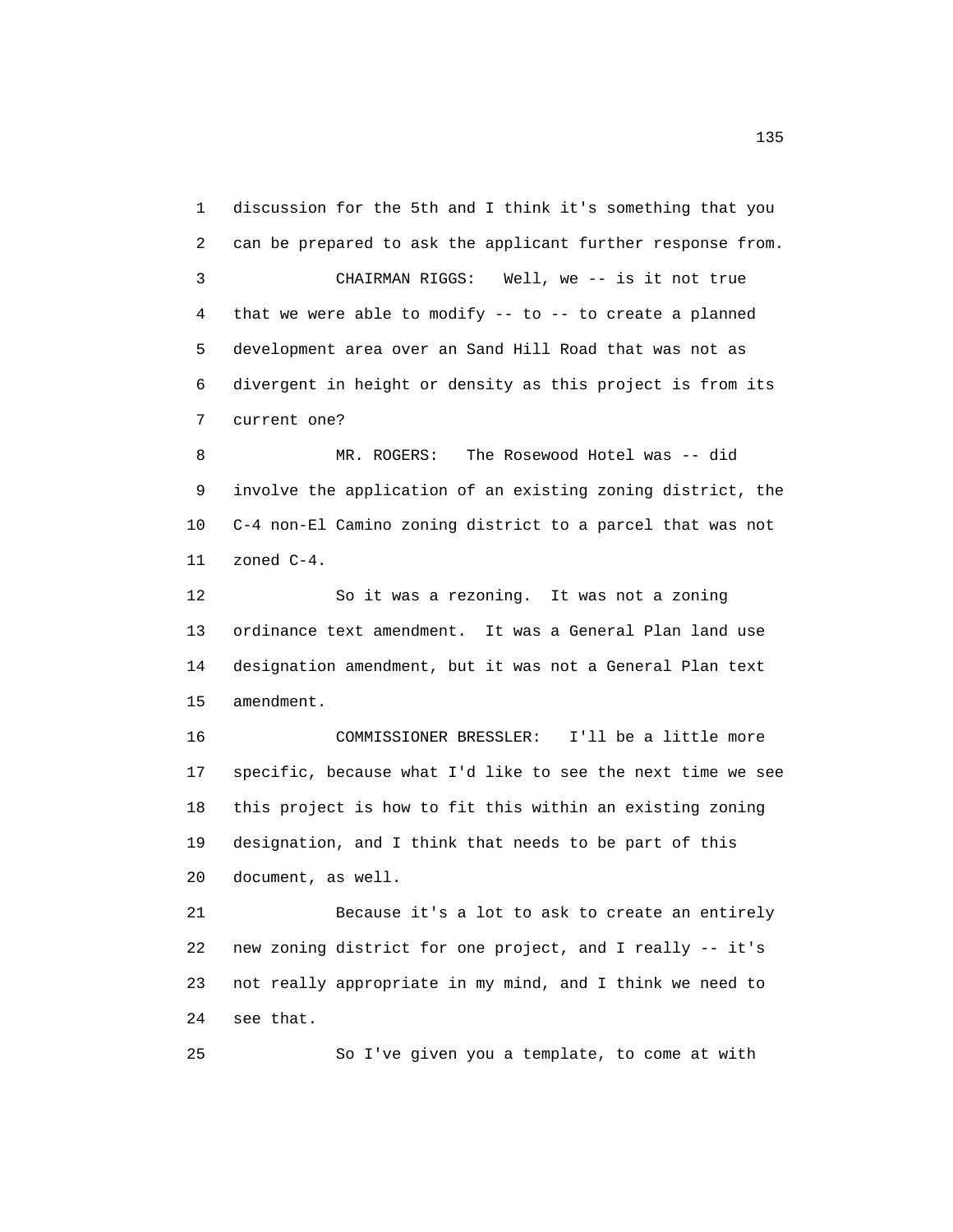discussion for the 5th and I think it's something that you can be prepared to ask the applicant further response from.

CHAIRMAN RIGGS: Well, we -- is it not true that we were able to modify -- to -- to create a planned development area over an Sand Hill Road that was not as divergent in height or density as this project is from its current one?

MR. ROGERS: The Rosewood Hotel was -- did involve the application of an existing zoning district, the C-4 non-El Camino zoning district to a parcel that was not zoned C-4.

So it was a rezoning. It was not a zoning ordinance text amendment. It was a General Plan land use designation amendment, but it was not a General Plan text amendment.

COMMISSIONER BRESSLER: I'll be a little more specific, because what I'd like to see the next time we see this project is how to fit this within an existing zoning designation, and I think that needs to be part of this document, as well.

Because it's a lot to ask to create an entirely new zoning district for one project, and I really -- it's not really appropriate in my mind, and I think we need to see that.

So I've given you a template, to come at with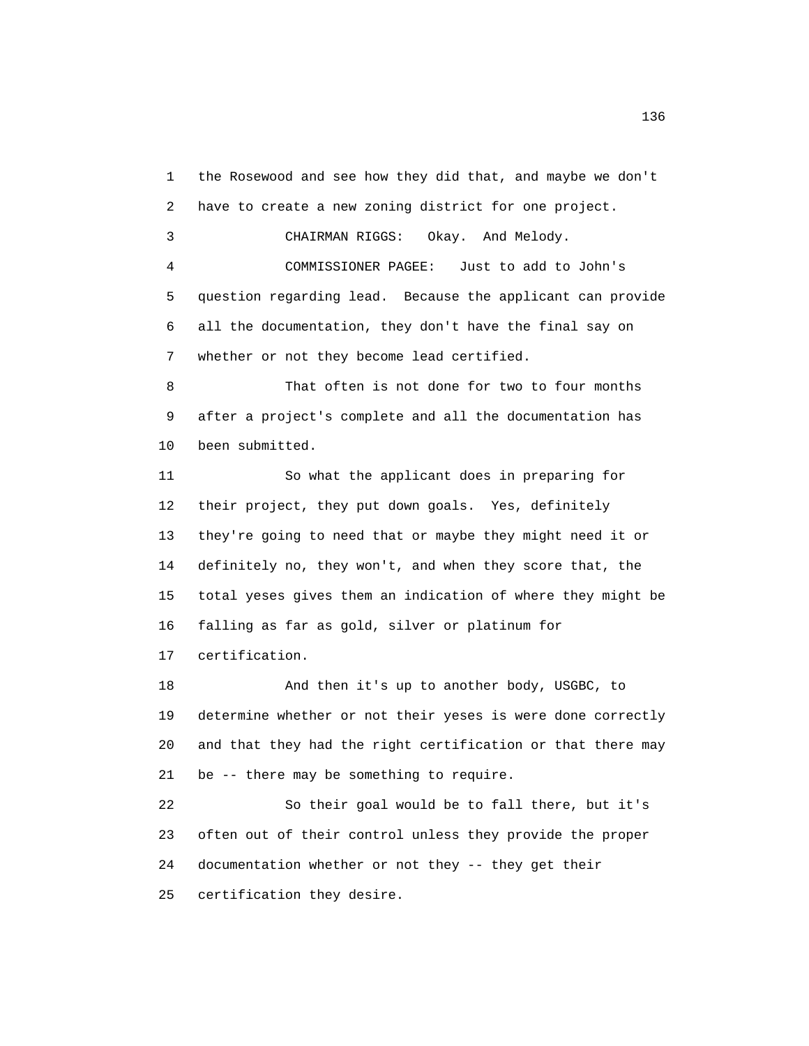1 the Rosewood and see how they did that, and maybe we don't
2 have to create a new zoning district for one project.
3 CHAIRMAN RIGGS: Okay. And Melody.
4 COMMISSIONER PAGEE: Just to add to John's
5 question regarding lead. Because the applicant can provide
6 all the documentation, they don't have the final say on
7 whether or not they become lead certified.
8 That often is not done for two to four months
9 after a project's complete and all the documentation has
10 been submitted.
11 So what the applicant does in preparing for
12 their project, they put down goals. Yes, definitely
13 they're going to need that or maybe they might need it or
14 definitely no, they won't, and when they score that, the
15 total yeses gives them an indication of where they might be
16 falling as far as gold, silver or platinum for
17 certification.
18 And then it's up to another body, USGBC, to
19 determine whether or not their yeses is were done correctly
20 and that they had the right certification or that there may
21 be -- there may be something to require.
22 So their goal would be to fall there, but it's
23 often out of their control unless they provide the proper
24 documentation whether or not they -- they get their
25 certification they desire.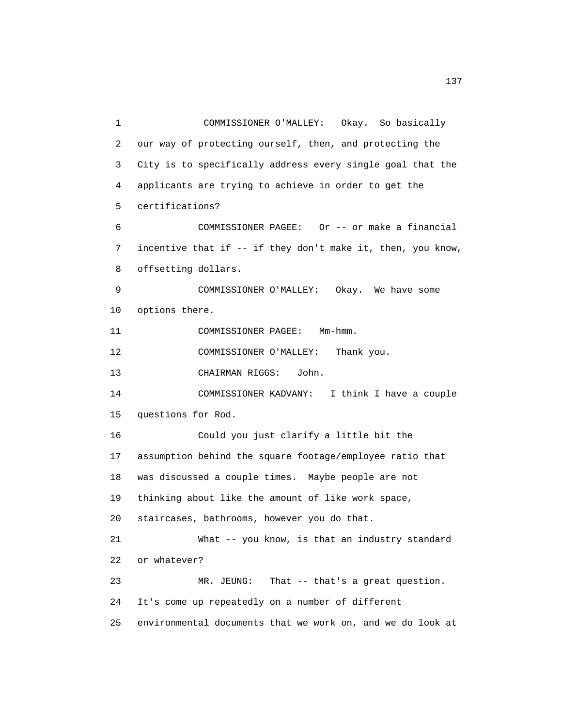COMMISSIONER O'MALLEY: Okay. So basically our way of protecting ourself, then, and protecting the City is to specifically address every single goal that the applicants are trying to achieve in order to get the certifications?

COMMISSIONER PAGEE: Or -- or make a financial incentive that if -- if they don't make it, then, you know, offsetting dollars.

COMMISSIONER O'MALLEY: Okay. We have some options there.

COMMISSIONER PAGEE: Mm-hmm.

COMMISSIONER O'MALLEY: Thank you.

CHAIRMAN RIGGS: John.

COMMISSIONER KADVANY: I think I have a couple questions for Rod.

Could you just clarify a little bit the assumption behind the square footage/employee ratio that was discussed a couple times. Maybe people are not thinking about like the amount of like work space, staircases, bathrooms, however you do that.

What -- you know, is that an industry standard or whatever?

MR. JEUNG: That -- that's a great question. It's come up repeatedly on a number of different environmental documents that we work on, and we do look at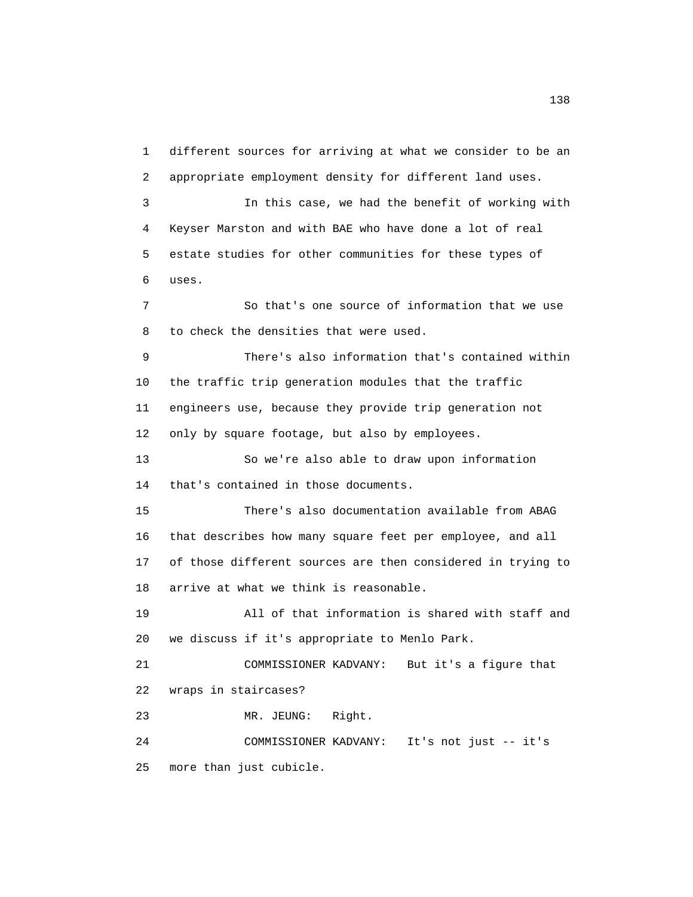1 different sources for arriving at what we consider to be an
2 appropriate employment density for different land uses.
3 In this case, we had the benefit of working with
4 Keyser Marston and with BAE who have done a lot of real
5 estate studies for other communities for these types of
6 uses.
7 So that's one source of information that we use
8 to check the densities that were used.
9 There's also information that's contained within
10 the traffic trip generation modules that the traffic
11 engineers use, because they provide trip generation not
12 only by square footage, but also by employees.
13 So we're also able to draw upon information
14 that's contained in those documents.
15 There's also documentation available from ABAG
16 that describes how many square feet per employee, and all
17 of those different sources are then considered in trying to
18 arrive at what we think is reasonable.
19 All of that information is shared with staff and
20 we discuss if it's appropriate to Menlo Park.
21 COMMISSIONER KADVANY: But it's a figure that
22 wraps in staircases?
23 MR. JEUNG: Right.
24 COMMISSIONER KADVANY: It's not just -- it's
25 more than just cubicle.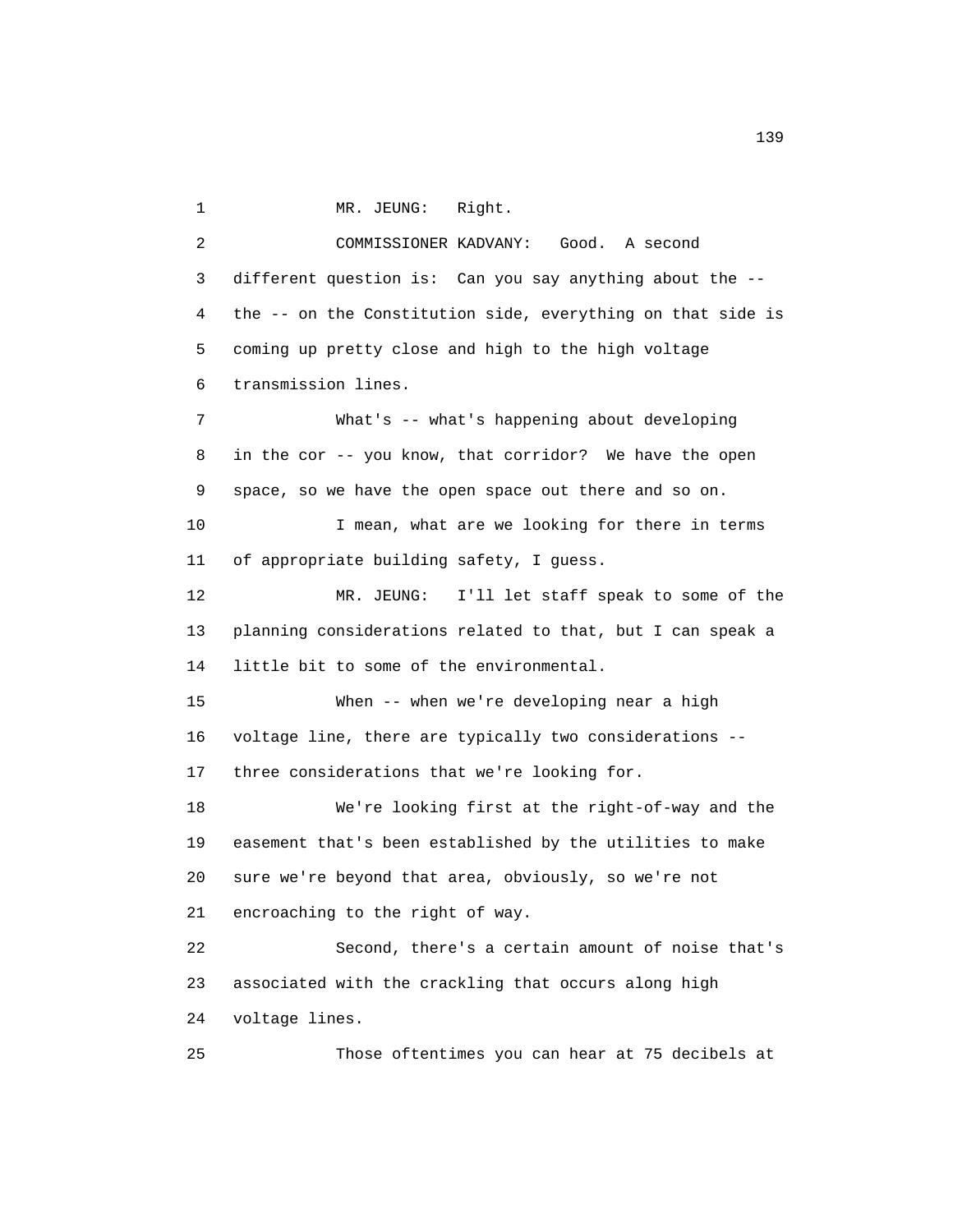MR. JEUNG: Right.

COMMISSIONER KADVANY: Good. A second different question is: Can you say anything about the -- the -- on the Constitution side, everything on that side is coming up pretty close and high to the high voltage transmission lines.

What's -- what's happening about developing in the cor -- you know, that corridor? We have the open space, so we have the open space out there and so on.

I mean, what are we looking for there in terms of appropriate building safety, I guess.

MR. JEUNG: I'll let staff speak to some of the planning considerations related to that, but I can speak a little bit to some of the environmental.

When -- when we're developing near a high voltage line, there are typically two considerations -- three considerations that we're looking for.

We're looking first at the right-of-way and the easement that's been established by the utilities to make sure we're beyond that area, obviously, so we're not encroaching to the right of way.

Second, there's a certain amount of noise that's associated with the crackling that occurs along high voltage lines.

Those oftentimes you can hear at 75 decibels at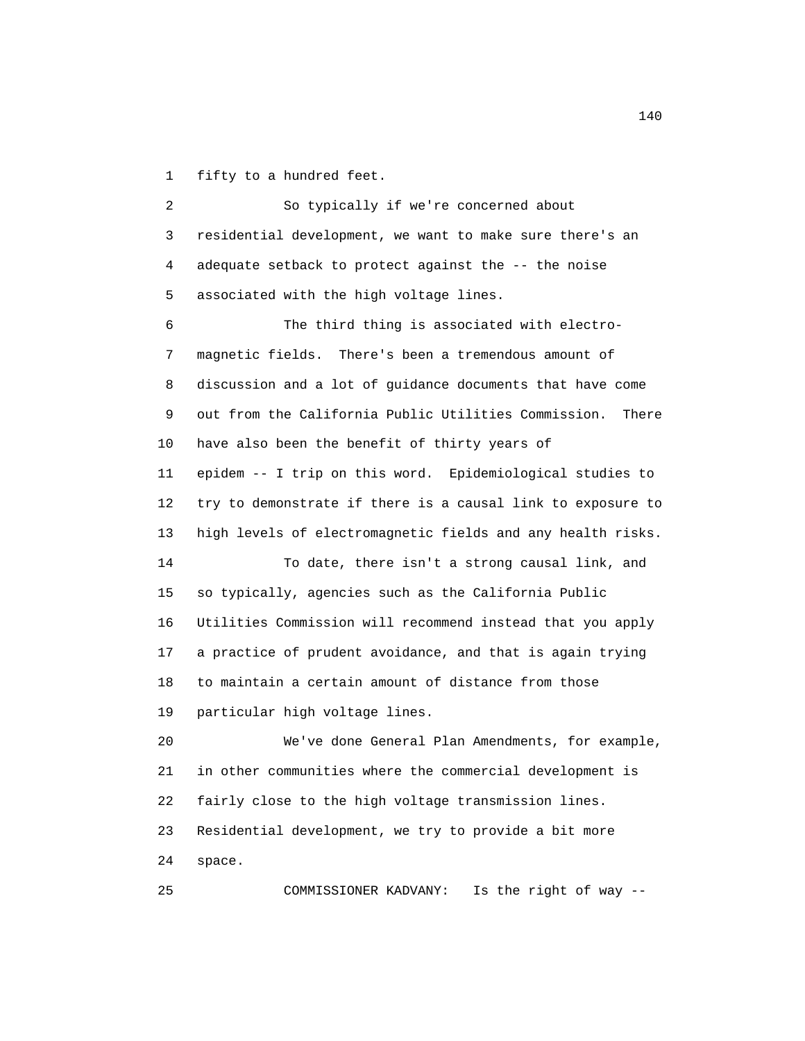fifty to a hundred feet.

So typically if we're concerned about residential development, we want to make sure there's an adequate setback to protect against the -- the noise associated with the high voltage lines.

The third thing is associated with electro-magnetic fields. There's been a tremendous amount of discussion and a lot of guidance documents that have come out from the California Public Utilities Commission. There have also been the benefit of thirty years of epidem -- I trip on this word. Epidemiological studies to try to demonstrate if there is a causal link to exposure to high levels of electromagnetic fields and any health risks.

To date, there isn't a strong causal link, and so typically, agencies such as the California Public Utilities Commission will recommend instead that you apply a practice of prudent avoidance, and that is again trying to maintain a certain amount of distance from those particular high voltage lines.

We've done General Plan Amendments, for example, in other communities where the commercial development is fairly close to the high voltage transmission lines. Residential development, we try to provide a bit more space.

COMMISSIONER KADVANY: Is the right of way --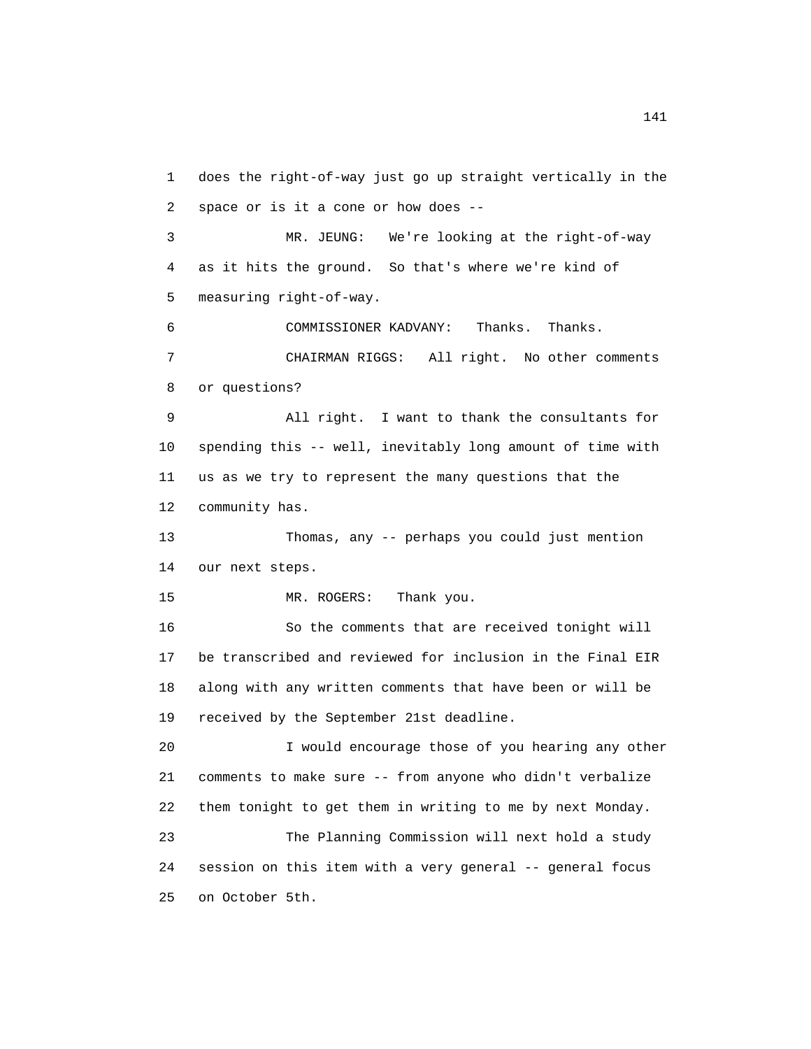does the right-of-way just go up straight vertically in the space or is it a cone or how does --

MR. JEUNG: We're looking at the right-of-way as it hits the ground. So that's where we're kind of measuring right-of-way.

COMMISSIONER KADVANY: Thanks. Thanks.

CHAIRMAN RIGGS: All right. No other comments or questions?

All right. I want to thank the consultants for spending this -- well, inevitably long amount of time with us as we try to represent the many questions that the community has.

Thomas, any -- perhaps you could just mention our next steps.

MR. ROGERS: Thank you.

So the comments that are received tonight will be transcribed and reviewed for inclusion in the Final EIR along with any written comments that have been or will be received by the September 21st deadline.

I would encourage those of you hearing any other comments to make sure -- from anyone who didn't verbalize them tonight to get them in writing to me by next Monday.

The Planning Commission will next hold a study session on this item with a very general -- general focus on October 5th.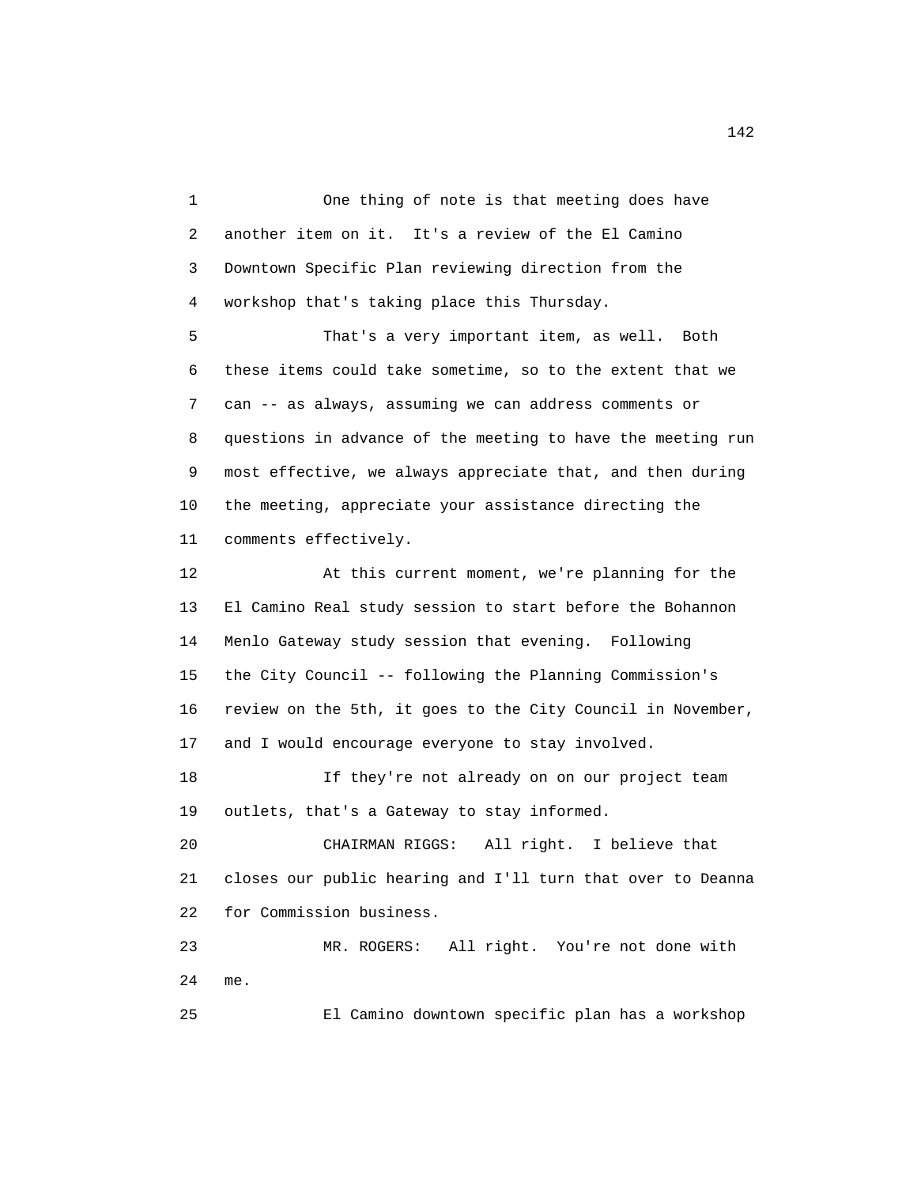One thing of note is that meeting does have another item on it. It's a review of the El Camino Downtown Specific Plan reviewing direction from the workshop that's taking place this Thursday.

That's a very important item, as well. Both these items could take sometime, so to the extent that we can -- as always, assuming we can address comments or questions in advance of the meeting to have the meeting run most effective, we always appreciate that, and then during the meeting, appreciate your assistance directing the comments effectively.

At this current moment, we're planning for the El Camino Real study session to start before the Bohannon Menlo Gateway study session that evening. Following the City Council -- following the Planning Commission's review on the 5th, it goes to the City Council in November, and I would encourage everyone to stay involved.

If they're not already on on our project team outlets, that's a Gateway to stay informed.

CHAIRMAN RIGGS: All right. I believe that closes our public hearing and I'll turn that over to Deanna for Commission business.

MR. ROGERS: All right. You're not done with me.

El Camino downtown specific plan has a workshop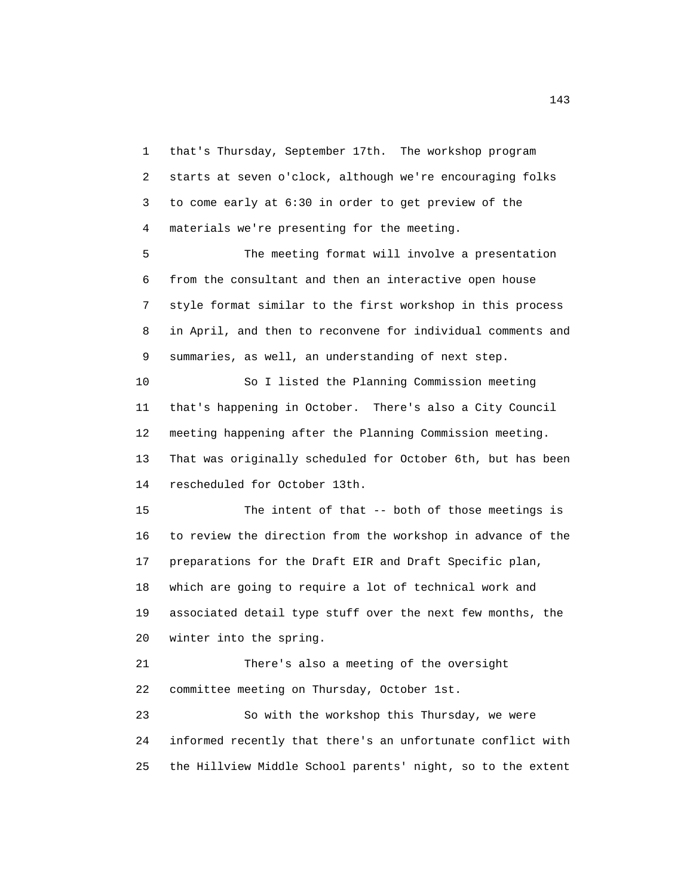1 that's Thursday, September 17th. The workshop program
2 starts at seven o'clock, although we're encouraging folks
3 to come early at 6:30 in order to get preview of the
4 materials we're presenting for the meeting.

5 The meeting format will involve a presentation
6 from the consultant and then an interactive open house
7 style format similar to the first workshop in this process
8 in April, and then to reconvene for individual comments and
9 summaries, as well, an understanding of next step.

10 So I listed the Planning Commission meeting
11 that's happening in October. There's also a City Council
12 meeting happening after the Planning Commission meeting.
13 That was originally scheduled for October 6th, but has been
14 rescheduled for October 13th.

15 The intent of that -- both of those meetings is
16 to review the direction from the workshop in advance of the
17 preparations for the Draft EIR and Draft Specific plan,
18 which are going to require a lot of technical work and
19 associated detail type stuff over the next few months, the
20 winter into the spring.

21 There's also a meeting of the oversight
22 committee meeting on Thursday, October 1st.

23 So with the workshop this Thursday, we were
24 informed recently that there's an unfortunate conflict with
25 the Hillview Middle School parents' night, so to the extent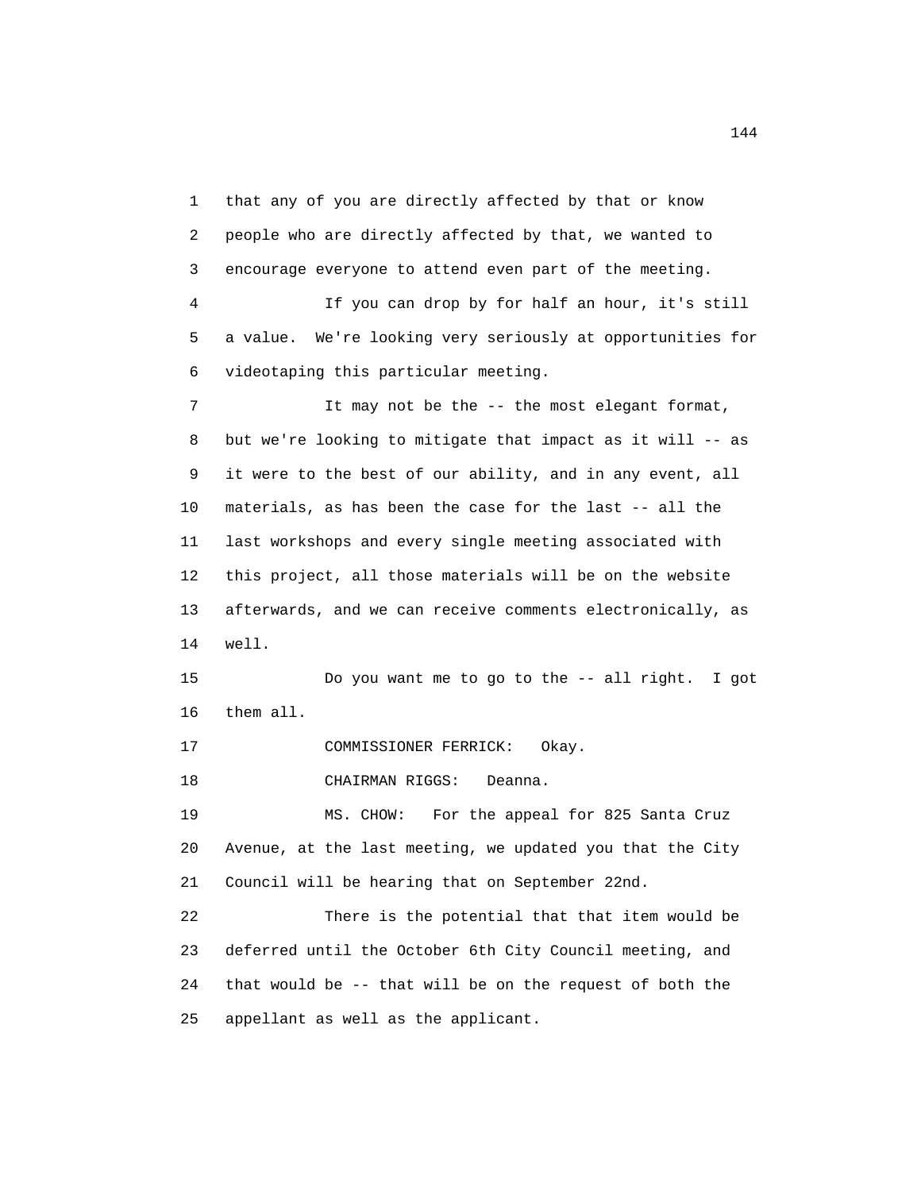1 that any of you are directly affected by that or know
2 people who are directly affected by that, we wanted to
3 encourage everyone to attend even part of the meeting.

4 If you can drop by for half an hour, it's still
5 a value. We're looking very seriously at opportunities for
6 videotaping this particular meeting.

7 It may not be the -- the most elegant format,
8 but we're looking to mitigate that impact as it will -- as
9 it were to the best of our ability, and in any event, all
10 materials, as has been the case for the last -- all the
11 last workshops and every single meeting associated with
12 this project, all those materials will be on the website
13 afterwards, and we can receive comments electronically, as
14 well.

15 Do you want me to go to the -- all right. I got
16 them all.

17 COMMISSIONER FERRICK: Okay.

18 CHAIRMAN RIGGS: Deanna.

19 MS. CHOW: For the appeal for 825 Santa Cruz
20 Avenue, at the last meeting, we updated you that the City
21 Council will be hearing that on September 22nd.

22 There is the potential that that item would be
23 deferred until the October 6th City Council meeting, and
24 that would be -- that will be on the request of both the
25 appellant as well as the applicant.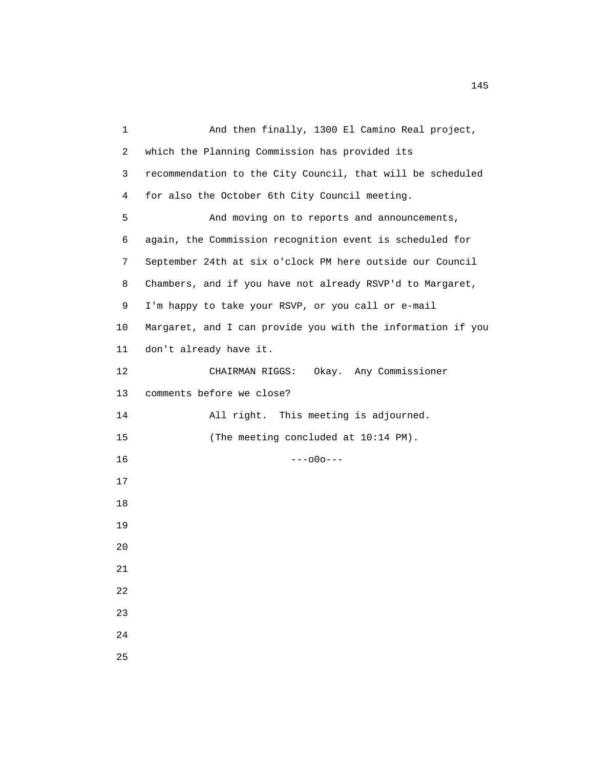And then finally, 1300 El Camino Real project, which the Planning Commission has provided its recommendation to the City Council, that will be scheduled for also the October 6th City Council meeting.

And moving on to reports and announcements, again, the Commission recognition event is scheduled for September 24th at six o'clock PM here outside our Council Chambers, and if you have not already RSVP'd to Margaret, I'm happy to take your RSVP, or you call or e-mail Margaret, and I can provide you with the information if you don't already have it.

CHAIRMAN RIGGS: Okay. Any Commissioner comments before we close?

All right. This meeting is adjourned.

(The meeting concluded at 10:14 PM).

---o0o---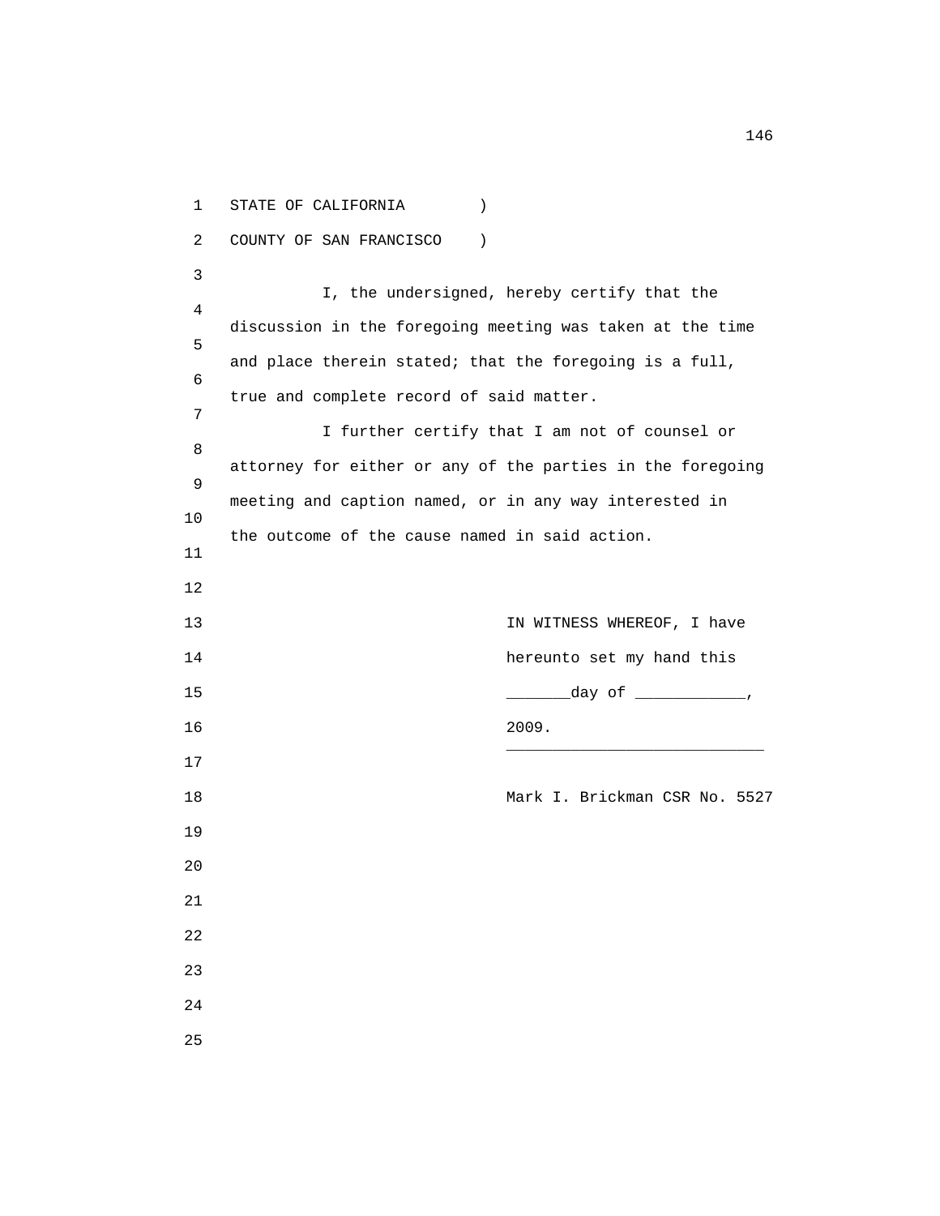STATE OF CALIFORNIA )

COUNTY OF SAN FRANCISCO )

I, the undersigned, hereby certify that the discussion in the foregoing meeting was taken at the time and place therein stated; that the foregoing is a full, true and complete record of said matter.

I further certify that I am not of counsel or attorney for either or any of the parties in the foregoing meeting and caption named, or in any way interested in the outcome of the cause named in said action.

IN WITNESS WHEREOF, I have hereunto set my hand this _______day of ___________, 2009.

___________________________

Mark I. Brickman CSR No. 5527